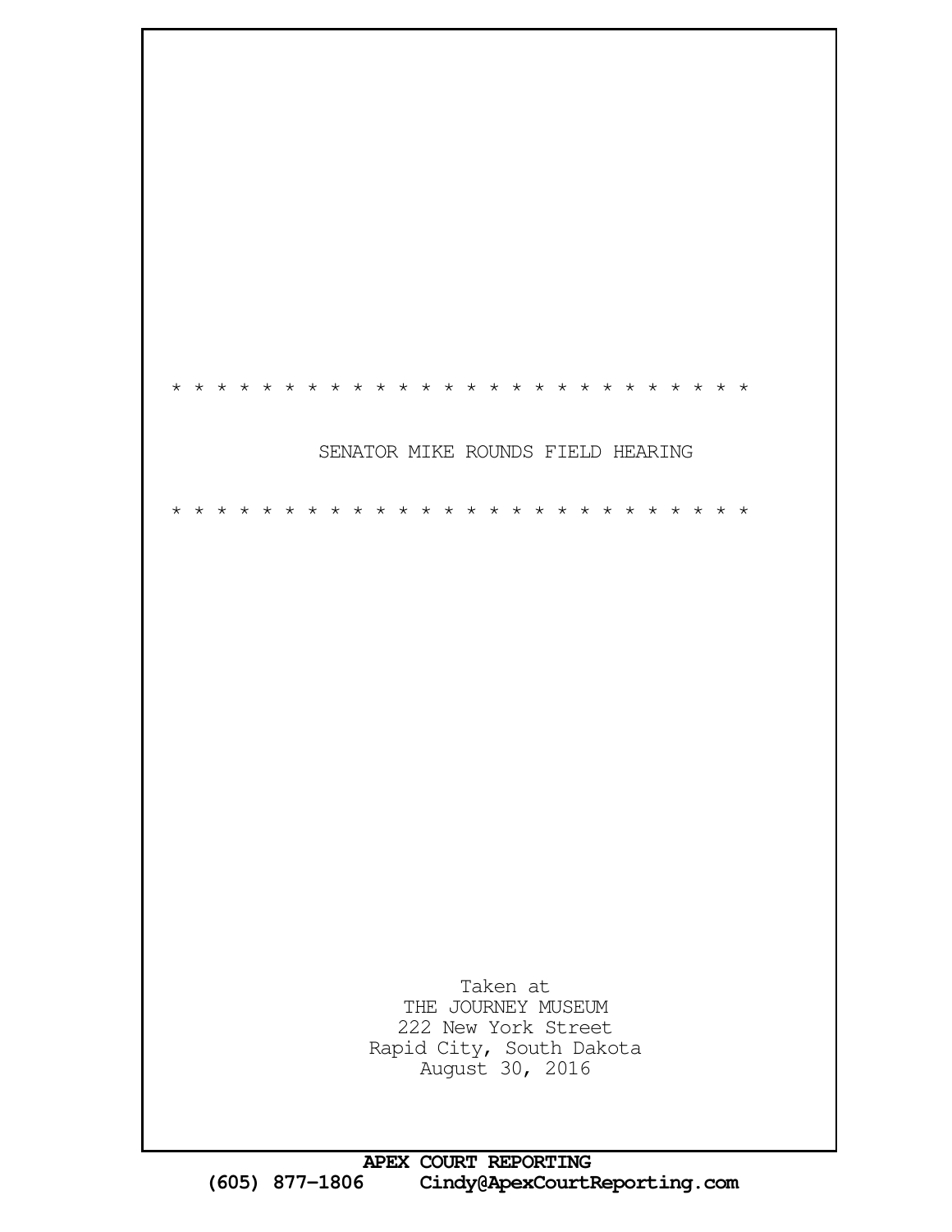* * * * * * * * * * * * * * * * * * * * * * * * * *

# SENATOR MIKE ROUNDS FIELD HEARING

* * * * * * * * * * * * * * * * * * * * * * * * * *

Taken at
THE JOURNEY MUSEUM
222 New York Street
Rapid City, South Dakota
August 30, 2016

**APEX COURT REPORTING**
**(605) 877-1806 Cindy@ApexCourtReporting.com**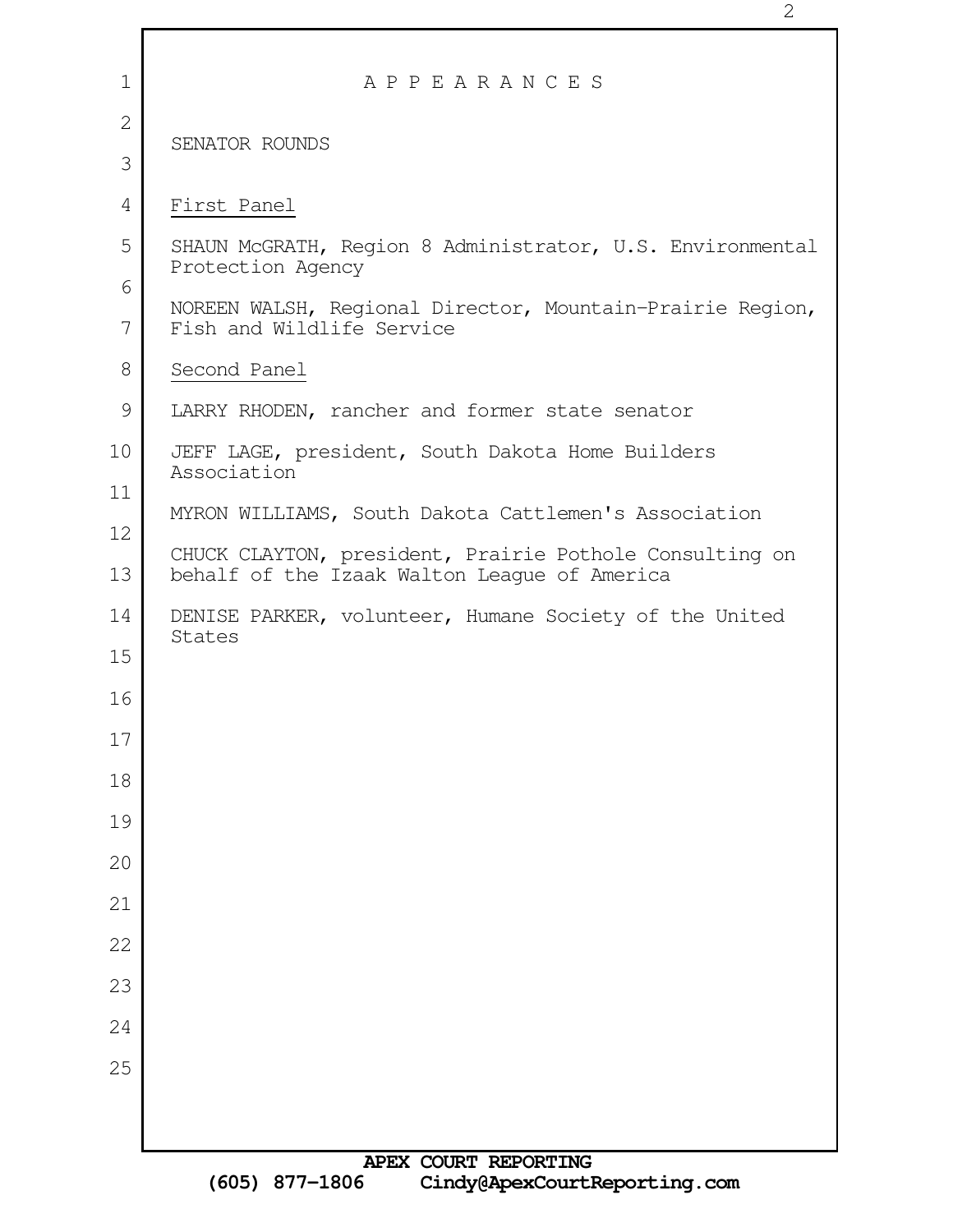# A P P E A R A N C E S

SENATOR ROUNDS

First Panel

SHAUN McGRATH, Region 8 Administrator, U.S. Environmental Protection Agency

NOREEN WALSH, Regional Director, Mountain-Prairie Region, Fish and Wildlife Service

Second Panel

LARRY RHODEN, rancher and former state senator

JEFF LAGE, president, South Dakota Home Builders Association

MYRON WILLIAMS, South Dakota Cattlemen's Association

CHUCK CLAYTON, president, Prairie Pothole Consulting on behalf of the Izaak Walton League of America

DENISE PARKER, volunteer, Humane Society of the United States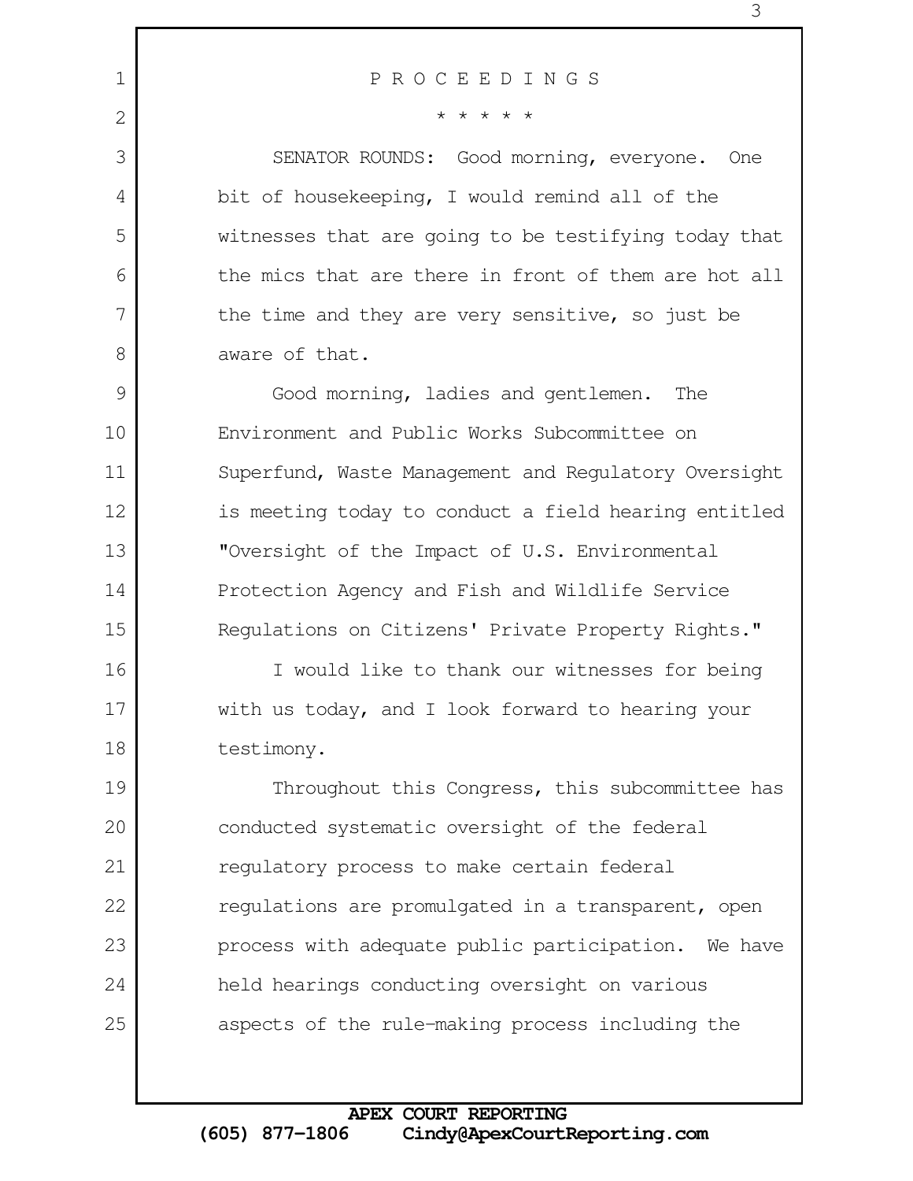P R O C E E D I N G S

* * * * *

SENATOR ROUNDS: Good morning, everyone. One bit of housekeeping, I would remind all of the witnesses that are going to be testifying today that the mics that are there in front of them are hot all the time and they are very sensitive, so just be aware of that.

Good morning, ladies and gentlemen. The Environment and Public Works Subcommittee on Superfund, Waste Management and Regulatory Oversight is meeting today to conduct a field hearing entitled "Oversight of the Impact of U.S. Environmental Protection Agency and Fish and Wildlife Service Regulations on Citizens' Private Property Rights."

I would like to thank our witnesses for being with us today, and I look forward to hearing your testimony.

Throughout this Congress, this subcommittee has conducted systematic oversight of the federal regulatory process to make certain federal regulations are promulgated in a transparent, open process with adequate public participation. We have held hearings conducting oversight on various aspects of the rule-making process including the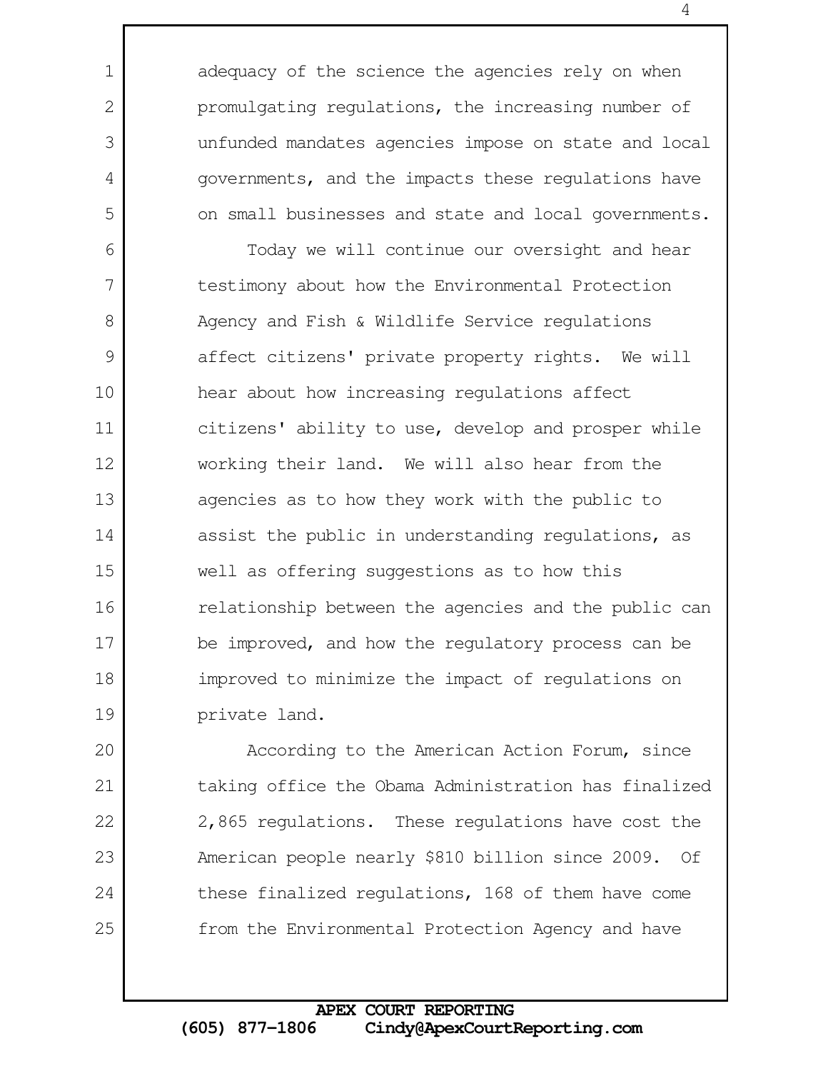adequacy of the science the agencies rely on when promulgating regulations, the increasing number of unfunded mandates agencies impose on state and local governments, and the impacts these regulations have on small businesses and state and local governments.

Today we will continue our oversight and hear testimony about how the Environmental Protection Agency and Fish & Wildlife Service regulations affect citizens' private property rights. We will hear about how increasing regulations affect citizens' ability to use, develop and prosper while working their land. We will also hear from the agencies as to how they work with the public to assist the public in understanding regulations, as well as offering suggestions as to how this relationship between the agencies and the public can be improved, and how the regulatory process can be improved to minimize the impact of regulations on private land.

According to the American Action Forum, since taking office the Obama Administration has finalized 2,865 regulations. These regulations have cost the American people nearly $810 billion since 2009. Of these finalized regulations, 168 of them have come from the Environmental Protection Agency and have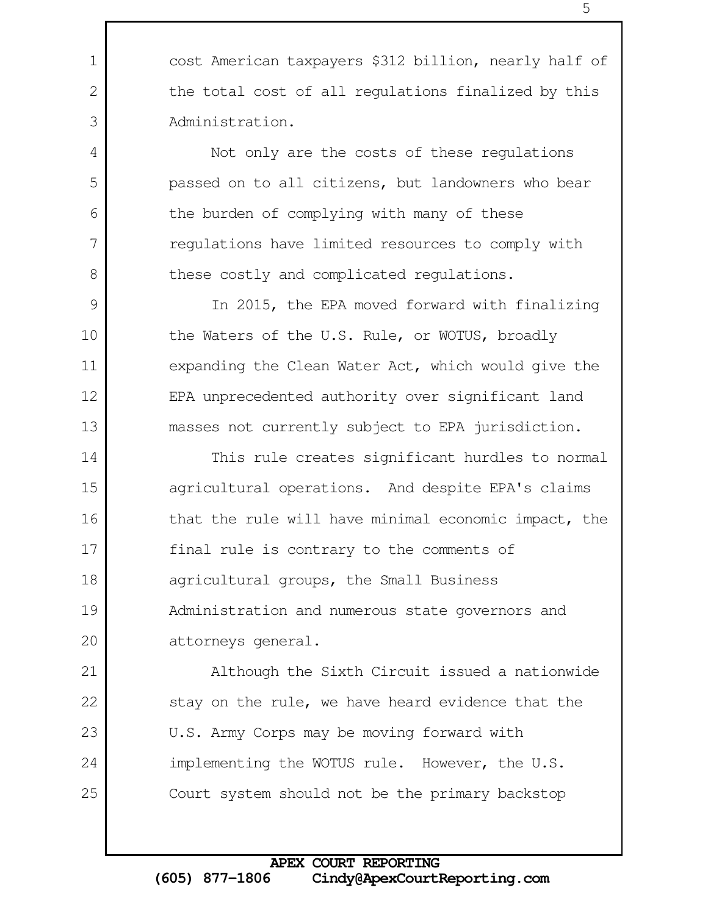cost American taxpayers $312 billion, nearly half of the total cost of all regulations finalized by this Administration.

Not only are the costs of these regulations passed on to all citizens, but landowners who bear the burden of complying with many of these regulations have limited resources to comply with these costly and complicated regulations.

In 2015, the EPA moved forward with finalizing the Waters of the U.S. Rule, or WOTUS, broadly expanding the Clean Water Act, which would give the EPA unprecedented authority over significant land masses not currently subject to EPA jurisdiction.

This rule creates significant hurdles to normal agricultural operations. And despite EPA's claims that the rule will have minimal economic impact, the final rule is contrary to the comments of agricultural groups, the Small Business Administration and numerous state governors and attorneys general.

Although the Sixth Circuit issued a nationwide stay on the rule, we have heard evidence that the U.S. Army Corps may be moving forward with implementing the WOTUS rule. However, the U.S. Court system should not be the primary backstop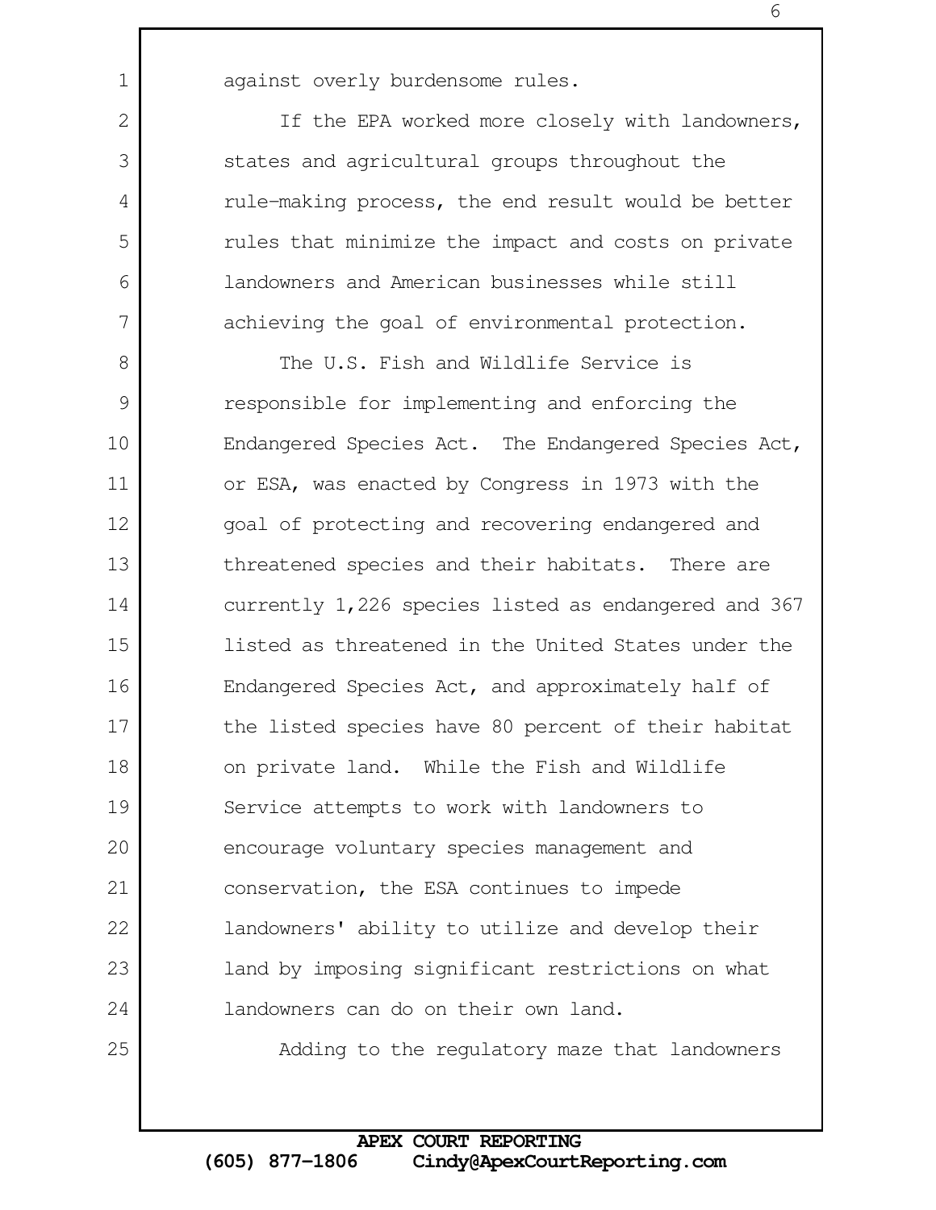against overly burdensome rules.

If the EPA worked more closely with landowners, states and agricultural groups throughout the rule-making process, the end result would be better rules that minimize the impact and costs on private landowners and American businesses while still achieving the goal of environmental protection.

The U.S. Fish and Wildlife Service is responsible for implementing and enforcing the Endangered Species Act. The Endangered Species Act, or ESA, was enacted by Congress in 1973 with the goal of protecting and recovering endangered and threatened species and their habitats. There are currently 1,226 species listed as endangered and 367 listed as threatened in the United States under the Endangered Species Act, and approximately half of the listed species have 80 percent of their habitat on private land. While the Fish and Wildlife Service attempts to work with landowners to encourage voluntary species management and conservation, the ESA continues to impede landowners' ability to utilize and develop their land by imposing significant restrictions on what landowners can do on their own land.

Adding to the regulatory maze that landowners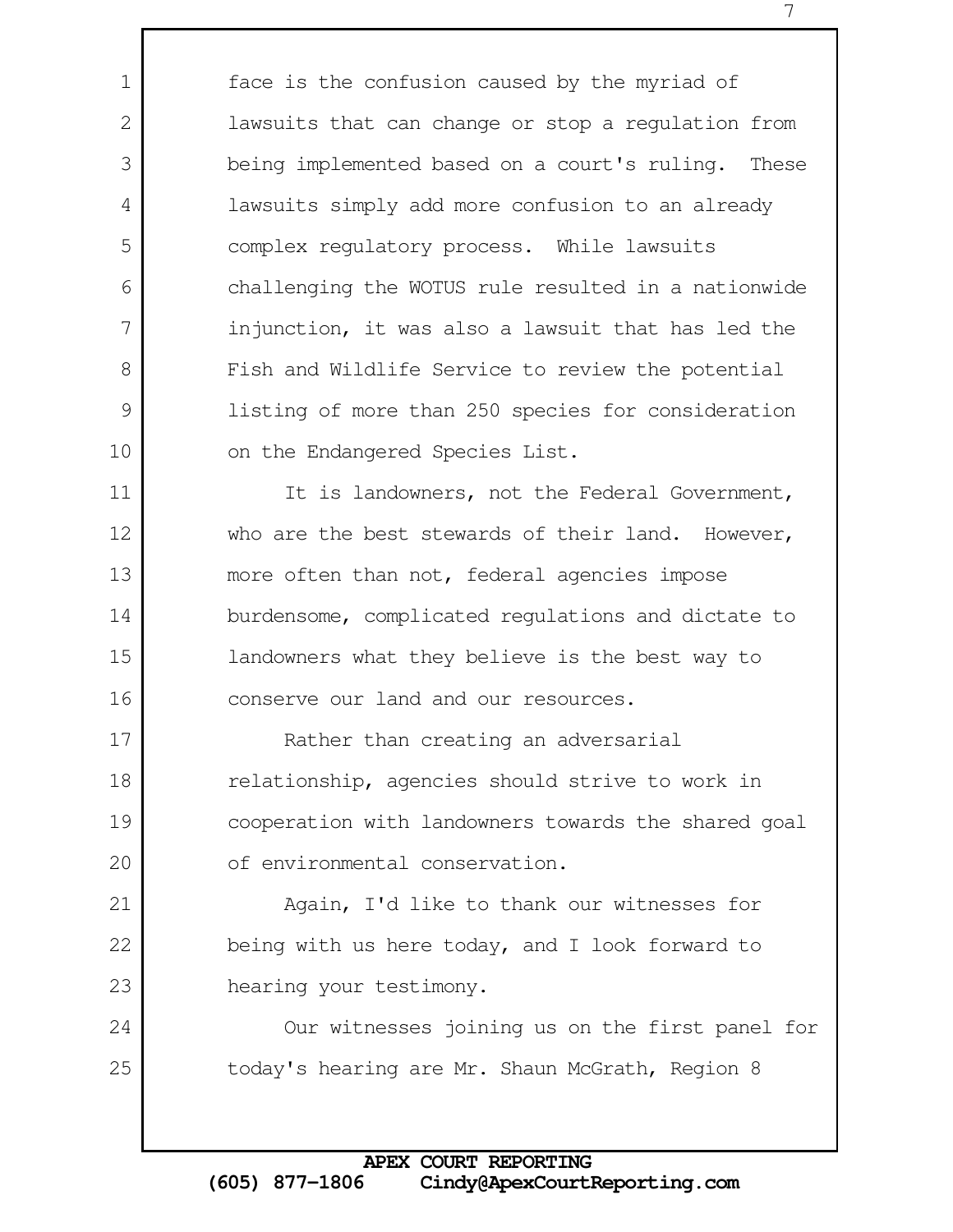face is the confusion caused by the myriad of lawsuits that can change or stop a regulation from being implemented based on a court's ruling. These lawsuits simply add more confusion to an already complex regulatory process. While lawsuits challenging the WOTUS rule resulted in a nationwide injunction, it was also a lawsuit that has led the Fish and Wildlife Service to review the potential listing of more than 250 species for consideration on the Endangered Species List.

It is landowners, not the Federal Government, who are the best stewards of their land. However, more often than not, federal agencies impose burdensome, complicated regulations and dictate to landowners what they believe is the best way to conserve our land and our resources.

Rather than creating an adversarial relationship, agencies should strive to work in cooperation with landowners towards the shared goal of environmental conservation.

Again, I'd like to thank our witnesses for being with us here today, and I look forward to hearing your testimony.

Our witnesses joining us on the first panel for today's hearing are Mr. Shaun McGrath, Region 8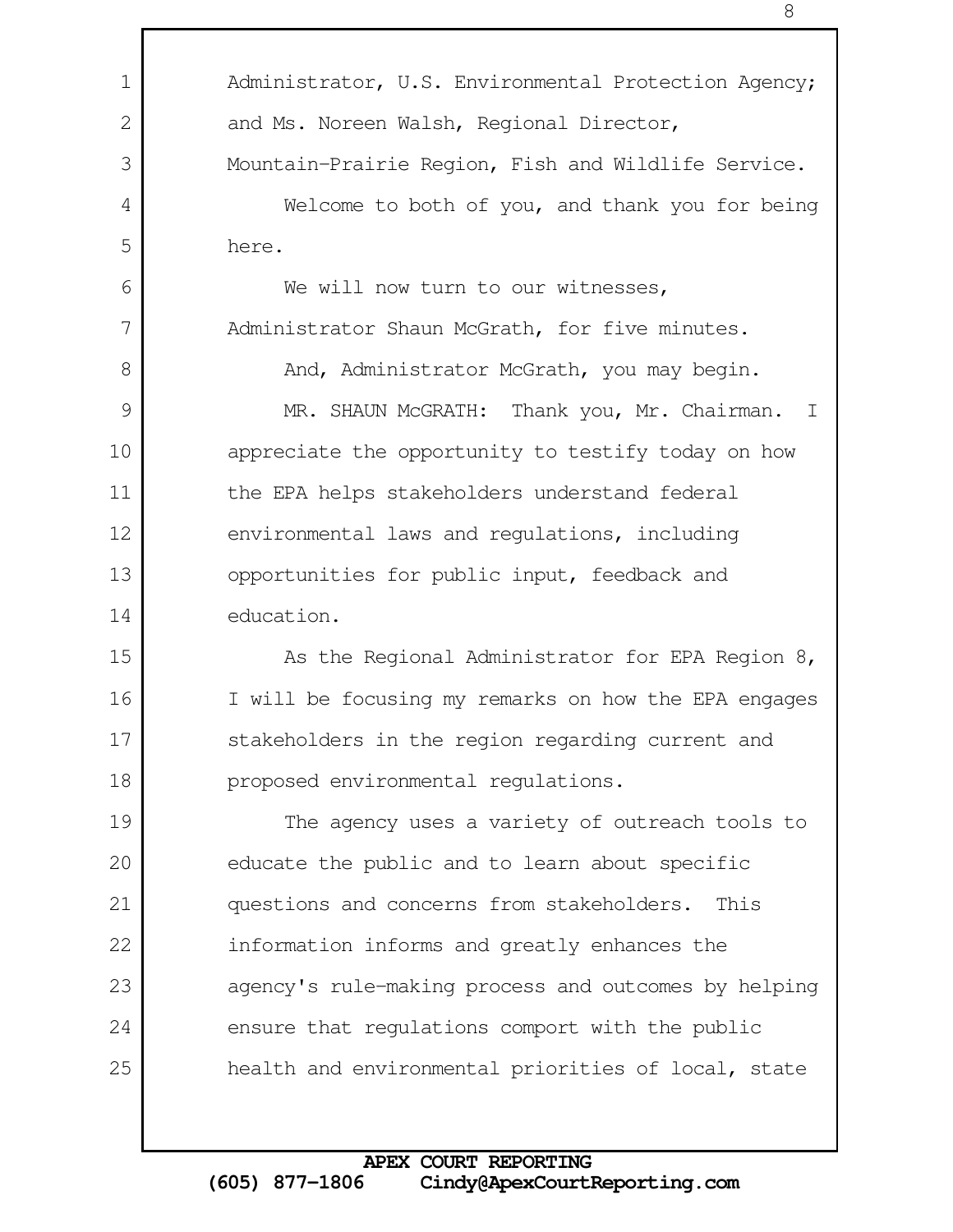Administrator, U.S. Environmental Protection Agency; and Ms. Noreen Walsh, Regional Director, Mountain-Prairie Region, Fish and Wildlife Service.

Welcome to both of you, and thank you for being here.

We will now turn to our witnesses, Administrator Shaun McGrath, for five minutes.

And, Administrator McGrath, you may begin.

MR. SHAUN McGRATH: Thank you, Mr. Chairman. I appreciate the opportunity to testify today on how the EPA helps stakeholders understand federal environmental laws and regulations, including opportunities for public input, feedback and education.

As the Regional Administrator for EPA Region 8, I will be focusing my remarks on how the EPA engages stakeholders in the region regarding current and proposed environmental regulations.

The agency uses a variety of outreach tools to educate the public and to learn about specific questions and concerns from stakeholders. This information informs and greatly enhances the agency's rule-making process and outcomes by helping ensure that regulations comport with the public health and environmental priorities of local, state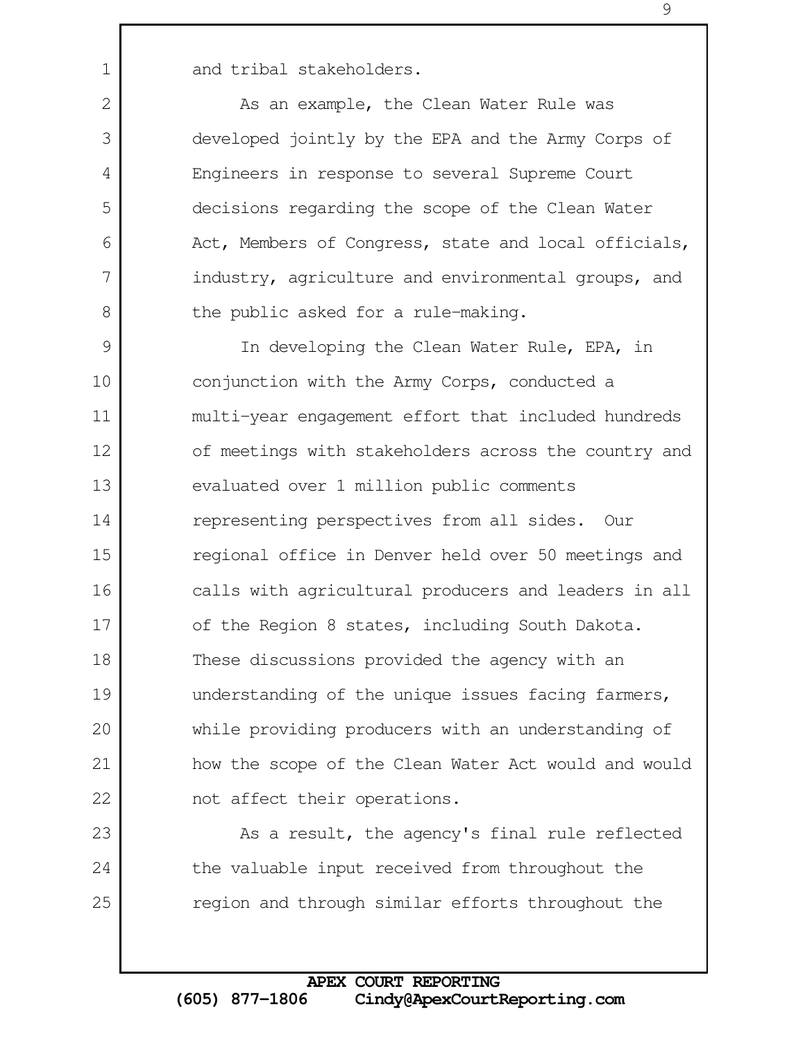and tribal stakeholders.

As an example, the Clean Water Rule was developed jointly by the EPA and the Army Corps of Engineers in response to several Supreme Court decisions regarding the scope of the Clean Water Act, Members of Congress, state and local officials, industry, agriculture and environmental groups, and the public asked for a rule-making.

In developing the Clean Water Rule, EPA, in conjunction with the Army Corps, conducted a multi-year engagement effort that included hundreds of meetings with stakeholders across the country and evaluated over 1 million public comments representing perspectives from all sides. Our regional office in Denver held over 50 meetings and calls with agricultural producers and leaders in all of the Region 8 states, including South Dakota. These discussions provided the agency with an understanding of the unique issues facing farmers, while providing producers with an understanding of how the scope of the Clean Water Act would and would not affect their operations.

As a result, the agency's final rule reflected the valuable input received from throughout the region and through similar efforts throughout the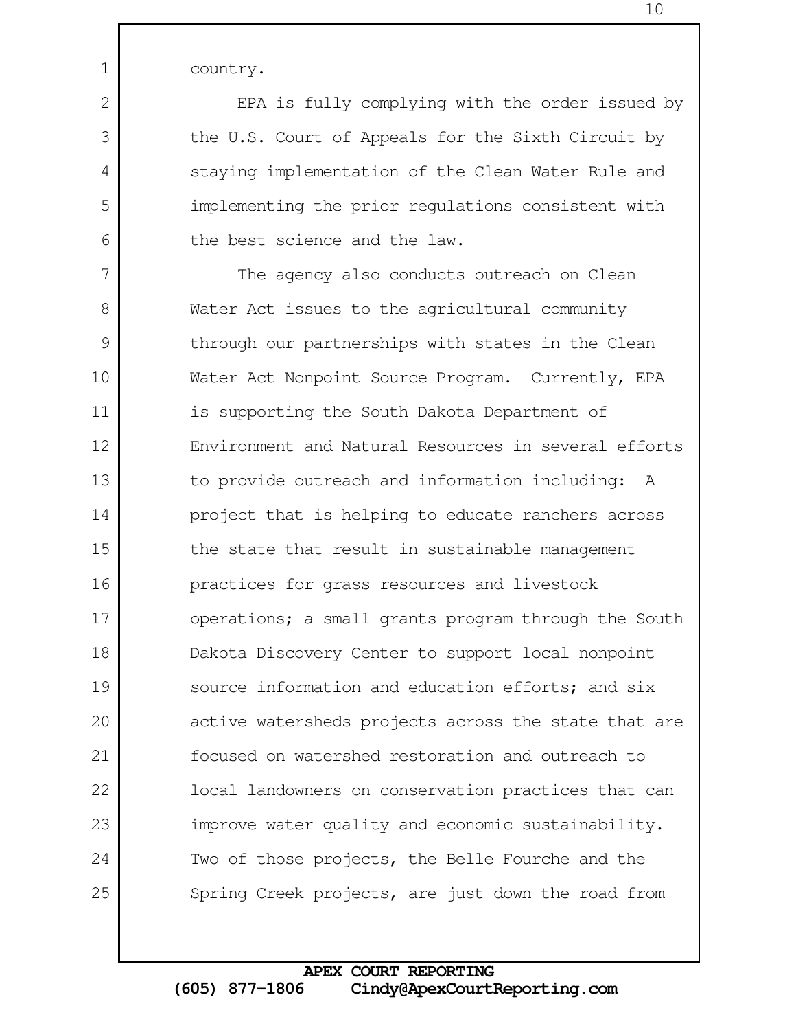country.

EPA is fully complying with the order issued by the U.S. Court of Appeals for the Sixth Circuit by staying implementation of the Clean Water Rule and implementing the prior regulations consistent with the best science and the law.

The agency also conducts outreach on Clean Water Act issues to the agricultural community through our partnerships with states in the Clean Water Act Nonpoint Source Program. Currently, EPA is supporting the South Dakota Department of Environment and Natural Resources in several efforts to provide outreach and information including: A project that is helping to educate ranchers across the state that result in sustainable management practices for grass resources and livestock operations; a small grants program through the South Dakota Discovery Center to support local nonpoint source information and education efforts; and six active watersheds projects across the state that are focused on watershed restoration and outreach to local landowners on conservation practices that can improve water quality and economic sustainability. Two of those projects, the Belle Fourche and the Spring Creek projects, are just down the road from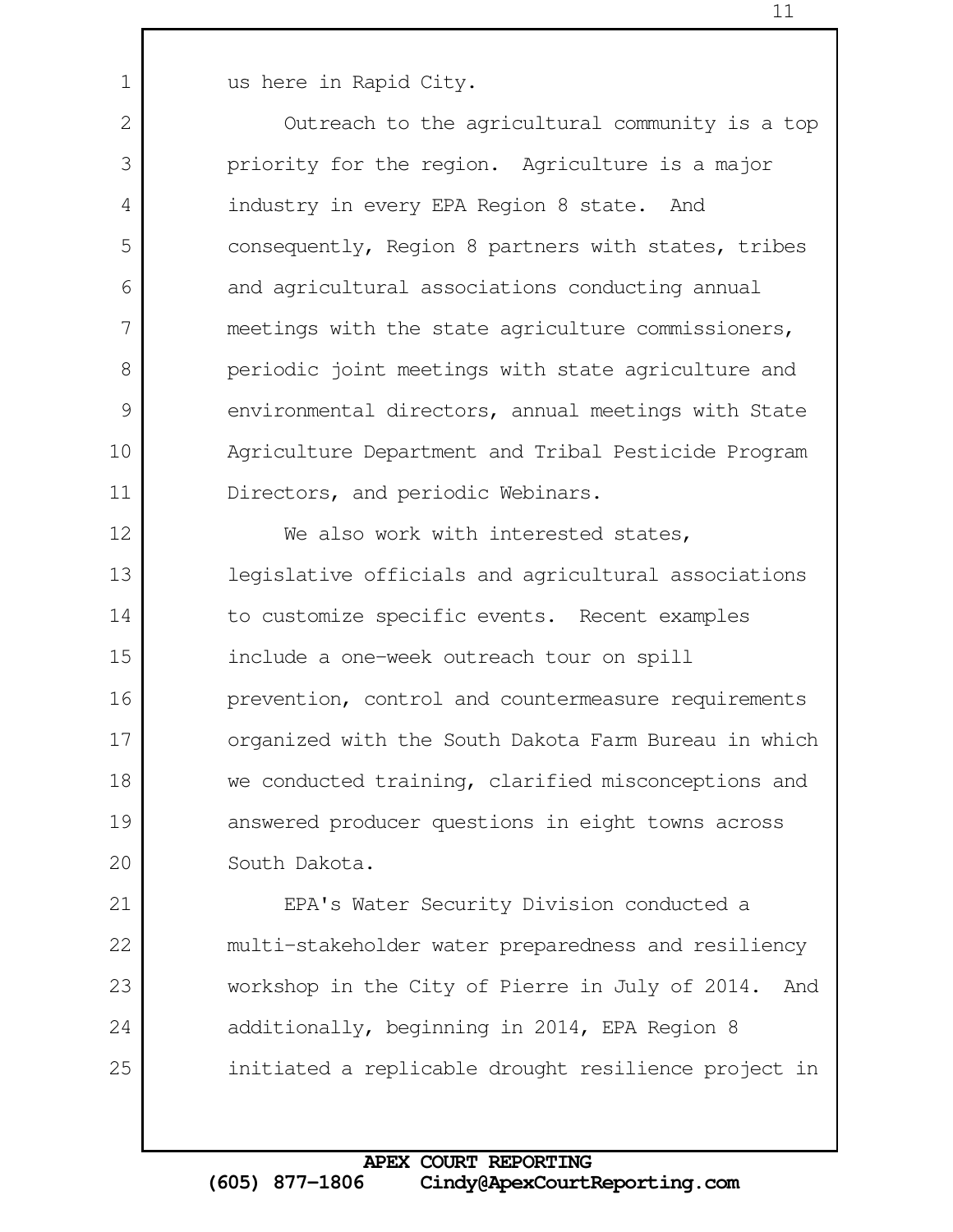us here in Rapid City.

Outreach to the agricultural community is a top priority for the region. Agriculture is a major industry in every EPA Region 8 state. And consequently, Region 8 partners with states, tribes and agricultural associations conducting annual meetings with the state agriculture commissioners, periodic joint meetings with state agriculture and environmental directors, annual meetings with State Agriculture Department and Tribal Pesticide Program Directors, and periodic Webinars.

We also work with interested states, legislative officials and agricultural associations to customize specific events. Recent examples include a one-week outreach tour on spill prevention, control and countermeasure requirements organized with the South Dakota Farm Bureau in which we conducted training, clarified misconceptions and answered producer questions in eight towns across South Dakota.

EPA's Water Security Division conducted a multi-stakeholder water preparedness and resiliency workshop in the City of Pierre in July of 2014. And additionally, beginning in 2014, EPA Region 8 initiated a replicable drought resilience project in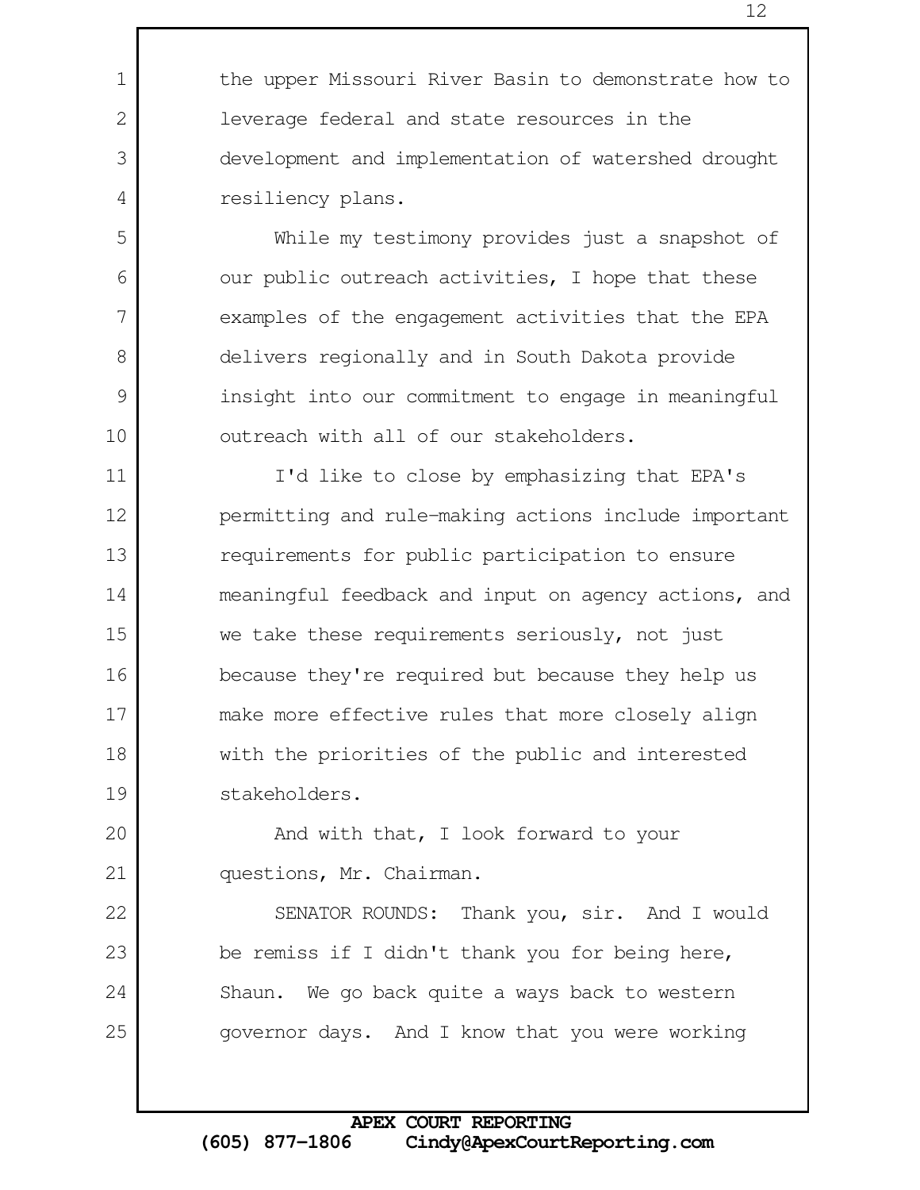the upper Missouri River Basin to demonstrate how to leverage federal and state resources in the development and implementation of watershed drought resiliency plans.

While my testimony provides just a snapshot of our public outreach activities, I hope that these examples of the engagement activities that the EPA delivers regionally and in South Dakota provide insight into our commitment to engage in meaningful outreach with all of our stakeholders.

I'd like to close by emphasizing that EPA's permitting and rule-making actions include important requirements for public participation to ensure meaningful feedback and input on agency actions, and we take these requirements seriously, not just because they're required but because they help us make more effective rules that more closely align with the priorities of the public and interested stakeholders.

And with that, I look forward to your questions, Mr. Chairman.

SENATOR ROUNDS: Thank you, sir. And I would be remiss if I didn't thank you for being here, Shaun. We go back quite a ways back to western governor days. And I know that you were working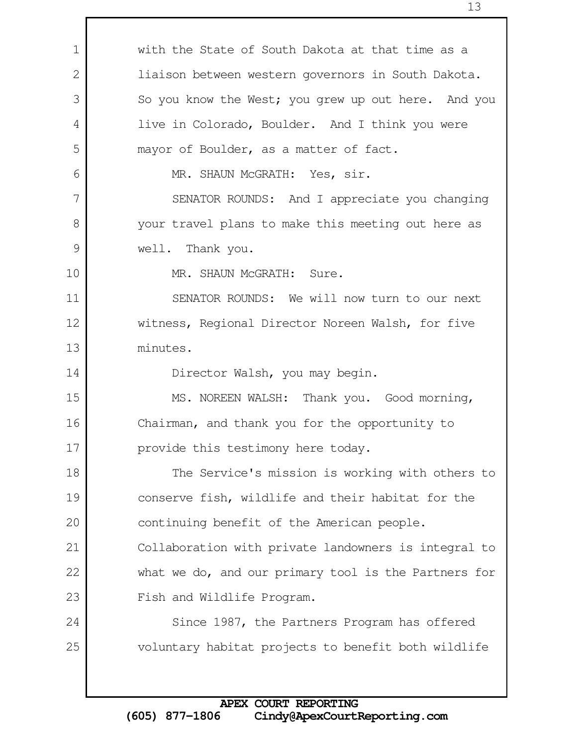with the State of South Dakota at that time as a liaison between western governors in South Dakota. So you know the West; you grew up out here. And you live in Colorado, Boulder. And I think you were mayor of Boulder, as a matter of fact.

MR. SHAUN McGRATH: Yes, sir.

SENATOR ROUNDS: And I appreciate you changing your travel plans to make this meeting out here as well. Thank you.

MR. SHAUN McGRATH: Sure.

SENATOR ROUNDS: We will now turn to our next witness, Regional Director Noreen Walsh, for five minutes.

Director Walsh, you may begin.

MS. NOREEN WALSH: Thank you. Good morning, Chairman, and thank you for the opportunity to provide this testimony here today.

The Service's mission is working with others to conserve fish, wildlife and their habitat for the continuing benefit of the American people. Collaboration with private landowners is integral to what we do, and our primary tool is the Partners for Fish and Wildlife Program.

Since 1987, the Partners Program has offered voluntary habitat projects to benefit both wildlife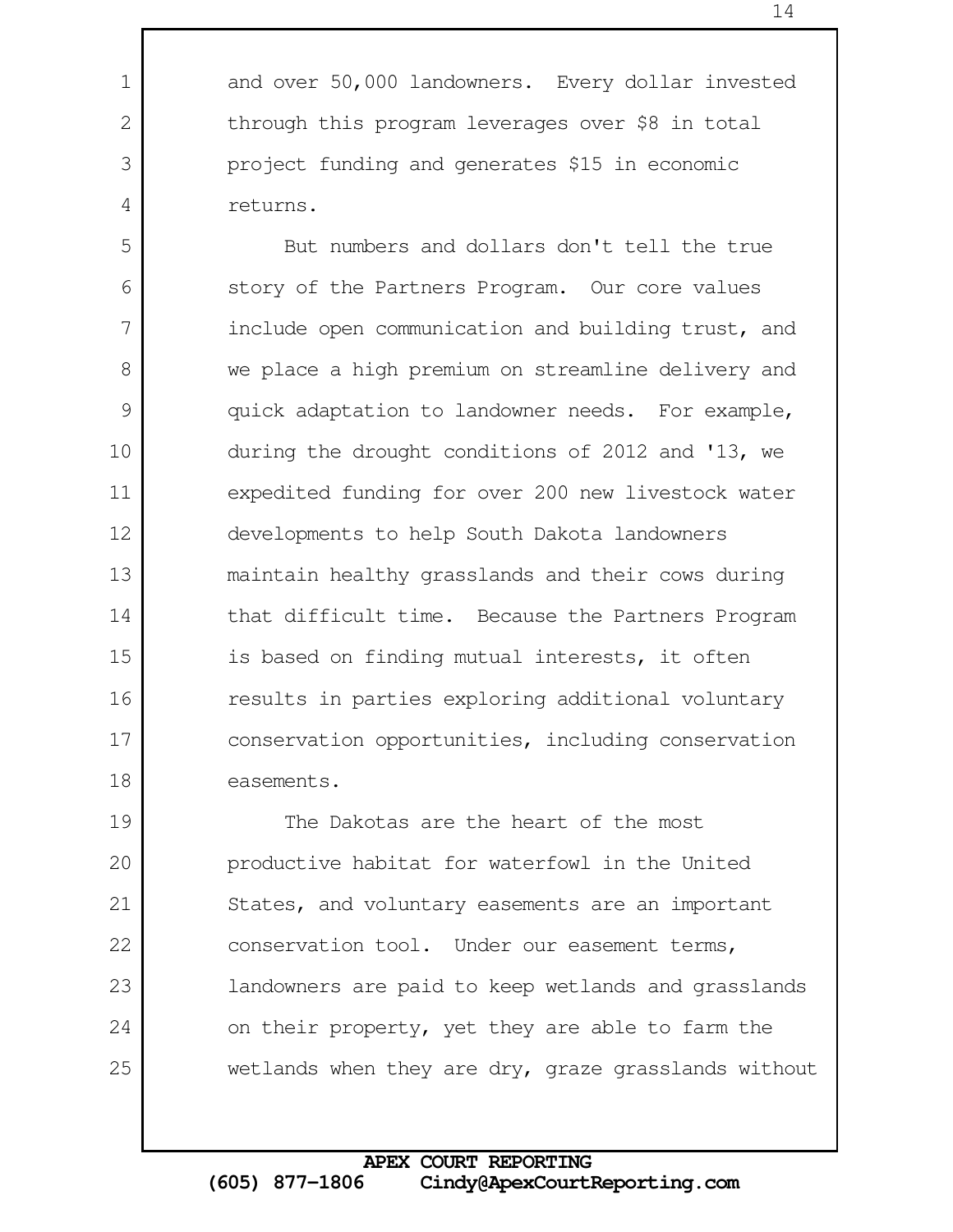and over 50,000 landowners. Every dollar invested through this program leverages over $8 in total project funding and generates $15 in economic returns.

But numbers and dollars don't tell the true story of the Partners Program. Our core values include open communication and building trust, and we place a high premium on streamline delivery and quick adaptation to landowner needs. For example, during the drought conditions of 2012 and '13, we expedited funding for over 200 new livestock water developments to help South Dakota landowners maintain healthy grasslands and their cows during that difficult time. Because the Partners Program is based on finding mutual interests, it often results in parties exploring additional voluntary conservation opportunities, including conservation easements.

The Dakotas are the heart of the most productive habitat for waterfowl in the United States, and voluntary easements are an important conservation tool. Under our easement terms, landowners are paid to keep wetlands and grasslands on their property, yet they are able to farm the wetlands when they are dry, graze grasslands without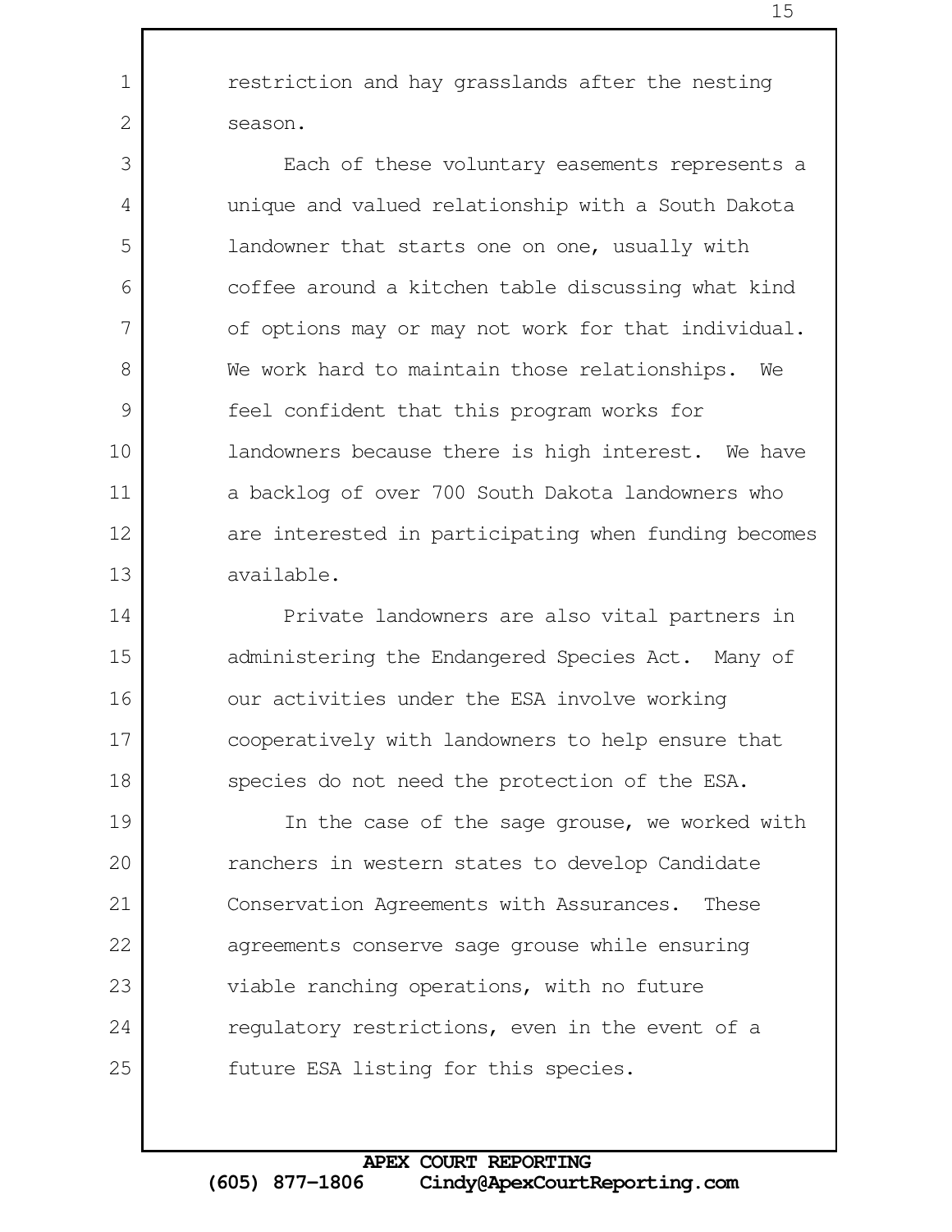restriction and hay grasslands after the nesting season.

Each of these voluntary easements represents a unique and valued relationship with a South Dakota landowner that starts one on one, usually with coffee around a kitchen table discussing what kind of options may or may not work for that individual. We work hard to maintain those relationships. We feel confident that this program works for landowners because there is high interest. We have a backlog of over 700 South Dakota landowners who are interested in participating when funding becomes available.

Private landowners are also vital partners in administering the Endangered Species Act. Many of our activities under the ESA involve working cooperatively with landowners to help ensure that species do not need the protection of the ESA.

In the case of the sage grouse, we worked with ranchers in western states to develop Candidate Conservation Agreements with Assurances. These agreements conserve sage grouse while ensuring viable ranching operations, with no future regulatory restrictions, even in the event of a future ESA listing for this species.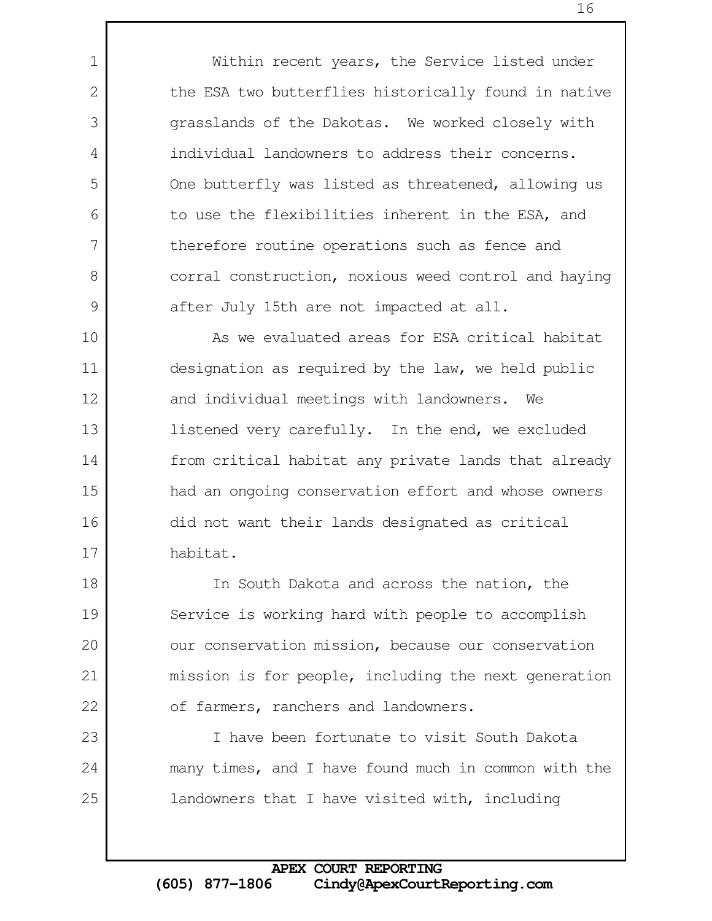Within recent years, the Service listed under the ESA two butterflies historically found in native grasslands of the Dakotas. We worked closely with individual landowners to address their concerns. One butterfly was listed as threatened, allowing us to use the flexibilities inherent in the ESA, and therefore routine operations such as fence and corral construction, noxious weed control and haying after July 15th are not impacted at all.

As we evaluated areas for ESA critical habitat designation as required by the law, we held public and individual meetings with landowners. We listened very carefully. In the end, we excluded from critical habitat any private lands that already had an ongoing conservation effort and whose owners did not want their lands designated as critical habitat.

In South Dakota and across the nation, the Service is working hard with people to accomplish our conservation mission, because our conservation mission is for people, including the next generation of farmers, ranchers and landowners.

I have been fortunate to visit South Dakota many times, and I have found much in common with the landowners that I have visited with, including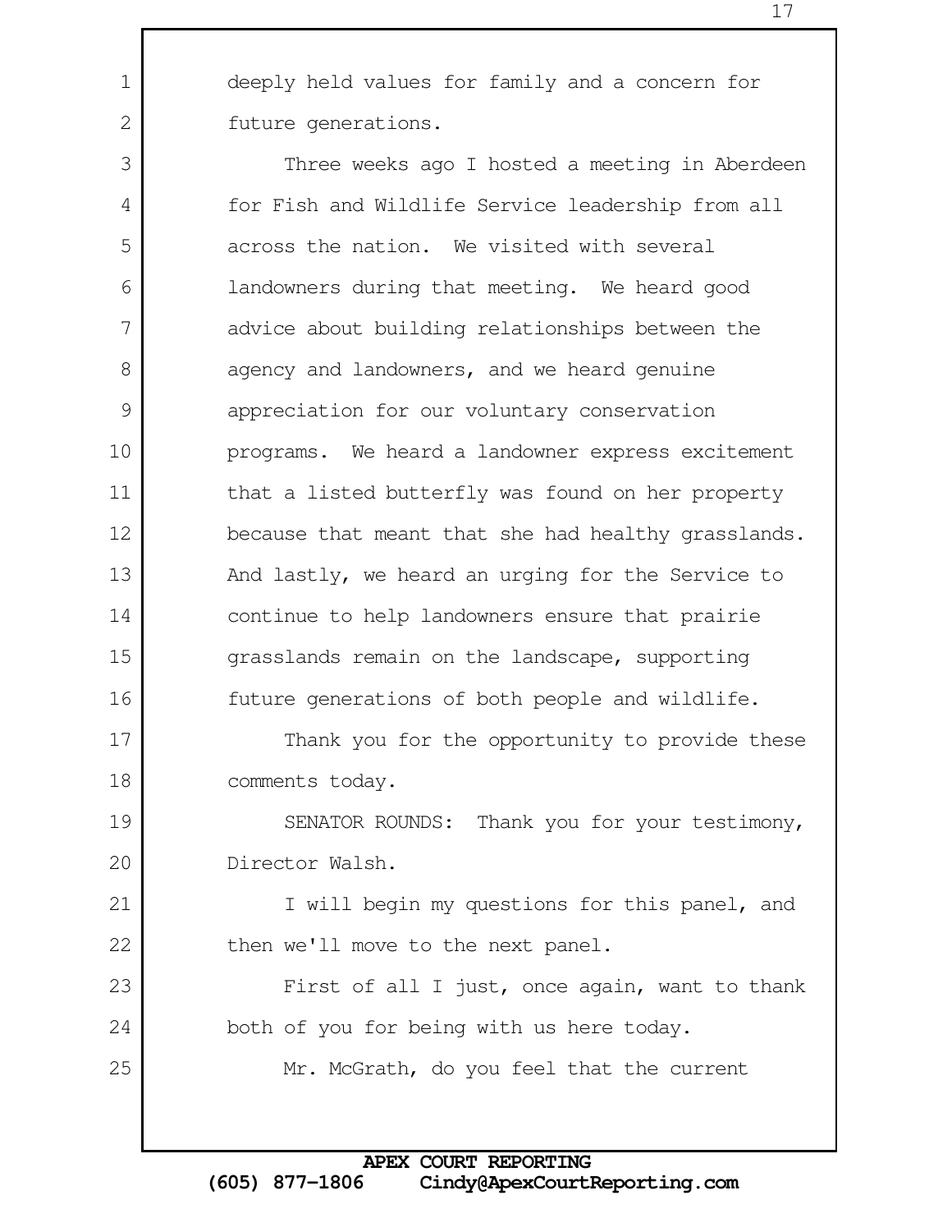deeply held values for family and a concern for future generations.

Three weeks ago I hosted a meeting in Aberdeen for Fish and Wildlife Service leadership from all across the nation. We visited with several landowners during that meeting. We heard good advice about building relationships between the agency and landowners, and we heard genuine appreciation for our voluntary conservation programs. We heard a landowner express excitement that a listed butterfly was found on her property because that meant that she had healthy grasslands. And lastly, we heard an urging for the Service to continue to help landowners ensure that prairie grasslands remain on the landscape, supporting future generations of both people and wildlife.

Thank you for the opportunity to provide these comments today.

SENATOR ROUNDS: Thank you for your testimony, Director Walsh.

I will begin my questions for this panel, and then we'll move to the next panel.

First of all I just, once again, want to thank both of you for being with us here today.

Mr. McGrath, do you feel that the current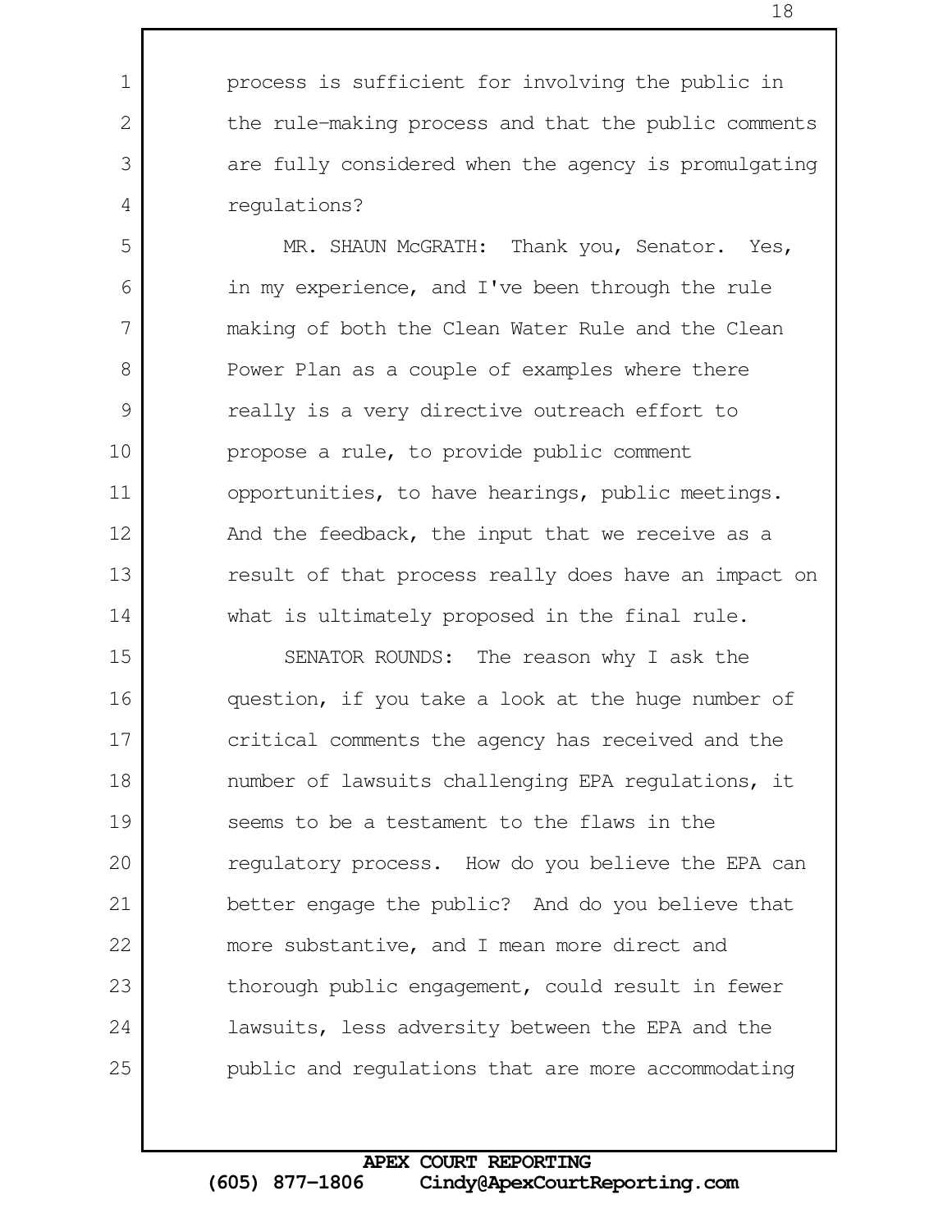process is sufficient for involving the public in the rule-making process and that the public comments are fully considered when the agency is promulgating regulations?

MR. SHAUN McGRATH: Thank you, Senator. Yes, in my experience, and I've been through the rule making of both the Clean Water Rule and the Clean Power Plan as a couple of examples where there really is a very directive outreach effort to propose a rule, to provide public comment opportunities, to have hearings, public meetings. And the feedback, the input that we receive as a result of that process really does have an impact on what is ultimately proposed in the final rule.

SENATOR ROUNDS: The reason why I ask the question, if you take a look at the huge number of critical comments the agency has received and the number of lawsuits challenging EPA regulations, it seems to be a testament to the flaws in the regulatory process. How do you believe the EPA can better engage the public? And do you believe that more substantive, and I mean more direct and thorough public engagement, could result in fewer lawsuits, less adversity between the EPA and the public and regulations that are more accommodating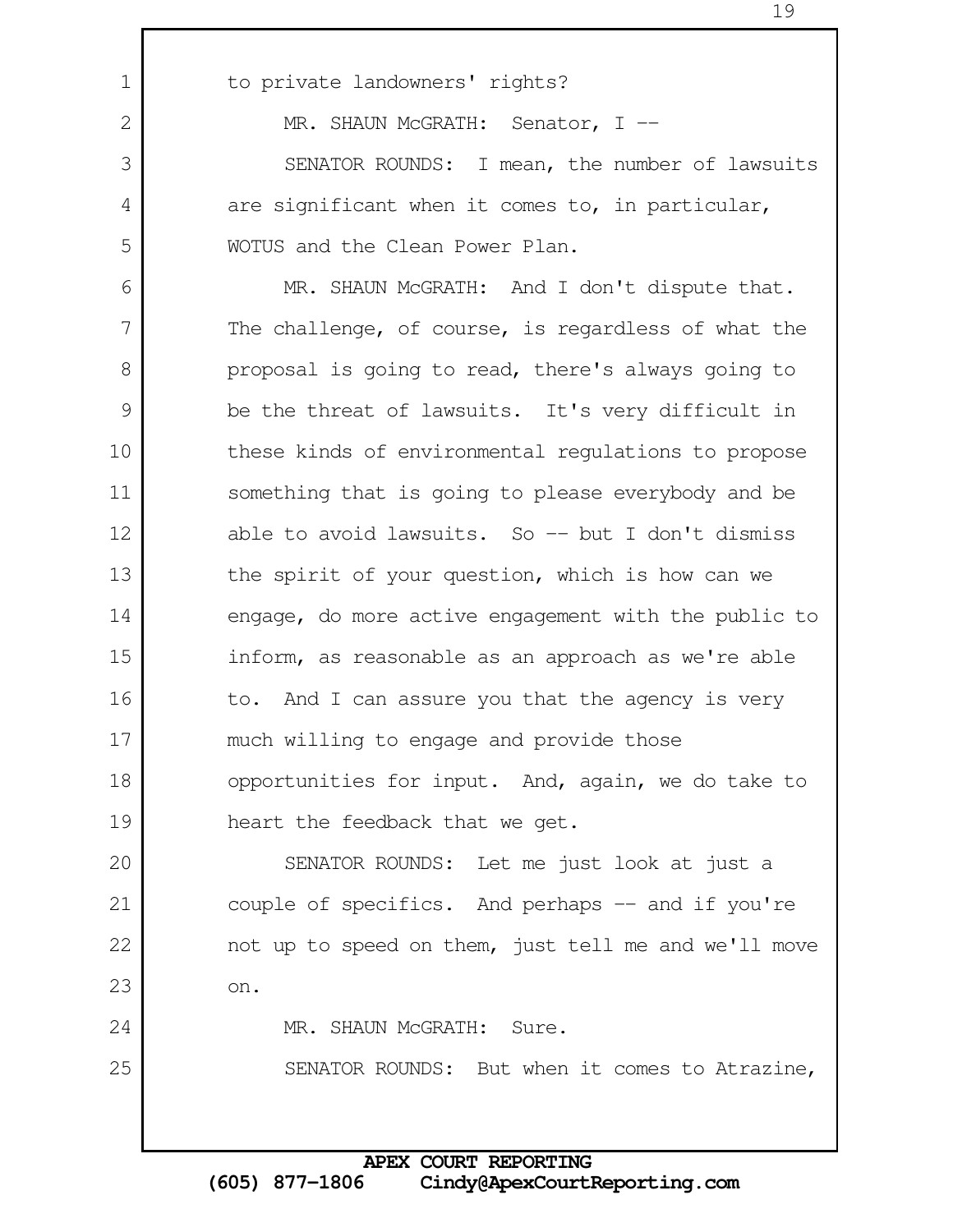to private landowners' rights?

MR. SHAUN McGRATH: Senator, I --

SENATOR ROUNDS: I mean, the number of lawsuits are significant when it comes to, in particular, WOTUS and the Clean Power Plan.

MR. SHAUN McGRATH: And I don't dispute that. The challenge, of course, is regardless of what the proposal is going to read, there's always going to be the threat of lawsuits. It's very difficult in these kinds of environmental regulations to propose something that is going to please everybody and be able to avoid lawsuits. So -- but I don't dismiss the spirit of your question, which is how can we engage, do more active engagement with the public to inform, as reasonable as an approach as we're able to. And I can assure you that the agency is very much willing to engage and provide those opportunities for input. And, again, we do take to heart the feedback that we get.

SENATOR ROUNDS: Let me just look at just a couple of specifics. And perhaps -- and if you're not up to speed on them, just tell me and we'll move on.

MR. SHAUN McGRATH: Sure.

SENATOR ROUNDS: But when it comes to Atrazine,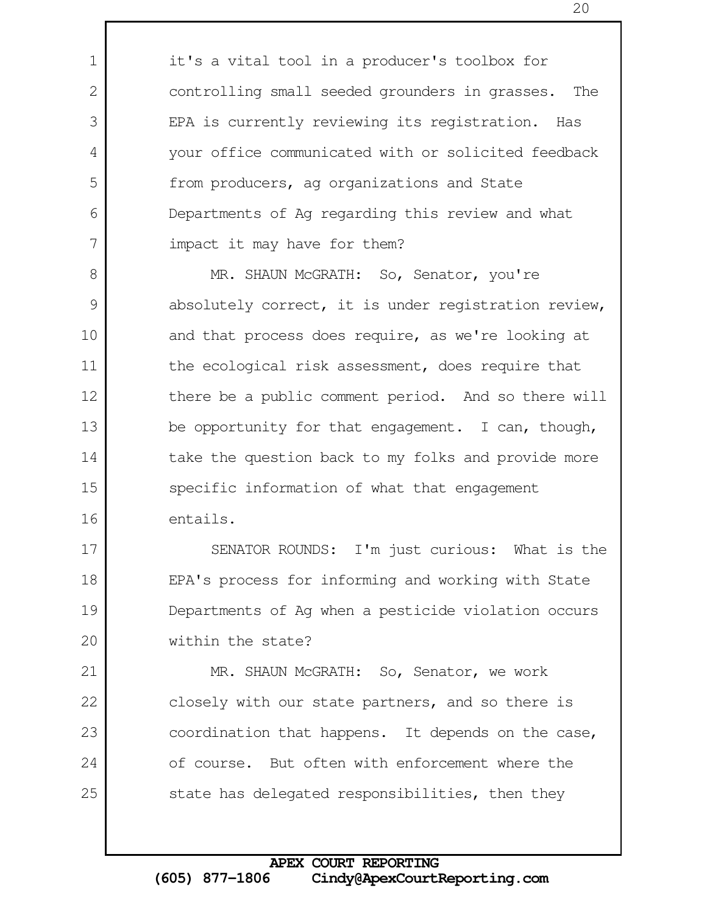it's a vital tool in a producer's toolbox for controlling small seeded grounders in grasses. The EPA is currently reviewing its registration. Has your office communicated with or solicited feedback from producers, ag organizations and State Departments of Ag regarding this review and what impact it may have for them?

MR. SHAUN McGRATH: So, Senator, you're absolutely correct, it is under registration review, and that process does require, as we're looking at the ecological risk assessment, does require that there be a public comment period. And so there will be opportunity for that engagement. I can, though, take the question back to my folks and provide more specific information of what that engagement entails.

SENATOR ROUNDS: I'm just curious: What is the EPA's process for informing and working with State Departments of Ag when a pesticide violation occurs within the state?

MR. SHAUN McGRATH: So, Senator, we work closely with our state partners, and so there is coordination that happens. It depends on the case, of course. But often with enforcement where the state has delegated responsibilities, then they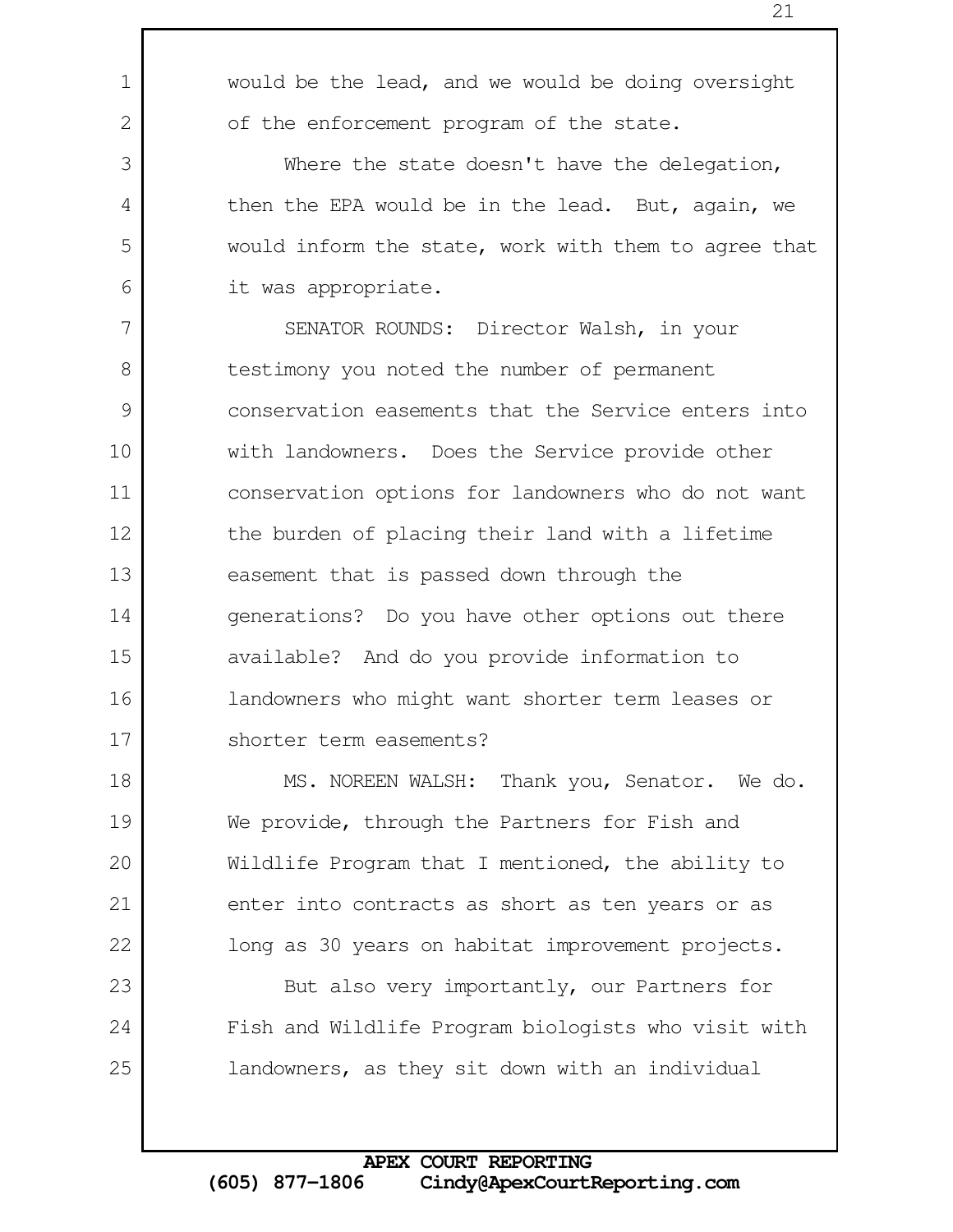would be the lead, and we would be doing oversight of the enforcement program of the state.

Where the state doesn't have the delegation, then the EPA would be in the lead. But, again, we would inform the state, work with them to agree that it was appropriate.

SENATOR ROUNDS: Director Walsh, in your testimony you noted the number of permanent conservation easements that the Service enters into with landowners. Does the Service provide other conservation options for landowners who do not want the burden of placing their land with a lifetime easement that is passed down through the generations? Do you have other options out there available? And do you provide information to landowners who might want shorter term leases or shorter term easements?

MS. NOREEN WALSH: Thank you, Senator. We do. We provide, through the Partners for Fish and Wildlife Program that I mentioned, the ability to enter into contracts as short as ten years or as long as 30 years on habitat improvement projects.

But also very importantly, our Partners for Fish and Wildlife Program biologists who visit with landowners, as they sit down with an individual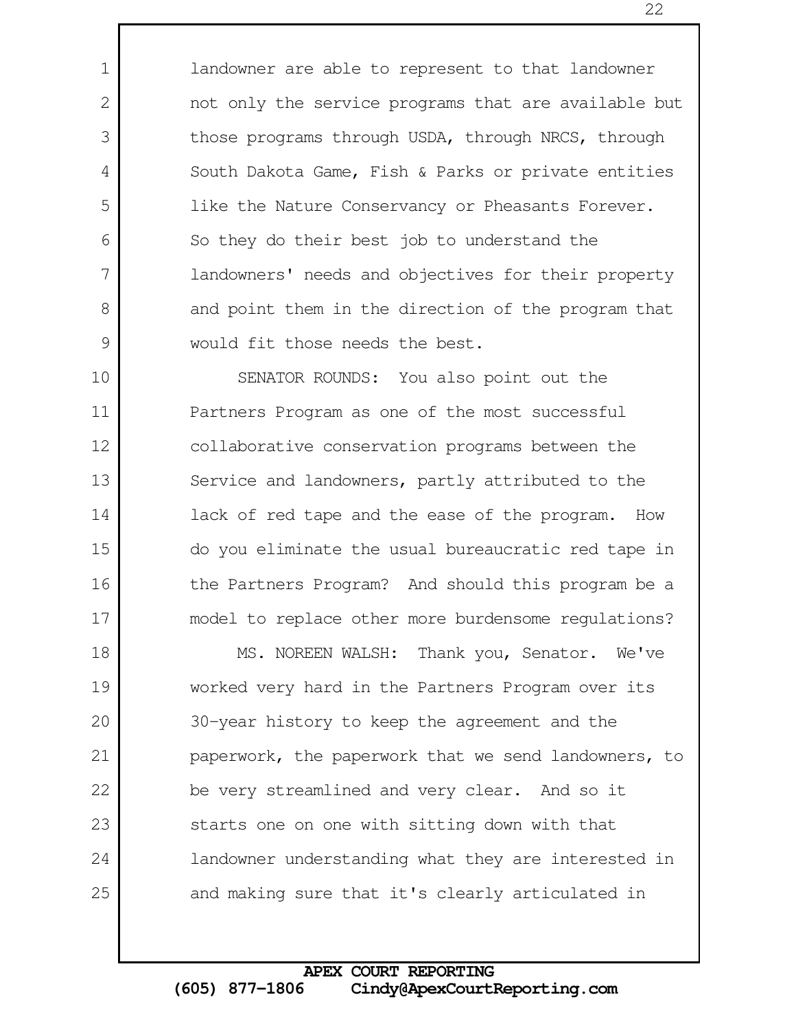landowner are able to represent to that landowner not only the service programs that are available but those programs through USDA, through NRCS, through South Dakota Game, Fish & Parks or private entities like the Nature Conservancy or Pheasants Forever. So they do their best job to understand the landowners' needs and objectives for their property and point them in the direction of the program that would fit those needs the best.

SENATOR ROUNDS: You also point out the Partners Program as one of the most successful collaborative conservation programs between the Service and landowners, partly attributed to the lack of red tape and the ease of the program. How do you eliminate the usual bureaucratic red tape in the Partners Program? And should this program be a model to replace other more burdensome regulations?

MS. NOREEN WALSH: Thank you, Senator. We've worked very hard in the Partners Program over its 30-year history to keep the agreement and the paperwork, the paperwork that we send landowners, to be very streamlined and very clear. And so it starts one on one with sitting down with that landowner understanding what they are interested in and making sure that it's clearly articulated in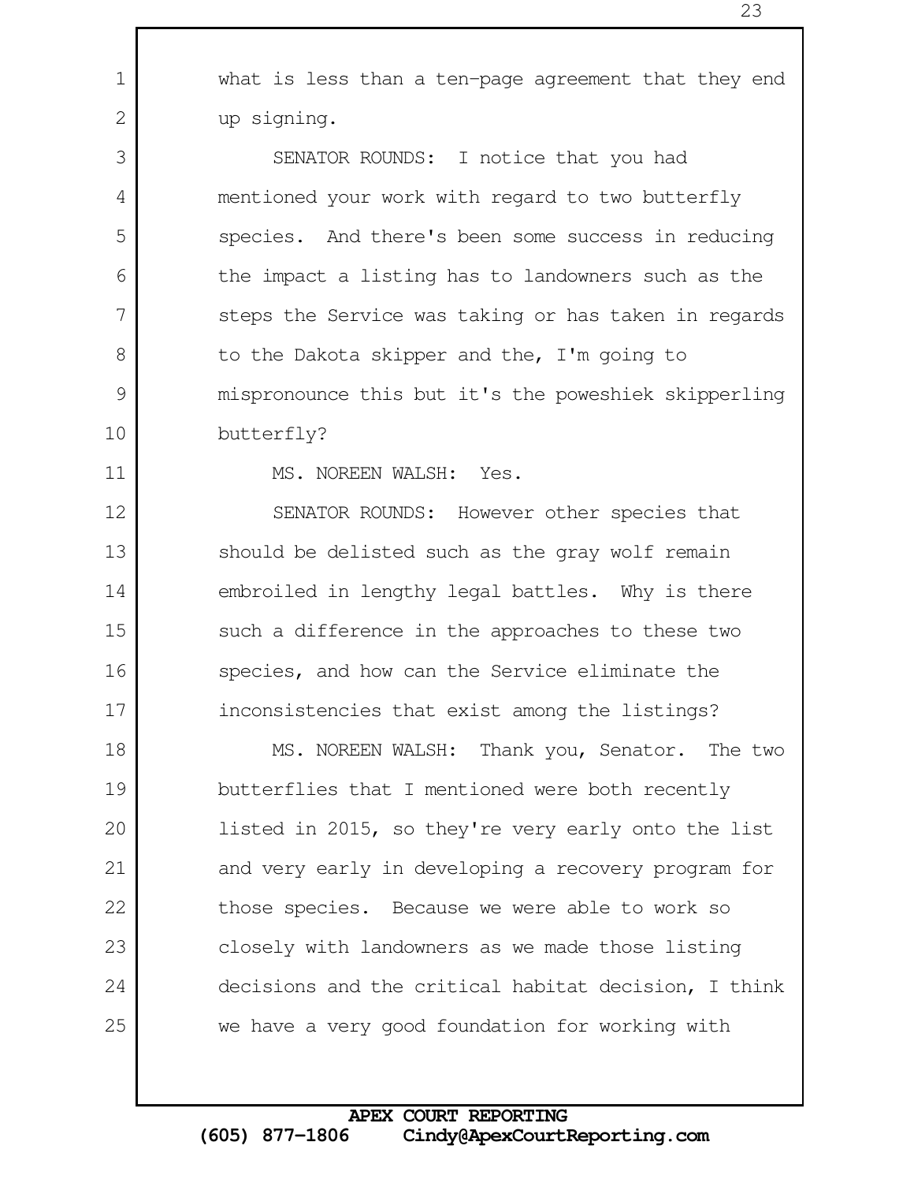what is less than a ten-page agreement that they end up signing.

SENATOR ROUNDS: I notice that you had mentioned your work with regard to two butterfly species. And there's been some success in reducing the impact a listing has to landowners such as the steps the Service was taking or has taken in regards to the Dakota skipper and the, I'm going to mispronounce this but it's the poweshiek skipperling butterfly?

MS. NOREEN WALSH: Yes.

SENATOR ROUNDS: However other species that should be delisted such as the gray wolf remain embroiled in lengthy legal battles. Why is there such a difference in the approaches to these two species, and how can the Service eliminate the inconsistencies that exist among the listings?

MS. NOREEN WALSH: Thank you, Senator. The two butterflies that I mentioned were both recently listed in 2015, so they're very early onto the list and very early in developing a recovery program for those species. Because we were able to work so closely with landowners as we made those listing decisions and the critical habitat decision, I think we have a very good foundation for working with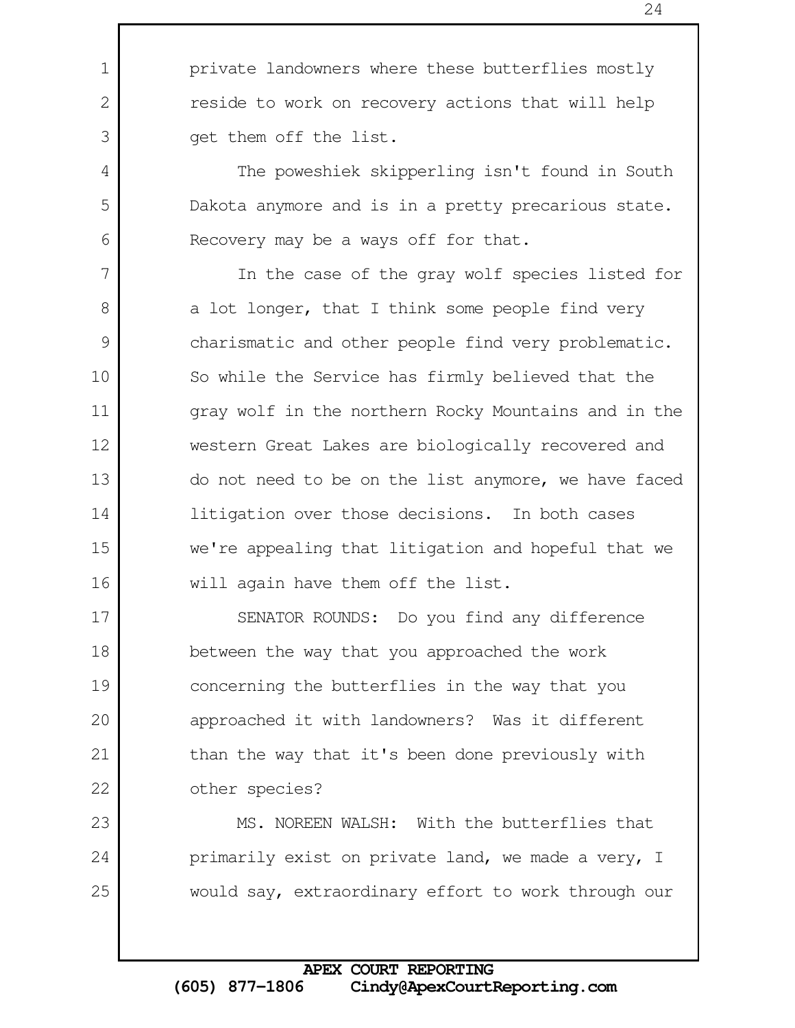private landowners where these butterflies mostly reside to work on recovery actions that will help get them off the list.

The poweshiek skipperling isn't found in South Dakota anymore and is in a pretty precarious state. Recovery may be a ways off for that.

In the case of the gray wolf species listed for a lot longer, that I think some people find very charismatic and other people find very problematic. So while the Service has firmly believed that the gray wolf in the northern Rocky Mountains and in the western Great Lakes are biologically recovered and do not need to be on the list anymore, we have faced litigation over those decisions. In both cases we're appealing that litigation and hopeful that we will again have them off the list.

SENATOR ROUNDS: Do you find any difference between the way that you approached the work concerning the butterflies in the way that you approached it with landowners? Was it different than the way that it's been done previously with other species?

MS. NOREEN WALSH: With the butterflies that primarily exist on private land, we made a very, I would say, extraordinary effort to work through our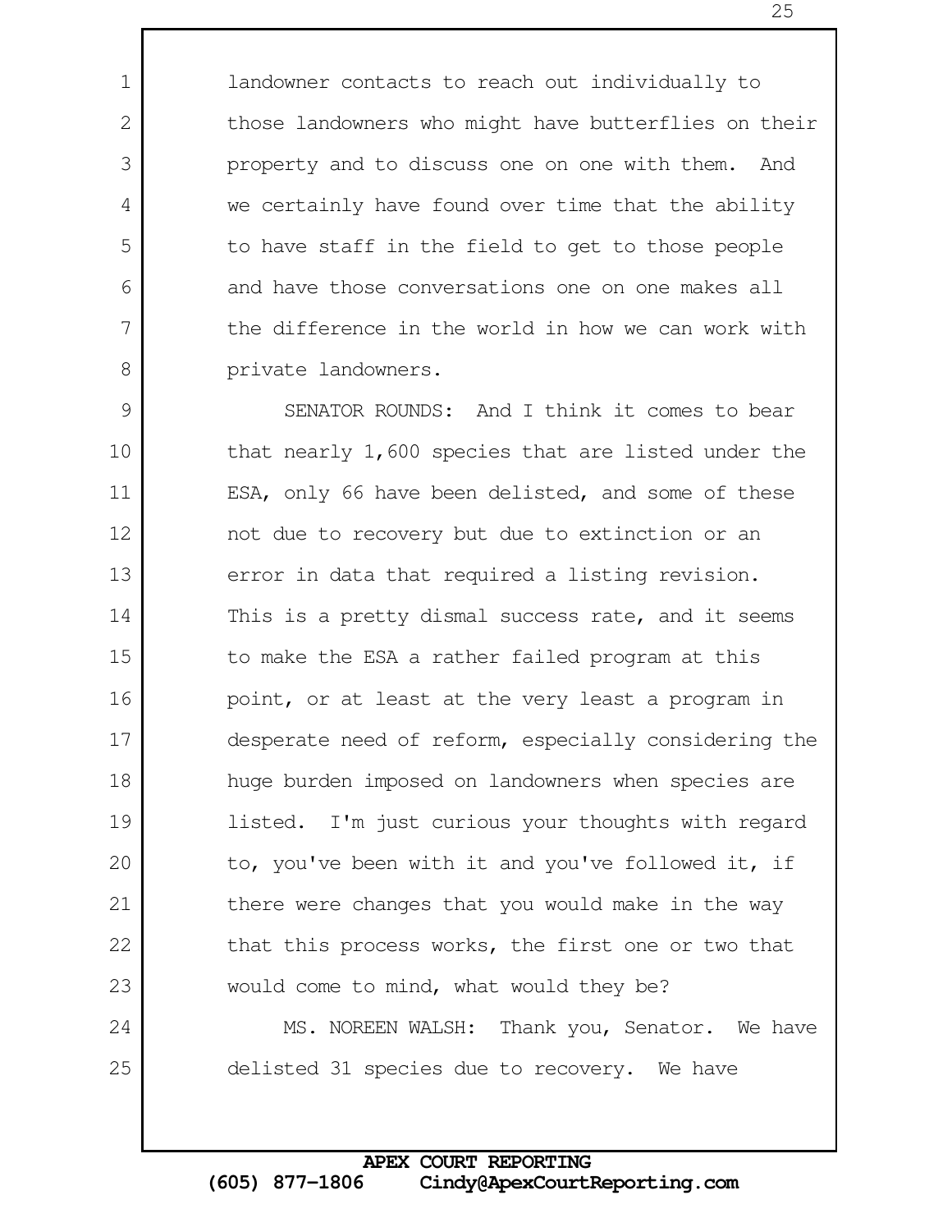landowner contacts to reach out individually to those landowners who might have butterflies on their property and to discuss one on one with them. And we certainly have found over time that the ability to have staff in the field to get to those people and have those conversations one on one makes all the difference in the world in how we can work with private landowners.

SENATOR ROUNDS: And I think it comes to bear that nearly 1,600 species that are listed under the ESA, only 66 have been delisted, and some of these not due to recovery but due to extinction or an error in data that required a listing revision. This is a pretty dismal success rate, and it seems to make the ESA a rather failed program at this point, or at least at the very least a program in desperate need of reform, especially considering the huge burden imposed on landowners when species are listed. I'm just curious your thoughts with regard to, you've been with it and you've followed it, if there were changes that you would make in the way that this process works, the first one or two that would come to mind, what would they be?

MS. NOREEN WALSH: Thank you, Senator. We have delisted 31 species due to recovery. We have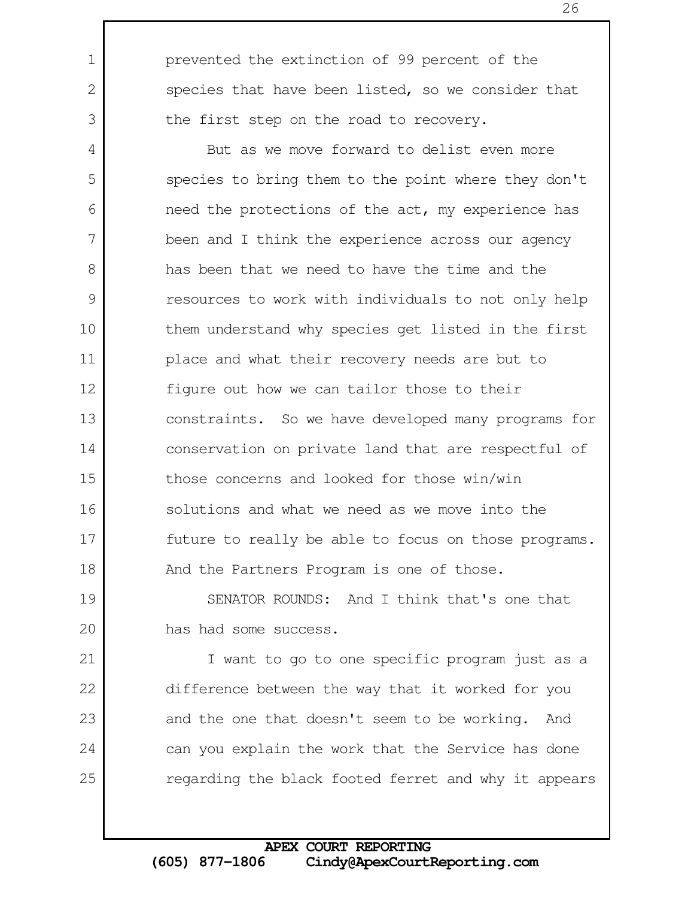prevented the extinction of 99 percent of the species that have been listed, so we consider that the first step on the road to recovery.

But as we move forward to delist even more species to bring them to the point where they don't need the protections of the act, my experience has been and I think the experience across our agency has been that we need to have the time and the resources to work with individuals to not only help them understand why species get listed in the first place and what their recovery needs are but to figure out how we can tailor those to their constraints. So we have developed many programs for conservation on private land that are respectful of those concerns and looked for those win/win solutions and what we need as we move into the future to really be able to focus on those programs. And the Partners Program is one of those.

SENATOR ROUNDS: And I think that's one that has had some success.

I want to go to one specific program just as a difference between the way that it worked for you and the one that doesn't seem to be working. And can you explain the work that the Service has done regarding the black footed ferret and why it appears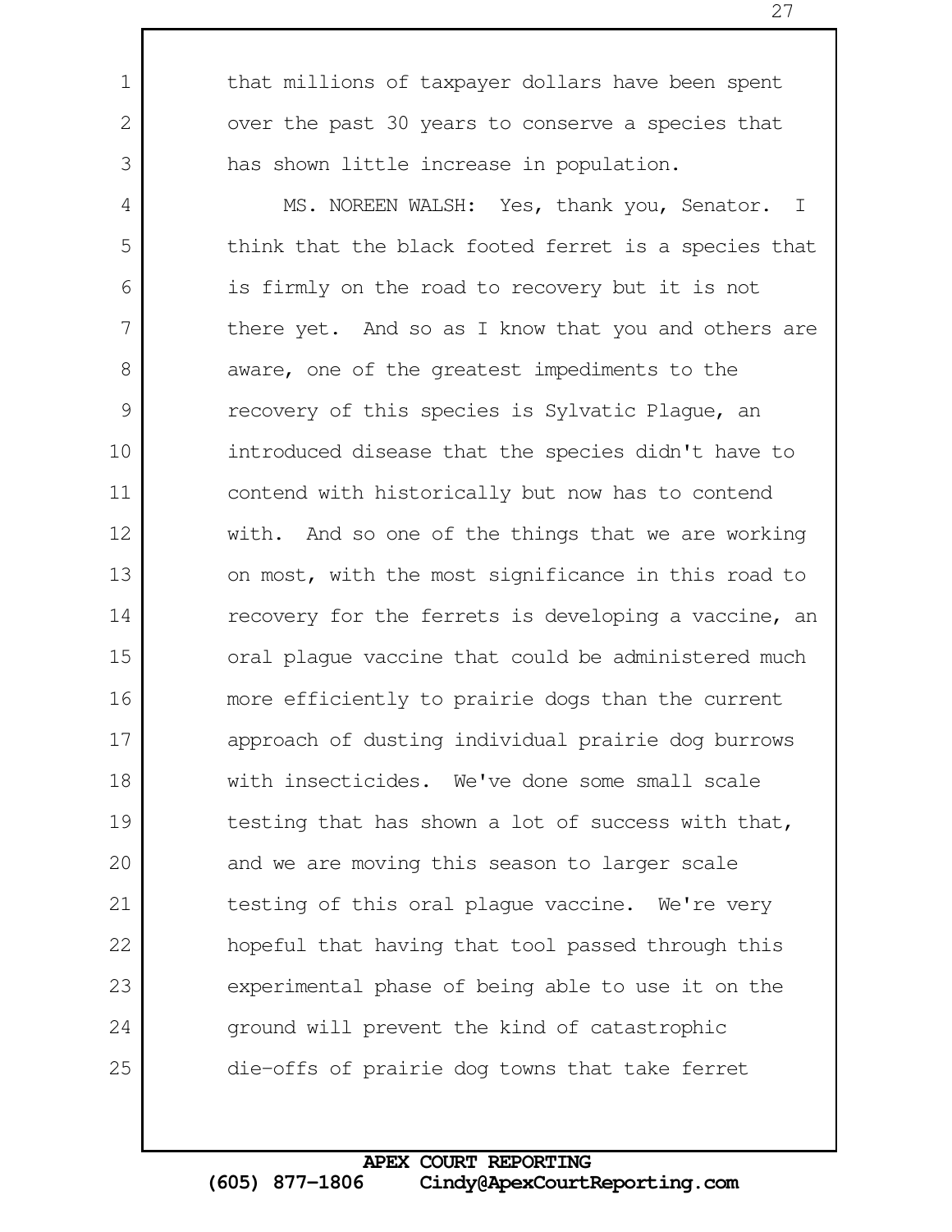that millions of taxpayer dollars have been spent over the past 30 years to conserve a species that has shown little increase in population.

MS. NOREEN WALSH: Yes, thank you, Senator. I think that the black footed ferret is a species that is firmly on the road to recovery but it is not there yet. And so as I know that you and others are aware, one of the greatest impediments to the recovery of this species is Sylvatic Plague, an introduced disease that the species didn't have to contend with historically but now has to contend with. And so one of the things that we are working on most, with the most significance in this road to recovery for the ferrets is developing a vaccine, an oral plague vaccine that could be administered much more efficiently to prairie dogs than the current approach of dusting individual prairie dog burrows with insecticides. We've done some small scale testing that has shown a lot of success with that, and we are moving this season to larger scale testing of this oral plague vaccine. We're very hopeful that having that tool passed through this experimental phase of being able to use it on the ground will prevent the kind of catastrophic die-offs of prairie dog towns that take ferret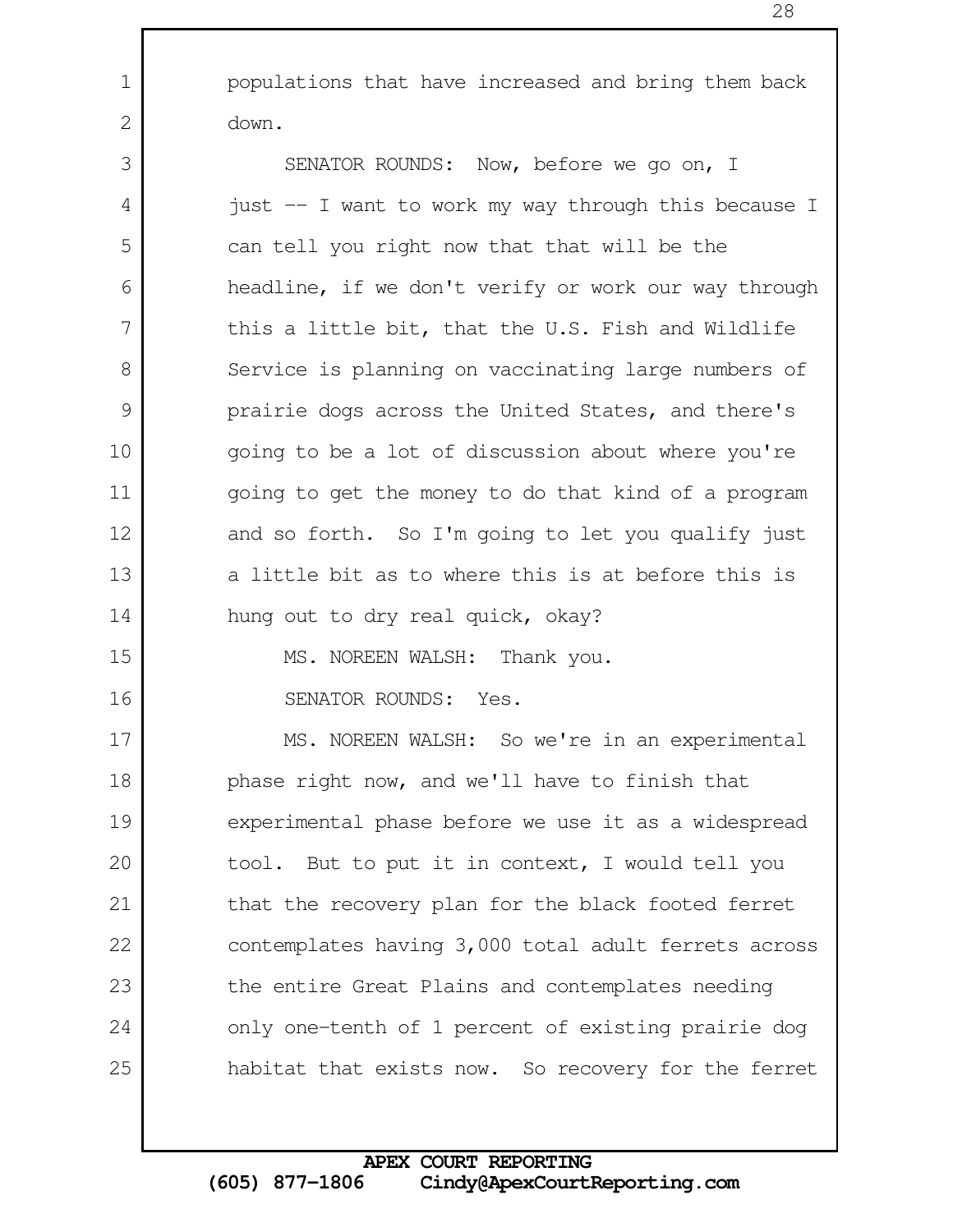populations that have increased and bring them back down.

SENATOR ROUNDS: Now, before we go on, I just -- I want to work my way through this because I can tell you right now that that will be the headline, if we don't verify or work our way through this a little bit, that the U.S. Fish and Wildlife Service is planning on vaccinating large numbers of prairie dogs across the United States, and there's going to be a lot of discussion about where you're going to get the money to do that kind of a program and so forth. So I'm going to let you qualify just a little bit as to where this is at before this is hung out to dry real quick, okay?

MS. NOREEN WALSH: Thank you.

SENATOR ROUNDS: Yes.

MS. NOREEN WALSH: So we're in an experimental phase right now, and we'll have to finish that experimental phase before we use it as a widespread tool. But to put it in context, I would tell you that the recovery plan for the black footed ferret contemplates having 3,000 total adult ferrets across the entire Great Plains and contemplates needing only one-tenth of 1 percent of existing prairie dog habitat that exists now. So recovery for the ferret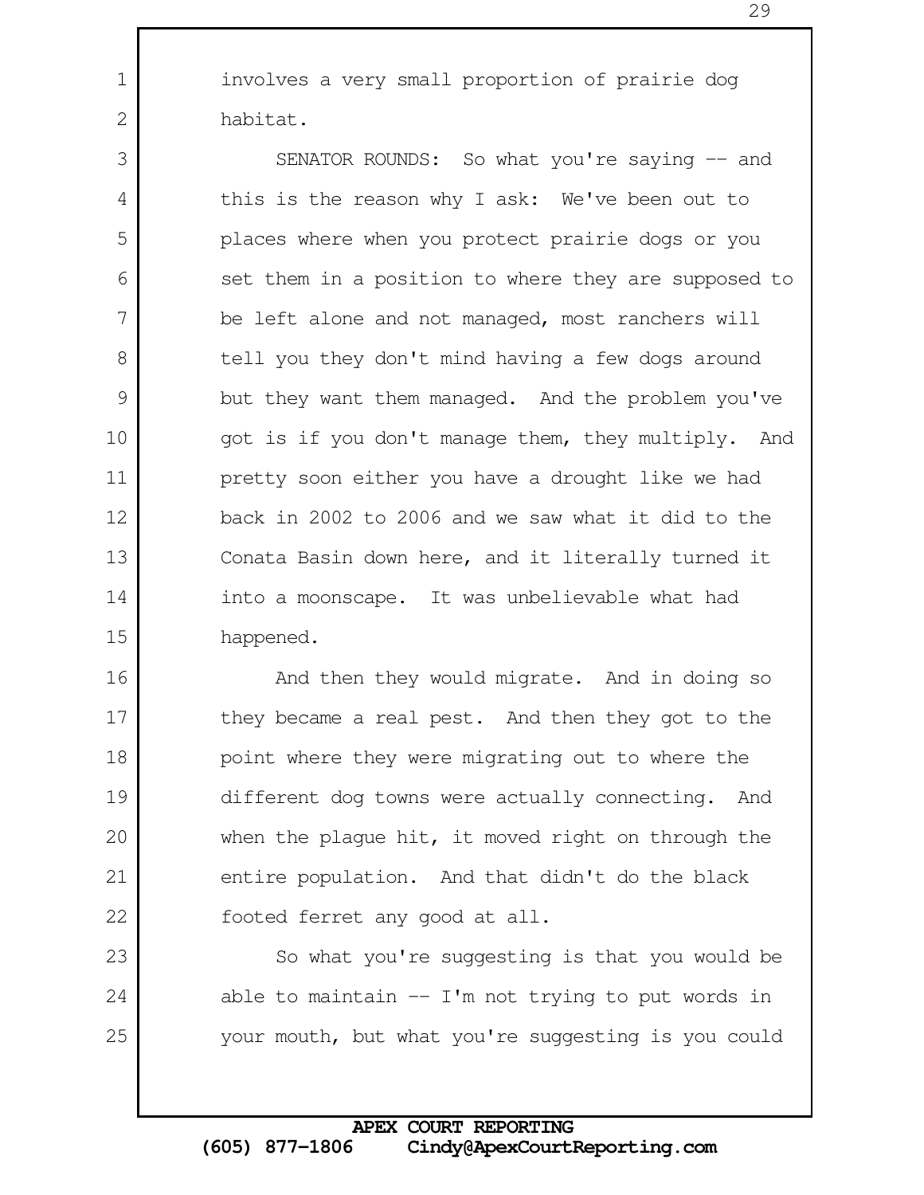involves a very small proportion of prairie dog habitat.

SENATOR ROUNDS: So what you're saying -- and this is the reason why I ask: We've been out to places where when you protect prairie dogs or you set them in a position to where they are supposed to be left alone and not managed, most ranchers will tell you they don't mind having a few dogs around but they want them managed. And the problem you've got is if you don't manage them, they multiply. And pretty soon either you have a drought like we had back in 2002 to 2006 and we saw what it did to the Conata Basin down here, and it literally turned it into a moonscape. It was unbelievable what had happened.

And then they would migrate. And in doing so they became a real pest. And then they got to the point where they were migrating out to where the different dog towns were actually connecting. And when the plague hit, it moved right on through the entire population. And that didn't do the black footed ferret any good at all.

So what you're suggesting is that you would be able to maintain -- I'm not trying to put words in your mouth, but what you're suggesting is you could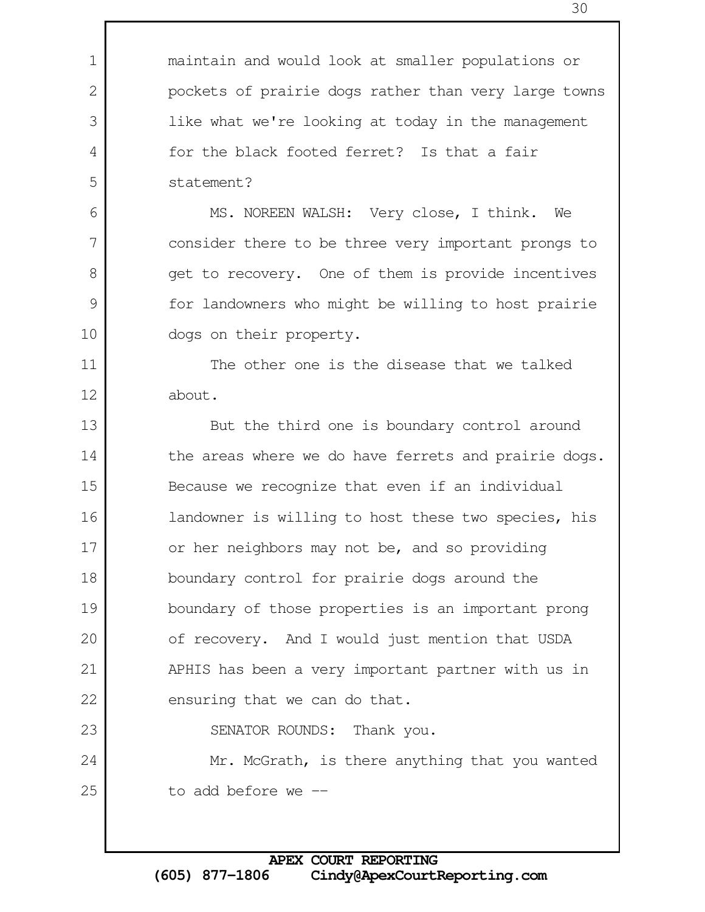maintain and would look at smaller populations or pockets of prairie dogs rather than very large towns like what we're looking at today in the management for the black footed ferret? Is that a fair statement?

MS. NOREEN WALSH: Very close, I think. We consider there to be three very important prongs to get to recovery. One of them is provide incentives for landowners who might be willing to host prairie dogs on their property.

The other one is the disease that we talked about.

But the third one is boundary control around the areas where we do have ferrets and prairie dogs. Because we recognize that even if an individual landowner is willing to host these two species, his or her neighbors may not be, and so providing boundary control for prairie dogs around the boundary of those properties is an important prong of recovery. And I would just mention that USDA APHIS has been a very important partner with us in ensuring that we can do that.

SENATOR ROUNDS: Thank you.

Mr. McGrath, is there anything that you wanted to add before we --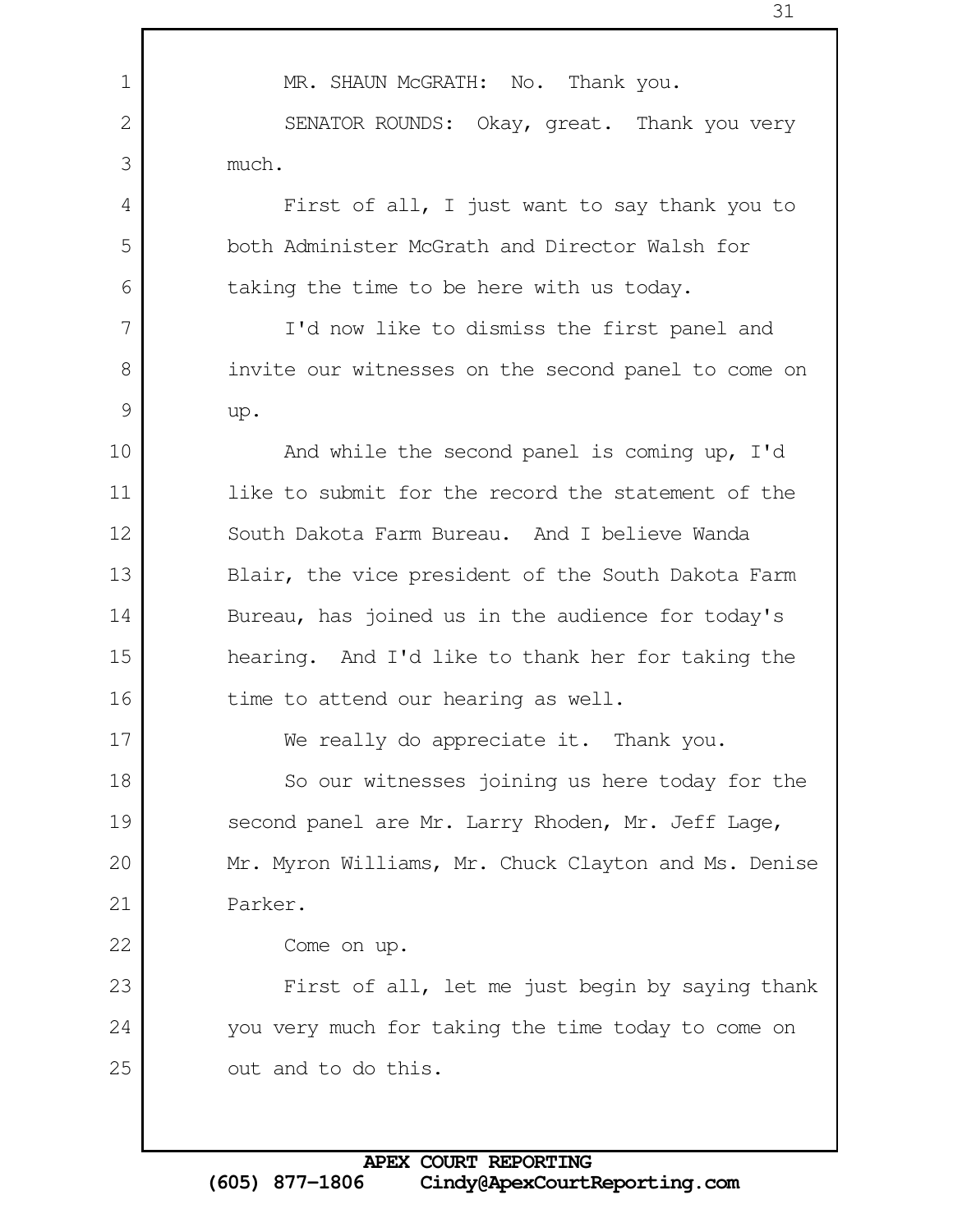MR. SHAUN McGRATH: No. Thank you.

SENATOR ROUNDS: Okay, great. Thank you very much.

First of all, I just want to say thank you to both Administer McGrath and Director Walsh for taking the time to be here with us today.

I'd now like to dismiss the first panel and invite our witnesses on the second panel to come on up.

And while the second panel is coming up, I'd like to submit for the record the statement of the South Dakota Farm Bureau. And I believe Wanda Blair, the vice president of the South Dakota Farm Bureau, has joined us in the audience for today's hearing. And I'd like to thank her for taking the time to attend our hearing as well.

We really do appreciate it. Thank you.

So our witnesses joining us here today for the second panel are Mr. Larry Rhoden, Mr. Jeff Lage, Mr. Myron Williams, Mr. Chuck Clayton and Ms. Denise Parker.

Come on up.

First of all, let me just begin by saying thank you very much for taking the time today to come on out and to do this.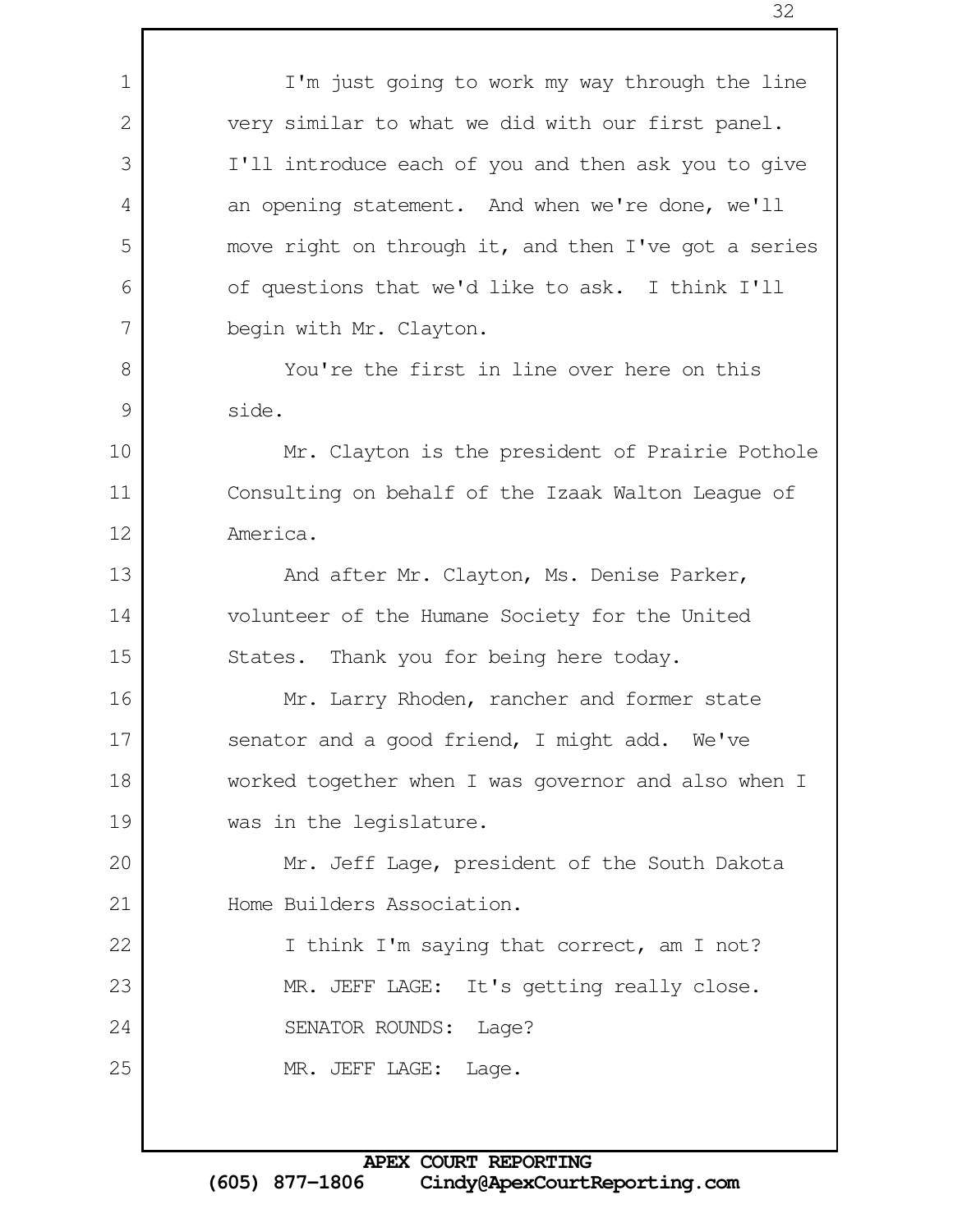I'm just going to work my way through the line very similar to what we did with our first panel. I'll introduce each of you and then ask you to give an opening statement. And when we're done, we'll move right on through it, and then I've got a series of questions that we'd like to ask. I think I'll begin with Mr. Clayton.

You're the first in line over here on this side.

Mr. Clayton is the president of Prairie Pothole Consulting on behalf of the Izaak Walton League of America.

And after Mr. Clayton, Ms. Denise Parker, volunteer of the Humane Society for the United States. Thank you for being here today.

Mr. Larry Rhoden, rancher and former state senator and a good friend, I might add. We've worked together when I was governor and also when I was in the legislature.

Mr. Jeff Lage, president of the South Dakota Home Builders Association.

I think I'm saying that correct, am I not?

MR. JEFF LAGE: It's getting really close.

SENATOR ROUNDS: Lage?

MR. JEFF LAGE: Lage.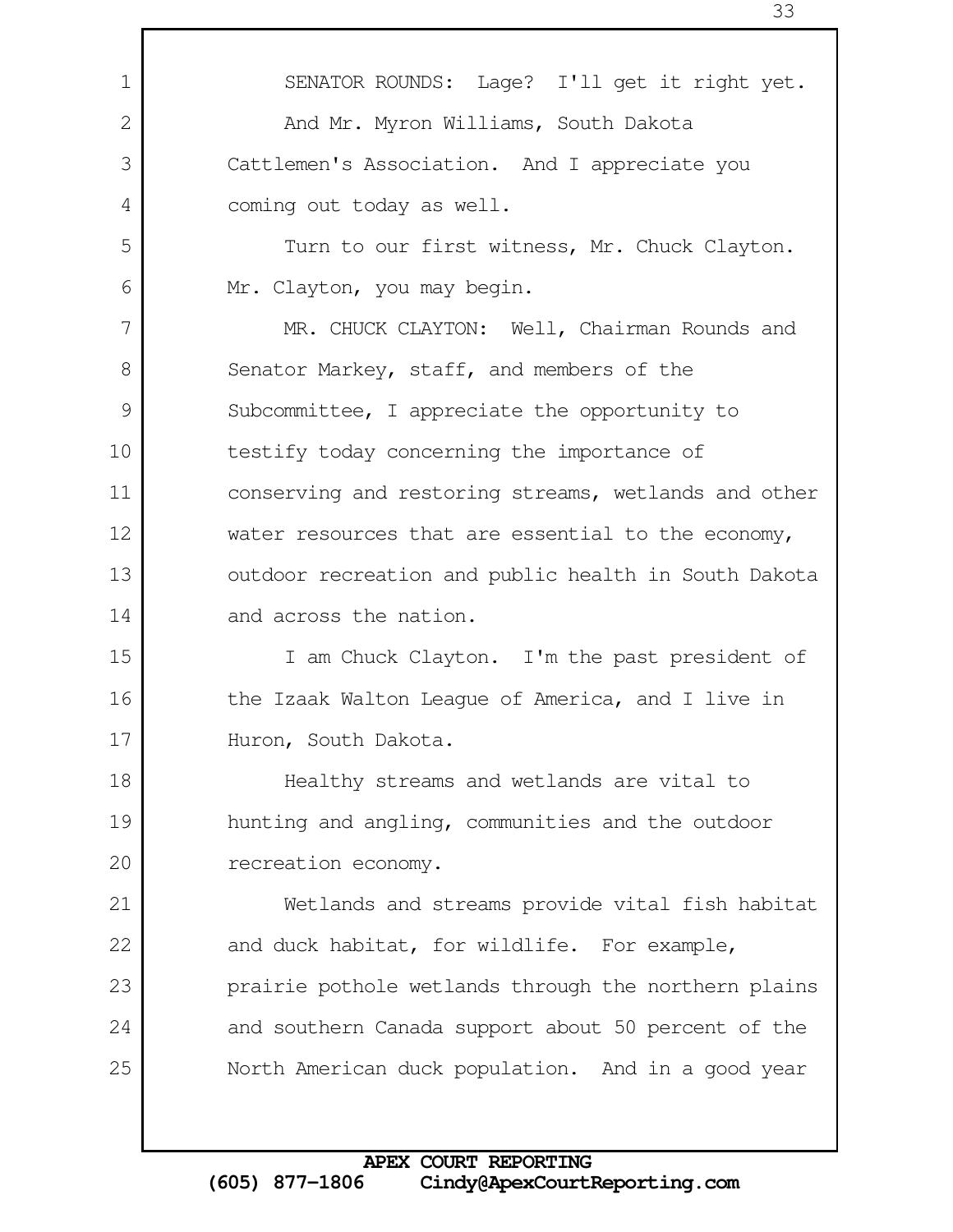SENATOR ROUNDS: Lage? I'll get it right yet.

And Mr. Myron Williams, South Dakota Cattlemen's Association. And I appreciate you coming out today as well.

Turn to our first witness, Mr. Chuck Clayton. Mr. Clayton, you may begin.

MR. CHUCK CLAYTON: Well, Chairman Rounds and Senator Markey, staff, and members of the Subcommittee, I appreciate the opportunity to testify today concerning the importance of conserving and restoring streams, wetlands and other water resources that are essential to the economy, outdoor recreation and public health in South Dakota and across the nation.

I am Chuck Clayton. I'm the past president of the Izaak Walton League of America, and I live in Huron, South Dakota.

Healthy streams and wetlands are vital to hunting and angling, communities and the outdoor recreation economy.

Wetlands and streams provide vital fish habitat and duck habitat, for wildlife. For example, prairie pothole wetlands through the northern plains and southern Canada support about 50 percent of the North American duck population. And in a good year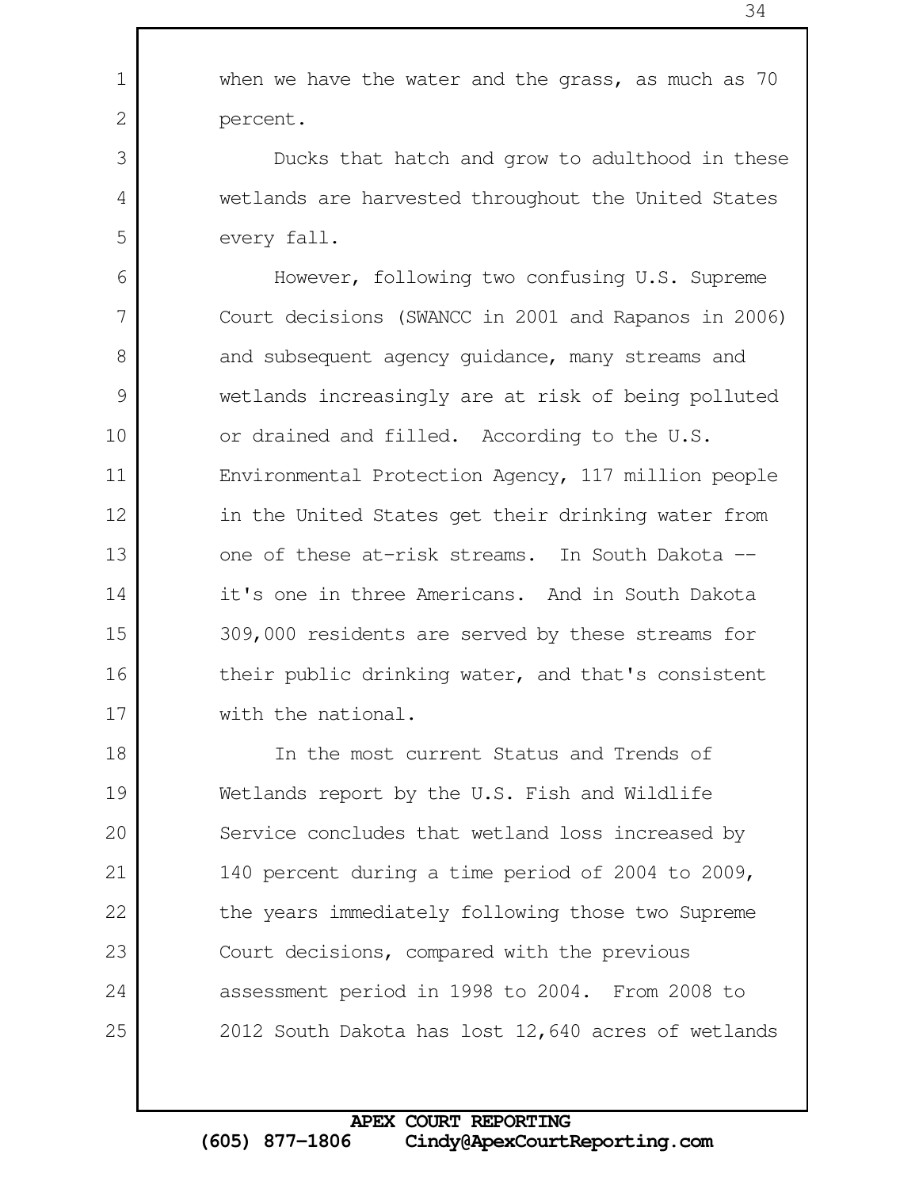when we have the water and the grass, as much as 70 percent.

Ducks that hatch and grow to adulthood in these wetlands are harvested throughout the United States every fall.

However, following two confusing U.S. Supreme Court decisions (SWANCC in 2001 and Rapanos in 2006) and subsequent agency guidance, many streams and wetlands increasingly are at risk of being polluted or drained and filled. According to the U.S. Environmental Protection Agency, 117 million people in the United States get their drinking water from one of these at-risk streams. In South Dakota -- it's one in three Americans. And in South Dakota 309,000 residents are served by these streams for their public drinking water, and that's consistent with the national.

In the most current Status and Trends of Wetlands report by the U.S. Fish and Wildlife Service concludes that wetland loss increased by 140 percent during a time period of 2004 to 2009, the years immediately following those two Supreme Court decisions, compared with the previous assessment period in 1998 to 2004. From 2008 to 2012 South Dakota has lost 12,640 acres of wetlands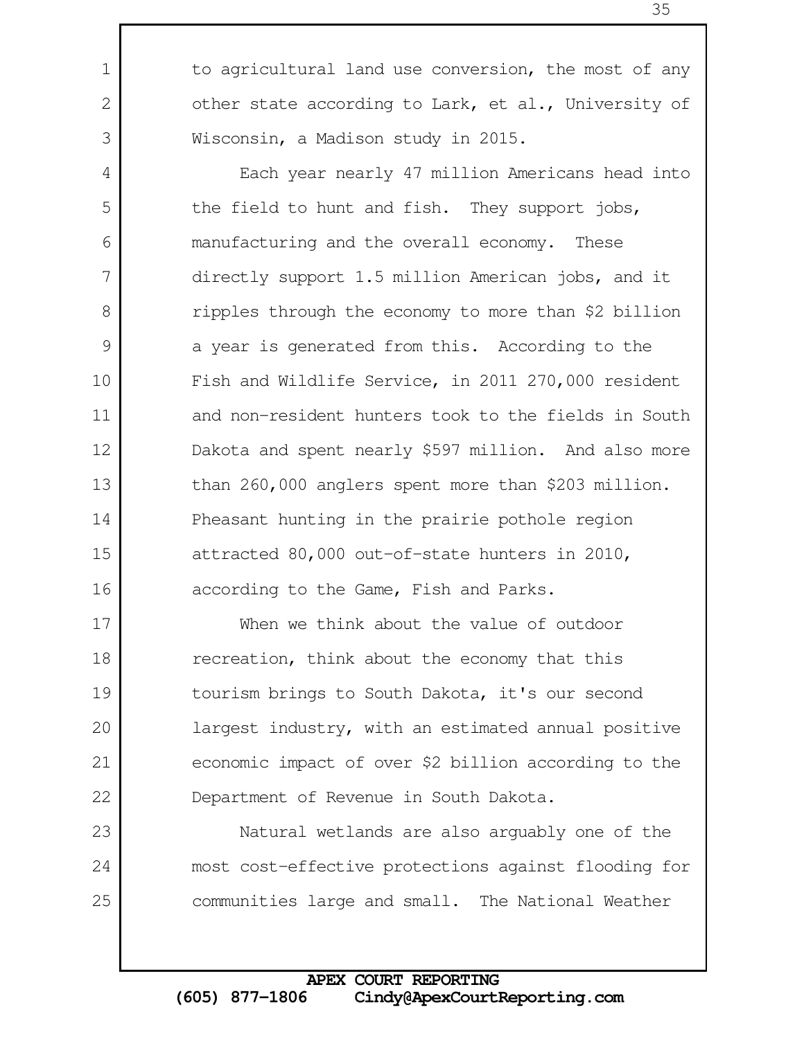to agricultural land use conversion, the most of any other state according to Lark, et al., University of Wisconsin, a Madison study in 2015.

Each year nearly 47 million Americans head into the field to hunt and fish. They support jobs, manufacturing and the overall economy. These directly support 1.5 million American jobs, and it ripples through the economy to more than $2 billion a year is generated from this. According to the Fish and Wildlife Service, in 2011 270,000 resident and non-resident hunters took to the fields in South Dakota and spent nearly $597 million. And also more than 260,000 anglers spent more than $203 million. Pheasant hunting in the prairie pothole region attracted 80,000 out-of-state hunters in 2010, according to the Game, Fish and Parks.

When we think about the value of outdoor recreation, think about the economy that this tourism brings to South Dakota, it's our second largest industry, with an estimated annual positive economic impact of over $2 billion according to the Department of Revenue in South Dakota.

Natural wetlands are also arguably one of the most cost-effective protections against flooding for communities large and small. The National Weather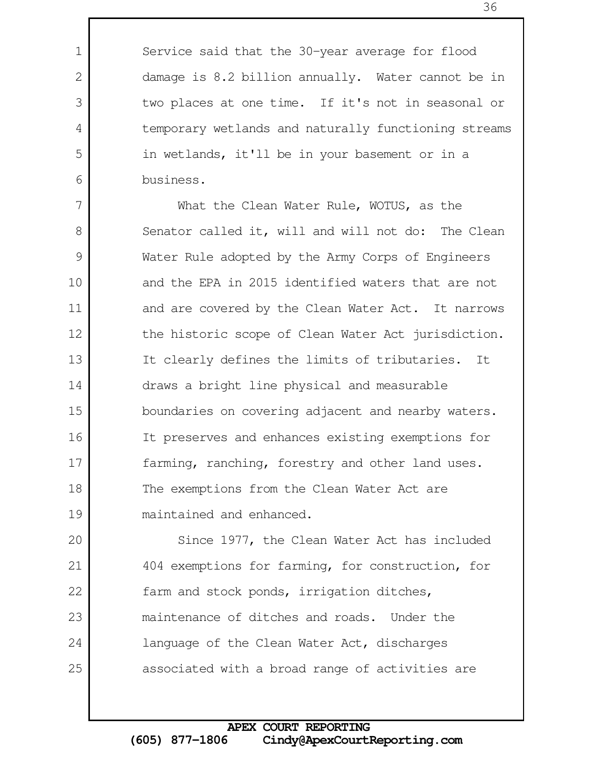Service said that the 30-year average for flood damage is 8.2 billion annually. Water cannot be in two places at one time. If it's not in seasonal or temporary wetlands and naturally functioning streams in wetlands, it'll be in your basement or in a business.

What the Clean Water Rule, WOTUS, as the Senator called it, will and will not do: The Clean Water Rule adopted by the Army Corps of Engineers and the EPA in 2015 identified waters that are not and are covered by the Clean Water Act. It narrows the historic scope of Clean Water Act jurisdiction. It clearly defines the limits of tributaries. It draws a bright line physical and measurable boundaries on covering adjacent and nearby waters. It preserves and enhances existing exemptions for farming, ranching, forestry and other land uses. The exemptions from the Clean Water Act are maintained and enhanced.

Since 1977, the Clean Water Act has included 404 exemptions for farming, for construction, for farm and stock ponds, irrigation ditches, maintenance of ditches and roads. Under the language of the Clean Water Act, discharges associated with a broad range of activities are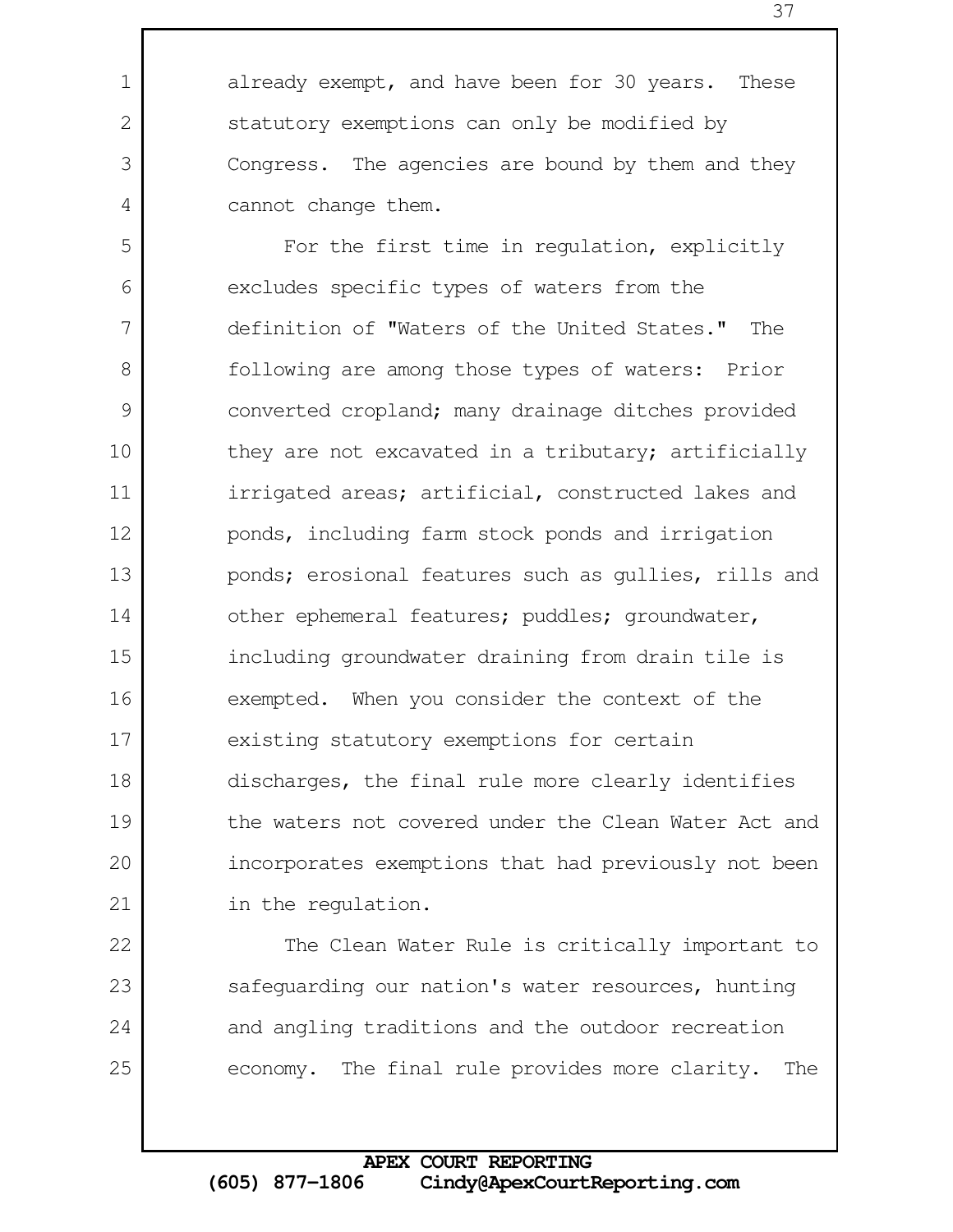already exempt, and have been for 30 years. These statutory exemptions can only be modified by Congress. The agencies are bound by them and they cannot change them.

For the first time in regulation, explicitly excludes specific types of waters from the definition of "Waters of the United States." The following are among those types of waters: Prior converted cropland; many drainage ditches provided they are not excavated in a tributary; artificially irrigated areas; artificial, constructed lakes and ponds, including farm stock ponds and irrigation ponds; erosional features such as gullies, rills and other ephemeral features; puddles; groundwater, including groundwater draining from drain tile is exempted. When you consider the context of the existing statutory exemptions for certain discharges, the final rule more clearly identifies the waters not covered under the Clean Water Act and incorporates exemptions that had previously not been in the regulation.

The Clean Water Rule is critically important to safeguarding our nation's water resources, hunting and angling traditions and the outdoor recreation economy. The final rule provides more clarity. The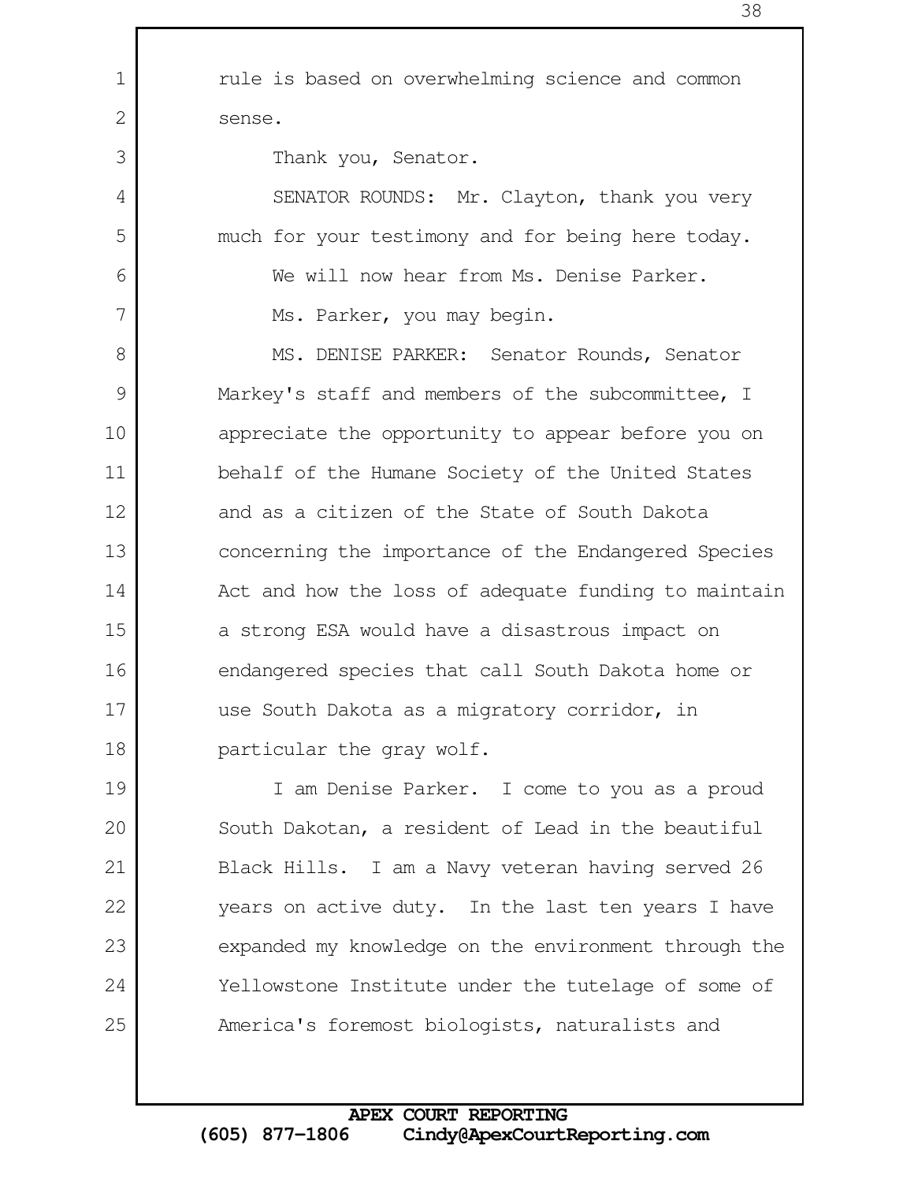rule is based on overwhelming science and common sense.

Thank you, Senator.

SENATOR ROUNDS: Mr. Clayton, thank you very much for your testimony and for being here today.

We will now hear from Ms. Denise Parker.

Ms. Parker, you may begin.

MS. DENISE PARKER: Senator Rounds, Senator Markey's staff and members of the subcommittee, I appreciate the opportunity to appear before you on behalf of the Humane Society of the United States and as a citizen of the State of South Dakota concerning the importance of the Endangered Species Act and how the loss of adequate funding to maintain a strong ESA would have a disastrous impact on endangered species that call South Dakota home or use South Dakota as a migratory corridor, in particular the gray wolf.

I am Denise Parker. I come to you as a proud South Dakotan, a resident of Lead in the beautiful Black Hills. I am a Navy veteran having served 26 years on active duty. In the last ten years I have expanded my knowledge on the environment through the Yellowstone Institute under the tutelage of some of America's foremost biologists, naturalists and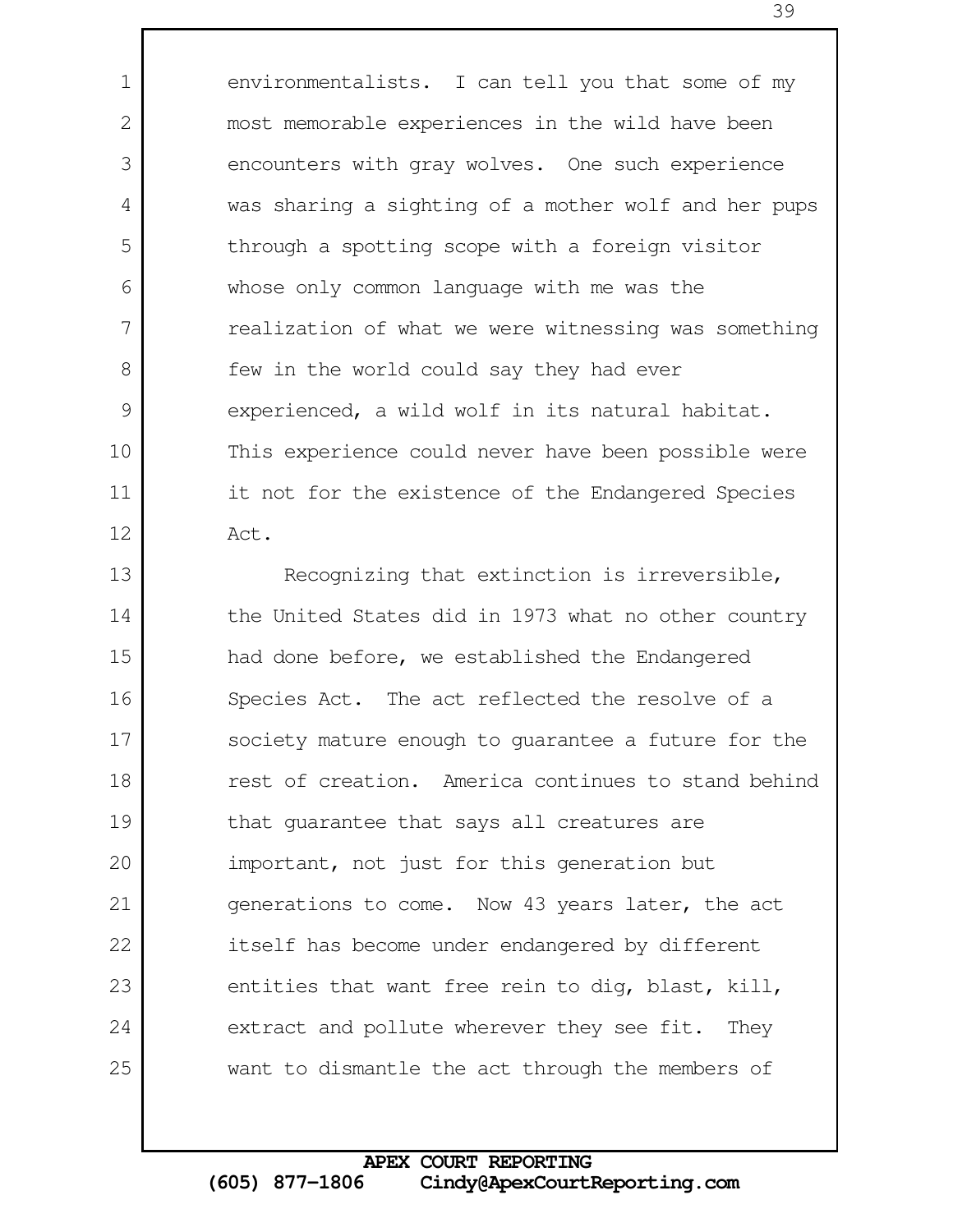environmentalists. I can tell you that some of my most memorable experiences in the wild have been encounters with gray wolves. One such experience was sharing a sighting of a mother wolf and her pups through a spotting scope with a foreign visitor whose only common language with me was the realization of what we were witnessing was something few in the world could say they had ever experienced, a wild wolf in its natural habitat. This experience could never have been possible were it not for the existence of the Endangered Species Act.

Recognizing that extinction is irreversible, the United States did in 1973 what no other country had done before, we established the Endangered Species Act. The act reflected the resolve of a society mature enough to guarantee a future for the rest of creation. America continues to stand behind that guarantee that says all creatures are important, not just for this generation but generations to come. Now 43 years later, the act itself has become under endangered by different entities that want free rein to dig, blast, kill, extract and pollute wherever they see fit. They want to dismantle the act through the members of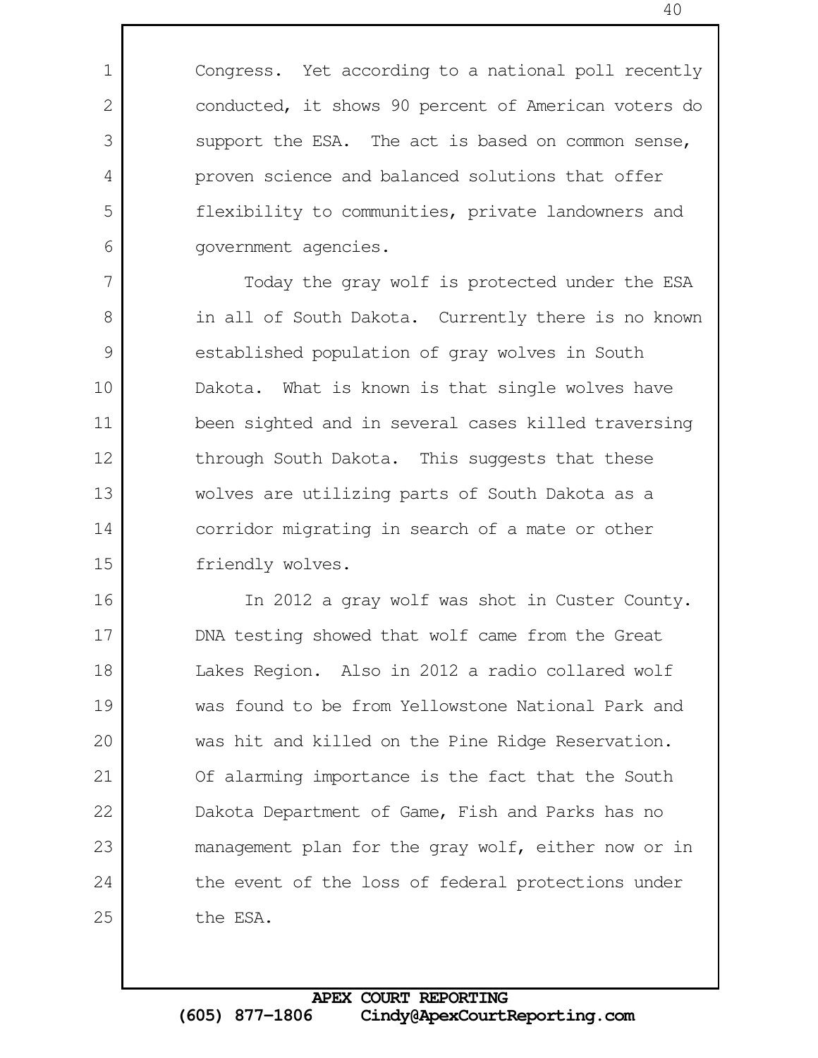Congress. Yet according to a national poll recently conducted, it shows 90 percent of American voters do support the ESA. The act is based on common sense, proven science and balanced solutions that offer flexibility to communities, private landowners and government agencies.

Today the gray wolf is protected under the ESA in all of South Dakota. Currently there is no known established population of gray wolves in South Dakota. What is known is that single wolves have been sighted and in several cases killed traversing through South Dakota. This suggests that these wolves are utilizing parts of South Dakota as a corridor migrating in search of a mate or other friendly wolves.

In 2012 a gray wolf was shot in Custer County. DNA testing showed that wolf came from the Great Lakes Region. Also in 2012 a radio collared wolf was found to be from Yellowstone National Park and was hit and killed on the Pine Ridge Reservation. Of alarming importance is the fact that the South Dakota Department of Game, Fish and Parks has no management plan for the gray wolf, either now or in the event of the loss of federal protections under the ESA.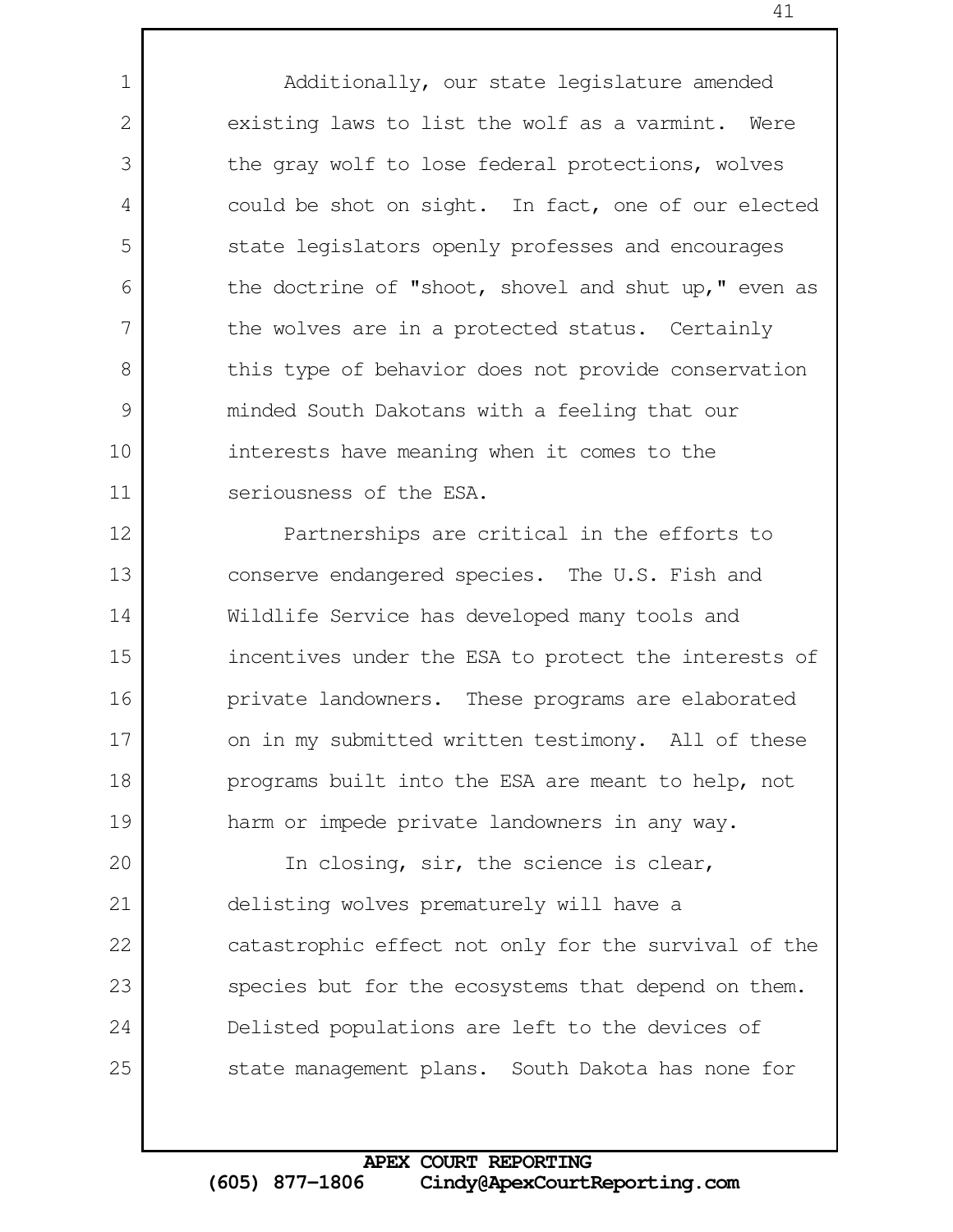Additionally, our state legislature amended existing laws to list the wolf as a varmint. Were the gray wolf to lose federal protections, wolves could be shot on sight. In fact, one of our elected state legislators openly professes and encourages the doctrine of "shoot, shovel and shut up," even as the wolves are in a protected status. Certainly this type of behavior does not provide conservation minded South Dakotans with a feeling that our interests have meaning when it comes to the seriousness of the ESA.

Partnerships are critical in the efforts to conserve endangered species. The U.S. Fish and Wildlife Service has developed many tools and incentives under the ESA to protect the interests of private landowners. These programs are elaborated on in my submitted written testimony. All of these programs built into the ESA are meant to help, not harm or impede private landowners in any way.

In closing, sir, the science is clear, delisting wolves prematurely will have a catastrophic effect not only for the survival of the species but for the ecosystems that depend on them. Delisted populations are left to the devices of state management plans. South Dakota has none for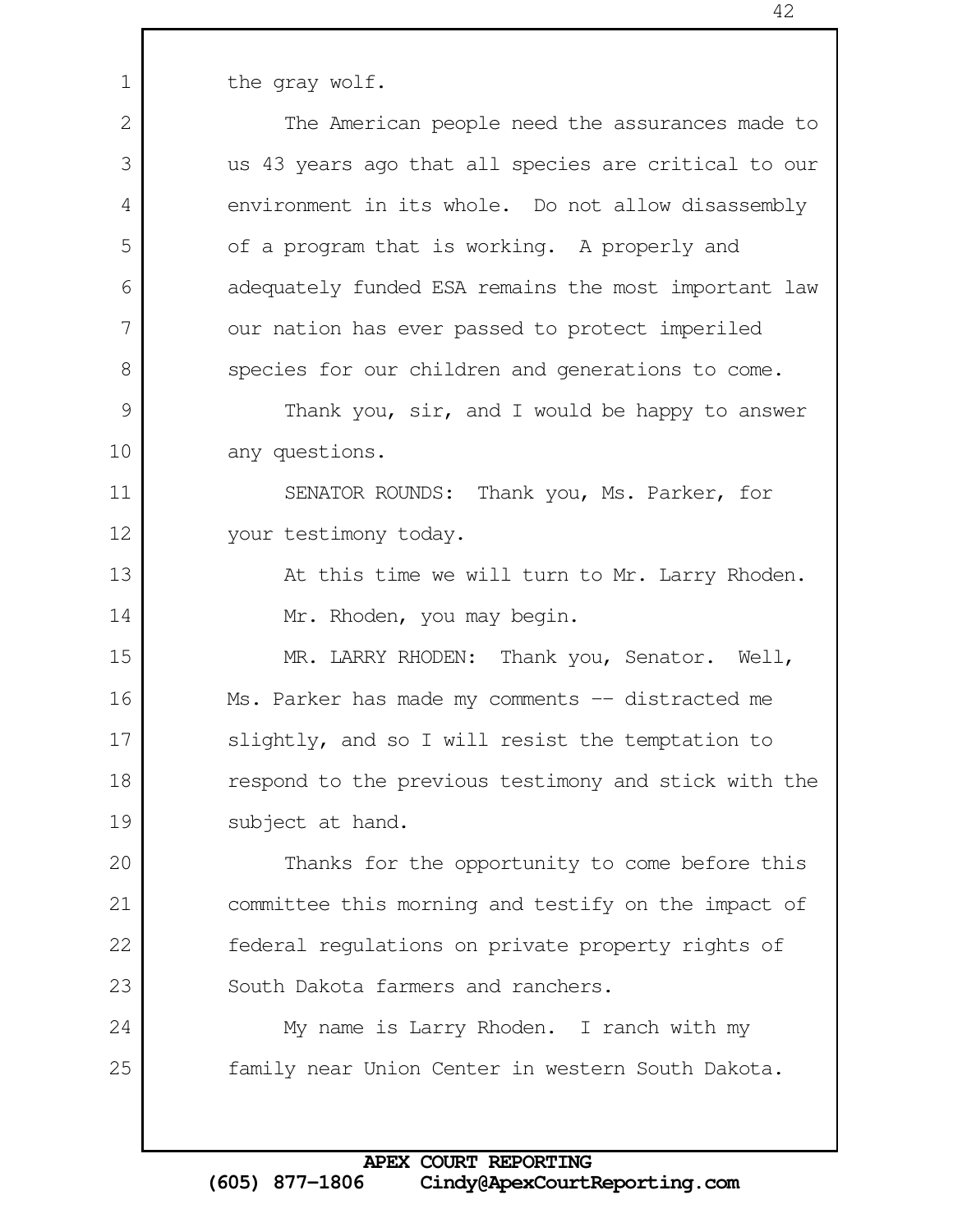the gray wolf.

The American people need the assurances made to us 43 years ago that all species are critical to our environment in its whole. Do not allow disassembly of a program that is working. A properly and adequately funded ESA remains the most important law our nation has ever passed to protect imperiled species for our children and generations to come.

Thank you, sir, and I would be happy to answer any questions.

SENATOR ROUNDS: Thank you, Ms. Parker, for your testimony today.

At this time we will turn to Mr. Larry Rhoden.

Mr. Rhoden, you may begin.

MR. LARRY RHODEN: Thank you, Senator. Well, Ms. Parker has made my comments -- distracted me slightly, and so I will resist the temptation to respond to the previous testimony and stick with the subject at hand.

Thanks for the opportunity to come before this committee this morning and testify on the impact of federal regulations on private property rights of South Dakota farmers and ranchers.

My name is Larry Rhoden. I ranch with my family near Union Center in western South Dakota.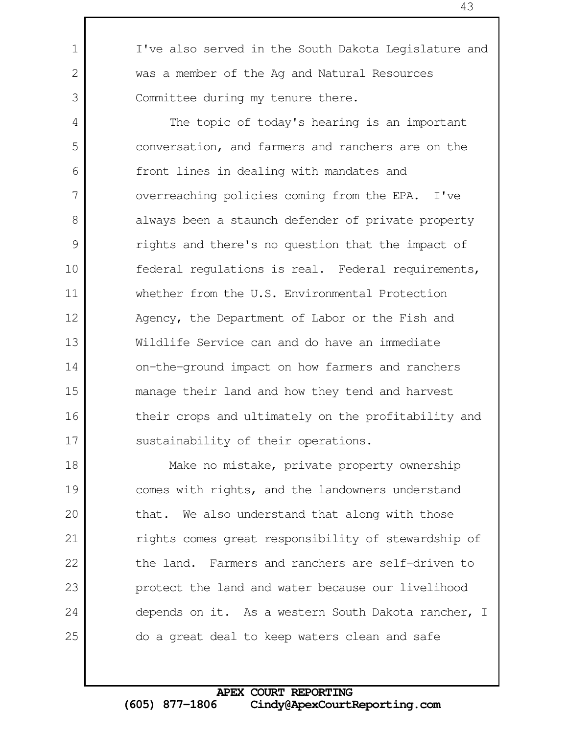I've also served in the South Dakota Legislature and was a member of the Ag and Natural Resources Committee during my tenure there.

The topic of today's hearing is an important conversation, and farmers and ranchers are on the front lines in dealing with mandates and overreaching policies coming from the EPA. I've always been a staunch defender of private property rights and there's no question that the impact of federal regulations is real. Federal requirements, whether from the U.S. Environmental Protection Agency, the Department of Labor or the Fish and Wildlife Service can and do have an immediate on-the-ground impact on how farmers and ranchers manage their land and how they tend and harvest their crops and ultimately on the profitability and sustainability of their operations.

Make no mistake, private property ownership comes with rights, and the landowners understand that. We also understand that along with those rights comes great responsibility of stewardship of the land. Farmers and ranchers are self-driven to protect the land and water because our livelihood depends on it. As a western South Dakota rancher, I do a great deal to keep waters clean and safe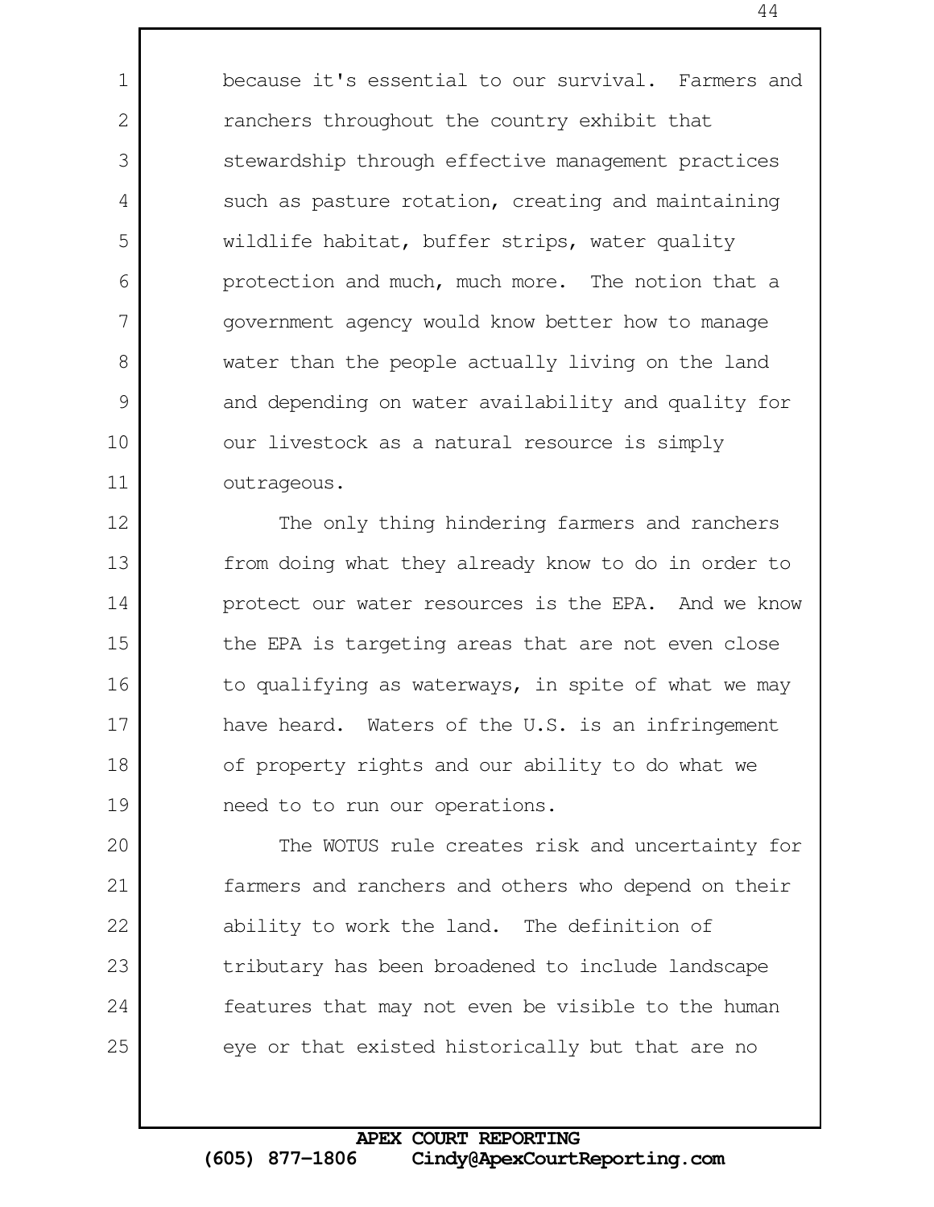because it's essential to our survival. Farmers and ranchers throughout the country exhibit that stewardship through effective management practices such as pasture rotation, creating and maintaining wildlife habitat, buffer strips, water quality protection and much, much more. The notion that a government agency would know better how to manage water than the people actually living on the land and depending on water availability and quality for our livestock as a natural resource is simply outrageous.

The only thing hindering farmers and ranchers from doing what they already know to do in order to protect our water resources is the EPA. And we know the EPA is targeting areas that are not even close to qualifying as waterways, in spite of what we may have heard. Waters of the U.S. is an infringement of property rights and our ability to do what we need to to run our operations.

The WOTUS rule creates risk and uncertainty for farmers and ranchers and others who depend on their ability to work the land. The definition of tributary has been broadened to include landscape features that may not even be visible to the human eye or that existed historically but that are no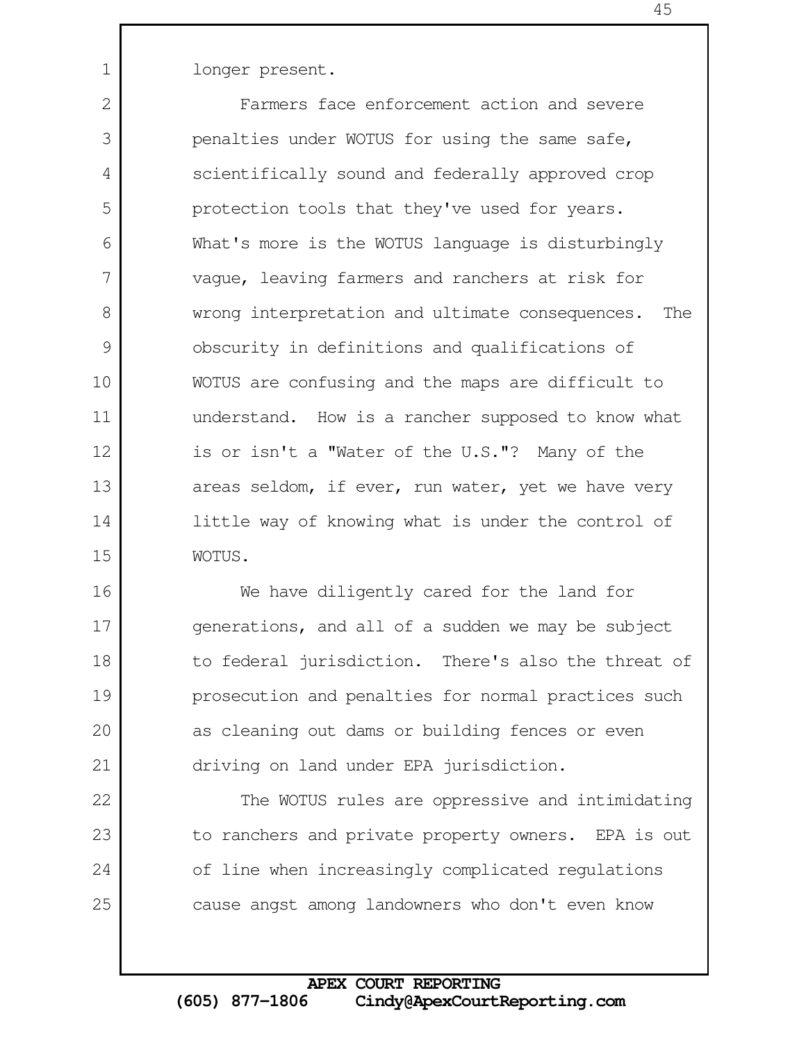longer present.

Farmers face enforcement action and severe penalties under WOTUS for using the same safe, scientifically sound and federally approved crop protection tools that they've used for years. What's more is the WOTUS language is disturbingly vague, leaving farmers and ranchers at risk for wrong interpretation and ultimate consequences. The obscurity in definitions and qualifications of WOTUS are confusing and the maps are difficult to understand. How is a rancher supposed to know what is or isn't a "Water of the U.S."? Many of the areas seldom, if ever, run water, yet we have very little way of knowing what is under the control of WOTUS.

We have diligently cared for the land for generations, and all of a sudden we may be subject to federal jurisdiction. There's also the threat of prosecution and penalties for normal practices such as cleaning out dams or building fences or even driving on land under EPA jurisdiction.

The WOTUS rules are oppressive and intimidating to ranchers and private property owners. EPA is out of line when increasingly complicated regulations cause angst among landowners who don't even know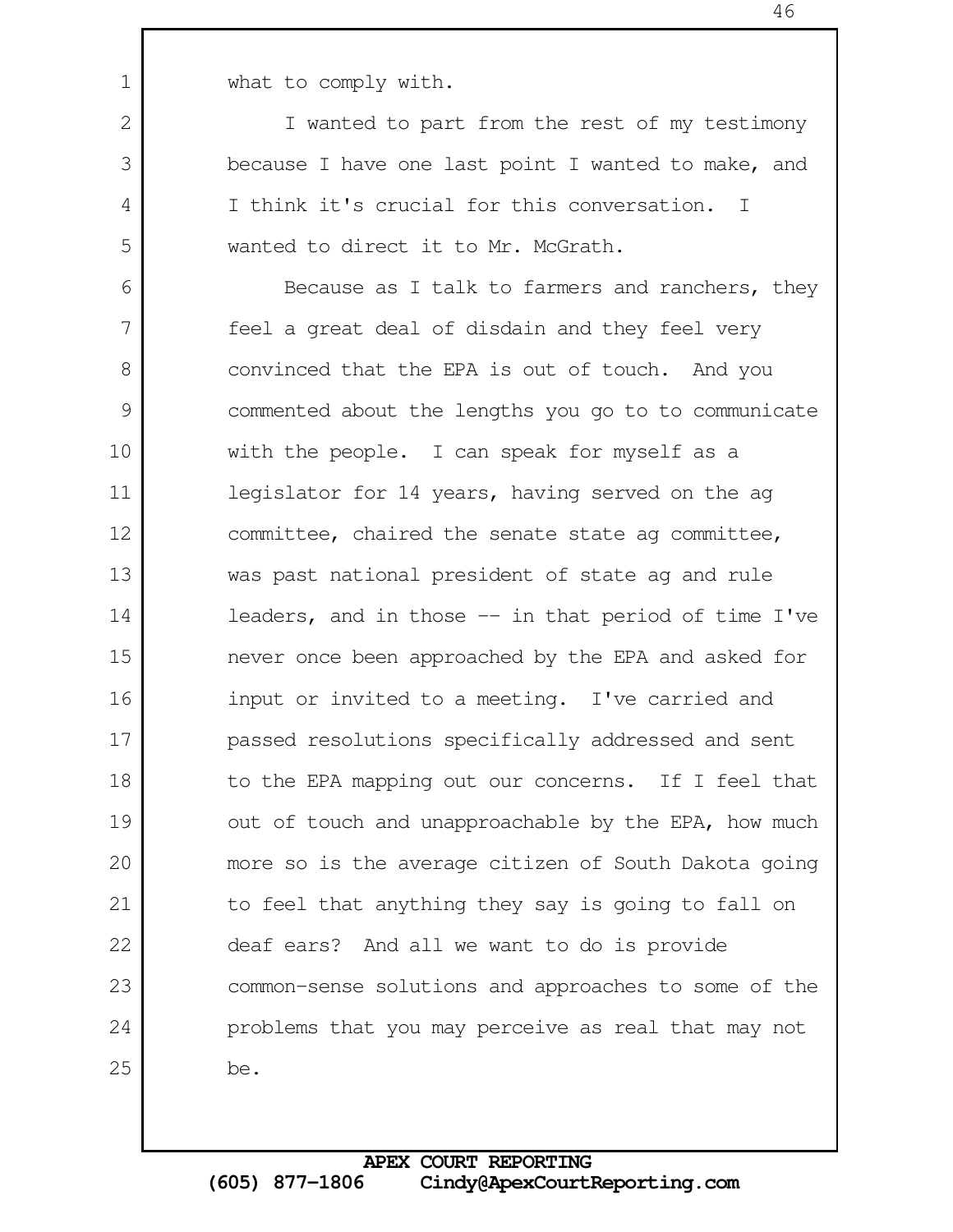what to comply with.

I wanted to part from the rest of my testimony because I have one last point I wanted to make, and I think it's crucial for this conversation. I wanted to direct it to Mr. McGrath.

Because as I talk to farmers and ranchers, they feel a great deal of disdain and they feel very convinced that the EPA is out of touch. And you commented about the lengths you go to to communicate with the people. I can speak for myself as a legislator for 14 years, having served on the ag committee, chaired the senate state ag committee, was past national president of state ag and rule leaders, and in those -- in that period of time I've never once been approached by the EPA and asked for input or invited to a meeting. I've carried and passed resolutions specifically addressed and sent to the EPA mapping out our concerns. If I feel that out of touch and unapproachable by the EPA, how much more so is the average citizen of South Dakota going to feel that anything they say is going to fall on deaf ears? And all we want to do is provide common-sense solutions and approaches to some of the problems that you may perceive as real that may not be.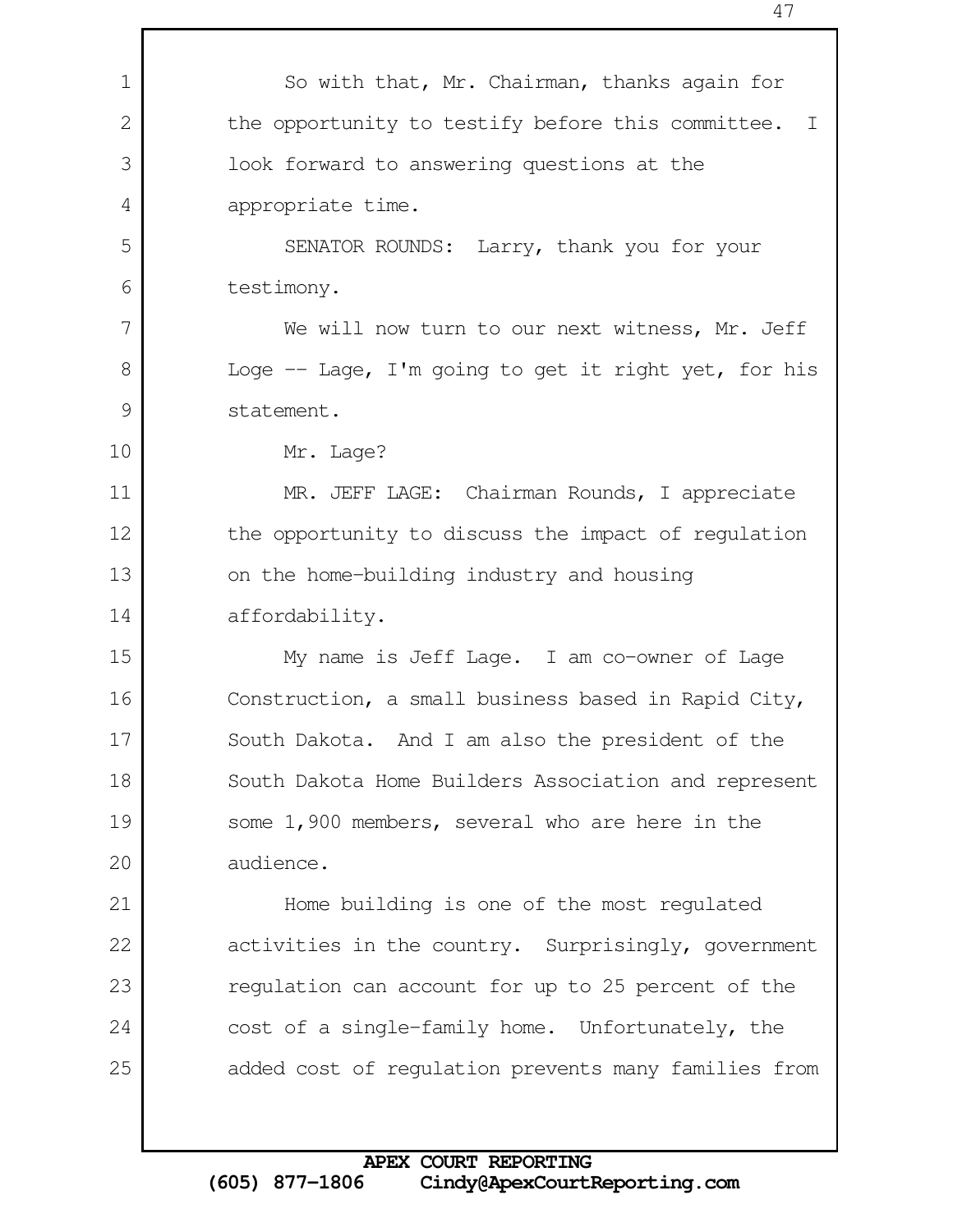So with that, Mr. Chairman, thanks again for the opportunity to testify before this committee. I look forward to answering questions at the appropriate time.

SENATOR ROUNDS: Larry, thank you for your testimony.

We will now turn to our next witness, Mr. Jeff Loge -- Lage, I'm going to get it right yet, for his statement.

Mr. Lage?

MR. JEFF LAGE: Chairman Rounds, I appreciate the opportunity to discuss the impact of regulation on the home-building industry and housing affordability.

My name is Jeff Lage. I am co-owner of Lage Construction, a small business based in Rapid City, South Dakota. And I am also the president of the South Dakota Home Builders Association and represent some 1,900 members, several who are here in the audience.

Home building is one of the most regulated activities in the country. Surprisingly, government regulation can account for up to 25 percent of the cost of a single-family home. Unfortunately, the added cost of regulation prevents many families from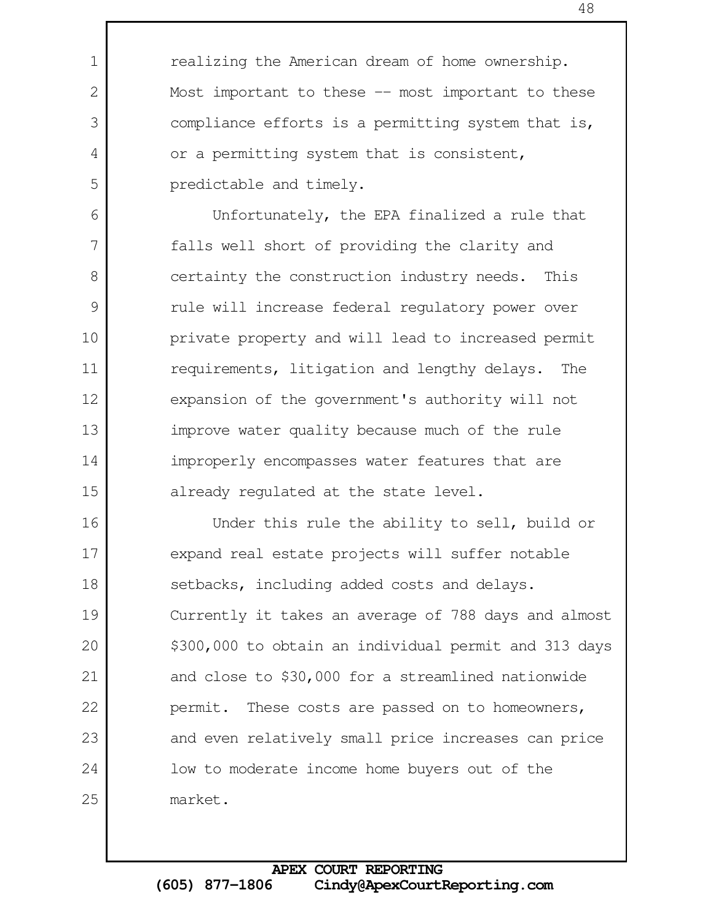realizing the American dream of home ownership. Most important to these -- most important to these compliance efforts is a permitting system that is, or a permitting system that is consistent, predictable and timely.

Unfortunately, the EPA finalized a rule that falls well short of providing the clarity and certainty the construction industry needs. This rule will increase federal regulatory power over private property and will lead to increased permit requirements, litigation and lengthy delays. The expansion of the government's authority will not improve water quality because much of the rule improperly encompasses water features that are already regulated at the state level.

Under this rule the ability to sell, build or expand real estate projects will suffer notable setbacks, including added costs and delays. Currently it takes an average of 788 days and almost $300,000 to obtain an individual permit and 313 days and close to $30,000 for a streamlined nationwide permit. These costs are passed on to homeowners, and even relatively small price increases can price low to moderate income home buyers out of the market.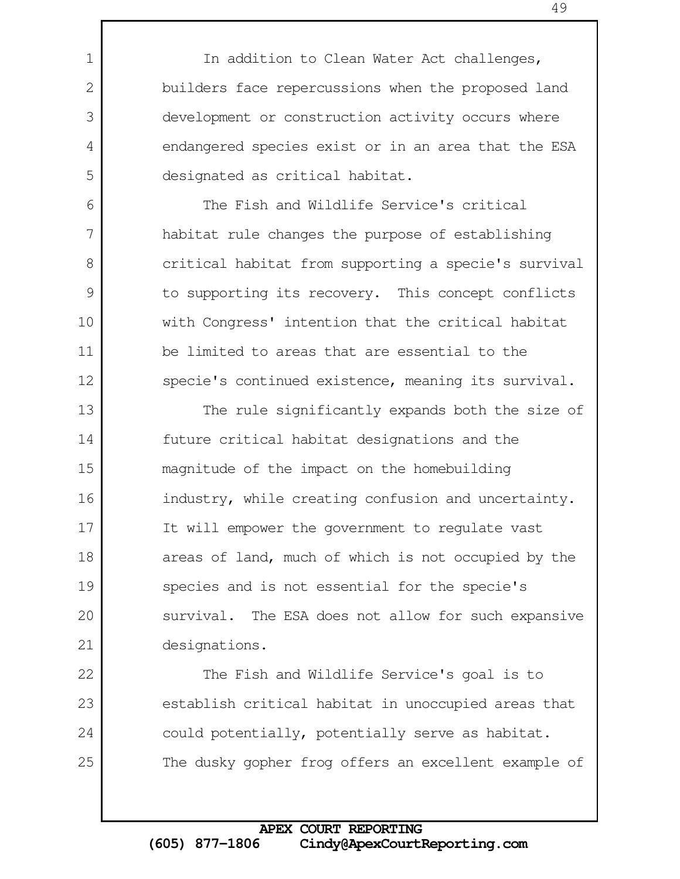In addition to Clean Water Act challenges, builders face repercussions when the proposed land development or construction activity occurs where endangered species exist or in an area that the ESA designated as critical habitat.

The Fish and Wildlife Service's critical habitat rule changes the purpose of establishing critical habitat from supporting a specie's survival to supporting its recovery. This concept conflicts with Congress' intention that the critical habitat be limited to areas that are essential to the specie's continued existence, meaning its survival.

The rule significantly expands both the size of future critical habitat designations and the magnitude of the impact on the homebuilding industry, while creating confusion and uncertainty. It will empower the government to regulate vast areas of land, much of which is not occupied by the species and is not essential for the specie's survival. The ESA does not allow for such expansive designations.

The Fish and Wildlife Service's goal is to establish critical habitat in unoccupied areas that could potentially, potentially serve as habitat. The dusky gopher frog offers an excellent example of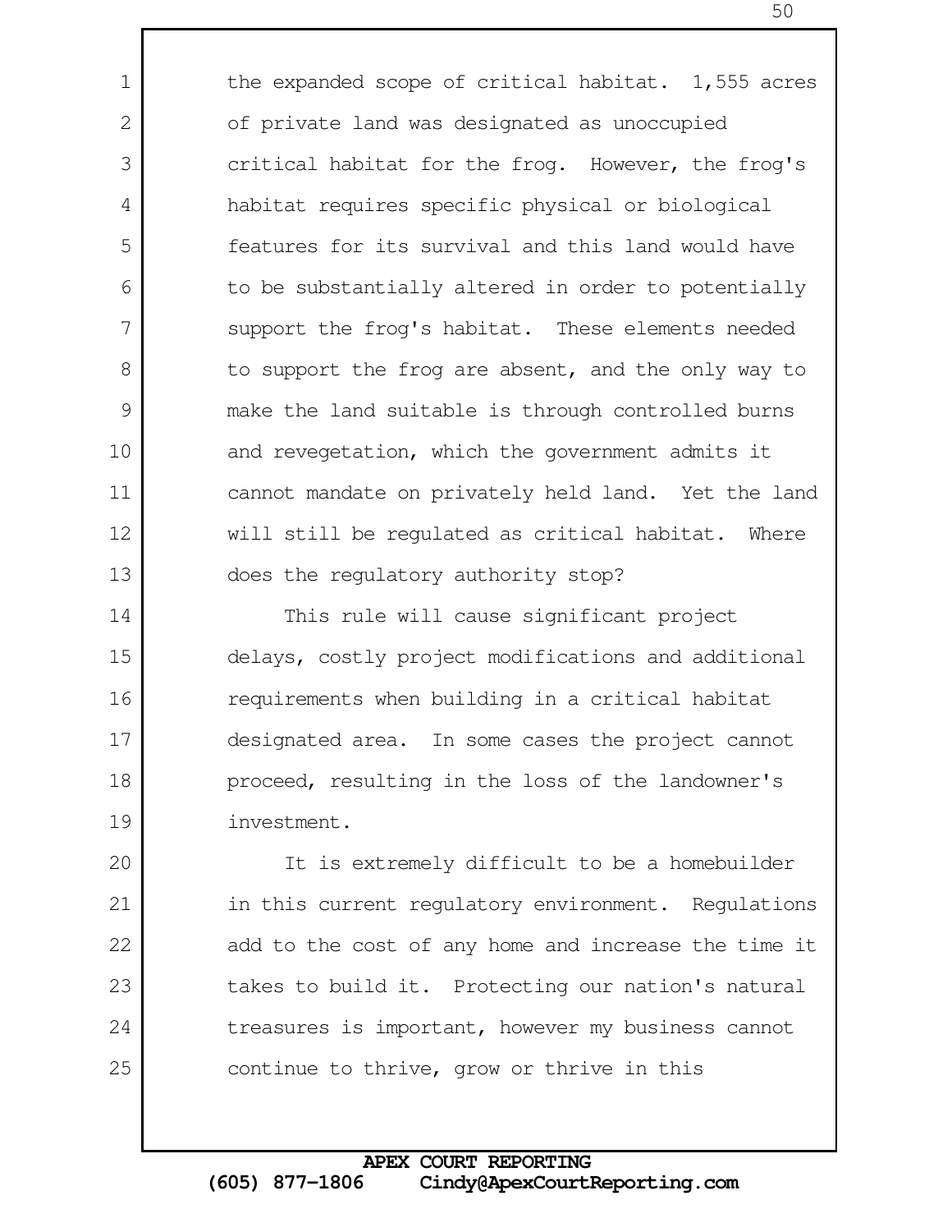the expanded scope of critical habitat. 1,555 acres of private land was designated as unoccupied critical habitat for the frog. However, the frog's habitat requires specific physical or biological features for its survival and this land would have to be substantially altered in order to potentially support the frog's habitat. These elements needed to support the frog are absent, and the only way to make the land suitable is through controlled burns and revegetation, which the government admits it cannot mandate on privately held land. Yet the land will still be regulated as critical habitat. Where does the regulatory authority stop?

This rule will cause significant project delays, costly project modifications and additional requirements when building in a critical habitat designated area. In some cases the project cannot proceed, resulting in the loss of the landowner's investment.

It is extremely difficult to be a homebuilder in this current regulatory environment. Regulations add to the cost of any home and increase the time it takes to build it. Protecting our nation's natural treasures is important, however my business cannot continue to thrive, grow or thrive in this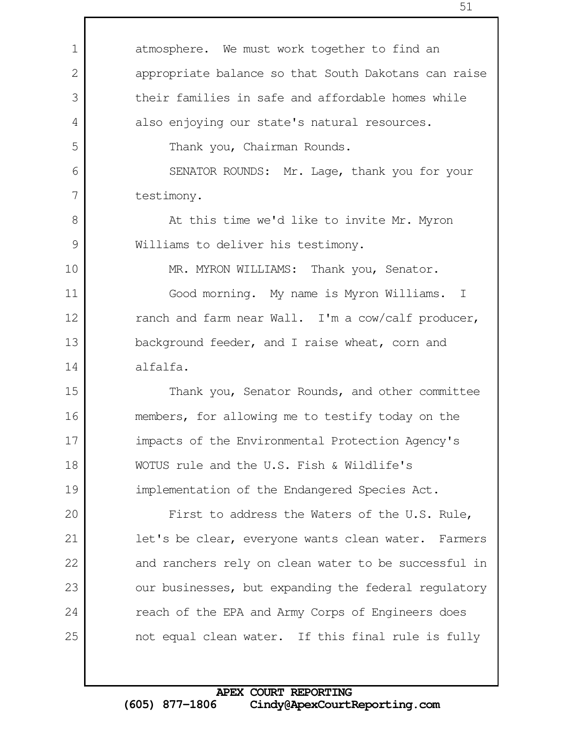atmosphere. We must work together to find an appropriate balance so that South Dakotans can raise their families in safe and affordable homes while also enjoying our state's natural resources.

Thank you, Chairman Rounds.

SENATOR ROUNDS: Mr. Lage, thank you for your testimony.

At this time we'd like to invite Mr. Myron Williams to deliver his testimony.

MR. MYRON WILLIAMS: Thank you, Senator.

Good morning. My name is Myron Williams. I ranch and farm near Wall. I'm a cow/calf producer, background feeder, and I raise wheat, corn and alfalfa.

Thank you, Senator Rounds, and other committee members, for allowing me to testify today on the impacts of the Environmental Protection Agency's WOTUS rule and the U.S. Fish & Wildlife's implementation of the Endangered Species Act.

First to address the Waters of the U.S. Rule, let's be clear, everyone wants clean water. Farmers and ranchers rely on clean water to be successful in our businesses, but expanding the federal regulatory reach of the EPA and Army Corps of Engineers does not equal clean water. If this final rule is fully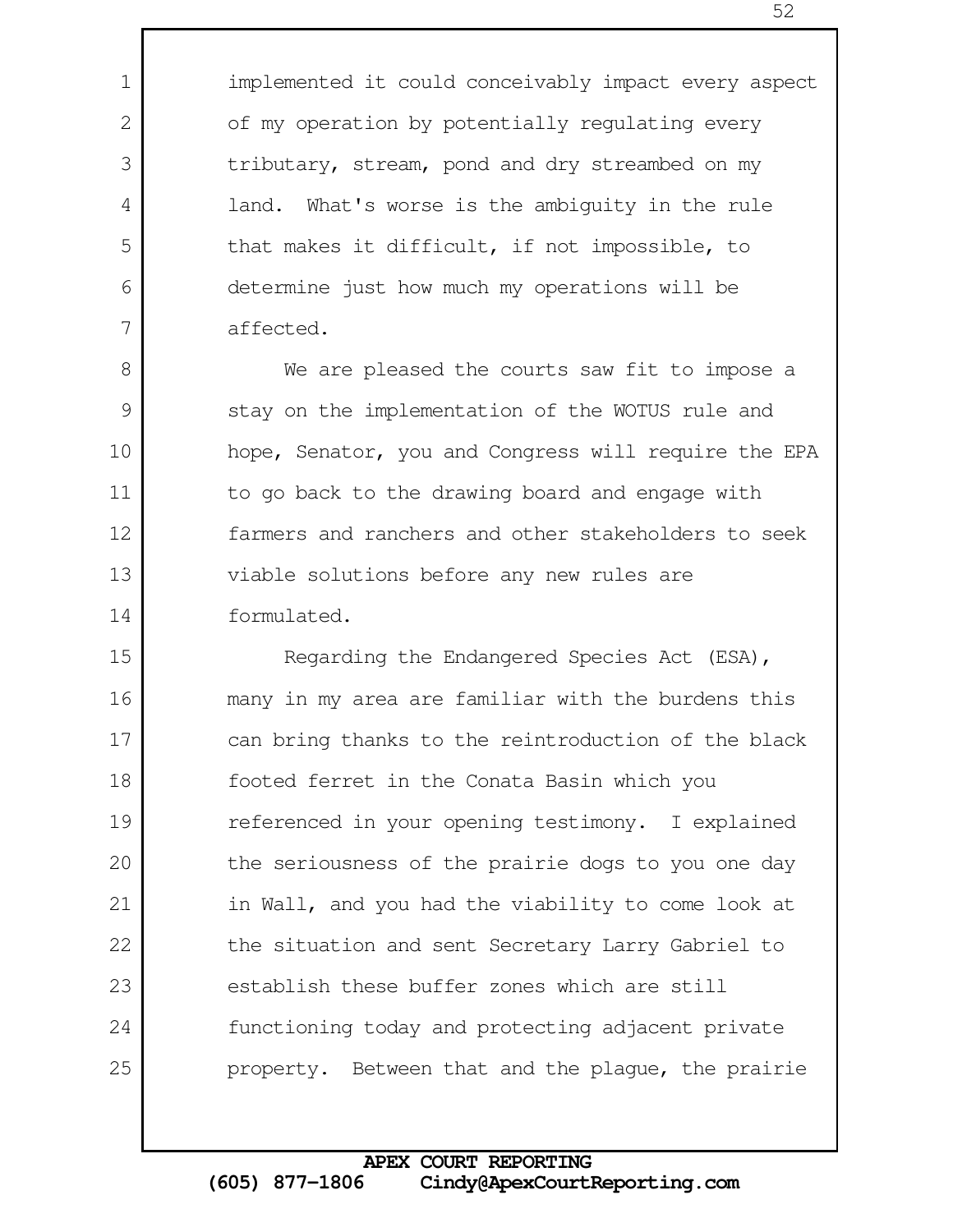implemented it could conceivably impact every aspect of my operation by potentially regulating every tributary, stream, pond and dry streambed on my land. What's worse is the ambiguity in the rule that makes it difficult, if not impossible, to determine just how much my operations will be affected.

We are pleased the courts saw fit to impose a stay on the implementation of the WOTUS rule and hope, Senator, you and Congress will require the EPA to go back to the drawing board and engage with farmers and ranchers and other stakeholders to seek viable solutions before any new rules are formulated.

Regarding the Endangered Species Act (ESA), many in my area are familiar with the burdens this can bring thanks to the reintroduction of the black footed ferret in the Conata Basin which you referenced in your opening testimony. I explained the seriousness of the prairie dogs to you one day in Wall, and you had the viability to come look at the situation and sent Secretary Larry Gabriel to establish these buffer zones which are still functioning today and protecting adjacent private property. Between that and the plague, the prairie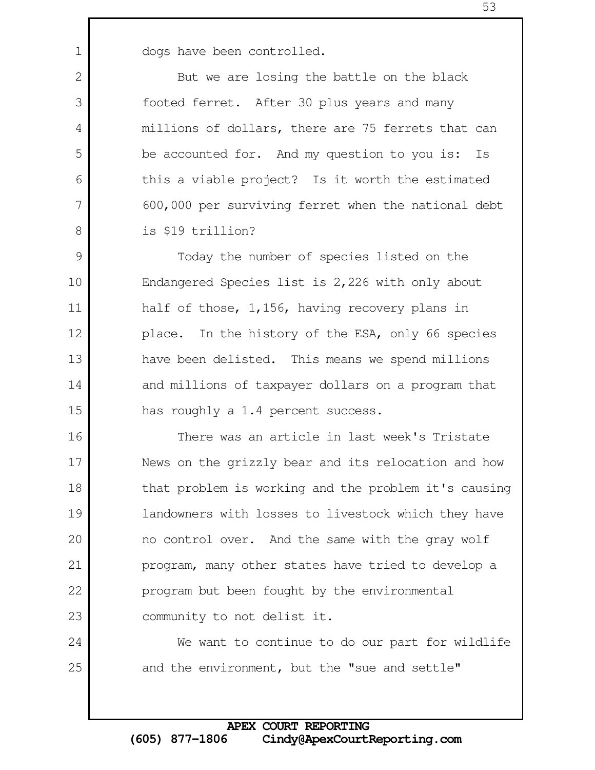dogs have been controlled.

But we are losing the battle on the black footed ferret. After 30 plus years and many millions of dollars, there are 75 ferrets that can be accounted for. And my question to you is: Is this a viable project? Is it worth the estimated 600,000 per surviving ferret when the national debt is $19 trillion?

Today the number of species listed on the Endangered Species list is 2,226 with only about half of those, 1,156, having recovery plans in place. In the history of the ESA, only 66 species have been delisted. This means we spend millions and millions of taxpayer dollars on a program that has roughly a 1.4 percent success.

There was an article in last week's Tristate News on the grizzly bear and its relocation and how that problem is working and the problem it's causing landowners with losses to livestock which they have no control over. And the same with the gray wolf program, many other states have tried to develop a program but been fought by the environmental community to not delist it.

We want to continue to do our part for wildlife and the environment, but the "sue and settle"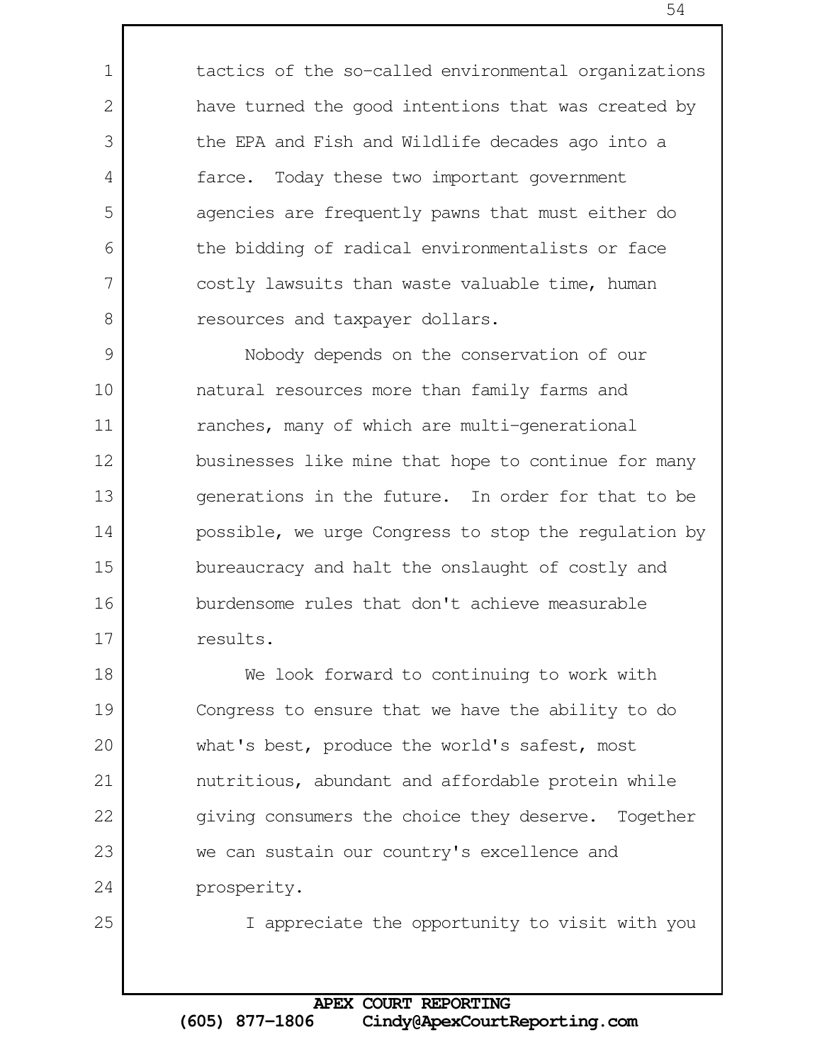tactics of the so-called environmental organizations have turned the good intentions that was created by the EPA and Fish and Wildlife decades ago into a farce. Today these two important government agencies are frequently pawns that must either do the bidding of radical environmentalists or face costly lawsuits than waste valuable time, human resources and taxpayer dollars.

Nobody depends on the conservation of our natural resources more than family farms and ranches, many of which are multi-generational businesses like mine that hope to continue for many generations in the future. In order for that to be possible, we urge Congress to stop the regulation by bureaucracy and halt the onslaught of costly and burdensome rules that don't achieve measurable results.

We look forward to continuing to work with Congress to ensure that we have the ability to do what's best, produce the world's safest, most nutritious, abundant and affordable protein while giving consumers the choice they deserve. Together we can sustain our country's excellence and prosperity.

I appreciate the opportunity to visit with you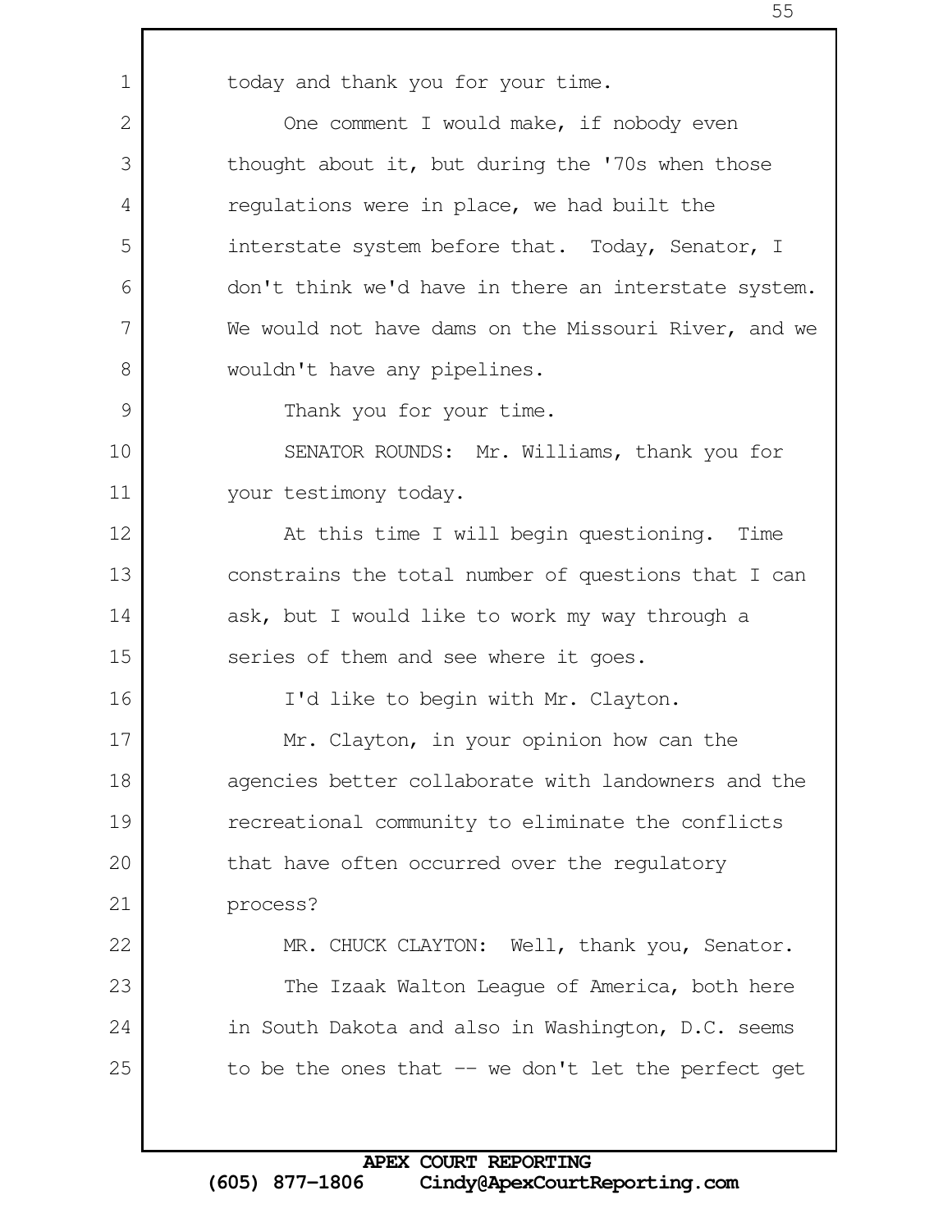today and thank you for your time.

One comment I would make, if nobody even thought about it, but during the '70s when those regulations were in place, we had built the interstate system before that. Today, Senator, I don't think we'd have in there an interstate system. We would not have dams on the Missouri River, and we wouldn't have any pipelines.

Thank you for your time.

SENATOR ROUNDS: Mr. Williams, thank you for your testimony today.

At this time I will begin questioning. Time constrains the total number of questions that I can ask, but I would like to work my way through a series of them and see where it goes.

I'd like to begin with Mr. Clayton.

Mr. Clayton, in your opinion how can the agencies better collaborate with landowners and the recreational community to eliminate the conflicts that have often occurred over the regulatory process?

MR. CHUCK CLAYTON: Well, thank you, Senator.

The Izaak Walton League of America, both here in South Dakota and also in Washington, D.C. seems to be the ones that -- we don't let the perfect get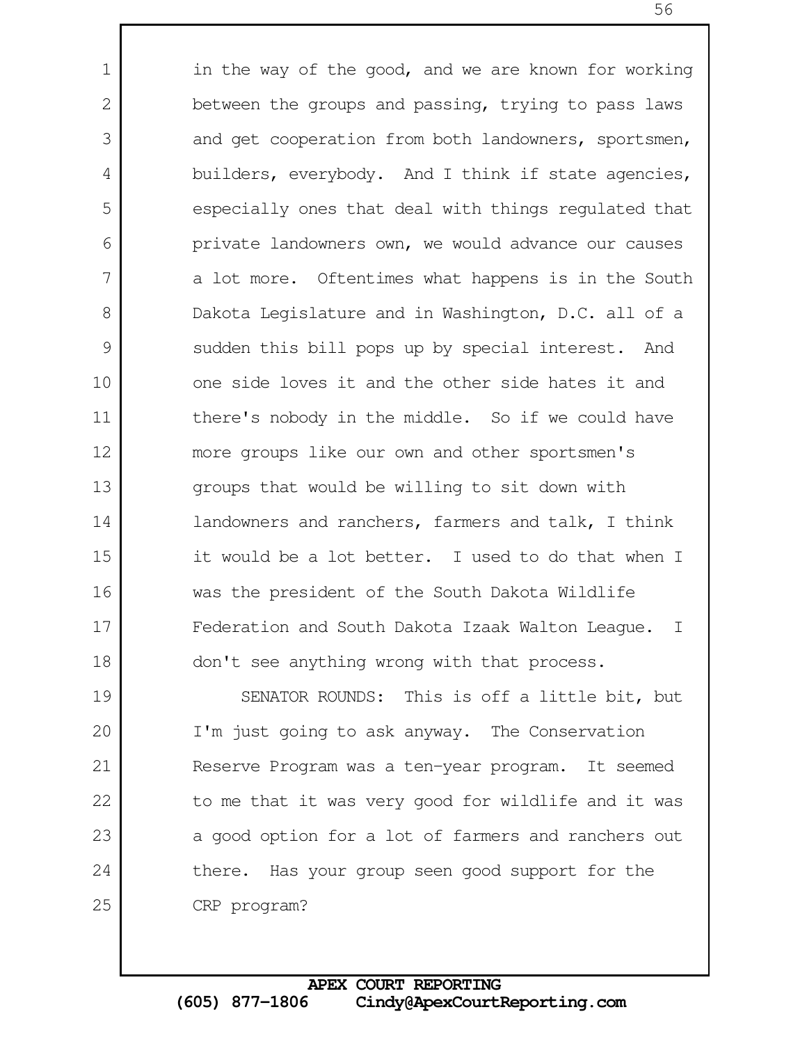in the way of the good, and we are known for working between the groups and passing, trying to pass laws and get cooperation from both landowners, sportsmen, builders, everybody. And I think if state agencies, especially ones that deal with things regulated that private landowners own, we would advance our causes a lot more. Oftentimes what happens is in the South Dakota Legislature and in Washington, D.C. all of a sudden this bill pops up by special interest. And one side loves it and the other side hates it and there's nobody in the middle. So if we could have more groups like our own and other sportsmen's groups that would be willing to sit down with landowners and ranchers, farmers and talk, I think it would be a lot better. I used to do that when I was the president of the South Dakota Wildlife Federation and South Dakota Izaak Walton League. I don't see anything wrong with that process.

SENATOR ROUNDS: This is off a little bit, but I'm just going to ask anyway. The Conservation Reserve Program was a ten-year program. It seemed to me that it was very good for wildlife and it was a good option for a lot of farmers and ranchers out there. Has your group seen good support for the CRP program?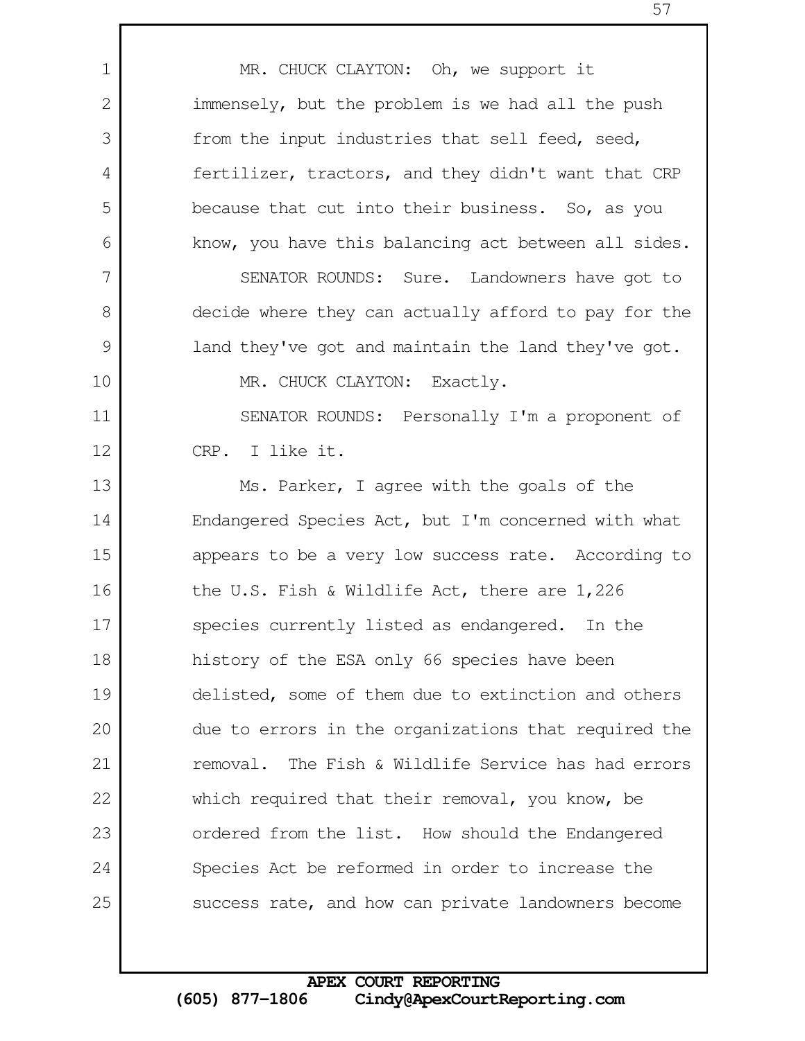MR. CHUCK CLAYTON: Oh, we support it immensely, but the problem is we had all the push from the input industries that sell feed, seed, fertilizer, tractors, and they didn't want that CRP because that cut into their business. So, as you know, you have this balancing act between all sides.

SENATOR ROUNDS: Sure. Landowners have got to decide where they can actually afford to pay for the land they've got and maintain the land they've got.

MR. CHUCK CLAYTON: Exactly.

SENATOR ROUNDS: Personally I'm a proponent of CRP. I like it.

Ms. Parker, I agree with the goals of the Endangered Species Act, but I'm concerned with what appears to be a very low success rate. According to the U.S. Fish & Wildlife Act, there are 1,226 species currently listed as endangered. In the history of the ESA only 66 species have been delisted, some of them due to extinction and others due to errors in the organizations that required the removal. The Fish & Wildlife Service has had errors which required that their removal, you know, be ordered from the list. How should the Endangered Species Act be reformed in order to increase the success rate, and how can private landowners become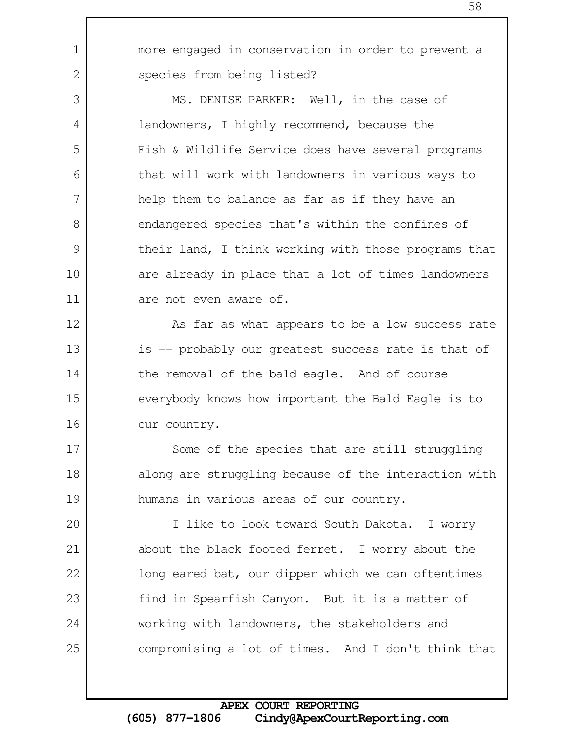more engaged in conservation in order to prevent a species from being listed?

MS. DENISE PARKER: Well, in the case of landowners, I highly recommend, because the Fish & Wildlife Service does have several programs that will work with landowners in various ways to help them to balance as far as if they have an endangered species that's within the confines of their land, I think working with those programs that are already in place that a lot of times landowners are not even aware of.

As far as what appears to be a low success rate is -- probably our greatest success rate is that of the removal of the bald eagle. And of course everybody knows how important the Bald Eagle is to our country.

Some of the species that are still struggling along are struggling because of the interaction with humans in various areas of our country.

I like to look toward South Dakota. I worry about the black footed ferret. I worry about the long eared bat, our dipper which we can oftentimes find in Spearfish Canyon. But it is a matter of working with landowners, the stakeholders and compromising a lot of times. And I don't think that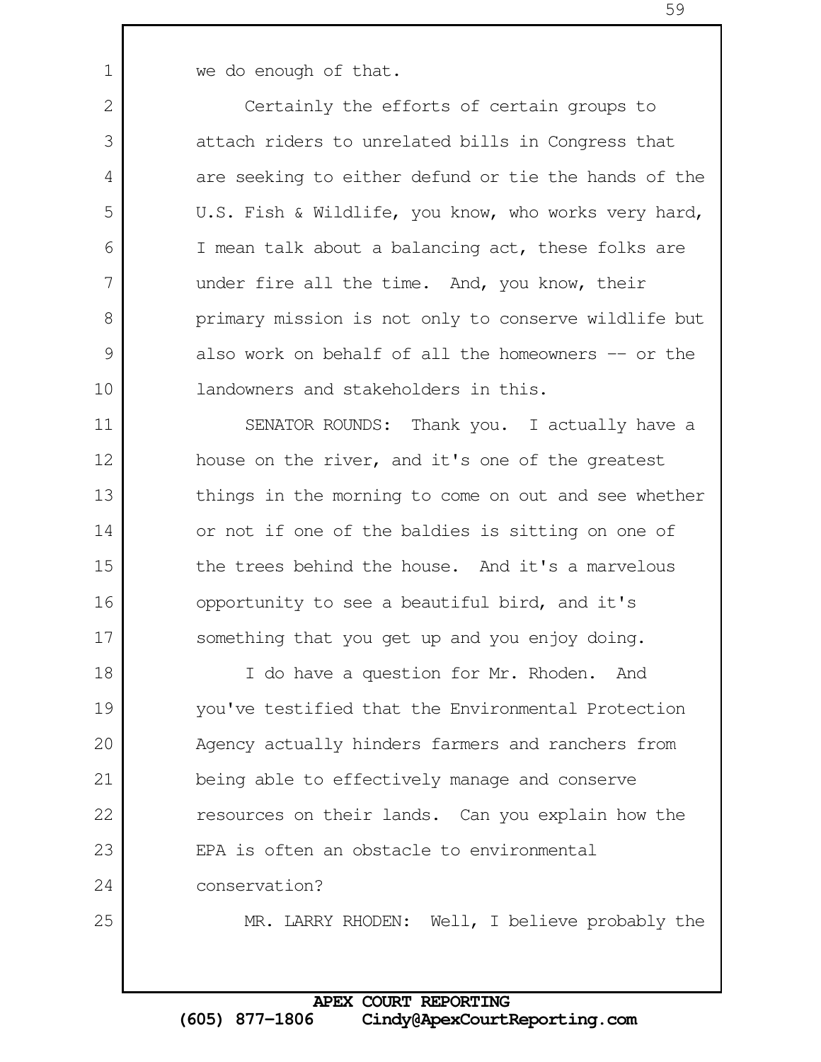we do enough of that.

Certainly the efforts of certain groups to attach riders to unrelated bills in Congress that are seeking to either defund or tie the hands of the U.S. Fish & Wildlife, you know, who works very hard, I mean talk about a balancing act, these folks are under fire all the time. And, you know, their primary mission is not only to conserve wildlife but also work on behalf of all the homeowners -- or the landowners and stakeholders in this.

SENATOR ROUNDS: Thank you. I actually have a house on the river, and it's one of the greatest things in the morning to come on out and see whether or not if one of the baldies is sitting on one of the trees behind the house. And it's a marvelous opportunity to see a beautiful bird, and it's something that you get up and you enjoy doing.

I do have a question for Mr. Rhoden. And you've testified that the Environmental Protection Agency actually hinders farmers and ranchers from being able to effectively manage and conserve resources on their lands. Can you explain how the EPA is often an obstacle to environmental conservation?

MR. LARRY RHODEN: Well, I believe probably the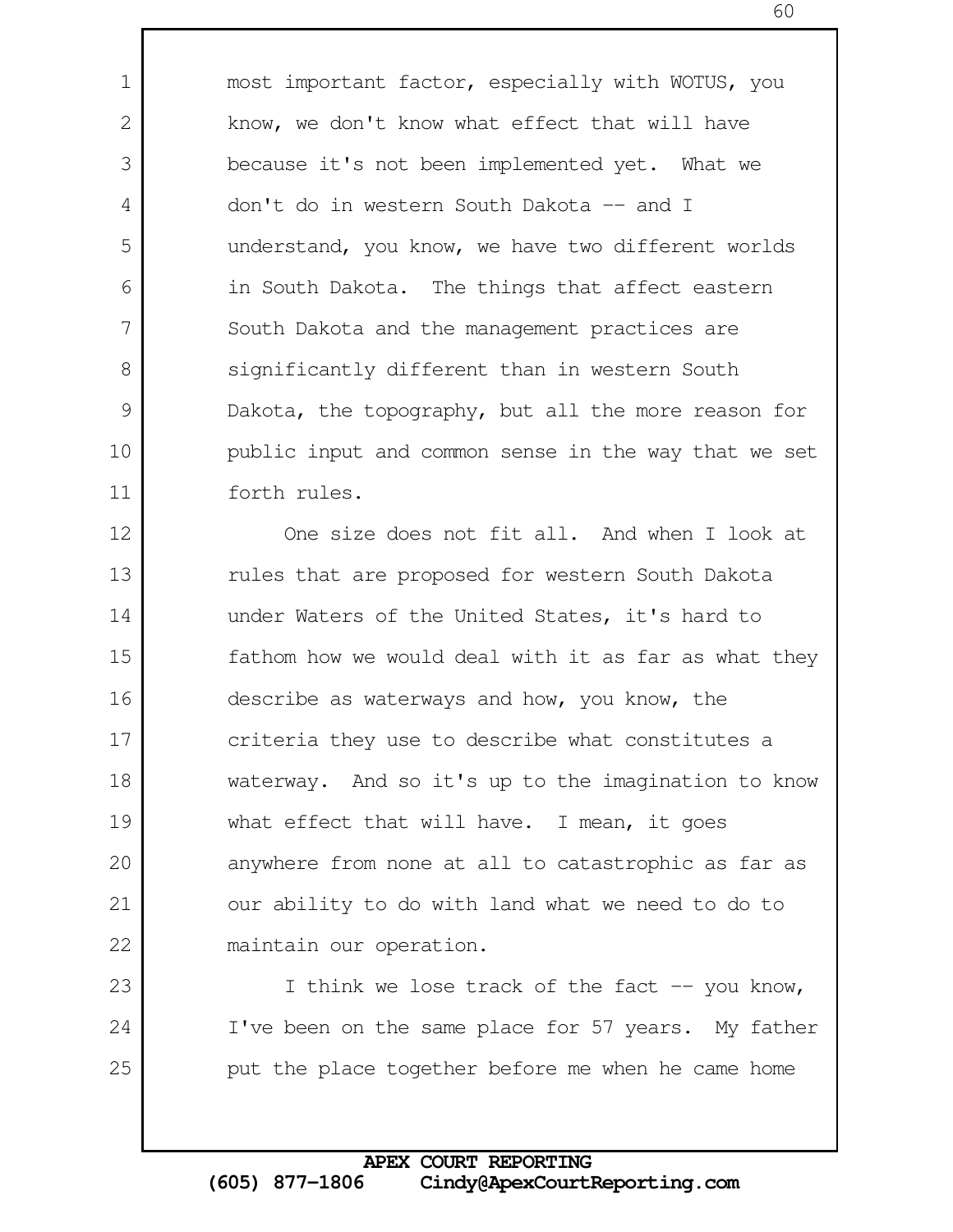most important factor, especially with WOTUS, you know, we don't know what effect that will have because it's not been implemented yet. What we don't do in western South Dakota -- and I understand, you know, we have two different worlds in South Dakota. The things that affect eastern South Dakota and the management practices are significantly different than in western South Dakota, the topography, but all the more reason for public input and common sense in the way that we set forth rules.

One size does not fit all. And when I look at rules that are proposed for western South Dakota under Waters of the United States, it's hard to fathom how we would deal with it as far as what they describe as waterways and how, you know, the criteria they use to describe what constitutes a waterway. And so it's up to the imagination to know what effect that will have. I mean, it goes anywhere from none at all to catastrophic as far as our ability to do with land what we need to do to maintain our operation.

I think we lose track of the fact -- you know, I've been on the same place for 57 years. My father put the place together before me when he came home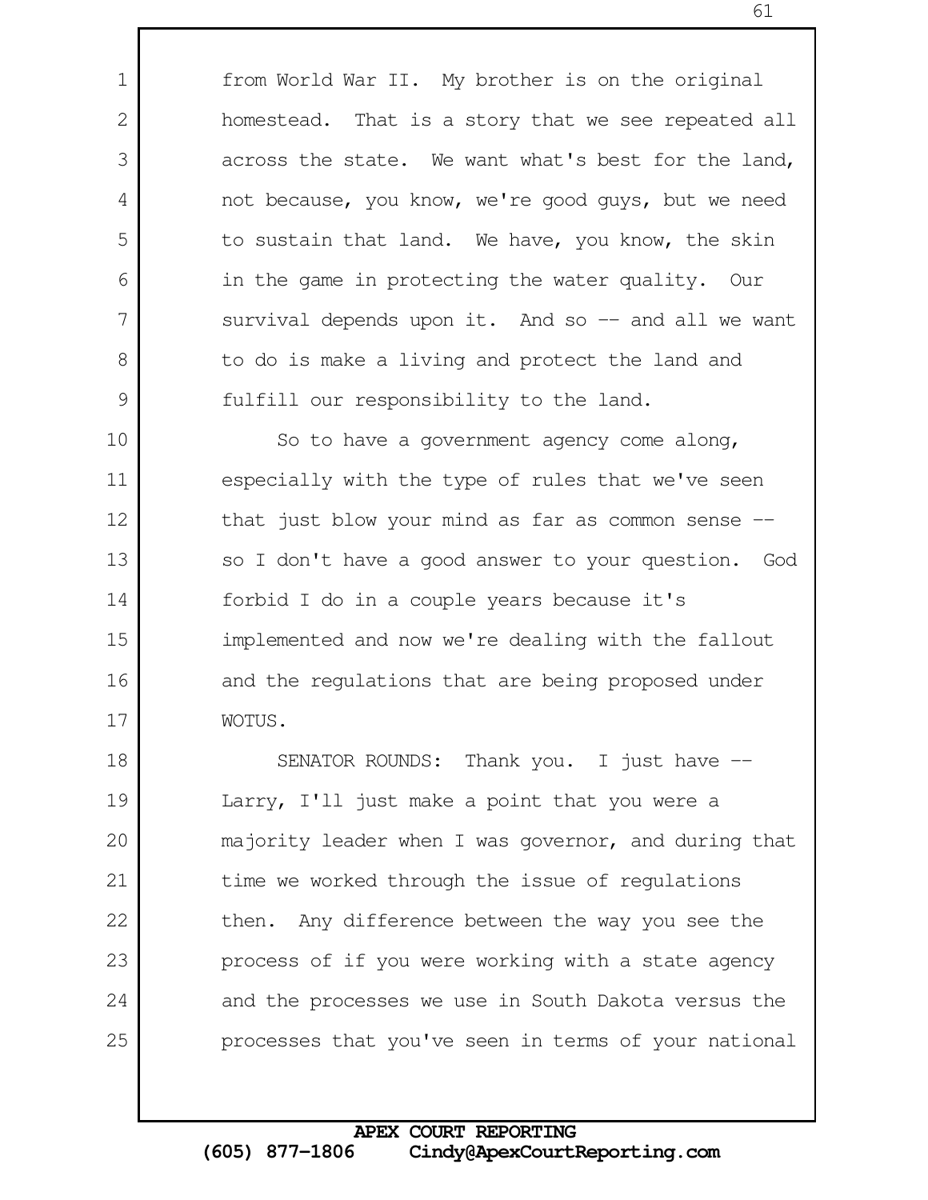from World War II. My brother is on the original homestead. That is a story that we see repeated all across the state. We want what's best for the land, not because, you know, we're good guys, but we need to sustain that land. We have, you know, the skin in the game in protecting the water quality. Our survival depends upon it. And so -- and all we want to do is make a living and protect the land and fulfill our responsibility to the land.

So to have a government agency come along, especially with the type of rules that we've seen that just blow your mind as far as common sense -- so I don't have a good answer to your question. God forbid I do in a couple years because it's implemented and now we're dealing with the fallout and the regulations that are being proposed under WOTUS.

SENATOR ROUNDS: Thank you. I just have -- Larry, I'll just make a point that you were a majority leader when I was governor, and during that time we worked through the issue of regulations then. Any difference between the way you see the process of if you were working with a state agency and the processes we use in South Dakota versus the processes that you've seen in terms of your national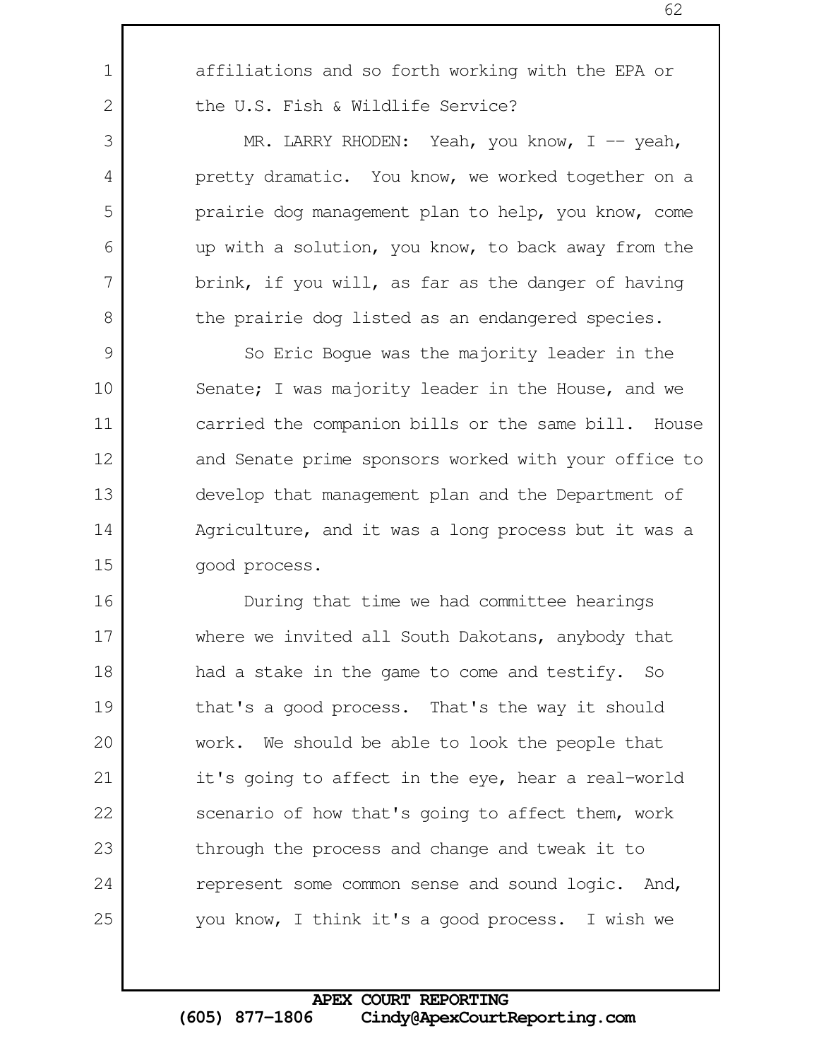affiliations and so forth working with the EPA or the U.S. Fish & Wildlife Service?

MR. LARRY RHODEN: Yeah, you know, I -- yeah, pretty dramatic. You know, we worked together on a prairie dog management plan to help, you know, come up with a solution, you know, to back away from the brink, if you will, as far as the danger of having the prairie dog listed as an endangered species.

So Eric Bogue was the majority leader in the Senate; I was majority leader in the House, and we carried the companion bills or the same bill. House and Senate prime sponsors worked with your office to develop that management plan and the Department of Agriculture, and it was a long process but it was a good process.

During that time we had committee hearings where we invited all South Dakotans, anybody that had a stake in the game to come and testify. So that's a good process. That's the way it should work. We should be able to look the people that it's going to affect in the eye, hear a real-world scenario of how that's going to affect them, work through the process and change and tweak it to represent some common sense and sound logic. And, you know, I think it's a good process. I wish we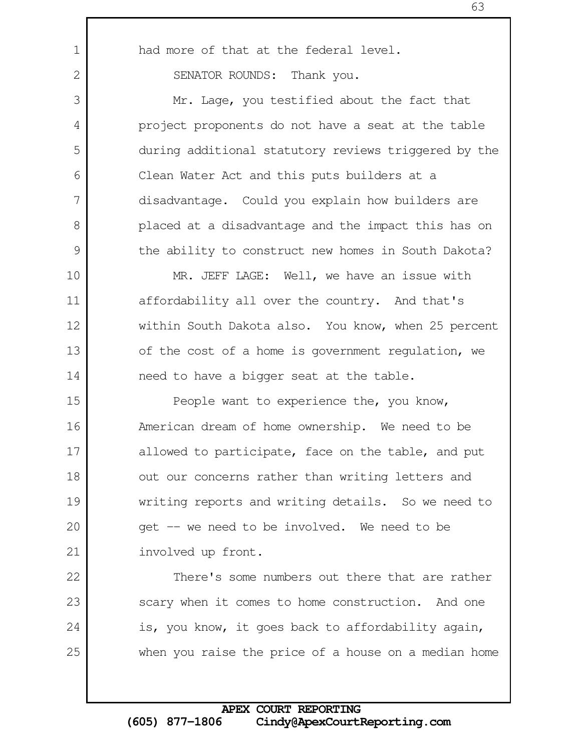had more of that at the federal level.

SENATOR ROUNDS: Thank you.

Mr. Lage, you testified about the fact that project proponents do not have a seat at the table during additional statutory reviews triggered by the Clean Water Act and this puts builders at a disadvantage. Could you explain how builders are placed at a disadvantage and the impact this has on the ability to construct new homes in South Dakota?

MR. JEFF LAGE: Well, we have an issue with affordability all over the country. And that's within South Dakota also. You know, when 25 percent of the cost of a home is government regulation, we need to have a bigger seat at the table.

People want to experience the, you know, American dream of home ownership. We need to be allowed to participate, face on the table, and put out our concerns rather than writing letters and writing reports and writing details. So we need to get -- we need to be involved. We need to be involved up front.

There's some numbers out there that are rather scary when it comes to home construction. And one is, you know, it goes back to affordability again, when you raise the price of a house on a median home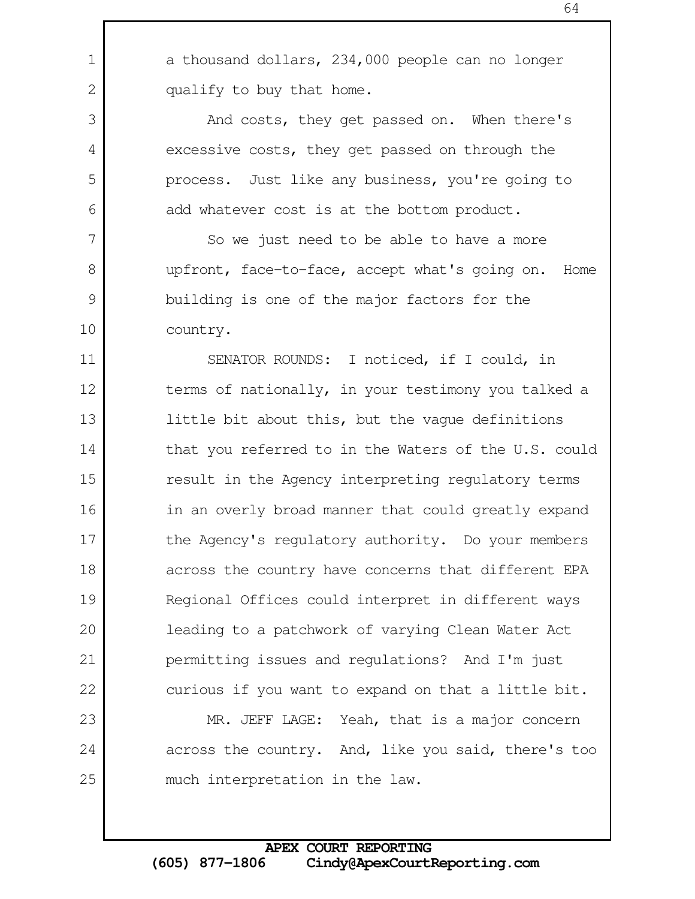a thousand dollars, 234,000 people can no longer qualify to buy that home.

And costs, they get passed on. When there's excessive costs, they get passed on through the process. Just like any business, you're going to add whatever cost is at the bottom product.

So we just need to be able to have a more upfront, face-to-face, accept what's going on. Home building is one of the major factors for the country.

SENATOR ROUNDS: I noticed, if I could, in terms of nationally, in your testimony you talked a little bit about this, but the vague definitions that you referred to in the Waters of the U.S. could result in the Agency interpreting regulatory terms in an overly broad manner that could greatly expand the Agency's regulatory authority. Do your members across the country have concerns that different EPA Regional Offices could interpret in different ways leading to a patchwork of varying Clean Water Act permitting issues and regulations? And I'm just curious if you want to expand on that a little bit.

MR. JEFF LAGE: Yeah, that is a major concern across the country. And, like you said, there's too much interpretation in the law.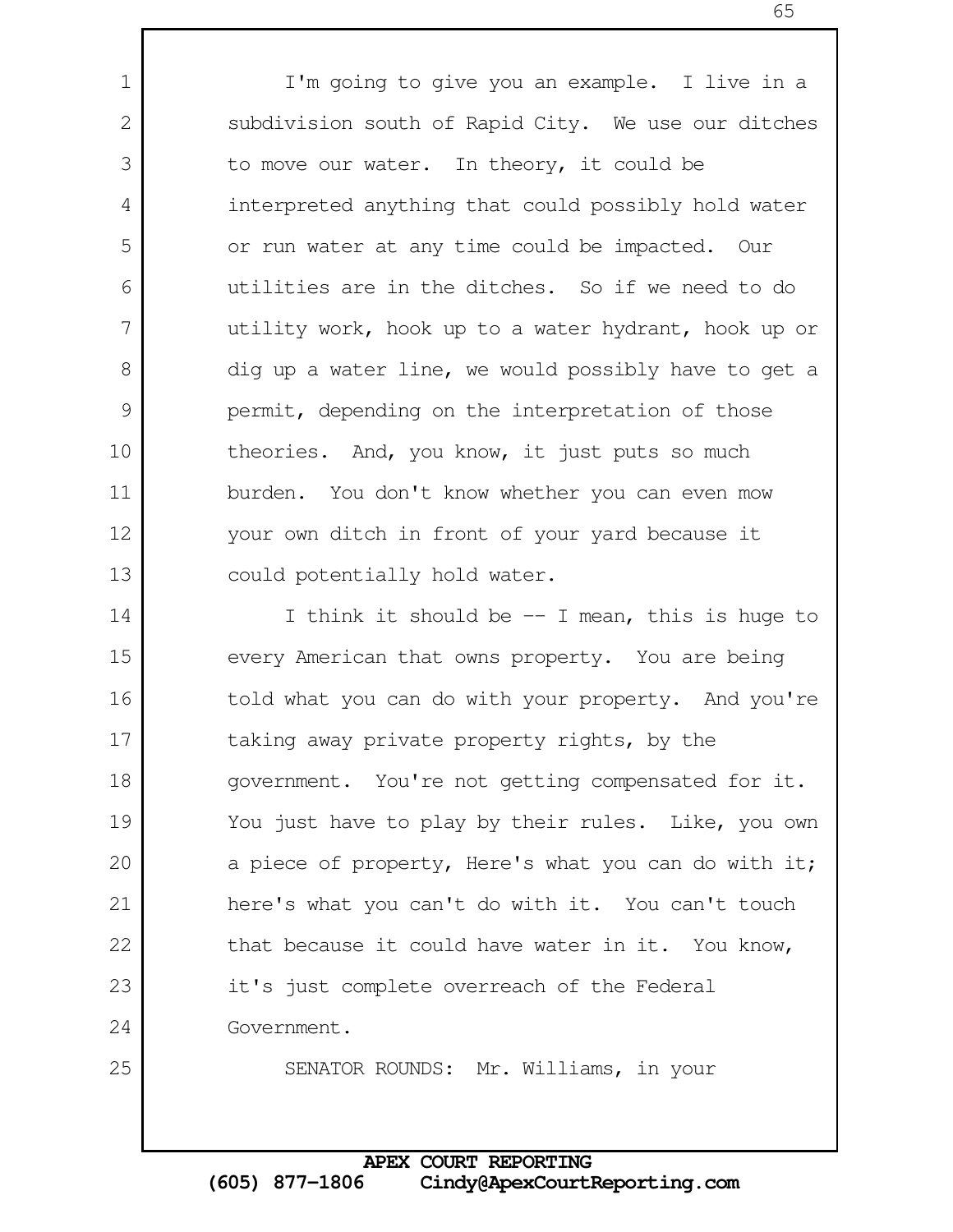I'm going to give you an example. I live in a subdivision south of Rapid City. We use our ditches to move our water. In theory, it could be interpreted anything that could possibly hold water or run water at any time could be impacted. Our utilities are in the ditches. So if we need to do utility work, hook up to a water hydrant, hook up or dig up a water line, we would possibly have to get a permit, depending on the interpretation of those theories. And, you know, it just puts so much burden. You don't know whether you can even mow your own ditch in front of your yard because it could potentially hold water.

I think it should be -- I mean, this is huge to every American that owns property. You are being told what you can do with your property. And you're taking away private property rights, by the government. You're not getting compensated for it. You just have to play by their rules. Like, you own a piece of property, Here's what you can do with it; here's what you can't do with it. You can't touch that because it could have water in it. You know, it's just complete overreach of the Federal Government.

SENATOR ROUNDS: Mr. Williams, in your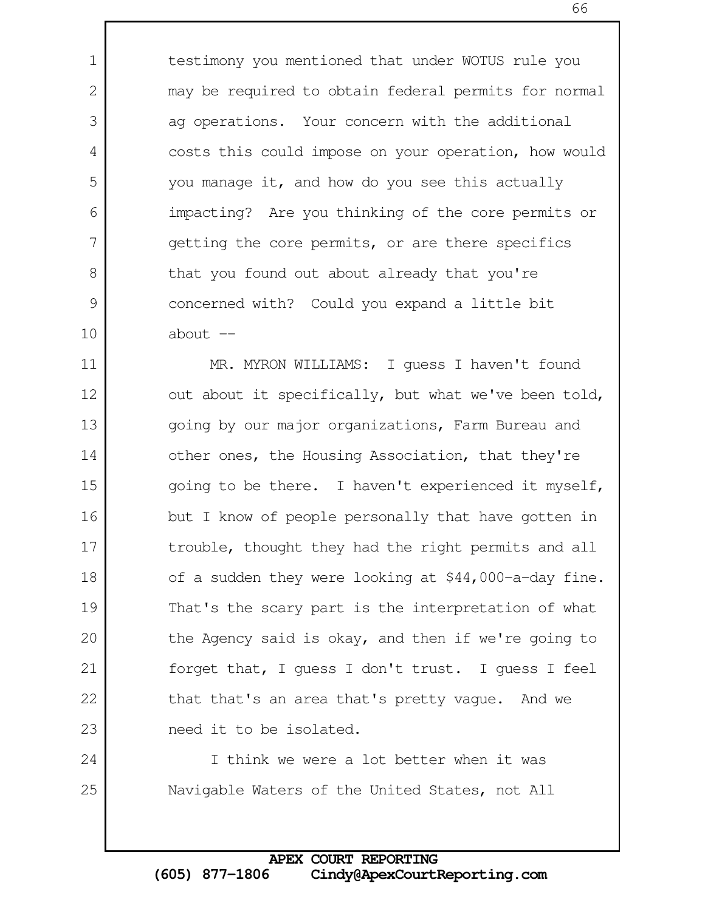testimony you mentioned that under WOTUS rule you may be required to obtain federal permits for normal ag operations. Your concern with the additional costs this could impose on your operation, how would you manage it, and how do you see this actually impacting? Are you thinking of the core permits or getting the core permits, or are there specifics that you found out about already that you're concerned with? Could you expand a little bit about --

MR. MYRON WILLIAMS: I guess I haven't found out about it specifically, but what we've been told, going by our major organizations, Farm Bureau and other ones, the Housing Association, that they're going to be there. I haven't experienced it myself, but I know of people personally that have gotten in trouble, thought they had the right permits and all of a sudden they were looking at $44,000-a-day fine. That's the scary part is the interpretation of what the Agency said is okay, and then if we're going to forget that, I guess I don't trust. I guess I feel that that's an area that's pretty vague. And we need it to be isolated.

I think we were a lot better when it was Navigable Waters of the United States, not All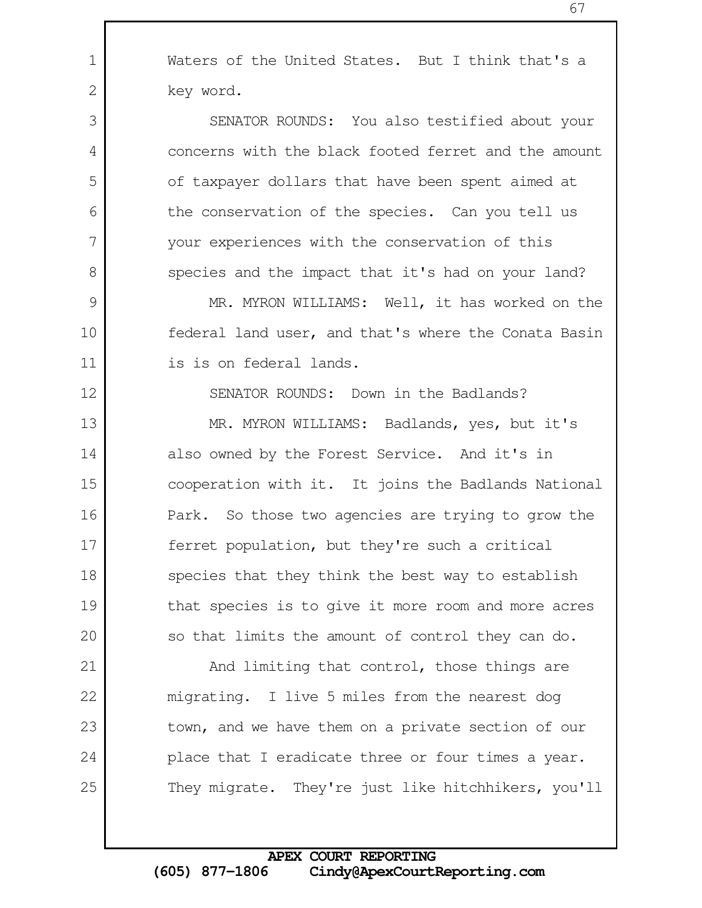Waters of the United States. But I think that's a key word.

SENATOR ROUNDS: You also testified about your concerns with the black footed ferret and the amount of taxpayer dollars that have been spent aimed at the conservation of the species. Can you tell us your experiences with the conservation of this species and the impact that it's had on your land?

MR. MYRON WILLIAMS: Well, it has worked on the federal land user, and that's where the Conata Basin is is on federal lands.

SENATOR ROUNDS: Down in the Badlands?

MR. MYRON WILLIAMS: Badlands, yes, but it's also owned by the Forest Service. And it's in cooperation with it. It joins the Badlands National Park. So those two agencies are trying to grow the ferret population, but they're such a critical species that they think the best way to establish that species is to give it more room and more acres so that limits the amount of control they can do.

And limiting that control, those things are migrating. I live 5 miles from the nearest dog town, and we have them on a private section of our place that I eradicate three or four times a year. They migrate. They're just like hitchhikers, you'll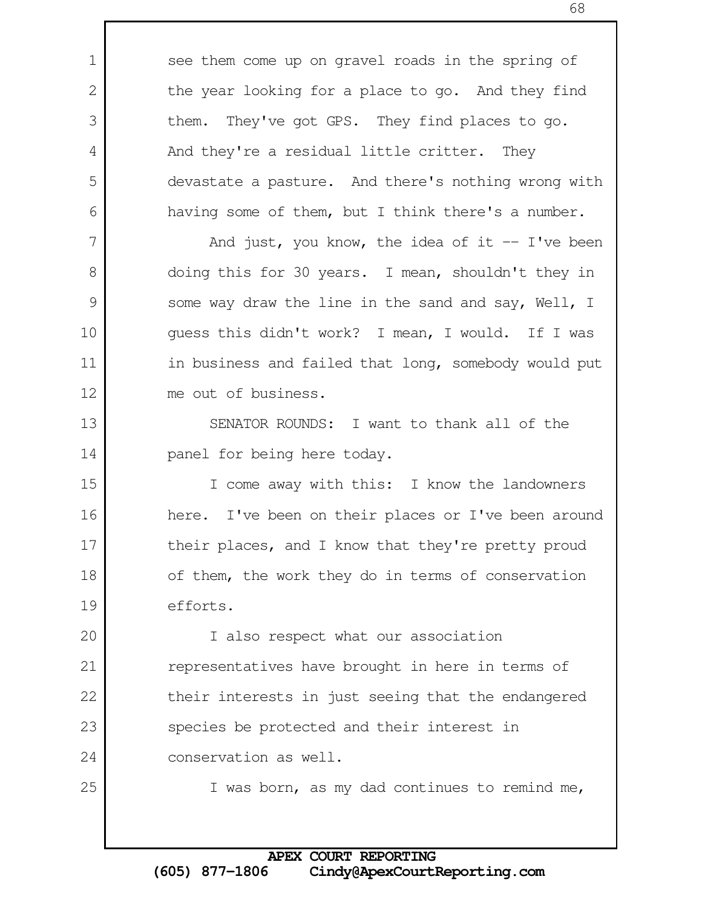see them come up on gravel roads in the spring of the year looking for a place to go. And they find them. They've got GPS. They find places to go. And they're a residual little critter. They devastate a pasture. And there's nothing wrong with having some of them, but I think there's a number.

And just, you know, the idea of it -- I've been doing this for 30 years. I mean, shouldn't they in some way draw the line in the sand and say, Well, I guess this didn't work? I mean, I would. If I was in business and failed that long, somebody would put me out of business.

SENATOR ROUNDS: I want to thank all of the panel for being here today.

I come away with this: I know the landowners here. I've been on their places or I've been around their places, and I know that they're pretty proud of them, the work they do in terms of conservation efforts.

I also respect what our association representatives have brought in here in terms of their interests in just seeing that the endangered species be protected and their interest in conservation as well.

I was born, as my dad continues to remind me,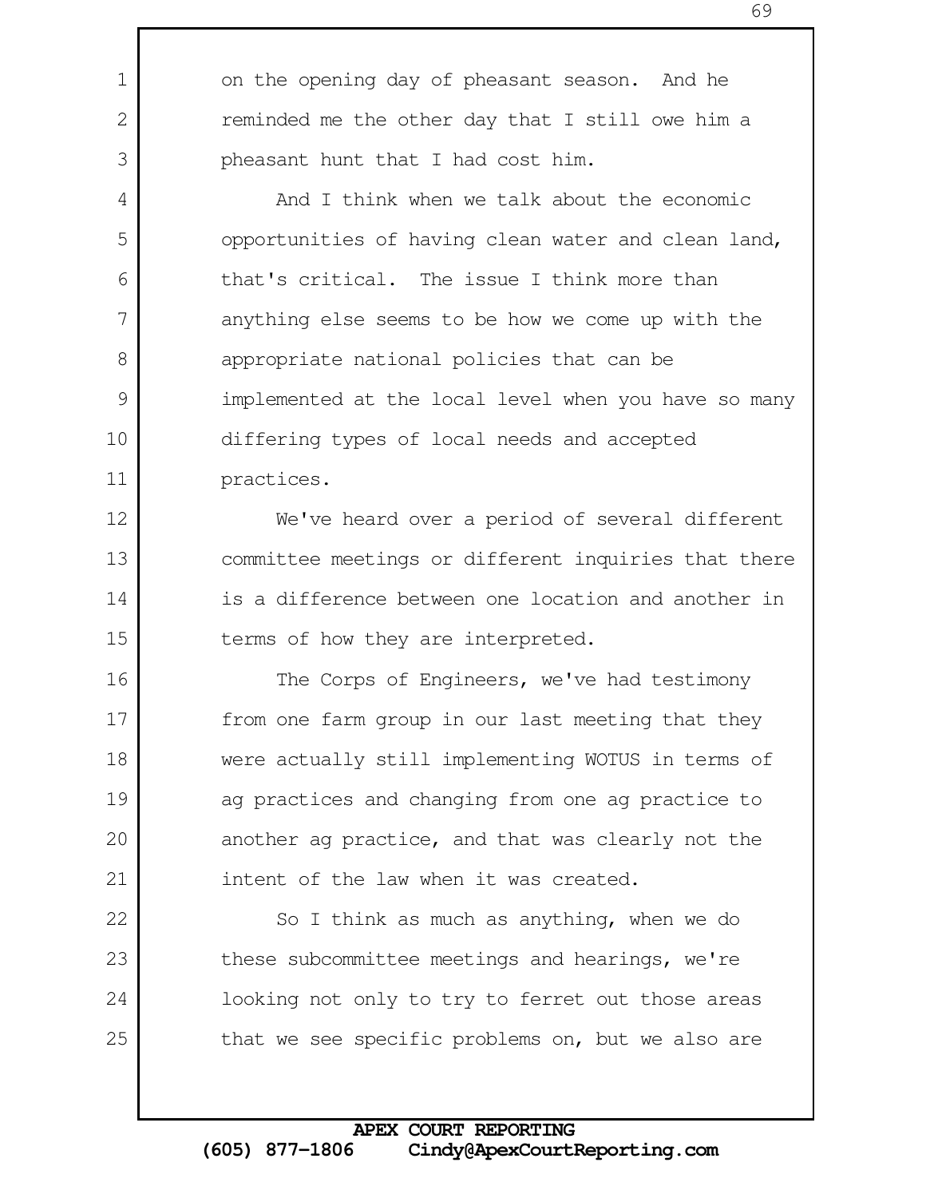on the opening day of pheasant season. And he reminded me the other day that I still owe him a pheasant hunt that I had cost him.

And I think when we talk about the economic opportunities of having clean water and clean land, that's critical. The issue I think more than anything else seems to be how we come up with the appropriate national policies that can be implemented at the local level when you have so many differing types of local needs and accepted practices.

We've heard over a period of several different committee meetings or different inquiries that there is a difference between one location and another in terms of how they are interpreted.

The Corps of Engineers, we've had testimony from one farm group in our last meeting that they were actually still implementing WOTUS in terms of ag practices and changing from one ag practice to another ag practice, and that was clearly not the intent of the law when it was created.

So I think as much as anything, when we do these subcommittee meetings and hearings, we're looking not only to try to ferret out those areas that we see specific problems on, but we also are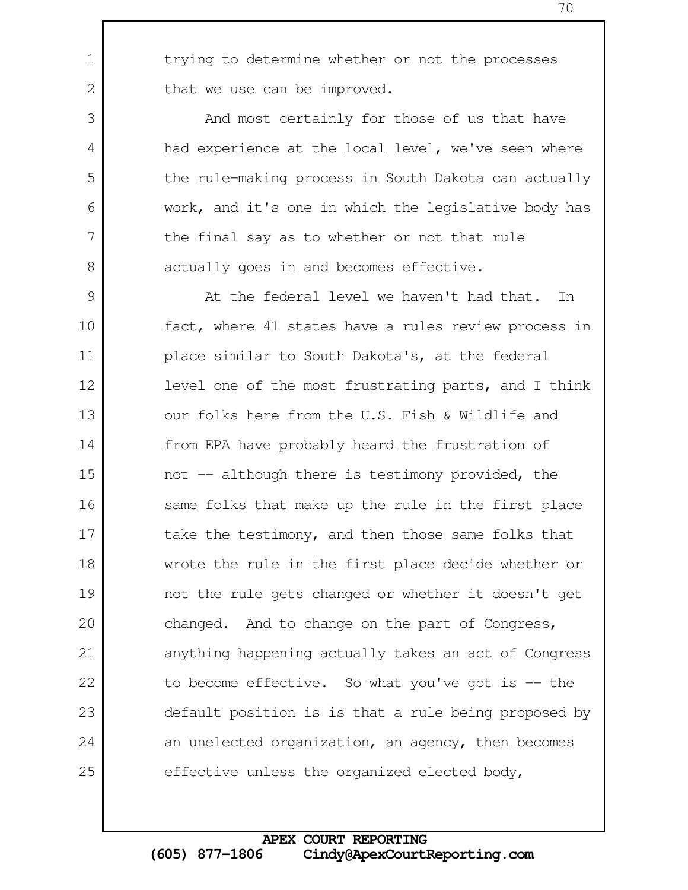trying to determine whether or not the processes that we use can be improved.

And most certainly for those of us that have had experience at the local level, we've seen where the rule-making process in South Dakota can actually work, and it's one in which the legislative body has the final say as to whether or not that rule actually goes in and becomes effective.

At the federal level we haven't had that. In fact, where 41 states have a rules review process in place similar to South Dakota's, at the federal level one of the most frustrating parts, and I think our folks here from the U.S. Fish & Wildlife and from EPA have probably heard the frustration of not -- although there is testimony provided, the same folks that make up the rule in the first place take the testimony, and then those same folks that wrote the rule in the first place decide whether or not the rule gets changed or whether it doesn't get changed. And to change on the part of Congress, anything happening actually takes an act of Congress to become effective. So what you've got is -- the default position is is that a rule being proposed by an unelected organization, an agency, then becomes effective unless the organized elected body,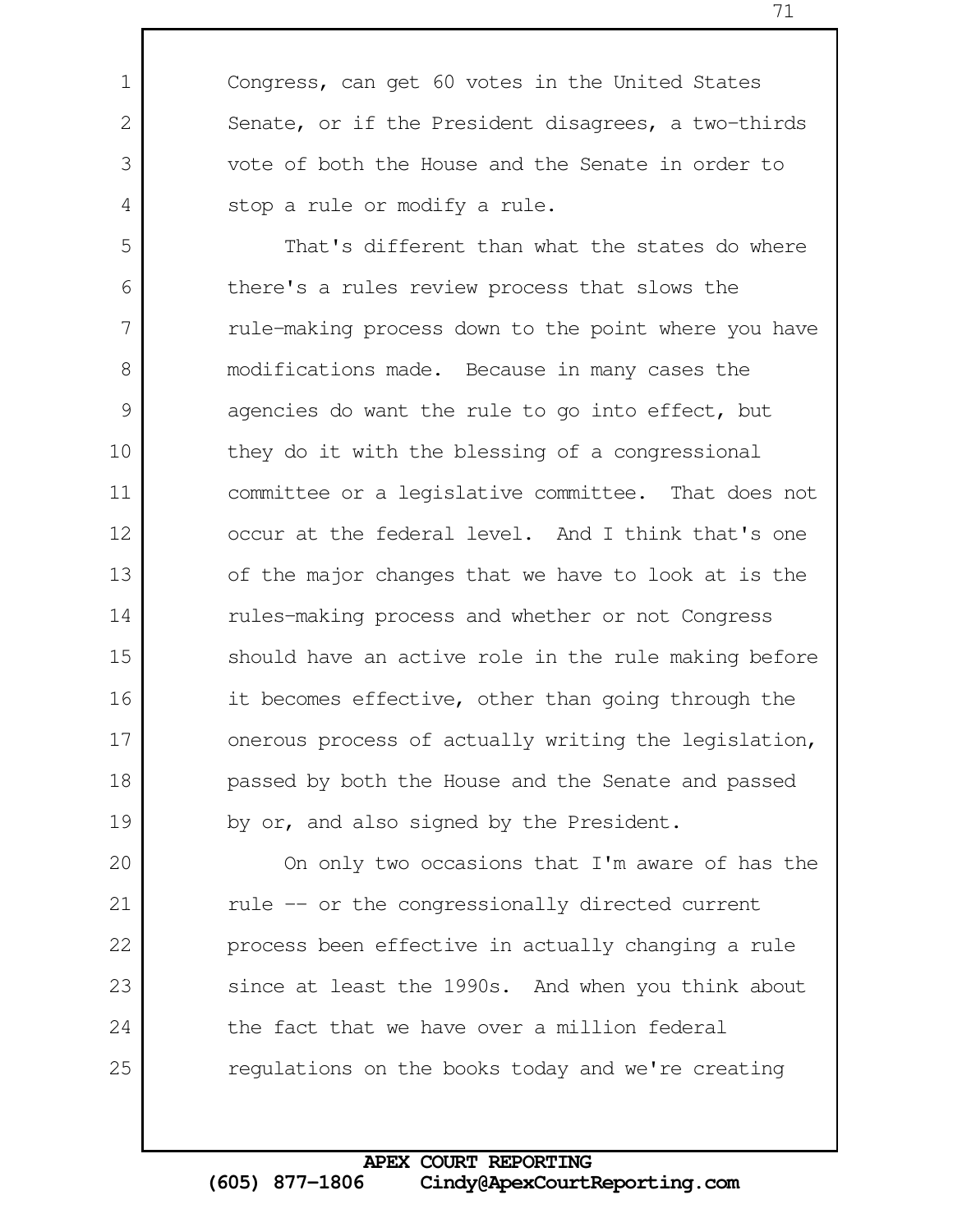Congress, can get 60 votes in the United States Senate, or if the President disagrees, a two-thirds vote of both the House and the Senate in order to stop a rule or modify a rule.

That's different than what the states do where there's a rules review process that slows the rule-making process down to the point where you have modifications made. Because in many cases the agencies do want the rule to go into effect, but they do it with the blessing of a congressional committee or a legislative committee. That does not occur at the federal level. And I think that's one of the major changes that we have to look at is the rules-making process and whether or not Congress should have an active role in the rule making before it becomes effective, other than going through the onerous process of actually writing the legislation, passed by both the House and the Senate and passed by or, and also signed by the President.

On only two occasions that I'm aware of has the rule -- or the congressionally directed current process been effective in actually changing a rule since at least the 1990s. And when you think about the fact that we have over a million federal regulations on the books today and we're creating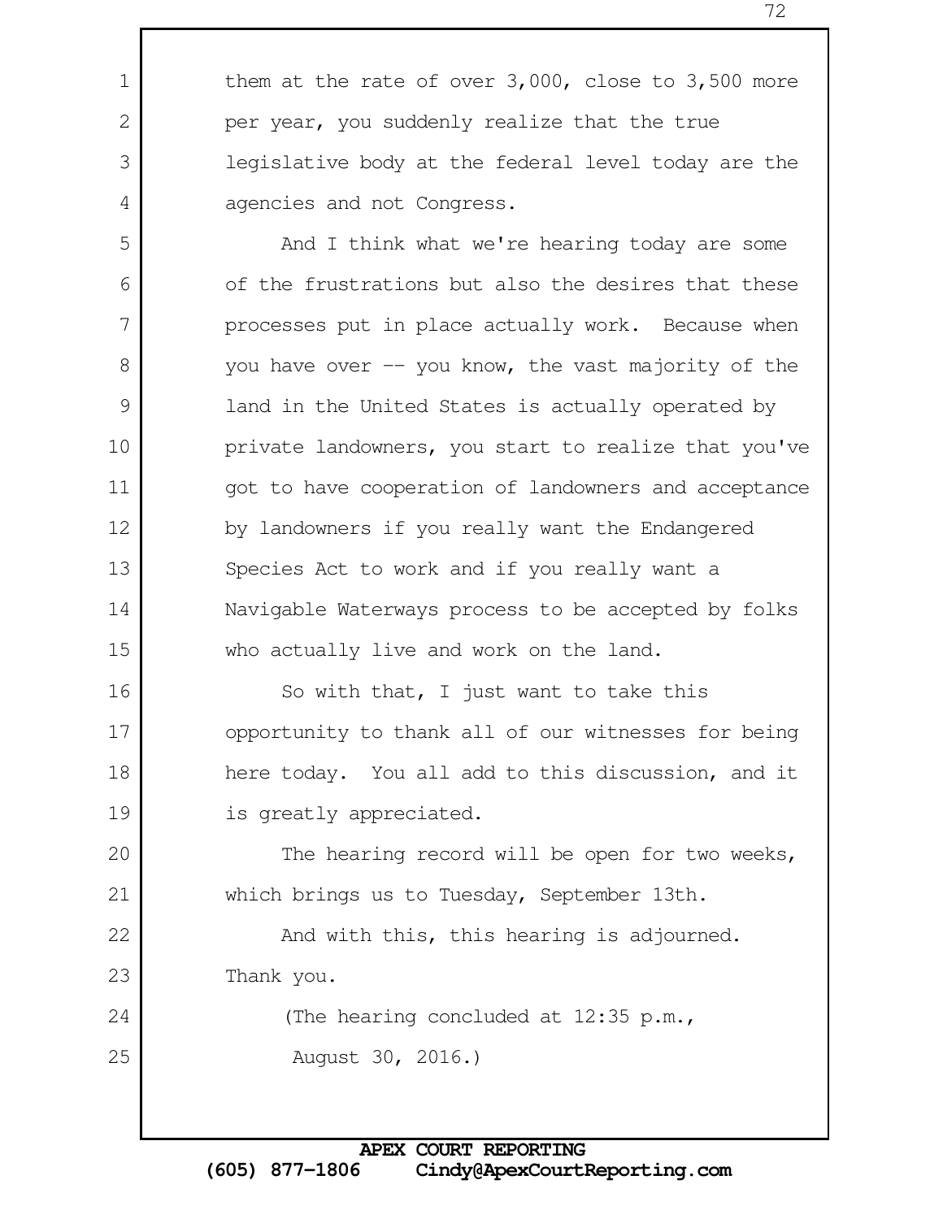them at the rate of over 3,000, close to 3,500 more per year, you suddenly realize that the true legislative body at the federal level today are the agencies and not Congress.

And I think what we're hearing today are some of the frustrations but also the desires that these processes put in place actually work. Because when you have over -- you know, the vast majority of the land in the United States is actually operated by private landowners, you start to realize that you've got to have cooperation of landowners and acceptance by landowners if you really want the Endangered Species Act to work and if you really want a Navigable Waterways process to be accepted by folks who actually live and work on the land.

So with that, I just want to take this opportunity to thank all of our witnesses for being here today. You all add to this discussion, and it is greatly appreciated.

The hearing record will be open for two weeks, which brings us to Tuesday, September 13th.

And with this, this hearing is adjourned. Thank you.

(The hearing concluded at 12:35 p.m., August 30, 2016.)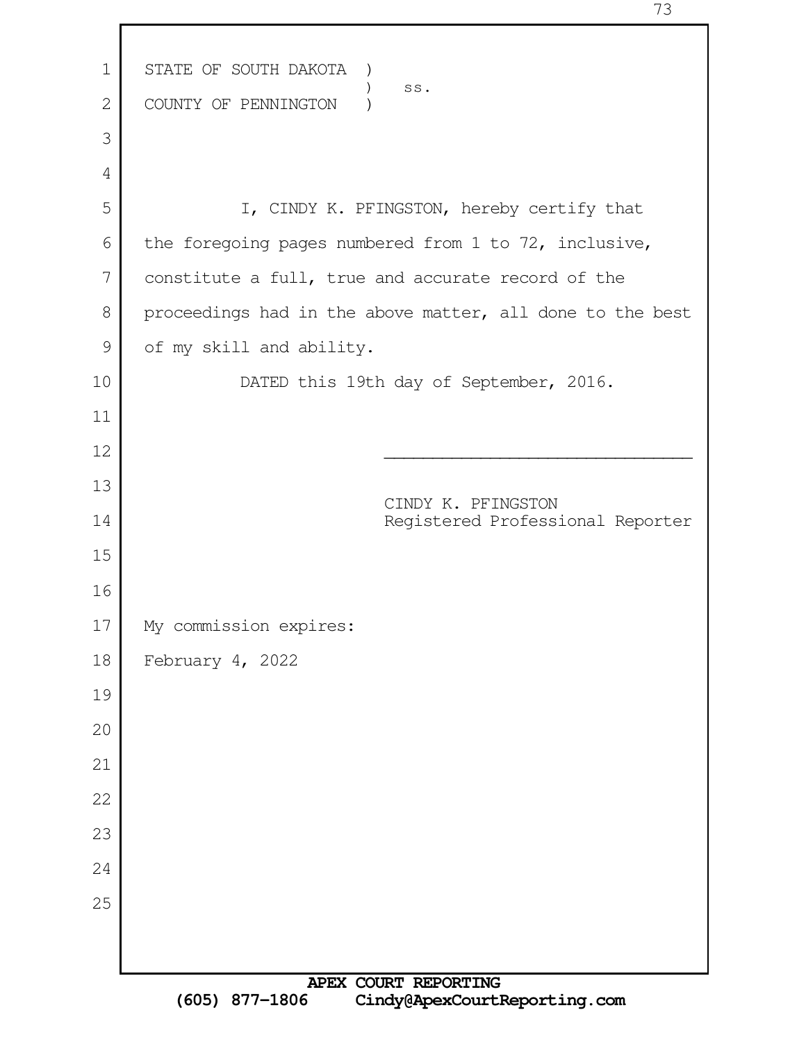STATE OF SOUTH DAKOTA )
                      )    ss.
COUNTY OF PENNINGTON  )

I, CINDY K. PFINGSTON, hereby certify that the foregoing pages numbered from 1 to 72, inclusive, constitute a full, true and accurate record of the proceedings had in the above matter, all done to the best of my skill and ability.

DATED this 19th day of September, 2016.

\_\_\_\_\_\_\_\_\_\_\_\_\_\_\_\_\_\_\_\_\_\_\_\_\_\_\_\_\_\_\_\_

CINDY K. PFINGSTON
Registered Professional Reporter

My commission expires:
February 4, 2022

APEX COURT REPORTING
(605) 877-1806    Cindy@ApexCourtReporting.com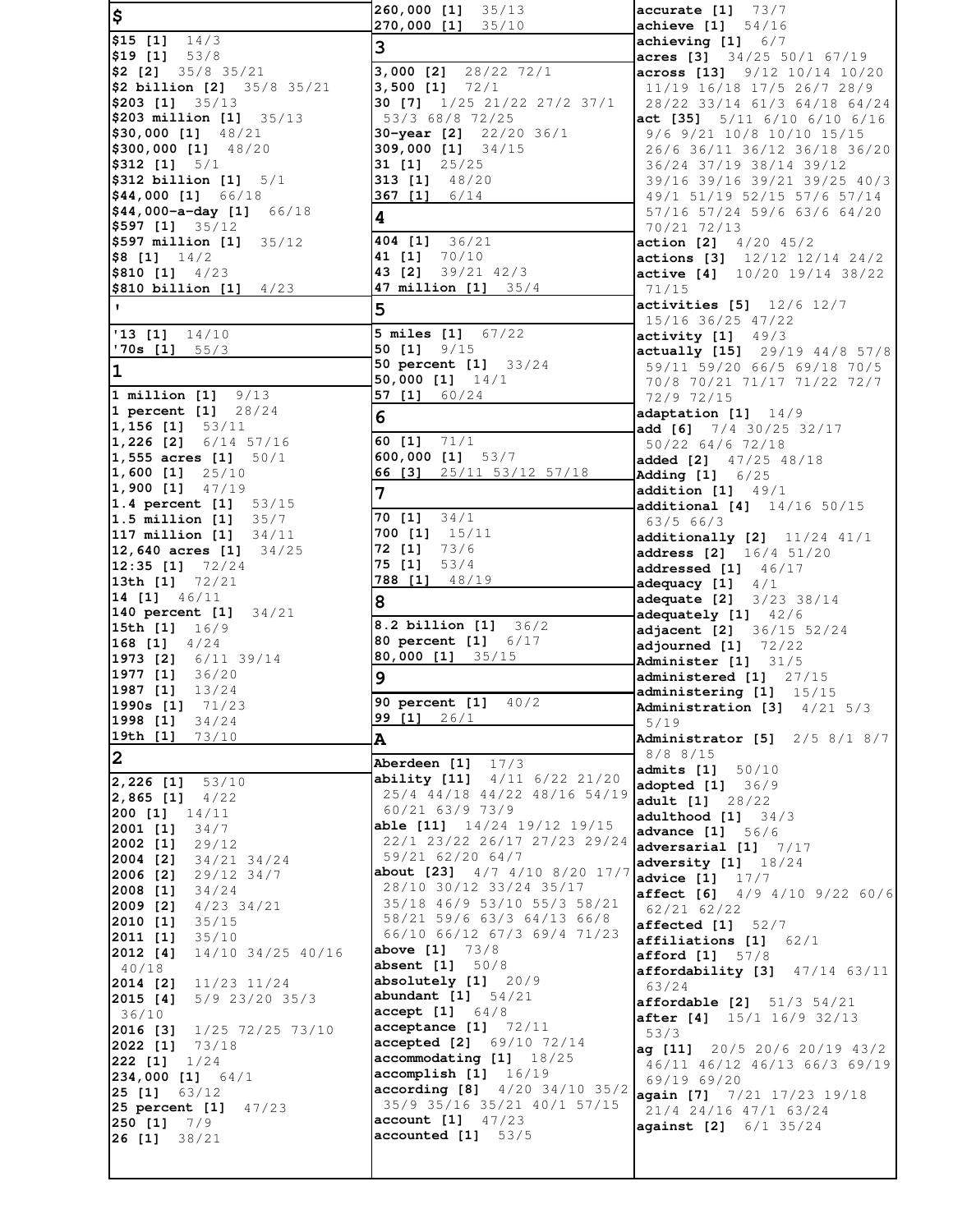## $

**$15 [1]** 14/3
**$19 [1]** 53/8
**$2 [2]** 35/8 35/21
**$2 billion [2]** 35/8 35/21
**$203 [1]** 35/13
**$203 million [1]** 35/13
**$30,000 [1]** 48/21
**$300,000 [1]** 48/20
**$312 [1]** 5/1
**$312 billion [1]** 5/1
**$44,000 [1]** 66/18
**$44,000-a-day [1]** 66/18
**$597 [1]** 35/12
**$597 million [1]** 35/12
**$8 [1]** 14/2
**$810 [1]** 4/23
**$810 billion [1]** 4/23

## '

**'13 [1]** 14/10
**'70s [1]** 55/3

## 1

**1 million [1]** 9/13
**1 percent [1]** 28/24
**1,156 [1]** 53/11
**1,226 [2]** 6/14 57/16
**1,555 acres [1]** 50/1
**1,600 [1]** 25/10
**1,900 [1]** 47/19
**1.4 percent [1]** 53/15
**1.5 million [1]** 35/7
**117 million [1]** 34/11
**12,640 acres [1]** 34/25
**12:35 [1]** 72/24
**13th [1]** 72/21
**14 [1]** 46/11
**140 percent [1]** 34/21
**15th [1]** 16/9
**168 [1]** 4/24
**1973 [2]** 6/11 39/14
**1977 [1]** 36/20
**1987 [1]** 13/24
**1990s [1]** 71/23
**1998 [1]** 34/24
**19th [1]** 73/10

## 2

**2,226 [1]** 53/10
**2,865 [1]** 4/22
**200 [1]** 14/11
**2001 [1]** 34/7
**2002 [1]** 29/12
**2004 [2]** 34/21 34/24
**2006 [2]** 29/12 34/7
**2008 [1]** 34/24
**2009 [2]** 4/23 34/21
**2010 [1]** 35/15
**2011 [1]** 35/10
**2012 [4]** 14/10 34/25 40/16 40/18
**2014 [2]** 11/23 11/24
**2015 [4]** 5/9 23/20 35/3 36/10
**2016 [3]** 1/25 72/25 73/10
**2022 [1]** 73/18
**222 [1]** 1/24
**234,000 [1]** 64/1
**25 [1]** 63/12
**25 percent [1]** 47/23
**250 [1]** 7/9
**26 [1]** 38/21
**260,000 [1]** 35/13
**270,000 [1]** 35/10

## 3

**3,000 [2]** 28/22 72/1
**3,500 [1]** 72/1
**30 [7]** 1/25 21/22 27/2 37/1 53/3 68/8 72/25
**30-year [2]** 22/20 36/1
**309,000 [1]** 34/15
**31 [1]** 25/25
**313 [1]** 48/20
**367 [1]** 6/14

## 4

**404 [1]** 36/21
**41 [1]** 70/10
**43 [2]** 39/21 42/3
**47 million [1]** 35/4

## 5

**5 miles [1]** 67/22
**50 [1]** 9/15
**50 percent [1]** 33/24
**50,000 [1]** 14/1
**57 [1]** 60/24

## 6

**60 [1]** 71/1
**600,000 [1]** 53/7
**66 [3]** 25/11 53/12 57/18

## 7

**70 [1]** 34/1
**700 [1]** 15/11
**72 [1]** 73/6
**75 [1]** 53/4
**788 [1]** 48/19

## 8

**8.2 billion [1]** 36/2
**80 percent [1]** 6/17
**80,000 [1]** 35/15

## 9

**90 percent [1]** 40/2
**99 [1]** 26/1

## A

**Aberdeen [1]** 17/3
**ability [11]** 4/11 6/22 21/20 25/4 44/18 44/22 48/16 54/19 60/21 63/9 73/9
**able [11]** 14/24 19/12 19/15 22/1 23/22 26/17 27/23 29/24 59/21 62/20 64/7
**about [23]** 4/7 4/10 8/20 17/7 28/10 30/12 33/24 35/17 35/18 46/9 53/10 55/3 58/21 58/21 59/6 63/3 64/13 66/8 66/10 66/12 67/3 69/4 71/23
**above [1]** 73/8
**absent [1]** 50/8
**absolutely [1]** 20/9
**abundant [1]** 54/21
**accept [1]** 64/8
**acceptance [1]** 72/11
**accepted [2]** 69/10 72/14
**accommodating [1]** 18/25
**accomplish [1]** 16/19
**according [8]** 4/20 34/10 35/2 35/9 35/16 35/21 40/1 57/15
**account [1]** 47/23
**accounted [1]** 53/5
**accurate [1]** 73/7
**achieve [1]** 54/16
**achieving [1]** 6/7
**acres [3]** 34/25 50/1 67/19
**across [13]** 9/12 10/14 10/20 11/19 16/18 17/5 26/7 28/9 28/22 33/14 61/3 64/18 64/24
**act [35]** 5/11 6/10 6/10 6/16 9/6 9/21 10/8 10/10 15/15 26/6 36/11 36/12 36/18 36/20 36/24 37/19 38/14 39/12 39/16 39/16 39/21 39/25 40/3 49/1 51/19 52/15 57/6 57/14 57/16 57/24 59/6 63/6 64/20 70/21 72/13
**action [2]** 4/20 45/2
**actions [3]** 12/12 12/14 24/2
**active [4]** 10/20 19/14 38/22 71/15
**activities [5]** 12/6 12/7 15/16 36/25 47/22
**activity [1]** 49/3
**actually [15]** 29/19 44/8 57/8 59/11 59/20 66/5 69/18 70/5 70/8 70/21 71/17 71/22 72/7 72/9 72/15
**adaptation [1]** 14/9
**add [6]** 7/4 30/25 32/17 50/22 64/6 72/18
**added [2]** 47/25 48/18
**Adding [1]** 6/25
**addition [1]** 49/1
**additional [4]** 14/16 50/15 63/5 66/3
**additionally [2]** 11/24 41/1
**address [2]** 16/4 51/20
**addressed [1]** 46/17
**adequacy [1]** 4/1
**adequate [2]** 3/23 38/14
**adequately [1]** 42/6
**adjacent [2]** 36/15 52/24
**adjourned [1]** 72/22
**Administer [1]** 31/5
**administered [1]** 27/15
**administering [1]** 15/15
**Administration [3]** 4/21 5/3 5/19
**Administrator [5]** 2/5 8/1 8/7 8/8 8/15
**admits [1]** 50/10
**adopted [1]** 36/9
**adult [1]** 28/22
**adulthood [1]** 34/3
**advance [1]** 56/6
**adversarial [1]** 7/17
**adversity [1]** 18/24
**advice [1]** 17/7
**affect [6]** 4/9 4/10 9/22 60/6 62/21 62/22
**affected [1]** 52/7
**affiliations [1]** 62/1
**afford [1]** 57/8
**affordability [3]** 47/14 63/11 63/24
**affordable [2]** 51/3 54/21
**after [4]** 15/1 16/9 32/13 53/3
**ag [11]** 20/5 20/6 20/19 43/2 46/11 46/12 46/13 66/3 69/19 69/19 69/20
**again [7]** 7/21 17/23 19/18 21/4 24/16 47/1 63/24
**against [2]** 6/1 35/24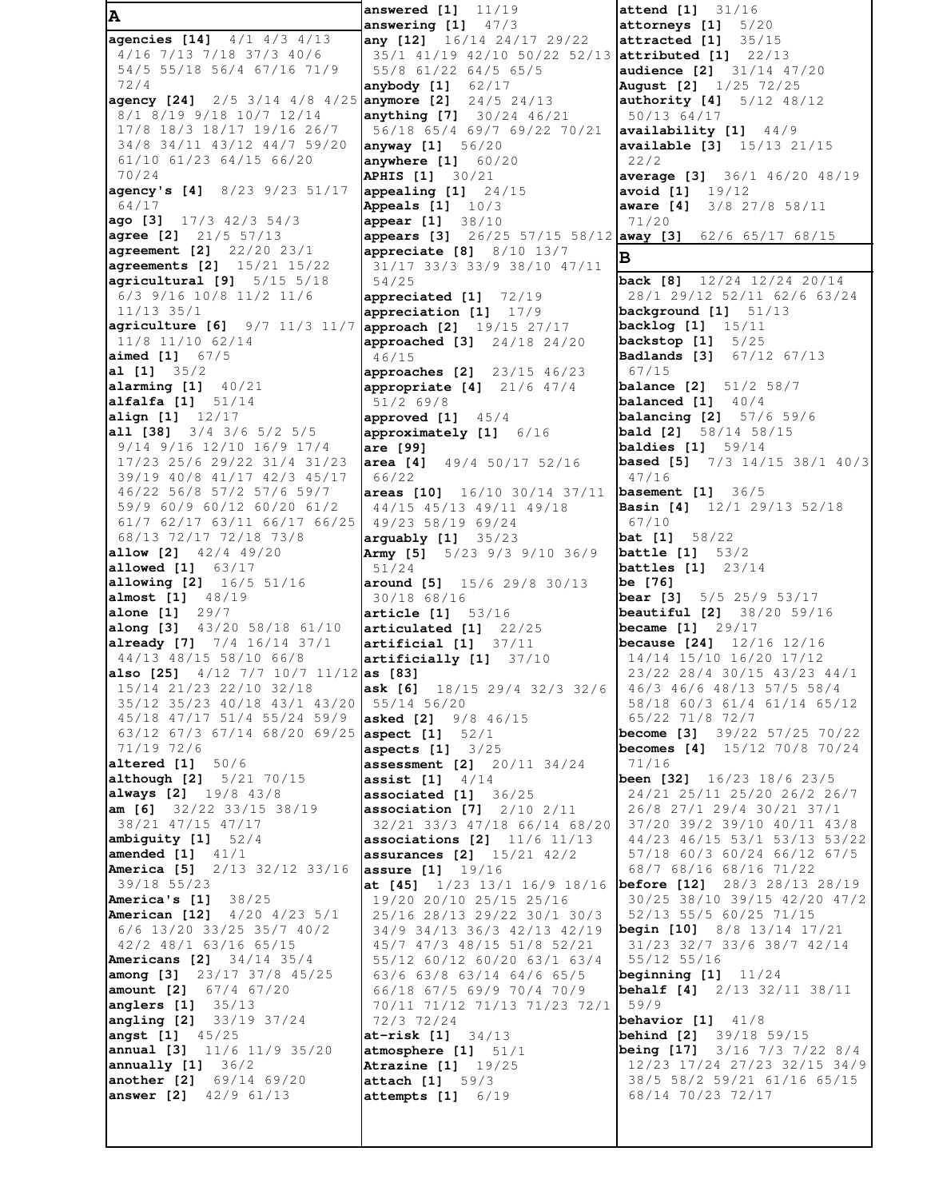## A

**agencies [14]** 4/1 4/3 4/13 4/16 7/13 7/18 37/3 40/6 54/5 55/18 56/4 67/16 71/9 72/4
**agency [24]** 2/5 3/14 4/8 4/25 8/1 8/19 9/18 10/7 12/14 17/8 18/3 18/17 19/16 26/7 34/8 34/11 43/12 44/7 59/20 61/10 61/23 64/15 66/20 70/24
**agency's [4]** 8/23 9/23 51/17 64/17
**ago [3]** 17/3 42/3 54/3
**agree [2]** 21/5 57/13
**agreement [2]** 22/20 23/1
**agreements [2]** 15/21 15/22
**agricultural [9]** 5/15 5/18 6/3 9/16 10/8 11/2 11/6 11/13 35/1
**agriculture [6]** 9/7 11/3 11/7 11/8 11/10 62/14
**aimed [1]** 67/5
**al [1]** 35/2
**alarming [1]** 40/21
**alfalfa [1]** 51/14
**align [1]** 12/17
**all [38]** 3/4 3/6 5/2 5/5 9/14 9/16 12/10 16/9 17/4 17/23 25/6 29/22 31/4 31/23 39/19 40/8 41/17 42/3 45/17 46/22 56/8 57/2 57/6 59/7 59/9 60/9 60/12 60/20 61/2 61/7 62/17 63/11 66/17 66/25 68/13 72/17 72/18 73/8
**allow [2]** 42/4 49/20
**allowed [1]** 63/17
**allowing [2]** 16/5 51/16
**almost [1]** 48/19
**alone [1]** 29/7
**along [3]** 43/20 58/18 61/10
**already [7]** 7/4 16/14 37/1 44/13 48/15 58/10 66/8
**also [25]** 4/12 7/7 10/7 11/12 15/14 21/23 22/10 32/18 35/12 35/23 40/18 43/1 43/20 45/18 47/17 51/4 55/24 59/9 63/12 67/3 67/14 68/20 69/25 71/19 72/6
**altered [1]** 50/6
**although [2]** 5/21 70/15
**always [2]** 19/8 43/8
**am [6]** 32/22 33/15 38/19 38/21 47/15 47/17
**ambiguity [1]** 52/4
**amended [1]** 41/1
**America [5]** 2/13 32/12 33/16 39/18 55/23
**America's [1]** 38/25
**American [12]** 4/20 4/23 5/1 6/6 13/20 33/25 35/7 40/2 42/2 48/1 63/16 65/15
**Americans [2]** 34/14 35/4
**among [3]** 23/17 37/8 45/25
**amount [2]** 67/4 67/20
**anglers [1]** 35/13
**angling [2]** 33/19 37/24
**angst [1]** 45/25
**annual [3]** 11/6 11/9 35/20
**annually [1]** 36/2
**another [2]** 69/14 69/20
**answer [2]** 42/9 61/13
**answered [1]** 11/19
**answering [1]** 47/3
**any [12]** 16/14 24/17 29/22 35/1 41/19 42/10 50/22 52/13 55/8 61/22 64/5 65/5
**anybody [1]** 62/17
**anymore [2]** 24/5 24/13
**anything [7]** 30/24 46/21 56/18 65/4 69/7 69/22 70/21
**anyway [1]** 56/20
**anywhere [1]** 60/20
**APHIS [1]** 30/21
**appealing [1]** 24/15
**Appeals [1]** 10/3
**appear [1]** 38/10
**appears [3]** 26/25 57/15 58/12
**appreciate [8]** 8/10 13/7 31/17 33/3 33/9 38/10 47/11 54/25
**appreciated [1]** 72/19
**appreciation [1]** 17/9
**approach [2]** 19/15 27/17
**approached [3]** 24/18 24/20 46/15
**approaches [2]** 23/15 46/23
**appropriate [4]** 21/6 47/4 51/2 69/8
**approved [1]** 45/4
**approximately [1]** 6/16
**are [99]**
**area [4]** 49/4 50/17 52/16 66/22
**areas [10]** 16/10 30/14 37/11 44/15 45/13 49/11 49/18 49/23 58/19 69/24
**arguably [1]** 35/23
**Army [5]** 5/23 9/3 9/10 36/9 51/24
**around [5]** 15/6 29/8 30/13 30/18 68/16
**article [1]** 53/16
**articulated [1]** 22/25
**artificial [1]** 37/11
**artificially [1]** 37/10
**as [83]**
**ask [6]** 18/15 29/4 32/3 32/6 55/14 56/20
**asked [2]** 9/8 46/15
**aspect [1]** 52/1
**aspects [1]** 3/25
**assessment [2]** 20/11 34/24
**assist [1]** 4/14
**associated [1]** 36/25
**association [7]** 2/10 2/11 32/21 33/3 47/18 66/14 68/20
**associations [2]** 11/6 11/13
**assurances [2]** 15/21 42/2
**assure [1]** 19/16
**at [45]** 1/23 13/1 16/9 18/16 19/20 20/10 25/15 25/16 25/16 28/13 29/22 30/1 30/3 34/9 34/13 36/3 42/13 42/19 45/7 47/3 48/15 51/8 52/21 55/12 60/12 60/20 63/1 63/4 63/6 63/8 63/14 64/6 65/5 66/18 67/5 69/9 70/4 70/9 70/11 71/12 71/13 71/23 72/1 72/3 72/24
**at-risk [1]** 34/13
**atmosphere [1]** 51/1
**Atrazine [1]** 19/25
**attach [1]** 59/3
**attempts [1]** 6/19
**attend [1]** 31/16
**attorneys [1]** 5/20
**attracted [1]** 35/15
**attributed [1]** 22/13
**audience [2]** 31/14 47/20
**August [2]** 1/25 72/25
**authority [4]** 5/12 48/12 50/13 64/17
**availability [1]** 44/9
**available [3]** 15/13 21/15 22/2
**average [3]** 36/1 46/20 48/19
**avoid [1]** 19/12
**aware [4]** 3/8 27/8 58/11 71/20
**away [3]** 62/6 65/17 68/15

## B

**back [8]** 12/24 12/24 20/14 28/1 29/12 52/11 62/6 63/24
**background [1]** 51/13
**backlog [1]** 15/11
**backstop [1]** 5/25
**Badlands [3]** 67/12 67/13 67/15
**balance [2]** 51/2 58/7
**balanced [1]** 40/4
**balancing [2]** 57/6 59/6
**bald [2]** 58/14 58/15
**baldies [1]** 59/14
**based [5]** 7/3 14/15 38/1 40/3 47/16
**basement [1]** 36/5
**Basin [4]** 12/1 29/13 52/18 67/10
**bat [1]** 58/22
**battle [1]** 53/2
**battles [1]** 23/14
**be [76]**
**bear [3]** 5/5 25/9 53/17
**beautiful [2]** 38/20 59/16
**became [1]** 29/17
**because [24]** 12/16 12/16 14/14 15/10 16/20 17/12 23/22 28/4 30/15 43/23 44/1 46/3 46/6 48/13 57/5 58/4 58/18 60/3 61/4 61/14 65/12 65/22 71/8 72/7
**become [3]** 39/22 57/25 70/22
**becomes [4]** 15/12 70/8 70/24 71/16
**been [32]** 16/23 18/6 23/5 24/21 25/11 25/20 26/2 26/7 26/8 27/1 29/4 30/21 37/1 37/20 39/2 39/10 40/11 43/8 44/23 46/15 53/1 53/13 53/22 57/18 60/3 60/24 66/12 67/5 68/7 68/16 68/16 71/22
**before [12]** 28/3 28/13 28/19 30/25 38/10 39/15 42/20 47/2 52/13 55/5 60/25 71/15
**begin [10]** 8/8 13/14 17/21 31/23 32/7 33/6 38/7 42/14 55/12 55/16
**beginning [1]** 11/24
**behalf [4]** 2/13 32/11 38/11 59/9
**behavior [1]** 41/8
**behind [2]** 39/18 59/15
**being [17]** 3/16 7/3 7/22 8/4 12/23 17/24 27/23 32/15 34/9 38/5 58/2 59/21 61/16 65/15 68/14 70/23 72/17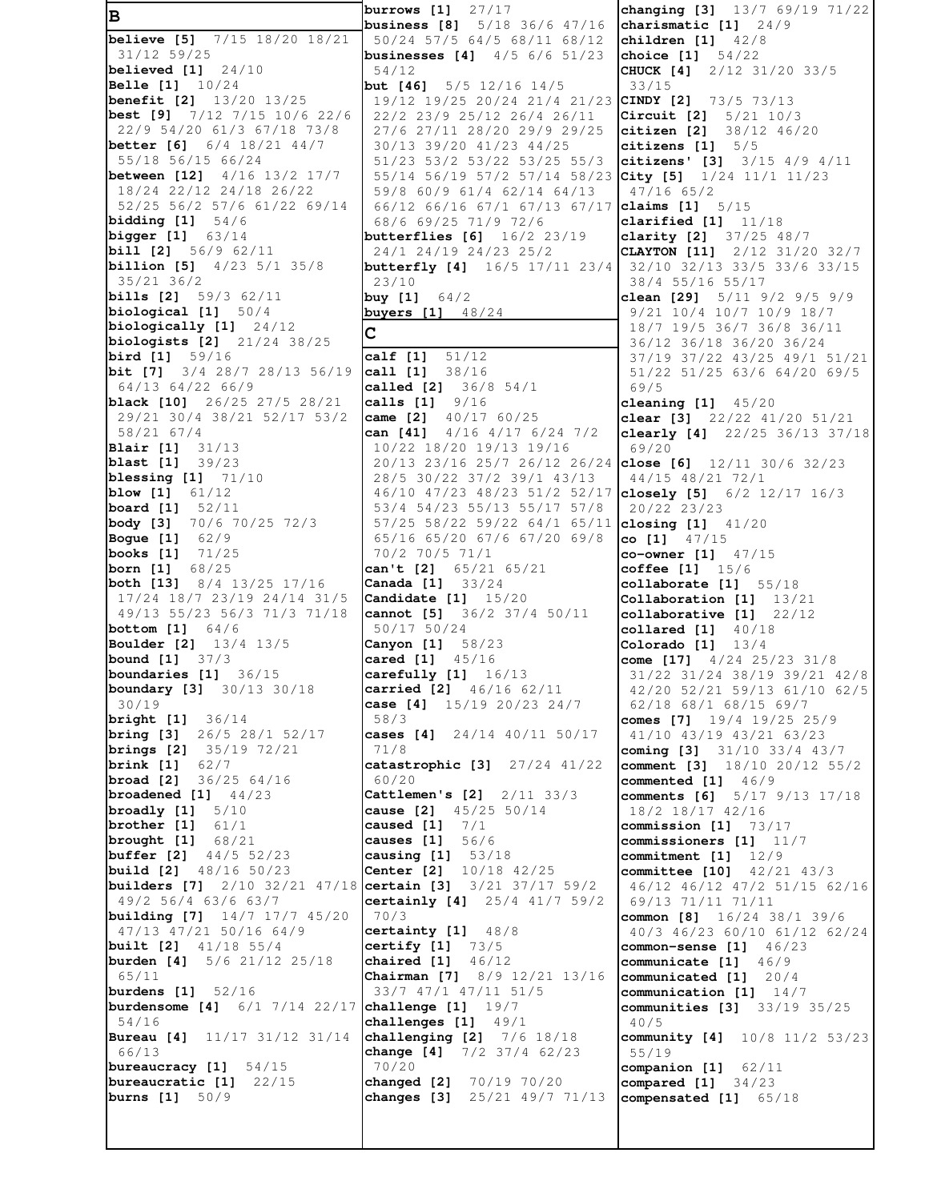## B

**believe [5]** 7/15 18/20 18/21 31/12 59/25
**believed [1]** 24/10
**Belle [1]** 10/24
**benefit [2]** 13/20 13/25
**best [9]** 7/12 7/15 10/6 22/6 22/9 54/20 61/3 67/18 73/8
**better [6]** 6/4 18/21 44/7 55/18 56/15 66/24
**between [12]** 4/16 13/2 17/7 18/24 22/12 24/18 26/22 52/25 56/2 57/6 61/22 69/14
**bidding [1]** 54/6
**bigger [1]** 63/14
**bill [2]** 56/9 62/11
**billion [5]** 4/23 5/1 35/8 35/21 36/2
**bills [2]** 59/3 62/11
**biological [1]** 50/4
**biologically [1]** 24/12
**biologists [2]** 21/24 38/25
**bird [1]** 59/16
**bit [7]** 3/4 28/7 28/13 56/19 64/13 64/22 66/9
**black [10]** 26/25 27/5 28/21 29/21 30/4 38/21 52/17 53/2 58/21 67/4
**Blair [1]** 31/13
**blast [1]** 39/23
**blessing [1]** 71/10
**blow [1]** 61/12
**board [1]** 52/11
**body [3]** 70/6 70/25 72/3
**Bogue [1]** 62/9
**books [1]** 71/25
**born [1]** 68/25
**both [13]** 8/4 13/25 17/16 17/24 18/7 23/19 24/14 31/5 49/13 55/23 56/3 71/3 71/18
**bottom [1]** 64/6
**Boulder [2]** 13/4 13/5
**bound [1]** 37/3
**boundaries [1]** 36/15
**boundary [3]** 30/13 30/18 30/19
**bright [1]** 36/14
**bring [3]** 26/5 28/1 52/17
**brings [2]** 35/19 72/21
**brink [1]** 62/7
**broad [2]** 36/25 64/16
**broadened [1]** 44/23
**broadly [1]** 5/10
**brother [1]** 61/1
**brought [1]** 68/21
**buffer [2]** 44/5 52/23
**build [2]** 48/16 50/23
**builders [7]** 2/10 32/21 47/18 49/2 56/4 63/6 63/7
**building [7]** 14/7 17/7 45/20 47/13 47/21 50/16 64/9
**built [2]** 41/18 55/4
**burden [4]** 5/6 21/12 25/18 65/11
**burdens [1]** 52/16
**burdensome [4]** 6/1 7/14 22/17 54/16
**Bureau [4]** 11/17 31/12 31/14 66/13
**bureaucracy [1]** 54/15
**bureaucratic [1]** 22/15
**burns [1]** 50/9
**burrows [1]** 27/17
**business [8]** 5/18 36/6 47/16 50/24 57/5 64/5 68/11 68/12
**businesses [4]** 4/5 6/6 51/23 54/12
**but [46]** 5/5 12/16 14/5 19/12 19/25 20/24 21/4 21/23 22/2 23/9 25/12 26/4 26/11 27/6 27/11 28/20 29/9 29/25 30/13 39/20 41/23 44/25 51/23 53/2 53/22 53/25 55/3 55/14 56/19 57/2 57/14 58/23 59/8 60/9 61/4 62/14 64/13 66/12 66/16 67/1 67/13 67/17 68/6 69/25 71/9 72/6
**butterflies [6]** 16/2 23/19 24/1 24/19 24/23 25/2
**butterfly [4]** 16/5 17/11 23/4 23/10
**buy [1]** 64/2
**buyers [1]** 48/24

## C

**calf [1]** 51/12
**call [1]** 38/16
**called [2]** 36/8 54/1
**calls [1]** 9/16
**came [2]** 40/17 60/25
**can [41]** 4/16 4/17 6/24 7/2 10/22 18/20 19/13 19/16 20/13 23/16 25/7 26/12 26/24 28/5 30/22 37/2 39/1 43/13 46/10 47/23 48/23 51/2 52/17 53/4 54/23 55/13 55/17 57/8 57/25 58/22 59/22 64/1 65/11 65/16 65/20 67/6 67/20 69/8 70/2 70/5 71/1
**can't [2]** 65/21 65/21
**Canada [1]** 33/24
**Candidate [1]** 15/20
**cannot [5]** 36/2 37/4 50/11 50/17 50/24
**Canyon [1]** 58/23
**cared [1]** 45/16
**carefully [1]** 16/13
**carried [2]** 46/16 62/11
**case [4]** 15/19 20/23 24/7 58/3
**cases [4]** 24/14 40/11 50/17 71/8
**catastrophic [3]** 27/24 41/22 60/20
**Cattlemen's [2]** 2/11 33/3
**cause [2]** 45/25 50/14
**caused [1]** 7/1
**causes [1]** 56/6
**causing [1]** 53/18
**Center [2]** 10/18 42/25
**certain [3]** 3/21 37/17 59/2
**certainly [4]** 25/4 41/7 59/2 70/3
**certainty [1]** 48/8
**certify [1]** 73/5
**chaired [1]** 46/12
**Chairman [7]** 8/9 12/21 13/16 33/7 47/1 47/11 51/5
**challenge [1]** 19/7
**challenges [1]** 49/1
**challenging [2]** 7/6 18/18
**change [4]** 7/2 37/4 62/23 70/20
**changed [2]** 70/19 70/20
**changes [3]** 25/21 49/7 71/13
**changing [3]** 13/7 69/19 71/22
**charismatic [1]** 24/9
**children [1]** 42/8
**choice [1]** 54/22
**CHUCK [4]** 2/12 31/20 33/5 33/15
**CINDY [2]** 73/5 73/13
**Circuit [2]** 5/21 10/3
**citizen [2]** 38/12 46/20
**citizens [1]** 5/5
**citizens' [3]** 3/15 4/9 4/11
**City [5]** 1/24 11/1 11/23 47/16 65/2
**claims [1]** 5/15
**clarified [1]** 11/18
**clarity [2]** 37/25 48/7
**CLAYTON [11]** 2/12 31/20 32/7 32/10 32/13 33/5 33/6 33/15 38/4 55/16 55/17
**clean [29]** 5/11 9/2 9/5 9/9 9/21 10/4 10/7 10/9 18/7 18/7 19/5 36/7 36/8 36/11 36/12 36/18 36/20 36/24 37/19 37/22 43/25 49/1 51/21 51/22 51/25 63/6 64/20 69/5 69/5
**cleaning [1]** 45/20
**clear [3]** 22/22 41/20 51/21
**clearly [4]** 22/25 36/13 37/18 69/20
**close [6]** 12/11 30/6 32/23 44/15 48/21 72/1
**closely [5]** 6/2 12/17 16/3 20/22 23/23
**closing [1]** 41/20
**co [1]** 47/15
**co-owner [1]** 47/15
**coffee [1]** 15/6
**collaborate [1]** 55/18
**Collaboration [1]** 13/21
**collaborative [1]** 22/12
**collared [1]** 40/18
**Colorado [1]** 13/4
**come [17]** 4/24 25/23 31/8 31/22 31/24 38/19 39/21 42/8 42/20 52/21 59/13 61/10 62/5 62/18 68/1 68/15 69/7
**comes [7]** 19/4 19/25 25/9 41/10 43/19 43/21 63/23
**coming [3]** 31/10 33/4 43/7
**comment [3]** 18/10 20/12 55/2
**commented [1]** 46/9
**comments [6]** 5/17 9/13 17/18 18/2 18/17 42/16
**commission [1]** 73/17
**commissioners [1]** 11/7
**commitment [1]** 12/9
**committee [10]** 42/21 43/3 46/12 46/12 47/2 51/15 62/16 69/13 71/11 71/11
**common [8]** 16/24 38/1 39/6 40/3 46/23 60/10 61/12 62/24
**common-sense [1]** 46/23
**communicate [1]** 46/9
**communicated [1]** 20/4
**communication [1]** 14/7
**communities [3]** 33/19 35/25 40/5
**community [4]** 10/8 11/2 53/23 55/19
**companion [1]** 62/11
**compared [1]** 34/23
**compensated [1]** 65/18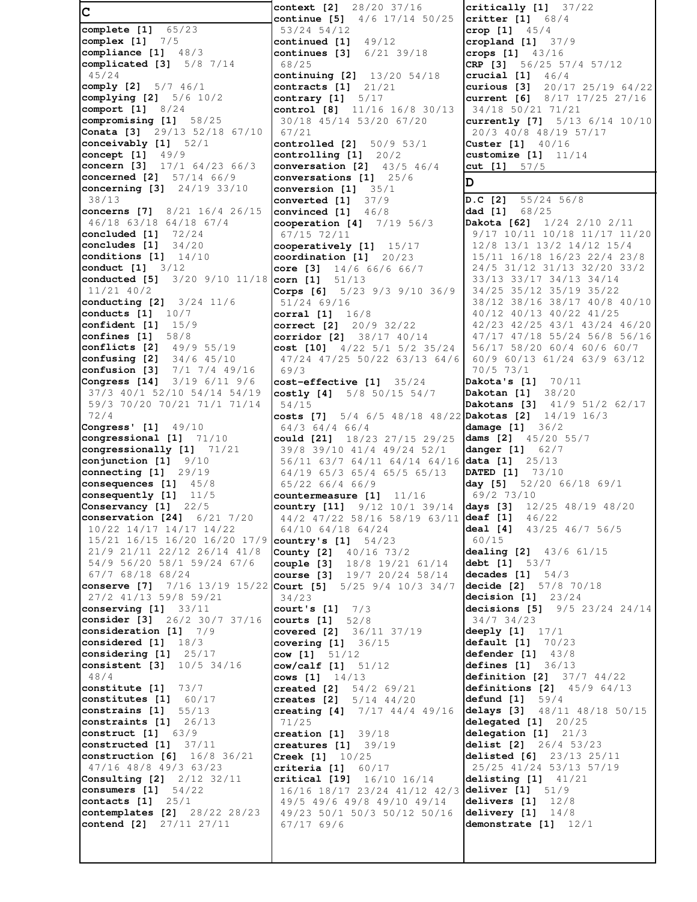## C

**complete [1]** 65/23
**complex [1]** 7/5
**compliance [1]** 48/3
**complicated [3]** 5/8 7/14 45/24
**comply [2]** 5/7 46/1
**complying [2]** 5/6 10/2
**comport [1]** 8/24
**compromising [1]** 58/25
**Conata [3]** 29/13 52/18 67/10
**conceivably [1]** 52/1
**concept [1]** 49/9
**concern [3]** 17/1 64/23 66/3
**concerned [2]** 57/14 66/9
**concerning [3]** 24/19 33/10 38/13
**concerns [7]** 8/21 16/4 26/15 46/18 63/18 64/18 67/4
**concluded [1]** 72/24
**concludes [1]** 34/20
**conditions [1]** 14/10
**conduct [1]** 3/12
**conducted [5]** 3/20 9/10 11/18 11/21 40/2
**conducting [2]** 3/24 11/6
**conducts [1]** 10/7
**confident [1]** 15/9
**confines [1]** 58/8
**conflicts [2]** 49/9 55/19
**confusing [2]** 34/6 45/10
**confusion [3]** 7/1 7/4 49/16
**Congress [14]** 3/19 6/11 9/6 37/3 40/1 52/10 54/14 54/19 59/3 70/20 70/21 71/1 71/14 72/4
**Congress' [1]** 49/10
**congressional [1]** 71/10
**congressionally [1]** 71/21
**conjunction [1]** 9/10
**connecting [1]** 29/19
**consequences [1]** 45/8
**consequently [1]** 11/5
**Conservancy [1]** 22/5
**conservation [24]** 6/21 7/20 10/22 14/17 14/17 14/22 15/21 16/15 16/20 16/20 17/9 21/9 21/11 22/12 26/14 41/8 54/9 56/20 58/1 59/24 67/6 67/7 68/18 68/24
**conserve [7]** 7/16 13/19 15/22 27/2 41/13 59/8 59/21
**conserving [1]** 33/11
**consider [3]** 26/2 30/7 37/16
**consideration [1]** 7/9
**considered [1]** 18/3
**considering [1]** 25/17
**consistent [3]** 10/5 34/16 48/4
**constitute [1]** 73/7
**constitutes [1]** 60/17
**constrains [1]** 55/13
**constraints [1]** 26/13
**construct [1]** 63/9
**constructed [1]** 37/11
**construction [6]** 16/8 36/21 47/16 48/8 49/3 63/23
**Consulting [2]** 2/12 32/11
**consumers [1]** 54/22
**contacts [1]** 25/1
**contemplates [2]** 28/22 28/23
**contend [2]** 27/11 27/11
**context [2]** 28/20 37/16
**continue [5]** 4/6 17/14 50/25 53/24 54/12
**continued [1]** 49/12
**continues [3]** 6/21 39/18 68/25
**continuing [2]** 13/20 54/18
**contracts [1]** 21/21
**contrary [1]** 5/17
**control [8]** 11/16 16/8 30/13 30/18 45/14 53/20 67/20 67/21
**controlled [2]** 50/9 53/1
**controlling [1]** 20/2
**conversation [2]** 43/5 46/4
**conversations [1]** 25/6
**conversion [1]** 35/1
**converted [1]** 37/9
**convinced [1]** 46/8
**cooperation [4]** 7/19 56/3 67/15 72/11
**cooperatively [1]** 15/17
**coordination [1]** 20/23
**core [3]** 14/6 66/6 66/7
**corn [1]** 51/13
**Corps [6]** 5/23 9/3 9/10 36/9 51/24 69/16
**corral [1]** 16/8
**correct [2]** 20/9 32/22
**corridor [2]** 38/17 40/14
**cost [10]** 4/22 5/1 5/2 35/24 47/24 47/25 50/22 63/13 64/6 69/3
**cost-effective [1]** 35/24
**costly [4]** 5/8 50/15 54/7 54/15
**costs [7]** 5/4 6/5 48/18 48/22 64/3 64/4 66/4
**could [21]** 18/23 27/15 29/25 39/8 39/10 41/4 49/24 52/1 56/11 63/7 64/11 64/14 64/16 64/19 65/3 65/4 65/5 65/13 65/22 66/4 66/9
**countermeasure [1]** 11/16
**country [11]** 9/12 10/1 39/14 44/2 47/22 58/16 58/19 63/11 64/10 64/18 64/24
**country's [1]** 54/23
**County [2]** 40/16 73/2
**couple [3]** 18/8 19/21 61/14
**course [3]** 19/7 20/24 58/14
**Court [5]** 5/25 9/4 10/3 34/7 34/23
**court's [1]** 7/3
**courts [1]** 52/8
**covered [2]** 36/11 37/19
**covering [1]** 36/15
**cow [1]** 51/12
**cow/calf [1]** 51/12
**cows [1]** 14/13
**created [2]** 54/2 69/21
**creates [2]** 5/14 44/20
**creating [4]** 7/17 44/4 49/16 71/25
**creation [1]** 39/18
**creatures [1]** 39/19
**Creek [1]** 10/25
**criteria [1]** 60/17
**critical [19]** 16/10 16/14 16/16 18/17 23/24 41/12 42/3 49/5 49/6 49/8 49/10 49/14 49/23 50/1 50/3 50/12 50/16 67/17 69/6
**critically [1]** 37/22
**critter [1]** 68/4
**crop [1]** 45/4
**cropland [1]** 37/9
**crops [1]** 43/16
**CRP [3]** 56/25 57/4 57/12
**crucial [1]** 46/4
**curious [3]** 20/17 25/19 64/22
**current [6]** 8/17 17/25 27/16 34/18 50/21 71/21
**currently [7]** 5/13 6/14 10/10 20/3 40/8 48/19 57/17
**Custer [1]** 40/16
**customize [1]** 11/14
**cut [1]** 57/5

## D

**D.C [2]** 55/24 56/8
**dad [1]** 68/25
**Dakota [62]** 1/24 2/10 2/11 9/17 10/11 10/18 11/17 11/20 12/8 13/1 13/2 14/12 15/4 15/11 16/18 16/23 22/4 23/8 24/5 31/12 31/13 32/20 33/2 33/13 33/17 34/13 34/14 34/25 35/12 35/19 35/22 38/12 38/16 38/17 40/8 40/10 40/12 40/13 40/22 41/25 42/23 42/25 43/1 43/24 46/20 47/17 47/18 55/24 56/8 56/16 56/17 58/20 60/4 60/6 60/7 60/9 60/13 61/24 63/9 63/12 70/5 73/1
**Dakota's [1]** 70/11
**Dakotan [1]** 38/20
**Dakotans [3]** 41/9 51/2 62/17
**Dakotas [2]** 14/19 16/3
**damage [1]** 36/2
**dams [2]** 45/20 55/7
**danger [1]** 62/7
**data [1]** 25/13
**DATED [1]** 73/10
**day [5]** 52/20 66/18 69/1 69/2 73/10
**days [3]** 12/25 48/19 48/20
**deaf [1]** 46/22
**deal [4]** 43/25 46/7 56/5 60/15
**dealing [2]** 43/6 61/15
**debt [1]** 53/7
**decades [1]** 54/3
**decide [2]** 57/8 70/18
**decision [1]** 23/24
**decisions [5]** 9/5 23/24 24/14 34/7 34/23
**deeply [1]** 17/1
**default [1]** 70/23
**defender [1]** 43/8
**defines [1]** 36/13
**definition [2]** 37/7 44/22
**definitions [2]** 45/9 64/13
**defund [1]** 59/4
**delays [3]** 48/11 48/18 50/15
**delegated [1]** 20/25
**delegation [1]** 21/3
**delist [2]** 26/4 53/23
**delisted [6]** 23/13 25/11 25/25 41/24 53/13 57/19
**delisting [1]** 41/21
**deliver [1]** 51/9
**delivers [1]** 12/8
**delivery [1]** 14/8
**demonstrate [1]** 12/1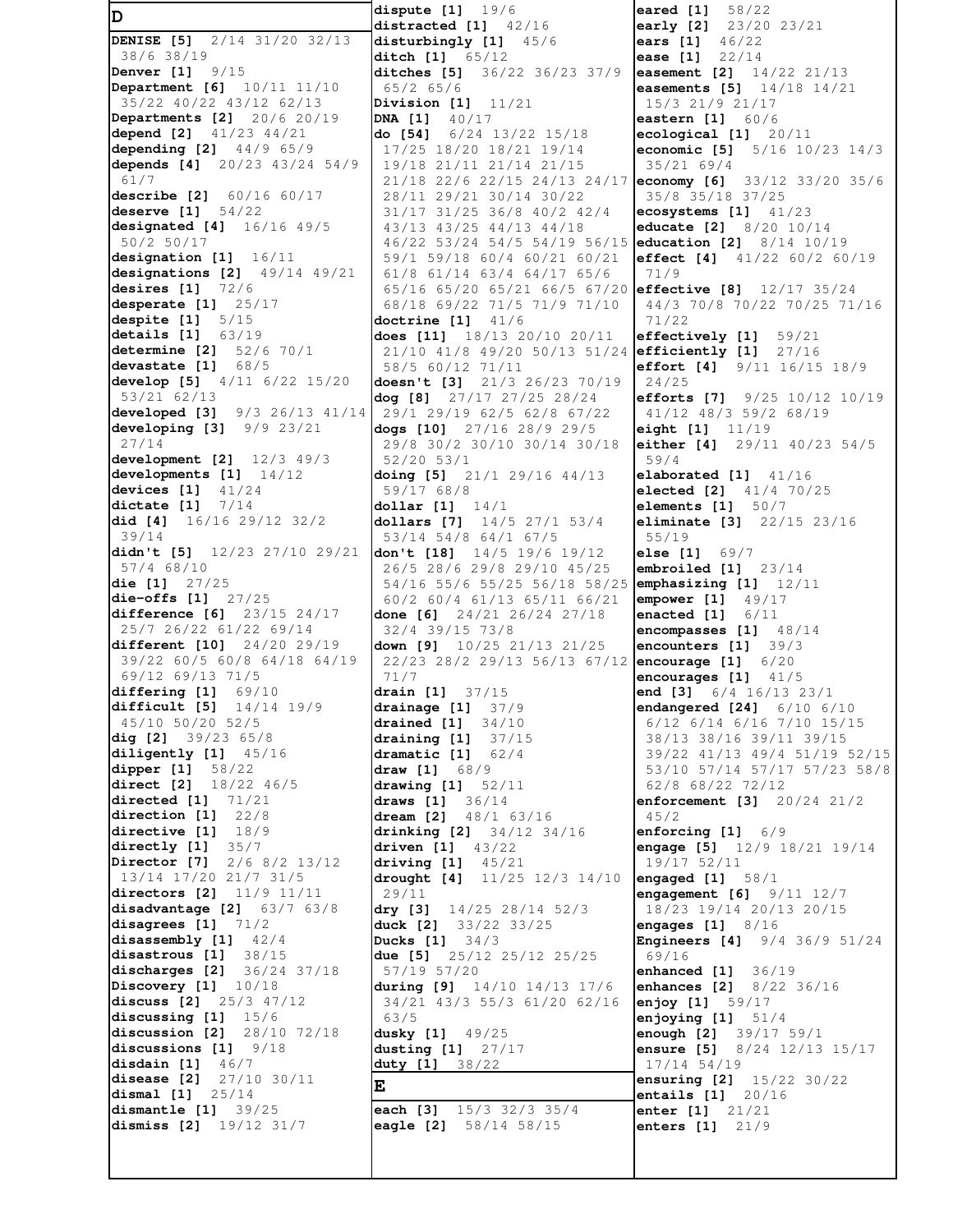## D

**DENISE [5]** 2/14 31/20 32/13 38/6 38/19
**Denver [1]** 9/15
**Department [6]** 10/11 11/10 35/22 40/22 43/12 62/13
**Departments [2]** 20/6 20/19
**depend [2]** 41/23 44/21
**depending [2]** 44/9 65/9
**depends [4]** 20/23 43/24 54/9 61/7
**describe [2]** 60/16 60/17
**deserve [1]** 54/22
**designated [4]** 16/16 49/5 50/2 50/17
**designation [1]** 16/11
**designations [2]** 49/14 49/21
**desires [1]** 72/6
**desperate [1]** 25/17
**despite [1]** 5/15
**details [1]** 63/19
**determine [2]** 52/6 70/1
**devastate [1]** 68/5
**develop [5]** 4/11 6/22 15/20 53/21 62/13
**developed [3]** 9/3 26/13 41/14
**developing [3]** 9/9 23/21 27/14
**development [2]** 12/3 49/3
**developments [1]** 14/12
**devices [1]** 41/24
**dictate [1]** 7/14
**did [4]** 16/16 29/12 32/2 39/14
**didn't [5]** 12/23 27/10 29/21 57/4 68/10
**die [1]** 27/25
**die-offs [1]** 27/25
**difference [6]** 23/15 24/17 25/7 26/22 61/22 69/14
**different [10]** 24/20 29/19 39/22 60/5 60/8 64/18 64/19 69/12 69/13 71/5
**differing [1]** 69/10
**difficult [5]** 14/14 19/9 45/10 50/20 52/5
**dig [2]** 39/23 65/8
**diligently [1]** 45/16
**dipper [1]** 58/22
**direct [2]** 18/22 46/5
**directed [1]** 71/21
**direction [1]** 22/8
**directive [1]** 18/9
**directly [1]** 35/7
**Director [7]** 2/6 8/2 13/12 13/14 17/20 21/7 31/5
**directors [2]** 11/9 11/11
**disadvantage [2]** 63/7 63/8
**disagrees [1]** 71/2
**disassembly [1]** 42/4
**disastrous [1]** 38/15
**discharges [2]** 36/24 37/18
**Discovery [1]** 10/18
**discuss [2]** 25/3 47/12
**discussing [1]** 15/6
**discussion [2]** 28/10 72/18
**discussions [1]** 9/18
**disdain [1]** 46/7
**disease [2]** 27/10 30/11
**dismal [1]** 25/14
**dismantle [1]** 39/25
**dismiss [2]** 19/12 31/7
**dispute [1]** 19/6
**distracted [1]** 42/16
**disturbingly [1]** 45/6
**ditch [1]** 65/12
**ditches [5]** 36/22 36/23 37/9 65/2 65/6
**Division [1]** 11/21
**DNA [1]** 40/17
**do [54]** 6/24 13/22 15/18 17/25 18/20 18/21 19/14 19/18 21/11 21/14 21/15 21/18 22/6 22/15 24/13 24/17 28/11 29/21 30/14 30/22 31/17 31/25 36/8 40/2 42/4 43/13 43/25 44/13 44/18 46/22 53/24 54/5 54/19 56/15 59/1 59/18 60/4 60/21 60/21 61/8 61/14 63/4 64/17 65/6 65/16 65/20 65/21 66/5 67/20 68/18 69/22 71/5 71/9 71/10
**doctrine [1]** 41/6
**does [11]** 18/13 20/10 20/11 21/10 41/8 49/20 50/13 51/24 58/5 60/12 71/11
**doesn't [3]** 21/3 26/23 70/19
**dog [8]** 27/17 27/25 28/24 29/1 29/19 62/5 62/8 67/22
**dogs [10]** 27/16 28/9 29/5 29/8 30/2 30/10 30/14 30/18 52/20 53/1
**doing [5]** 21/1 29/16 44/13 59/17 68/8
**dollar [1]** 14/1
**dollars [7]** 14/5 27/1 53/4 53/14 54/8 64/1 67/5
**don't [18]** 14/5 19/6 19/12 26/5 28/6 29/8 29/10 45/25 54/16 55/6 55/25 56/18 58/25 60/2 60/4 61/13 65/11 66/21
**done [6]** 24/21 26/24 27/18 32/4 39/15 73/8
**down [9]** 10/25 21/13 21/25 22/23 28/2 29/13 56/13 67/12 71/7
**drain [1]** 37/15
**drainage [1]** 37/9
**drained [1]** 34/10
**draining [1]** 37/15
**dramatic [1]** 62/4
**draw [1]** 68/9
**drawing [1]** 52/11
**draws [1]** 36/14
**dream [2]** 48/1 63/16
**drinking [2]** 34/12 34/16
**driven [1]** 43/22
**driving [1]** 45/21
**drought [4]** 11/25 12/3 14/10 29/11
**dry [3]** 14/25 28/14 52/3
**duck [2]** 33/22 33/25
**Ducks [1]** 34/3
**due [5]** 25/12 25/12 25/25 57/19 57/20
**during [9]** 14/10 14/13 17/6 34/21 43/3 55/3 61/20 62/16 63/5
**dusky [1]** 49/25
**dusting [1]** 27/17
**duty [1]** 38/22

## E

**each [3]** 15/3 32/3 35/4
**eagle [2]** 58/14 58/15
**eared [1]** 58/22
**early [2]** 23/20 23/21
**ears [1]** 46/22
**ease [1]** 22/14
**easement [2]** 14/22 21/13
**easements [5]** 14/18 14/21 15/3 21/9 21/17
**eastern [1]** 60/6
**ecological [1]** 20/11
**economic [5]** 5/16 10/23 14/3 35/21 69/4
**economy [6]** 33/12 33/20 35/6 35/8 35/18 37/25
**ecosystems [1]** 41/23
**educate [2]** 8/20 10/14
**education [2]** 8/14 10/19
**effect [4]** 41/22 60/2 60/19 71/9
**effective [8]** 12/17 35/24 44/3 70/8 70/22 70/25 71/16 71/22
**effectively [1]** 59/21
**efficiently [1]** 27/16
**effort [4]** 9/11 16/15 18/9 24/25
**efforts [7]** 9/25 10/12 10/19 41/12 48/3 59/2 68/19
**eight [1]** 11/19
**either [4]** 29/11 40/23 54/5 59/4
**elaborated [1]** 41/16
**elected [2]** 41/4 70/25
**elements [1]** 50/7
**eliminate [3]** 22/15 23/16 55/19
**else [1]** 69/7
**embroiled [1]** 23/14
**emphasizing [1]** 12/11
**empower [1]** 49/17
**enacted [1]** 6/11
**encompasses [1]** 48/14
**encounters [1]** 39/3
**encourage [1]** 6/20
**encourages [1]** 41/5
**end [3]** 6/4 16/13 23/1
**endangered [24]** 6/10 6/10 6/12 6/14 6/16 7/10 15/15 38/13 38/16 39/11 39/15 39/22 41/13 49/4 51/19 52/15 53/10 57/14 57/17 57/23 58/8 62/8 68/22 72/12
**enforcement [3]** 20/24 21/2 45/2
**enforcing [1]** 6/9
**engage [5]** 12/9 18/21 19/14 19/17 52/11
**engaged [1]** 58/1
**engagement [6]** 9/11 12/7 18/23 19/14 20/13 20/15
**engages [1]** 8/16
**Engineers [4]** 9/4 36/9 51/24 69/16
**enhanced [1]** 36/19
**enhances [2]** 8/22 36/16
**enjoy [1]** 59/17
**enjoying [1]** 51/4
**enough [2]** 39/17 59/1
**ensure [5]** 8/24 12/13 15/17 17/14 54/19
**ensuring [2]** 15/22 30/22
**entails [1]** 20/16
**enter [1]** 21/21
**enters [1]** 21/9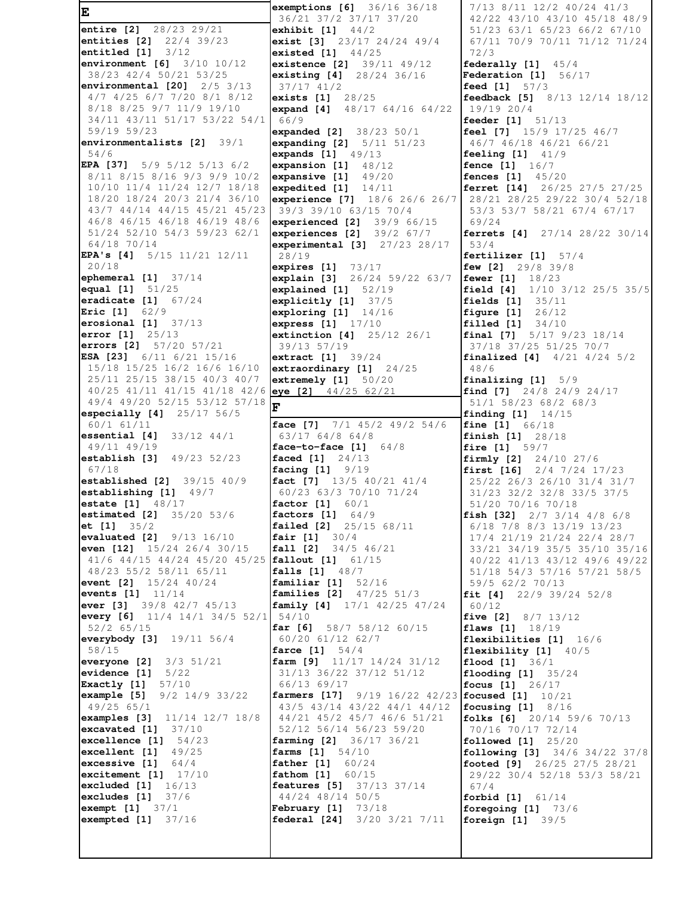# E

**entire [2]** 28/23 29/21
**entities [2]** 22/4 39/23
**entitled [1]** 3/12
**environment [6]** 3/10 10/12 38/23 42/4 50/21 53/25
**environmental [20]** 2/5 3/13 4/7 4/25 6/7 7/20 8/1 8/12 8/18 8/25 9/7 11/9 19/10 34/11 43/11 51/17 53/22 54/1 59/19 59/23
**environmentalists [2]** 39/1 54/6
**EPA [37]** 5/9 5/12 5/13 6/2 8/11 8/15 8/16 9/3 9/9 10/2 10/10 11/4 11/24 12/7 18/18 18/20 18/24 20/3 21/4 36/10 43/7 44/14 44/15 45/21 45/23 46/8 46/15 46/18 46/19 48/6 51/24 52/10 54/3 59/23 62/1 64/18 70/14
**EPA's [4]** 5/15 11/21 12/11 20/18
**ephemeral [1]** 37/14
**equal [1]** 51/25
**eradicate [1]** 67/24
**Eric [1]** 62/9
**erosional [1]** 37/13
**error [1]** 25/13
**errors [2]** 57/20 57/21
**ESA [23]** 6/11 6/21 15/16 15/18 15/25 16/2 16/6 16/10 25/11 25/15 38/15 40/3 40/7 40/25 41/11 41/15 41/18 42/6 49/4 49/20 52/15 53/12 57/18
**especially [4]** 25/17 56/5 60/1 61/11
**essential [4]** 33/12 44/1 49/11 49/19
**establish [3]** 49/23 52/23 67/18
**established [2]** 39/15 40/9
**establishing [1]** 49/7
**estate [1]** 48/17
**estimated [2]** 35/20 53/6
**et [1]** 35/2
**evaluated [2]** 9/13 16/10
**even [12]** 15/24 26/4 30/15 41/6 44/15 44/24 45/20 45/25 48/23 55/2 58/11 65/11
**event [2]** 15/24 40/24
**events [1]** 11/14
**ever [3]** 39/8 42/7 45/13
**every [6]** 11/4 14/1 34/5 52/1 52/2 65/15
**everybody [3]** 19/11 56/4 58/15
**everyone [2]** 3/3 51/21
**evidence [1]** 5/22
**Exactly [1]** 57/10
**example [5]** 9/2 14/9 33/22 49/25 65/1
**examples [3]** 11/14 12/7 18/8
**excavated [1]** 37/10
**excellence [1]** 54/23
**excellent [1]** 49/25
**excessive [1]** 64/4
**excitement [1]** 17/10
**excluded [1]** 16/13
**excludes [1]** 37/6
**exempt [1]** 37/1
**exempted [1]** 37/16
**exemptions [6]** 36/16 36/18 36/21 37/2 37/17 37/20
**exhibit [1]** 44/2
**exist [3]** 23/17 24/24 49/4
**existed [1]** 44/25
**existence [2]** 39/11 49/12
**existing [4]** 28/24 36/16 37/17 41/2
**exists [1]** 28/25
**expand [4]** 48/17 64/16 64/22 66/9
**expanded [2]** 38/23 50/1
**expanding [2]** 5/11 51/23
**expands [1]** 49/13
**expansion [1]** 48/12
**expansive [1]** 49/20
**expedited [1]** 14/11
**experience [7]** 18/6 26/6 26/7 39/3 39/10 63/15 70/4
**experienced [2]** 39/9 66/15
**experiences [2]** 39/2 67/7
**experimental [3]** 27/23 28/17 28/19
**expires [1]** 73/17
**explain [3]** 26/24 59/22 63/7
**explained [1]** 52/19
**explicitly [1]** 37/5
**exploring [1]** 14/16
**express [1]** 17/10
**extinction [4]** 25/12 26/1 39/13 57/19
**extract [1]** 39/24
**extraordinary [1]** 24/25
**extremely [1]** 50/20
**eye [2]** 44/25 62/21

# F

**face [7]** 7/1 45/2 49/2 54/6 63/17 64/8 64/8
**face-to-face [1]** 64/8
**faced [1]** 24/13
**facing [1]** 9/19
**fact [7]** 13/5 40/21 41/4 60/23 63/3 70/10 71/24
**factor [1]** 60/1
**factors [1]** 64/9
**failed [2]** 25/15 68/11
**fair [1]** 30/4
**fall [2]** 34/5 46/21
**fallout [1]** 61/15
**falls [1]** 48/7
**familiar [1]** 52/16
**families [2]** 47/25 51/3
**family [4]** 17/1 42/25 47/24 54/10
**far [6]** 58/7 58/12 60/15 60/20 61/12 62/7
**farce [1]** 54/4
**farm [9]** 11/17 14/24 31/12 31/13 36/22 37/12 51/12 66/13 69/17
**farmers [17]** 9/19 16/22 42/23 43/5 43/14 43/22 44/1 44/12 44/21 45/2 45/7 46/6 51/21 52/12 56/14 56/23 59/20
**farming [2]** 36/17 36/21
**farms [1]** 54/10
**father [1]** 60/24
**fathom [1]** 60/15
**features [5]** 37/13 37/14 44/24 48/14 50/5
**February [1]** 73/18
**federal [24]** 3/20 3/21 7/11 7/13 8/11 12/2 40/24 41/3 42/22 43/10 43/10 45/18 48/9 51/23 63/1 65/23 66/2 67/10 67/11 70/9 70/11 71/12 71/24 72/3
**federally [1]** 45/4
**Federation [1]** 56/17
**feed [1]** 57/3
**feedback [5]** 8/13 12/14 18/12 19/19 20/4
**feeder [1]** 51/13
**feel [7]** 15/9 17/25 46/7 46/7 46/18 46/21 66/21
**feeling [1]** 41/9
**fence [1]** 16/7
**fences [1]** 45/20
**ferret [14]** 26/25 27/5 27/25 28/21 28/25 29/22 30/4 52/18 53/3 53/7 58/21 67/4 67/17 69/24
**ferrets [4]** 27/14 28/22 30/14 53/4
**fertilizer [1]** 57/4
**few [2]** 29/8 39/8
**fewer [1]** 18/23
**field [4]** 1/10 3/12 25/5 35/5
**fields [1]** 35/11
**figure [1]** 26/12
**filled [1]** 34/10
**final [7]** 5/17 9/23 18/14 37/18 37/25 51/25 70/7
**finalized [4]** 4/21 4/24 5/2 48/6
**finalizing [1]** 5/9
**find [7]** 24/8 24/9 24/17 51/1 58/23 68/2 68/3
**finding [1]** 14/15
**fine [1]** 66/18
**finish [1]** 28/18
**fire [1]** 59/7
**firmly [2]** 24/10 27/6
**first [16]** 2/4 7/24 17/23 25/22 26/3 26/10 31/4 31/7 31/23 32/2 32/8 33/5 37/5 51/20 70/16 70/18
**fish [32]** 2/7 3/14 4/8 6/8 6/18 7/8 8/3 13/19 13/23 17/4 21/19 21/24 22/4 28/7 33/21 34/19 35/5 35/10 35/16 40/22 41/13 43/12 49/6 49/22 51/18 54/3 57/16 57/21 58/5 59/5 62/2 70/13
**fit [4]** 22/9 39/24 52/8 60/12
**five [2]** 8/7 13/12
**flaws [1]** 18/19
**flexibilities [1]** 16/6
**flexibility [1]** 40/5
**flood [1]** 36/1
**flooding [1]** 35/24
**focus [1]** 26/17
**focused [1]** 10/21
**focusing [1]** 8/16
**folks [6]** 20/14 59/6 70/13 70/16 70/17 72/14
**followed [1]** 25/20
**following [3]** 34/6 34/22 37/8
**footed [9]** 26/25 27/5 28/21 29/22 30/4 52/18 53/3 58/21 67/4
**forbid [1]** 61/14
**foregoing [1]** 73/6
**foreign [1]** 39/5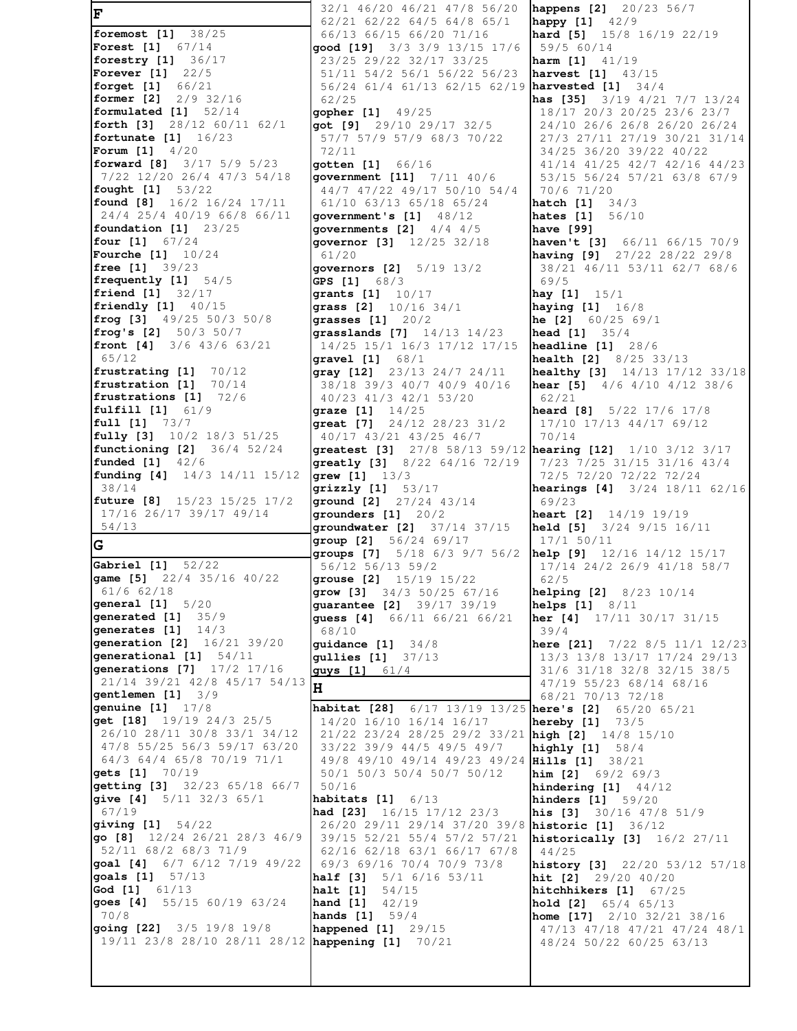## F

**foremost [1]** 38/25
**Forest [1]** 67/14
**forestry [1]** 36/17
**Forever [1]** 22/5
**forget [1]** 66/21
**former [2]** 2/9 32/16
**formulated [1]** 52/14
**forth [3]** 28/12 60/11 62/1
**fortunate [1]** 16/23
**Forum [1]** 4/20
**forward [8]** 3/17 5/9 5/23 7/22 12/20 26/4 47/3 54/18
**fought [1]** 53/22
**found [8]** 16/2 16/24 17/11 24/4 25/4 40/19 66/8 66/11
**foundation [1]** 23/25
**four [1]** 67/24
**Fourche [1]** 10/24
**free [1]** 39/23
**frequently [1]** 54/5
**friend [1]** 32/17
**friendly [1]** 40/15
**frog [3]** 49/25 50/3 50/8
**frog's [2]** 50/3 50/7
**front [4]** 3/6 43/6 63/21 65/12
**frustrating [1]** 70/12
**frustration [1]** 70/14
**frustrations [1]** 72/6
**fulfill [1]** 61/9
**full [1]** 73/7
**fully [3]** 10/2 18/3 51/25
**functioning [2]** 36/4 52/24
**funded [1]** 42/6
**funding [4]** 14/3 14/11 15/12 38/14
**future [8]** 15/23 15/25 17/2 17/16 26/17 39/17 49/14 54/13

## G

**Gabriel [1]** 52/22
**game [5]** 22/4 35/16 40/22 61/6 62/18
**general [1]** 5/20
**generated [1]** 35/9
**generates [1]** 14/3
**generation [2]** 16/21 39/20
**generational [1]** 54/11
**generations [7]** 17/2 17/16 21/14 39/21 42/8 45/17 54/13
**gentlemen [1]** 3/9
**genuine [1]** 17/8
**get [18]** 19/19 24/3 25/5 26/10 28/11 30/8 33/1 34/12 47/8 55/25 56/3 59/17 63/20 64/3 64/4 65/8 70/19 71/1
**gets [1]** 70/19
**getting [3]** 32/23 65/18 66/7
**give [4]** 5/11 32/3 65/1 67/19
**giving [1]** 54/22
**go [8]** 12/24 26/21 28/3 46/9 52/11 68/2 68/3 71/9
**goal [4]** 6/7 6/12 7/19 49/22
**goals [1]** 57/13
**God [1]** 61/13
**goes [4]** 55/15 60/19 63/24 70/8
**going [22]** 3/5 19/8 19/8 19/11 23/8 28/10 28/11 28/12 32/1 46/20 46/21 47/8 56/20 62/21 62/22 64/5 64/8 65/1 66/13 66/15 66/20 71/16
**good [19]** 3/3 3/9 13/15 17/6 23/25 29/22 32/17 33/25 51/11 54/2 56/1 56/22 56/23 56/24 61/4 61/13 62/15 62/19 62/25
**gopher [1]** 49/25
**got [9]** 29/10 29/17 32/5 57/7 57/9 57/9 68/3 70/22 72/11
**gotten [1]** 66/16
**government [11]** 7/11 40/6 44/7 47/22 49/17 50/10 54/4 61/10 63/13 65/18 65/24
**government's [1]** 48/12
**governments [2]** 4/4 4/5
**governor [3]** 12/25 32/18 61/20
**governors [2]** 5/19 13/2
**GPS [1]** 68/3
**grants [1]** 10/17
**grass [2]** 10/16 34/1
**grasses [1]** 20/2
**grasslands [7]** 14/13 14/23 14/25 15/1 16/3 17/12 17/15
**gravel [1]** 68/1
**gray [12]** 23/13 24/7 24/11 38/18 39/3 40/7 40/9 40/16 40/23 41/3 42/1 53/20
**graze [1]** 14/25
**great [7]** 24/12 28/23 31/2 40/17 43/21 43/25 46/7
**greatest [3]** 27/8 58/13 59/12
**greatly [3]** 8/22 64/16 72/19
**grew [1]** 13/3
**grizzly [1]** 53/17
**ground [2]** 27/24 43/14
**grounders [1]** 20/2
**groundwater [2]** 37/14 37/15
**group [2]** 56/24 69/17
**groups [7]** 5/18 6/3 9/7 56/2 56/12 56/13 59/2
**grouse [2]** 15/19 15/22
**grow [3]** 34/3 50/25 67/16
**guarantee [2]** 39/17 39/19
**guess [4]** 66/11 66/21 66/21 68/10
**guidance [1]** 34/8
**gullies [1]** 37/13
**guys [1]** 61/4

## H

**habitat [28]** 6/17 13/19 13/25 14/20 16/10 16/14 16/17 21/22 23/24 28/25 29/2 33/21 33/22 39/9 44/5 49/5 49/7 49/8 49/10 49/14 49/23 49/24 50/1 50/3 50/4 50/7 50/12 50/16
**habitats [1]** 6/13
**had [23]** 16/15 17/12 23/3 26/20 29/11 29/14 37/20 39/8 39/15 52/21 55/4 57/2 57/21 62/16 62/18 63/1 66/17 67/8 69/3 69/16 70/4 70/9 73/8
**half [3]** 5/1 6/16 53/11
**halt [1]** 54/15
**hand [1]** 42/19
**hands [1]** 59/4
**happened [1]** 29/15
**happening [1]** 70/21
**happens [2]** 20/23 56/7
**happy [1]** 42/9
**hard [5]** 15/8 16/19 22/19 59/5 60/14
**harm [1]** 41/19
**harvest [1]** 43/15
**harvested [1]** 34/4
**has [35]** 3/19 4/21 7/7 13/24 18/17 20/3 20/25 23/6 23/7 24/10 26/6 26/8 26/20 26/24 27/3 27/11 27/19 30/21 31/14 34/25 36/20 39/22 40/22 41/14 41/25 42/7 42/16 44/23 53/15 56/24 57/21 63/8 67/9 70/6 71/20
**hatch [1]** 34/3
**hates [1]** 56/10
**have [99]**
**haven't [3]** 66/11 66/15 70/9
**having [9]** 27/22 28/22 29/8 38/21 46/11 53/11 62/7 68/6 69/5
**hay [1]** 15/1
**haying [1]** 16/8
**he [2]** 60/25 69/1
**head [1]** 35/4
**headline [1]** 28/6
**health [2]** 8/25 33/13
**healthy [3]** 14/13 17/12 33/18
**hear [5]** 4/6 4/10 4/12 38/6 62/21
**heard [8]** 5/22 17/6 17/8 17/10 17/13 44/17 69/12 70/14
**hearing [12]** 1/10 3/12 3/17 7/23 7/25 31/15 31/16 43/4 72/5 72/20 72/22 72/24
**hearings [4]** 3/24 18/11 62/16 69/23
**heart [2]** 14/19 19/19
**held [5]** 3/24 9/15 16/11 17/1 50/11
**help [9]** 12/16 14/12 15/17 17/14 24/2 26/9 41/18 58/7 62/5
**helping [2]** 8/23 10/14
**helps [1]** 8/11
**her [4]** 17/11 30/17 31/15 39/4
**here [21]** 7/22 8/5 11/1 12/23 13/3 13/8 13/17 17/24 29/13 31/6 31/18 32/8 32/15 38/5 47/19 55/23 68/14 68/16 68/21 70/13 72/18
**here's [2]** 65/20 65/21
**hereby [1]** 73/5
**high [2]** 14/8 15/10
**highly [1]** 58/4
**Hills [1]** 38/21
**him [2]** 69/2 69/3
**hindering [1]** 44/12
**hinders [1]** 59/20
**his [3]** 30/16 47/8 51/9
**historic [1]** 36/12
**historically [3]** 16/2 27/11 44/25
**history [3]** 22/20 53/12 57/18
**hit [2]** 29/20 40/20
**hitchhikers [1]** 67/25
**hold [2]** 65/4 65/13
**home [17]** 2/10 32/21 38/16 47/13 47/18 47/21 47/24 48/1 48/24 50/22 60/25 63/13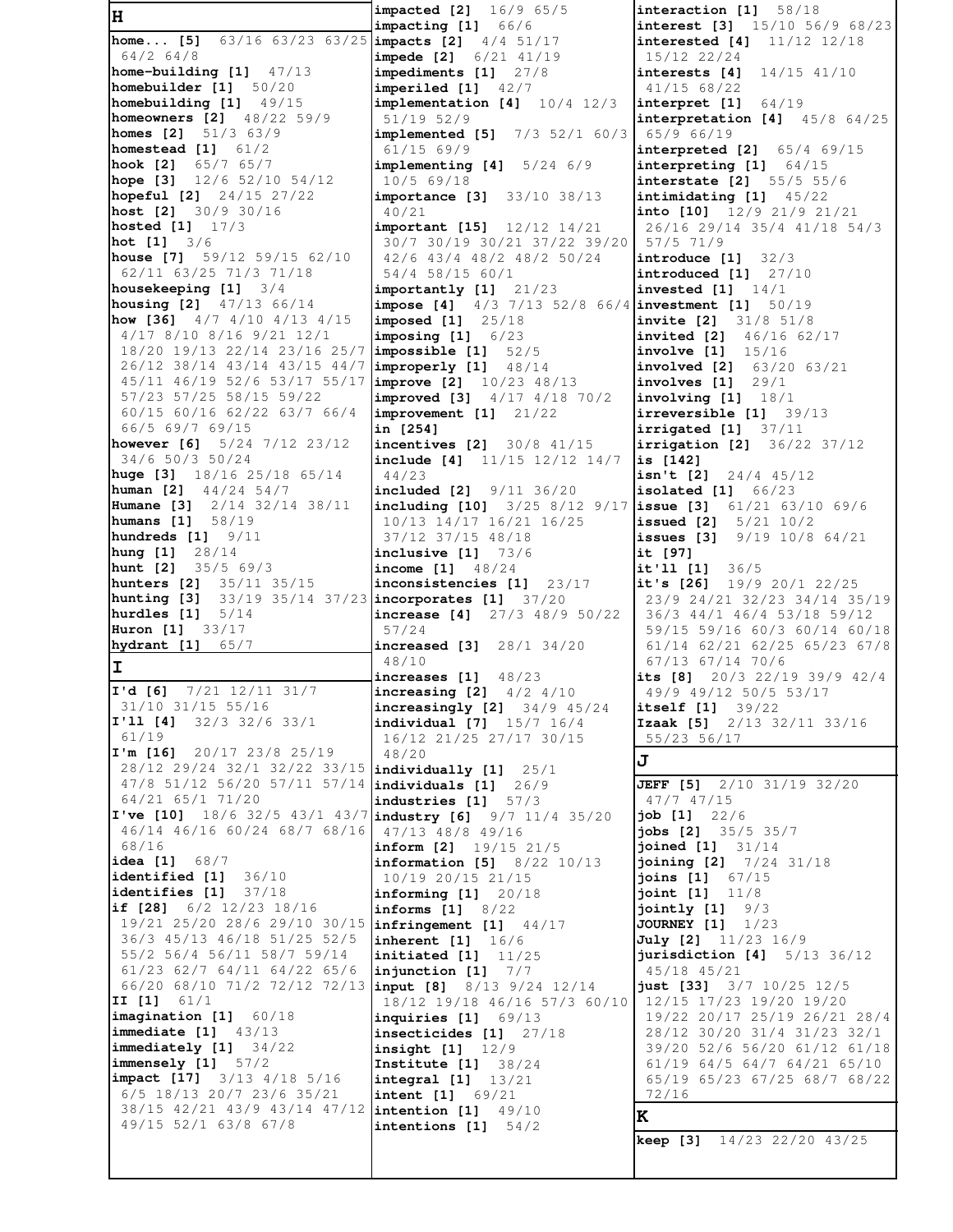## H

**home... [5]** 63/16 63/23 63/25 64/2 64/8
**home-building [1]** 47/13
**homebuilder [1]** 50/20
**homebuilding [1]** 49/15
**homeowners [2]** 48/22 59/9
**homes [2]** 51/3 63/9
**homestead [1]** 61/2
**hook [2]** 65/7 65/7
**hope [3]** 12/6 52/10 54/12
**hopeful [2]** 24/15 27/22
**host [2]** 30/9 30/16
**hosted [1]** 17/3
**hot [1]** 3/6
**house [7]** 59/12 59/15 62/10 62/11 63/25 71/3 71/18
**housekeeping [1]** 3/4
**housing [2]** 47/13 66/14
**how [36]** 4/7 4/10 4/13 4/15 4/17 8/10 8/16 9/21 12/1 18/20 19/13 22/14 23/16 25/7 26/12 38/14 43/14 43/15 44/7 45/11 46/19 52/6 53/17 55/17 57/23 57/25 58/15 59/22 60/15 60/16 62/22 63/7 66/4 66/5 69/7 69/15
**however [6]** 5/24 7/12 23/12 34/6 50/3 50/24
**huge [3]** 18/16 25/18 65/14
**human [2]** 44/24 54/7
**Humane [3]** 2/14 32/14 38/11
**humans [1]** 58/19
**hundreds [1]** 9/11
**hung [1]** 28/14
**hunt [2]** 35/5 69/3
**hunters [2]** 35/11 35/15
**hunting [3]** 33/19 35/14 37/23
**hurdles [1]** 5/14
**Huron [1]** 33/17
**hydrant [1]** 65/7

## I

**I'd [6]** 7/21 12/11 31/7 31/10 31/15 55/16
**I'll [4]** 32/3 32/6 33/1 61/19
**I'm [16]** 20/17 23/8 25/19 28/12 29/24 32/1 32/22 33/15 47/8 51/12 56/20 57/11 57/14 64/21 65/1 71/20
**I've [10]** 18/6 32/5 43/1 43/7 46/14 46/16 60/24 68/7 68/16 68/16
**idea [1]** 68/7
**identified [1]** 36/10
**identifies [1]** 37/18
**if [28]** 6/2 12/23 18/16 19/21 25/20 28/6 29/10 30/15 36/3 45/13 46/18 51/25 52/5 55/2 56/4 56/11 58/7 59/14 61/23 62/7 64/11 64/22 65/6 66/20 68/10 71/2 72/12 72/13
**II [1]** 61/1
**imagination [1]** 60/18
**immediate [1]** 43/13
**immediately [1]** 34/22
**immensely [1]** 57/2
**impact [17]** 3/13 4/18 5/16 6/5 18/13 20/7 23/6 35/21 38/15 42/21 43/9 43/14 47/12 49/15 52/1 63/8 67/8
**impacted [2]** 16/9 65/5
**impacting [1]** 66/6
**impacts [2]** 4/4 51/17
**impede [2]** 6/21 41/19
**impediments [1]** 27/8
**imperiled [1]** 42/7
**implementation [4]** 10/4 12/3 51/19 52/9
**implemented [5]** 7/3 52/1 60/3 61/15 69/9
**implementing [4]** 5/24 6/9 10/5 69/18
**importance [3]** 33/10 38/13 40/21
**important [15]** 12/12 14/21 30/7 30/19 30/21 37/22 39/20 42/6 43/4 48/2 48/2 50/24 54/4 58/15 60/1
**importantly [1]** 21/23
**impose [4]** 4/3 7/13 52/8 66/4
**imposed [1]** 25/18
**imposing [1]** 6/23
**impossible [1]** 52/5
**improperly [1]** 48/14
**improve [2]** 10/23 48/13
**improved [3]** 4/17 4/18 70/2
**improvement [1]** 21/22
**in [254]**
**incentives [2]** 30/8 41/15
**include [4]** 11/15 12/12 14/7 44/23
**included [2]** 9/11 36/20
**including [10]** 3/25 8/12 9/17 10/13 14/17 16/21 16/25 37/12 37/15 48/18
**inclusive [1]** 73/6
**income [1]** 48/24
**inconsistencies [1]** 23/17
**incorporates [1]** 37/20
**increase [4]** 27/3 48/9 50/22 57/24
**increased [3]** 28/1 34/20 48/10
**increases [1]** 48/23
**increasing [2]** 4/2 4/10
**increasingly [2]** 34/9 45/24
**individual [7]** 15/7 16/4 16/12 21/25 27/17 30/15 48/20
**individually [1]** 25/1
**individuals [1]** 26/9
**industries [1]** 57/3
**industry [6]** 9/7 11/4 35/20 47/13 48/8 49/16
**inform [2]** 19/15 21/5
**information [5]** 8/22 10/13 10/19 20/15 21/15
**informing [1]** 20/18
**informs [1]** 8/22
**infringement [1]** 44/17
**inherent [1]** 16/6
**initiated [1]** 11/25
**injunction [1]** 7/7
**input [8]** 8/13 9/24 12/14 18/12 19/18 46/16 57/3 60/10
**inquiries [1]** 69/13
**insecticides [1]** 27/18
**insight [1]** 12/9
**Institute [1]** 38/24
**integral [1]** 13/21
**intent [1]** 69/21
**intention [1]** 49/10
**intentions [1]** 54/2
**interaction [1]** 58/18
**interest [3]** 15/10 56/9 68/23
**interested [4]** 11/12 12/18 15/12 22/24
**interests [4]** 14/15 41/10 41/15 68/22
**interpret [1]** 64/19
**interpretation [4]** 45/8 64/25 65/9 66/19
**interpreted [2]** 65/4 69/15
**interpreting [1]** 64/15
**interstate [2]** 55/5 55/6
**intimidating [1]** 45/22
**into [10]** 12/9 21/9 21/21 26/16 29/14 35/4 41/18 54/3 57/5 71/9
**introduce [1]** 32/3
**introduced [1]** 27/10
**invested [1]** 14/1
**investment [1]** 50/19
**invite [2]** 31/8 51/8
**invited [2]** 46/16 62/17
**involve [1]** 15/16
**involved [2]** 63/20 63/21
**involves [1]** 29/1
**involving [1]** 18/1
**irreversible [1]** 39/13
**irrigated [1]** 37/11
**irrigation [2]** 36/22 37/12
**is [142]**
**isn't [2]** 24/4 45/12
**isolated [1]** 66/23
**issue [3]** 61/21 63/10 69/6
**issued [2]** 5/21 10/2
**issues [3]** 9/19 10/8 64/21
**it [97]**
**it'll [1]** 36/5
**it's [26]** 19/9 20/1 22/25 23/9 24/21 32/23 34/14 35/19 36/3 44/1 46/4 53/18 59/12 59/15 59/16 60/3 60/14 60/18 61/14 62/21 62/25 65/23 67/8 67/13 67/14 70/6
**its [8]** 20/3 22/19 39/9 42/4 49/9 49/12 50/5 53/17
**itself [1]** 39/22
**Izaak [5]** 2/13 32/11 33/16 55/23 56/17

## J

**JEFF [5]** 2/10 31/19 32/20 47/7 47/15
**job [1]** 22/6
**jobs [2]** 35/5 35/7
**joined [1]** 31/14
**joining [2]** 7/24 31/18
**joins [1]** 67/15
**joint [1]** 11/8
**jointly [1]** 9/3
**JOURNEY [1]** 1/23
**July [2]** 11/23 16/9
**jurisdiction [4]** 5/13 36/12 45/18 45/21
**just [33]** 3/7 10/25 12/5 12/15 17/23 19/20 19/20 19/22 20/17 25/19 26/21 28/4 28/12 30/20 31/4 31/23 32/1 39/20 52/6 56/20 61/12 61/18 61/19 64/5 64/7 64/21 65/10 65/19 65/23 67/25 68/7 68/22 72/16

## K

**keep [3]** 14/23 22/20 43/25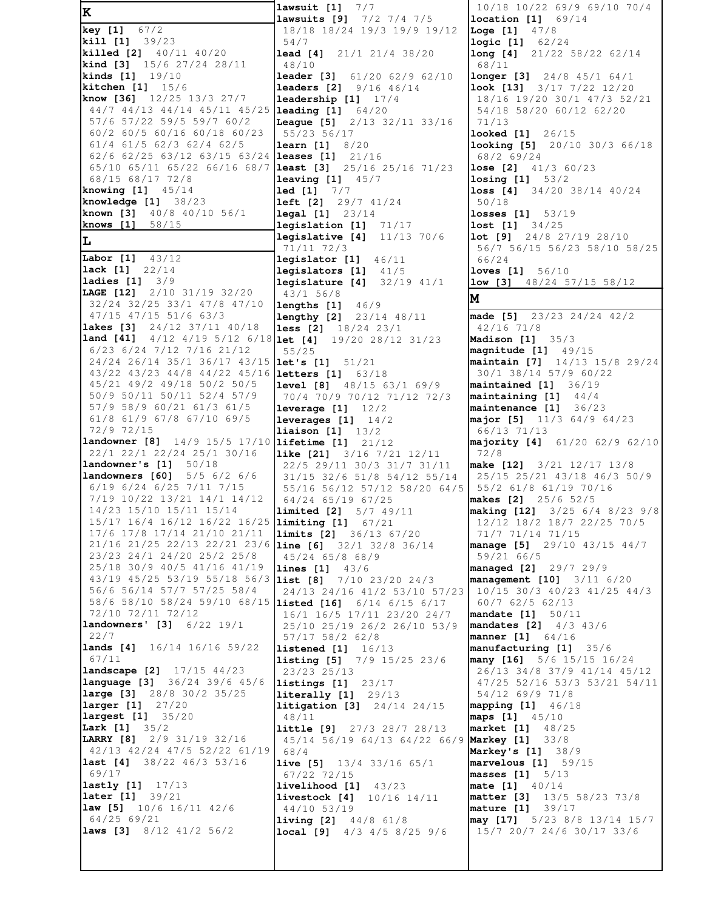## K

**key [1]** 67/2
**kill [1]** 39/23
**killed [2]** 40/11 40/20
**kind [3]** 15/6 27/24 28/11
**kinds [1]** 19/10
**kitchen [1]** 15/6
**know [36]** 12/25 13/3 27/7 44/7 44/13 44/14 45/11 45/25 57/6 57/22 59/5 59/7 60/2 60/2 60/5 60/16 60/18 60/23 61/4 61/5 62/3 62/4 62/5 62/6 62/25 63/12 63/15 63/24 65/10 65/11 65/22 66/16 68/7 68/15 68/17 72/8
**knowing [1]** 45/14
**knowledge [1]** 38/23
**known [3]** 40/8 40/10 56/1
**knows [1]** 58/15

## L

**Labor [1]** 43/12
**lack [1]** 22/14
**ladies [1]** 3/9
**LAGE [12]** 2/10 31/19 32/20 32/24 32/25 33/1 47/8 47/10 47/15 47/15 51/6 63/3
**lakes [3]** 24/12 37/11 40/18
**land [41]** 4/12 4/19 5/12 6/18 6/23 6/24 7/12 7/16 21/12 24/24 26/14 35/1 36/17 43/15 43/22 43/23 44/8 44/22 45/16 45/21 49/2 49/18 50/2 50/5 50/9 50/11 50/11 52/4 57/9 57/9 58/9 60/21 61/3 61/5 61/8 61/9 67/8 67/10 69/5 72/9 72/15
**landowner [8]** 14/9 15/5 17/10 22/1 22/1 22/24 25/1 30/16
**landowner's [1]** 50/18
**landowners [60]** 5/5 6/2 6/6 6/19 6/24 6/25 7/11 7/15 7/19 10/22 13/21 14/1 14/12 14/23 15/10 15/11 15/14 15/17 16/4 16/12 16/22 16/25 17/6 17/8 17/14 21/10 21/11 21/16 21/25 22/13 22/21 23/6 23/23 24/1 24/20 25/2 25/8 25/18 30/9 40/5 41/16 41/19 43/19 45/25 53/19 55/18 56/3 56/6 56/14 57/7 57/25 58/4 58/6 58/10 58/24 59/10 68/15 72/10 72/11 72/12
**landowners' [3]** 6/22 19/1 22/7
**lands [4]** 16/14 16/16 59/22 67/11
**landscape [2]** 17/15 44/23
**language [3]** 36/24 39/6 45/6
**large [3]** 28/8 30/2 35/25
**larger [1]** 27/20
**largest [1]** 35/20
**Lark [1]** 35/2
**LARRY [8]** 2/9 31/19 32/16 42/13 42/24 47/5 52/22 61/19
**last [4]** 38/22 46/3 53/16 69/17
**lastly [1]** 17/13
**later [1]** 39/21
**law [5]** 10/6 16/11 42/6 64/25 69/21
**laws [3]** 8/12 41/2 56/2
**lawsuit [1]** 7/7
**lawsuits [9]** 7/2 7/4 7/5 18/18 18/24 19/3 19/9 19/12 54/7
**lead [4]** 21/1 21/4 38/20 48/10
**leader [3]** 61/20 62/9 62/10
**leaders [2]** 9/16 46/14
**leadership [1]** 17/4
**leading [1]** 64/20
**League [5]** 2/13 32/11 33/16 55/23 56/17
**learn [1]** 8/20
**leases [1]** 21/16
**least [3]** 25/16 25/16 71/23
**leaving [1]** 45/7
**led [1]** 7/7
**left [2]** 29/7 41/24
**legal [1]** 23/14
**legislation [1]** 71/17
**legislative [4]** 11/13 70/6 71/11 72/3
**legislator [1]** 46/11
**legislators [1]** 41/5
**legislature [4]** 32/19 41/1 43/1 56/8
**lengths [1]** 46/9
**lengthy [2]** 23/14 48/11
**less [2]** 18/24 23/1
**let [4]** 19/20 28/12 31/23 55/25
**let's [1]** 51/21
**letters [1]** 63/18
**level [8]** 48/15 63/1 69/9 70/4 70/9 70/12 71/12 72/3
**leverage [1]** 12/2
**leverages [1]** 14/2
**liaison [1]** 13/2
**lifetime [1]** 21/12
**like [21]** 3/16 7/21 12/11 22/5 29/11 30/3 31/7 31/11 31/15 32/6 51/8 54/12 55/14 55/16 56/12 57/12 58/20 64/5 64/24 65/19 67/25
**limited [2]** 5/7 49/11
**limiting [1]** 67/21
**limits [2]** 36/13 67/20
**line [6]** 32/1 32/8 36/14 45/24 65/8 68/9
**lines [1]** 43/6
**list [8]** 7/10 23/20 24/3 24/13 24/16 41/2 53/10 57/23
**listed [16]** 6/14 6/15 6/17 16/1 16/5 17/11 23/20 24/7 25/10 25/19 26/2 26/10 53/9 57/17 58/2 62/8
**listened [1]** 16/13
**listing [5]** 7/9 15/25 23/6 23/23 25/13
**listings [1]** 23/17
**literally [1]** 29/13
**litigation [3]** 24/14 24/15 48/11
**little [9]** 27/3 28/7 28/13 45/14 56/19 64/13 64/22 66/9 68/4
**live [5]** 13/4 33/16 65/1 67/22 72/15
**livelihood [1]** 43/23
**livestock [4]** 10/16 14/11 44/10 53/19
**living [2]** 44/8 61/8
**local [9]** 4/3 4/5 8/25 9/6 10/18 10/22 69/9 69/10 70/4
**location [1]** 69/14
**Loge [1]** 47/8
**logic [1]** 62/24
**long [4]** 21/22 58/22 62/14 68/11
**longer [3]** 24/8 45/1 64/1
**look [13]** 3/17 7/22 12/20 18/16 19/20 30/1 47/3 52/21 54/18 58/20 60/12 62/20 71/13
**looked [1]** 26/15
**looking [5]** 20/10 30/3 66/18 68/2 69/24
**lose [2]** 41/3 60/23
**losing [1]** 53/2
**loss [4]** 34/20 38/14 40/24 50/18
**losses [1]** 53/19
**lost [1]** 34/25
**lot [9]** 24/8 27/19 28/10 56/7 56/15 56/23 58/10 58/25 66/24
**loves [1]** 56/10
**low [3]** 48/24 57/15 58/12

## M

**made [5]** 23/23 24/24 42/2 42/16 71/8
**Madison [1]** 35/3
**magnitude [1]** 49/15
**maintain [7]** 14/13 15/8 29/24 30/1 38/14 57/9 60/22
**maintained [1]** 36/19
**maintaining [1]** 44/4
**maintenance [1]** 36/23
**major [5]** 11/3 64/9 64/23 66/13 71/13
**majority [4]** 61/20 62/9 62/10 72/8
**make [12]** 3/21 12/17 13/8 25/15 25/21 43/18 46/3 50/9 55/2 61/8 61/19 70/16
**makes [2]** 25/6 52/5
**making [12]** 3/25 6/4 8/23 9/8 12/12 18/2 18/7 22/25 70/5 71/7 71/14 71/15
**manage [5]** 29/10 43/15 44/7 59/21 66/5
**managed [2]** 29/7 29/9
**management [10]** 3/11 6/20 10/15 30/3 40/23 41/25 44/3 60/7 62/5 62/13
**mandate [1]** 50/11
**mandates [2]** 4/3 43/6
**manner [1]** 64/16
**manufacturing [1]** 35/6
**many [16]** 5/6 15/15 16/24 26/13 34/8 37/9 41/14 45/12 47/25 52/16 53/3 53/21 54/11 54/12 69/9 71/8
**mapping [1]** 46/18
**maps [1]** 45/10
**market [1]** 48/25
**Markey [1]** 33/8
**Markey's [1]** 38/9
**marvelous [1]** 59/15
**masses [1]** 5/13
**mate [1]** 40/14
**matter [3]** 13/5 58/23 73/8
**mature [1]** 39/17
**may [17]** 5/23 8/8 13/14 15/7 15/7 20/7 24/6 30/17 33/6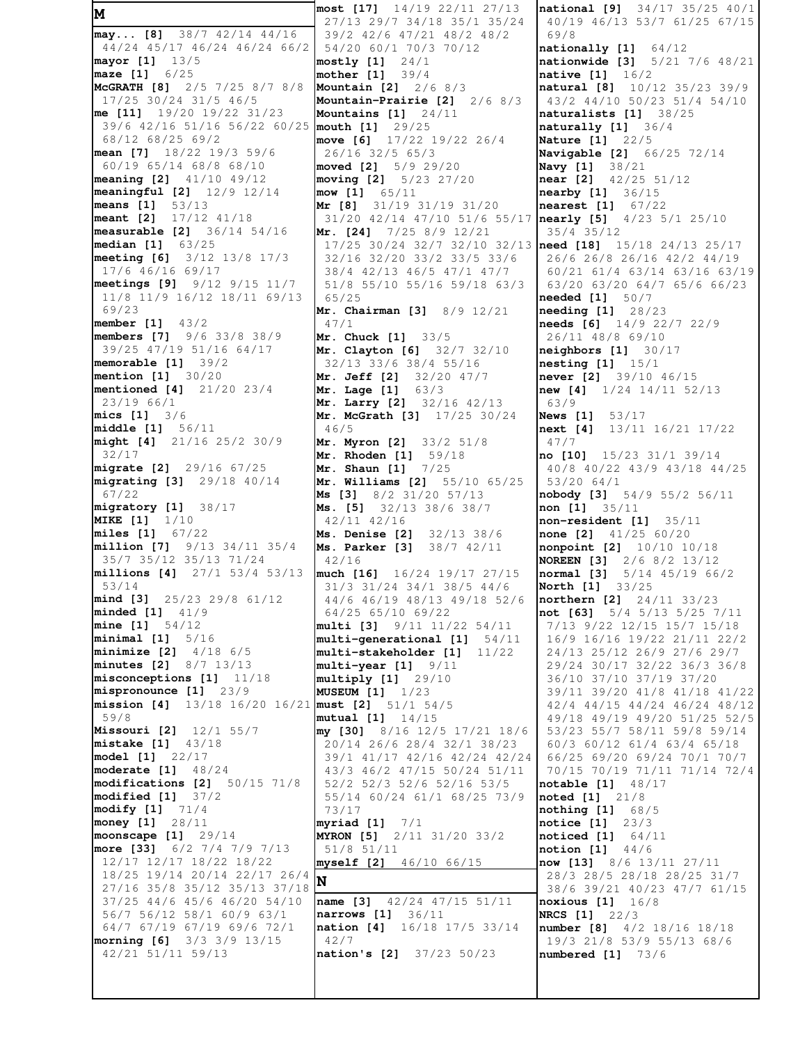## M

**may... [8]** 38/7 42/14 44/16 44/24 45/17 46/24 46/24 66/2
**mayor [1]** 13/5
**maze [1]** 6/25
**McGRATH [8]** 2/5 7/25 8/7 8/8 17/25 30/24 31/5 46/5
**me [11]** 19/20 19/22 31/23 39/6 42/16 51/16 56/22 60/25 68/12 68/25 69/2
**mean [7]** 18/22 19/3 59/6 60/19 65/14 68/8 68/10
**meaning [2]** 41/10 49/12
**meaningful [2]** 12/9 12/14
**means [1]** 53/13
**meant [2]** 17/12 41/18
**measurable [2]** 36/14 54/16
**median [1]** 63/25
**meeting [6]** 3/12 13/8 17/3 17/6 46/16 69/17
**meetings [9]** 9/12 9/15 11/7 11/8 11/9 16/12 18/11 69/13 69/23
**member [1]** 43/2
**members [7]** 9/6 33/8 38/9 39/25 47/19 51/16 64/17
**memorable [1]** 39/2
**mention [1]** 30/20
**mentioned [4]** 21/20 23/4 23/19 66/1
**mics [1]** 3/6
**middle [1]** 56/11
**might [4]** 21/16 25/2 30/9 32/17
**migrate [2]** 29/16 67/25
**migrating [3]** 29/18 40/14 67/22
**migratory [1]** 38/17
**MIKE [1]** 1/10
**miles [1]** 67/22
**million [7]** 9/13 34/11 35/4 35/7 35/12 35/13 71/24
**millions [4]** 27/1 53/4 53/13 53/14
**mind [3]** 25/23 29/8 61/12
**minded [1]** 41/9
**mine [1]** 54/12
**minimal [1]** 5/16
**minimize [2]** 4/18 6/5
**minutes [2]** 8/7 13/13
**misconceptions [1]** 11/18
**mispronounce [1]** 23/9
**mission [4]** 13/18 16/20 16/21 59/8
**Missouri [2]** 12/1 55/7
**mistake [1]** 43/18
**model [1]** 22/17
**moderate [1]** 48/24
**modifications [2]** 50/15 71/8
**modified [1]** 37/2
**modify [1]** 71/4
**money [1]** 28/11
**moonscape [1]** 29/14
**more [33]** 6/2 7/4 7/9 7/13 12/17 12/17 18/22 18/22 18/25 19/14 20/14 22/17 26/4 27/16 35/8 35/12 35/13 37/18 37/25 44/6 45/6 46/20 54/10 56/7 56/12 58/1 60/9 63/1 64/7 67/19 67/19 69/6 72/1
**morning [6]** 3/3 3/9 13/15 42/21 51/11 59/13
**most [17]** 14/19 22/11 27/13 27/13 29/7 34/18 35/1 35/24 39/2 42/6 47/21 48/2 48/2 54/20 60/1 70/3 70/12
**mostly [1]** 24/1
**mother [1]** 39/4
**Mountain [2]** 2/6 8/3
**Mountain-Prairie [2]** 2/6 8/3
**Mountains [1]** 24/11
**mouth [1]** 29/25
**move [6]** 17/22 19/22 26/4 26/16 32/5 65/3
**moved [2]** 5/9 29/20
**moving [2]** 5/23 27/20
**mow [1]** 65/11
**Mr [8]** 31/19 31/19 31/20 31/20 42/14 47/10 51/6 55/17
**Mr. [24]** 7/25 8/9 12/21 17/25 30/24 32/7 32/10 32/13 32/16 32/20 33/2 33/5 33/6 38/4 42/13 46/5 47/1 47/7 51/8 55/10 55/16 59/18 63/3 65/25
**Mr. Chairman [3]** 8/9 12/21 47/1
**Mr. Chuck [1]** 33/5
**Mr. Clayton [6]** 32/7 32/10 32/13 33/6 38/4 55/16
**Mr. Jeff [2]** 32/20 47/7
**Mr. Lage [1]** 63/3
**Mr. Larry [2]** 32/16 42/13
**Mr. McGrath [3]** 17/25 30/24 46/5
**Mr. Myron [2]** 33/2 51/8
**Mr. Rhoden [1]** 59/18
**Mr. Shaun [1]** 7/25
**Mr. Williams [2]** 55/10 65/25
**Ms [3]** 8/2 31/20 57/13
**Ms. [5]** 32/13 38/6 38/7 42/11 42/16
**Ms. Denise [2]** 32/13 38/6
**Ms. Parker [3]** 38/7 42/11 42/16
**much [16]** 16/24 19/17 27/15 31/3 31/24 34/1 38/5 44/6 44/6 46/19 48/13 49/18 52/6 64/25 65/10 69/22
**multi [3]** 9/11 11/22 54/11
**multi-generational [1]** 54/11
**multi-stakeholder [1]** 11/22
**multi-year [1]** 9/11
**multiply [1]** 29/10
**MUSEUM [1]** 1/23
**must [2]** 51/1 54/5
**mutual [1]** 14/15
**my [30]** 8/16 12/5 17/21 18/6 20/14 26/6 28/4 32/1 38/23 39/1 41/17 42/16 42/24 42/24 43/3 46/2 47/15 50/24 51/11 52/2 52/3 52/6 52/16 53/5 55/14 60/24 61/1 68/25 73/9 73/17
**myriad [1]** 7/1
**MYRON [5]** 2/11 31/20 33/2 51/8 51/11
**myself [2]** 46/10 66/15

## N

**name [3]** 42/24 47/15 51/11
**narrows [1]** 36/11
**nation [4]** 16/18 17/5 33/14 42/7
**nation's [2]** 37/23 50/23
**national [9]** 34/17 35/25 40/1 40/19 46/13 53/7 61/25 67/15 69/8
**nationally [1]** 64/12
**nationwide [3]** 5/21 7/6 48/21
**native [1]** 16/2
**natural [8]** 10/12 35/23 39/9 43/2 44/10 50/23 51/4 54/10
**naturalists [1]** 38/25
**naturally [1]** 36/4
**Nature [1]** 22/5
**Navigable [2]** 66/25 72/14
**Navy [1]** 38/21
**near [2]** 42/25 51/12
**nearby [1]** 36/15
**nearest [1]** 67/22
**nearly [5]** 4/23 5/1 25/10 35/4 35/12
**need [18]** 15/18 24/13 25/17 26/6 26/8 26/16 42/2 44/19 60/21 61/4 63/14 63/16 63/19 63/20 63/20 64/7 65/6 66/23
**needed [1]** 50/7
**needing [1]** 28/23
**needs [6]** 14/9 22/7 22/9 26/11 48/8 69/10
**neighbors [1]** 30/17
**nesting [1]** 15/1
**never [2]** 39/10 46/15
**new [4]** 1/24 14/11 52/13 63/9
**News [1]** 53/17
**next [4]** 13/11 16/21 17/22 47/7
**no [10]** 15/23 31/1 39/14 40/8 40/22 43/9 43/18 44/25 53/20 64/1
**nobody [3]** 54/9 55/2 56/11
**non [1]** 35/11
**non-resident [1]** 35/11
**none [2]** 41/25 60/20
**nonpoint [2]** 10/10 10/18
**NOREEN [3]** 2/6 8/2 13/12
**normal [3]** 5/14 45/19 66/2
**North [1]** 33/25
**northern [2]** 24/11 33/23
**not [63]** 5/4 5/13 5/25 7/11 7/13 9/22 12/15 15/7 15/18 16/9 16/16 19/22 21/11 22/2 24/13 25/12 26/9 27/6 29/7 29/24 30/17 32/22 36/3 36/8 36/10 37/10 37/19 37/20 39/11 39/20 41/8 41/18 41/22 42/4 44/15 44/24 46/24 48/12 49/18 49/19 49/20 51/25 52/5 53/23 55/7 58/11 59/8 59/14 60/3 60/12 61/4 63/4 65/18 66/25 69/20 69/24 70/1 70/7 70/15 70/19 71/11 71/14 72/4
**notable [1]** 48/17
**noted [1]** 21/8
**nothing [1]** 68/5
**notice [1]** 23/3
**noticed [1]** 64/11
**notion [1]** 44/6
**now [13]** 8/6 13/11 27/11 28/3 28/5 28/18 28/25 31/7 38/6 39/21 40/23 47/7 61/15
**noxious [1]** 16/8
**NRCS [1]** 22/3
**number [8]** 4/2 18/16 18/18 19/3 21/8 53/9 55/13 68/6
**numbered [1]** 73/6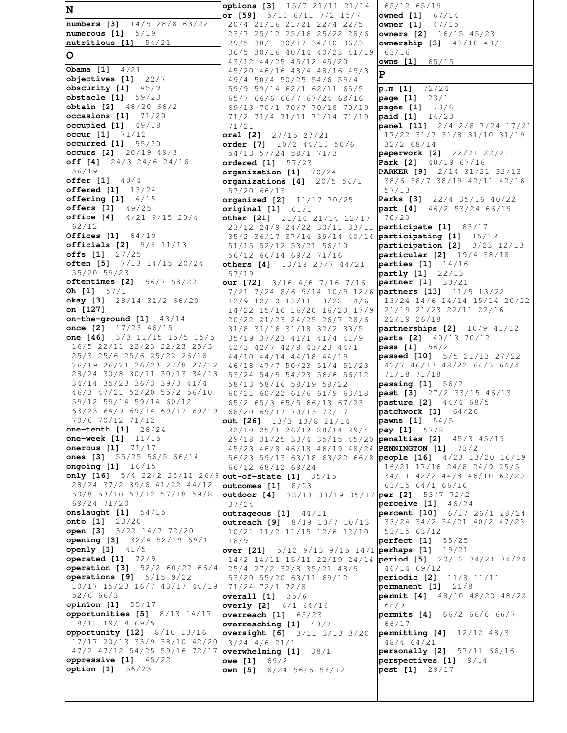**N**

**numbers [3]** 14/5 28/8 63/22
**numerous [1]** 5/19
**nutritious [1]** 54/21

**O**

**Obama [1]** 4/21
**objectives [1]** 22/7
**obscurity [1]** 45/9
**obstacle [1]** 59/23
**obtain [2]** 48/20 66/2
**occasions [1]** 71/20
**occupied [1]** 49/18
**occur [1]** 71/12
**occurred [1]** 55/20
**occurs [2]** 20/19 49/3
**off [4]** 24/3 24/6 24/16 56/19
**offer [1]** 40/4
**offered [1]** 13/24
**offering [1]** 4/15
**offers [1]** 49/25
**office [4]** 4/21 9/15 20/4 62/12
**Offices [1]** 64/19
**officials [2]** 9/6 11/13
**offs [1]** 27/25
**often [5]** 7/13 14/15 20/24 55/20 59/23
**oftentimes [2]** 56/7 58/22
**Oh [1]** 57/1
**okay [3]** 28/14 31/2 66/20
**on [127]**
**on-the-ground [1]** 43/14
**once [2]** 17/23 46/15
**one [46]** 3/3 11/15 15/5 15/5 16/5 22/11 22/23 22/23 25/3 25/3 25/6 25/6 25/22 26/18 26/19 26/21 26/23 27/8 27/12 28/24 30/8 30/11 30/13 34/13 34/14 35/23 36/3 39/3 41/4 46/3 47/21 52/20 55/2 56/10 59/12 59/14 59/14 60/12 63/23 64/9 69/14 69/17 69/19 70/6 70/12 71/12
**one-tenth [1]** 28/24
**one-week [1]** 11/15
**onerous [1]** 71/17
**ones [3]** 55/25 56/5 66/14
**ongoing [1]** 16/15
**only [16]** 5/4 22/2 25/11 26/9 28/24 37/2 39/6 41/22 44/12 50/8 53/10 53/12 57/18 59/8 69/24 71/20
**onslaught [1]** 54/15
**onto [1]** 23/20
**open [3]** 3/22 14/7 72/20
**opening [3]** 32/4 52/19 69/1
**openly [1]** 41/5
**operated [1]** 72/9
**operation [3]** 52/2 60/22 66/4
**operations [9]** 5/15 9/22 10/17 15/23 16/7 43/17 44/19 52/6 66/3
**opinion [1]** 55/17
**opportunities [5]** 8/13 14/17 18/11 19/18 69/5
**opportunity [12]** 8/10 13/16 17/17 20/13 33/9 38/10 42/20 47/2 47/12 54/25 59/16 72/17
**oppressive [1]** 45/22
**option [1]** 56/23
**options [3]** 15/7 21/11 21/14
**or [59]** 5/10 6/11 7/2 15/7 20/4 21/16 21/21 22/4 22/5 23/7 25/12 25/16 25/22 28/6 29/5 30/1 30/17 34/10 36/3 36/5 38/16 40/14 40/23 41/19 43/12 44/25 45/12 45/20 45/20 46/16 48/4 48/16 49/3 49/4 50/4 50/25 54/6 59/4 59/9 59/14 62/1 62/11 65/5 65/7 66/6 66/7 67/24 68/16 69/13 70/1 70/7 70/18 70/19 71/2 71/4 71/11 71/14 71/19 71/21
**oral [2]** 27/15 27/21
**order [7]** 10/2 44/13 50/6 54/13 57/24 58/1 71/3
**ordered [1]** 57/23
**organization [1]** 70/24
**organizations [4]** 20/5 54/1 57/20 66/13
**organized [2]** 11/17 70/25
**original [1]** 61/1
**other [21]** 21/10 21/14 22/17 23/12 24/9 24/22 30/11 33/11 35/2 36/17 37/14 39/14 40/14 51/15 52/12 53/21 56/10 56/12 66/14 69/2 71/16
**others [4]** 13/18 27/7 44/21 57/19
**our [72]** 3/16 4/6 7/16 7/16 7/21 7/24 8/6 9/14 10/9 12/6 12/9 12/10 13/11 13/22 14/6 14/22 15/16 16/20 16/20 17/9 20/22 21/23 24/25 26/7 28/6 31/8 31/16 31/18 32/2 33/5 35/19 37/23 41/1 41/4 41/9 42/3 42/7 42/8 43/23 44/1 44/10 44/14 44/18 44/19 46/18 47/7 50/23 51/4 51/23 53/24 54/9 54/23 56/6 56/12 58/13 58/16 58/19 58/22 60/21 60/22 61/6 61/9 63/18 65/2 65/3 65/5 66/13 67/23 68/20 69/17 70/13 72/17
**out [26]** 13/3 13/8 21/14 22/10 25/1 26/12 28/14 29/4 29/18 31/25 33/4 35/15 45/20 45/23 46/8 46/18 46/19 48/24 56/23 59/13 63/18 63/22 66/8 66/12 68/12 69/24
**out-of-state [1]** 35/15
**outcomes [1]** 8/23
**outdoor [4]** 33/13 33/19 35/17 37/24
**outrageous [1]** 44/11
**outreach [9]** 8/19 10/7 10/13 10/21 11/2 11/15 12/6 12/10 18/9
**over [21]** 5/12 9/13 9/15 14/1 14/2 14/11 15/11 22/19 24/14 25/4 27/2 32/8 35/21 48/9 53/20 55/20 63/11 69/12 71/24 72/1 72/8
**overall [1]** 35/6
**overly [2]** 6/1 64/16
**overreach [1]** 65/23
**overreaching [1]** 43/7
**oversight [6]** 3/11 3/13 3/20 3/24 4/6 21/1
**overwhelming [1]** 38/1
**owe [1]** 69/2
**own [5]** 6/24 56/6 56/12 65/12 65/19
**owned [1]** 67/14
**owner [1]** 47/15
**owners [2]** 16/15 45/23
**ownership [3]** 43/18 48/1 63/16
**owns [1]** 65/15

**P**

**p.m [1]** 72/24
**page [1]** 23/1
**pages [1]** 73/6
**paid [1]** 14/23
**panel [11]** 2/4 2/8 7/24 17/21 17/22 31/7 31/8 31/10 31/19 32/2 68/14
**paperwork [2]** 22/21 22/21
**Park [2]** 40/19 67/16
**PARKER [9]** 2/14 31/21 32/13 38/6 38/7 38/19 42/11 42/16 57/13
**Parks [3]** 22/4 35/16 40/22
**part [4]** 46/2 53/24 66/19 70/20
**participate [1]** 63/17
**participating [1]** 15/12
**participation [2]** 3/23 12/13
**particular [2]** 19/4 38/18
**parties [1]** 14/16
**partly [1]** 22/13
**partner [1]** 30/21
**partners [13]** 11/5 13/22 13/24 14/6 14/14 15/14 20/22 21/19 21/23 22/11 22/16 22/19 26/18
**partnerships [2]** 10/9 41/12
**parts [2]** 40/13 70/12
**pass [1]** 56/2
**passed [10]** 5/5 21/13 27/22 42/7 46/17 48/22 64/3 64/4 71/18 71/18
**passing [1]** 56/2
**past [3]** 27/2 33/15 46/13
**pasture [2]** 44/4 68/5
**patchwork [1]** 64/20
**pawns [1]** 54/5
**pay [1]** 57/8
**penalties [2]** 45/3 45/19
**PENNINGTON [1]** 73/2
**people [16]** 4/23 13/20 16/19 16/21 17/16 24/8 24/9 25/5 34/11 42/2 44/8 46/10 62/20 63/15 64/1 66/16
**per [2]** 53/7 72/2
**perceive [1]** 46/24
**percent [10]** 6/17 26/1 28/24 33/24 34/2 34/21 40/2 47/23 53/15 63/12
**perfect [1]** 55/25
**perhaps [1]** 19/21
**period [5]** 20/12 34/21 34/24 46/14 69/12
**periodic [2]** 11/8 11/11
**permanent [1]** 21/8
**permit [4]** 48/10 48/20 48/22 65/9
**permits [4]** 66/2 66/6 66/7 66/17
**permitting [4]** 12/12 48/3 48/4 64/21
**personally [2]** 57/11 66/16
**perspectives [1]** 9/14
**pest [1]** 29/17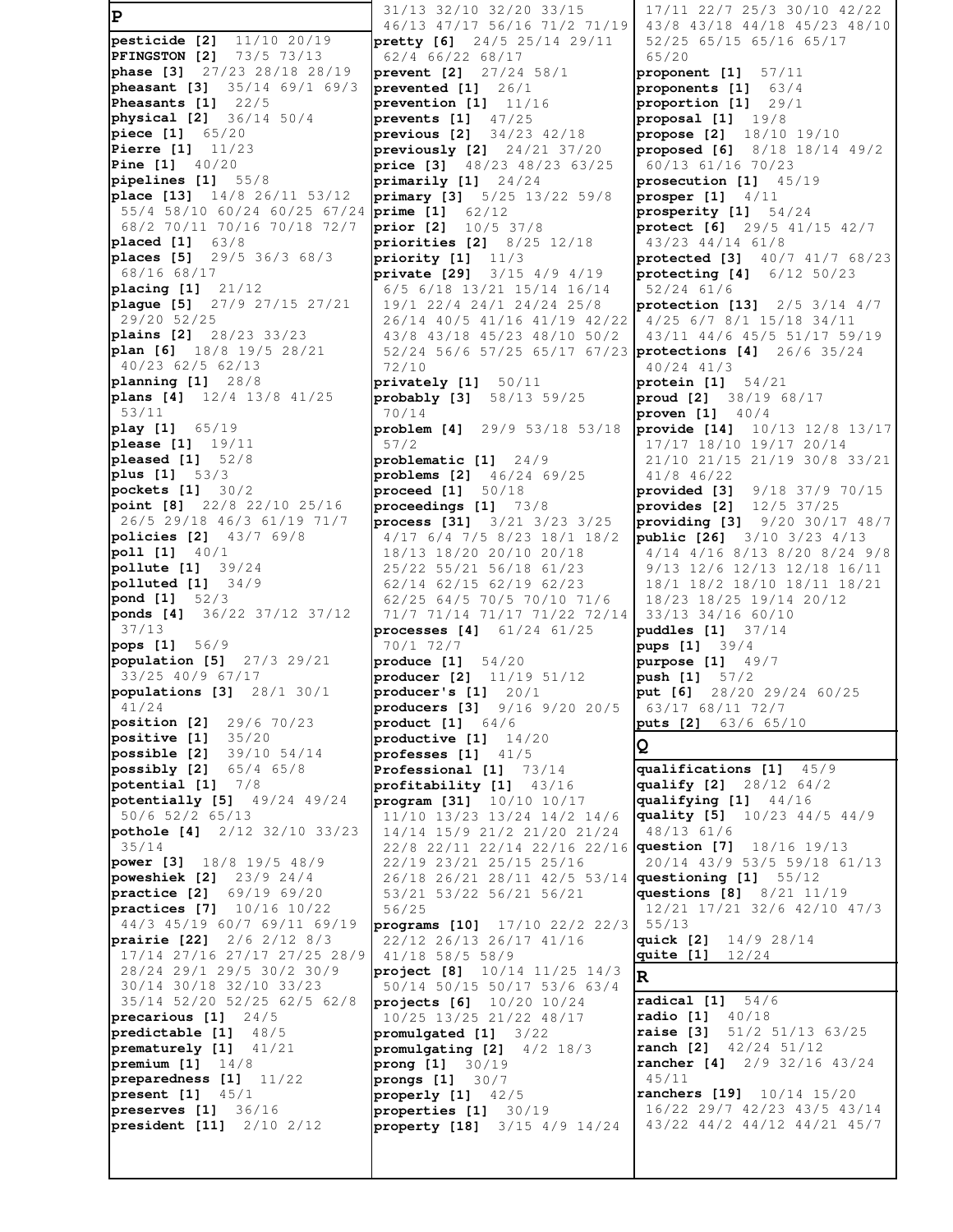## P

**pesticide [2]** 11/10 20/19
**PFINGSTON [2]** 73/5 73/13
**phase [3]** 27/23 28/18 28/19
**pheasant [3]** 35/14 69/1 69/3
**Pheasants [1]** 22/5
**physical [2]** 36/14 50/4
**piece [1]** 65/20
**Pierre [1]** 11/23
**Pine [1]** 40/20
**pipelines [1]** 55/8
**place [13]** 14/8 26/11 53/12 55/4 58/10 60/24 60/25 67/24 68/2 70/11 70/16 70/18 72/7
**placed [1]** 63/8
**places [5]** 29/5 36/3 68/3 68/16 68/17
**placing [1]** 21/12
**plague [5]** 27/9 27/15 27/21 29/20 52/25
**plains [2]** 28/23 33/23
**plan [6]** 18/8 19/5 28/21 40/23 62/5 62/13
**planning [1]** 28/8
**plans [4]** 12/4 13/8 41/25 53/11
**play [1]** 65/19
**please [1]** 19/11
**pleased [1]** 52/8
**plus [1]** 53/3
**pockets [1]** 30/2
**point [8]** 22/8 22/10 25/16 26/5 29/18 46/3 61/19 71/7
**policies [2]** 43/7 69/8
**poll [1]** 40/1
**pollute [1]** 39/24
**polluted [1]** 34/9
**pond [1]** 52/3
**ponds [4]** 36/22 37/12 37/12 37/13
**pops [1]** 56/9
**population [5]** 27/3 29/21 33/25 40/9 67/17
**populations [3]** 28/1 30/1 41/24
**position [2]** 29/6 70/23
**positive [1]** 35/20
**possible [2]** 39/10 54/14
**possibly [2]** 65/4 65/8
**potential [1]** 7/8
**potentially [5]** 49/24 49/24 50/6 52/2 65/13
**pothole [4]** 2/12 32/10 33/23 35/14
**power [3]** 18/8 19/5 48/9
**poweshiek [2]** 23/9 24/4
**practice [2]** 69/19 69/20
**practices [7]** 10/16 10/22 44/3 45/19 60/7 69/11 69/19
**prairie [22]** 2/6 2/12 8/3 17/14 27/16 27/17 27/25 28/9 28/24 29/1 29/5 30/2 30/9 30/14 30/18 32/10 33/23 35/14 52/20 52/25 62/5 62/8
**precarious [1]** 24/5
**predictable [1]** 48/5
**prematurely [1]** 41/21
**premium [1]** 14/8
**preparedness [1]** 11/22
**present [1]** 45/1
**preserves [1]** 36/16
**president [11]** 2/10 2/12 31/13 32/10 32/20 33/15 46/13 47/17 56/16 71/2 71/19
**pretty [6]** 24/5 25/14 29/11 62/4 66/22 68/17
**prevent [2]** 27/24 58/1
**prevented [1]** 26/1
**prevention [1]** 11/16
**prevents [1]** 47/25
**previous [2]** 34/23 42/18
**previously [2]** 24/21 37/20
**price [3]** 48/23 48/23 63/25
**primarily [1]** 24/24
**primary [3]** 5/25 13/22 59/8
**prime [1]** 62/12
**prior [2]** 10/5 37/8
**priorities [2]** 8/25 12/18
**priority [1]** 11/3
**private [29]** 3/15 4/9 4/19 6/5 6/18 13/21 15/14 16/14 19/1 22/4 24/1 24/24 25/8 26/14 40/5 41/16 41/19 42/22 43/8 43/18 45/23 48/10 50/2 52/24 56/6 57/25 65/17 67/23 72/10
**privately [1]** 50/11
**probably [3]** 58/13 59/25 70/14
**problem [4]** 29/9 53/18 53/18 57/2
**problematic [1]** 24/9
**problems [2]** 46/24 69/25
**proceed [1]** 50/18
**proceedings [1]** 73/8
**process [31]** 3/21 3/23 3/25 4/17 6/4 7/5 8/23 18/1 18/2 18/13 18/20 20/10 20/18 25/22 55/21 56/18 61/23 62/14 62/15 62/19 62/23 62/25 64/5 70/5 70/10 71/6 71/7 71/14 71/17 71/22 72/14
**processes [4]** 61/24 61/25 70/1 72/7
**produce [1]** 54/20
**producer [2]** 11/19 51/12
**producer's [1]** 20/1
**producers [3]** 9/16 9/20 20/5
**product [1]** 64/6
**productive [1]** 14/20
**professes [1]** 41/5
**Professional [1]** 73/14
**profitability [1]** 43/16
**program [31]** 10/10 10/17 11/10 13/23 13/24 14/2 14/6 14/14 15/9 21/2 21/20 21/24 22/8 22/11 22/14 22/16 22/16 22/19 23/21 25/15 25/16 26/18 26/21 28/11 42/5 53/14 53/21 53/22 56/21 56/21 56/25
**programs [10]** 17/10 22/2 22/3 22/12 26/13 26/17 41/16 41/18 58/5 58/9
**project [8]** 10/14 11/25 14/3 50/14 50/15 50/17 53/6 63/4
**projects [6]** 10/20 10/24 10/25 13/25 21/22 48/17
**promulgated [1]** 3/22
**promulgating [2]** 4/2 18/3
**prong [1]** 30/19
**prongs [1]** 30/7
**properly [1]** 42/5
**properties [1]** 30/19
**property [18]** 3/15 4/9 14/24 17/11 22/7 25/3 30/10 42/22 43/8 43/18 44/18 45/23 48/10 52/25 65/15 65/16 65/17 65/20
**proponent [1]** 57/11
**proponents [1]** 63/4
**proportion [1]** 29/1
**proposal [1]** 19/8
**propose [2]** 18/10 19/10
**proposed [6]** 8/18 18/14 49/2 60/13 61/16 70/23
**prosecution [1]** 45/19
**prosper [1]** 4/11
**prosperity [1]** 54/24
**protect [6]** 29/5 41/15 42/7 43/23 44/14 61/8
**protected [3]** 40/7 41/7 68/23
**protecting [4]** 6/12 50/23 52/24 61/6
**protection [13]** 2/5 3/14 4/7 4/25 6/7 8/1 15/18 34/11 43/11 44/6 45/5 51/17 59/19
**protections [4]** 26/6 35/24 40/24 41/3
**protein [1]** 54/21
**proud [2]** 38/19 68/17
**proven [1]** 40/4
**provide [14]** 10/13 12/8 13/17 17/17 18/10 19/17 20/14 21/10 21/15 21/19 30/8 33/21 41/8 46/22
**provided [3]** 9/18 37/9 70/15
**provides [2]** 12/5 37/25
**providing [3]** 9/20 30/17 48/7
**public [26]** 3/10 3/23 4/13 4/14 4/16 8/13 8/20 8/24 9/8 9/13 12/6 12/13 12/18 16/11 18/1 18/2 18/10 18/11 18/21 18/23 18/25 19/14 20/12 33/13 34/16 60/10
**puddles [1]** 37/14
**pups [1]** 39/4
**purpose [1]** 49/7
**push [1]** 57/2
**put [6]** 28/20 29/24 60/25 63/17 68/11 72/7
**puts [2]** 63/6 65/10

## Q

**qualifications [1]** 45/9
**qualify [2]** 28/12 64/2
**qualifying [1]** 44/16
**quality [5]** 10/23 44/5 44/9 48/13 61/6
**question [7]** 18/16 19/13 20/14 43/9 53/5 59/18 61/13
**questioning [1]** 55/12
**questions [8]** 8/21 11/19 12/21 17/21 32/6 42/10 47/3 55/13
**quick [2]** 14/9 28/14
**quite [1]** 12/24

## R

**radical [1]** 54/6
**radio [1]** 40/18
**raise [3]** 51/2 51/13 63/25
**ranch [2]** 42/24 51/12
**rancher [4]** 2/9 32/16 43/24 45/11
**ranchers [19]** 10/14 15/20 16/22 29/7 42/23 43/5 43/14 43/22 44/2 44/12 44/21 45/7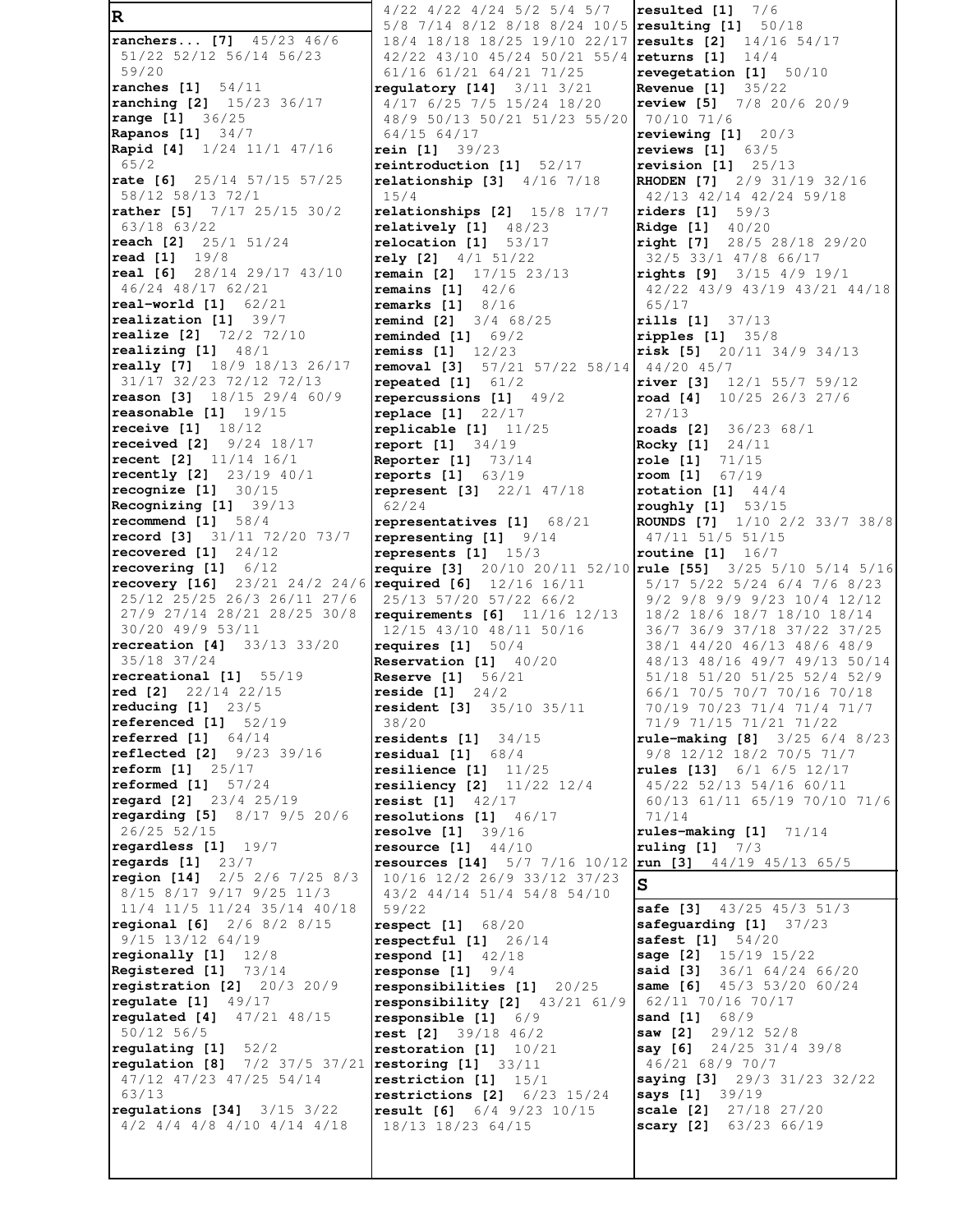# R

**ranchers... [7]** 45/23 46/6 51/22 52/12 56/14 56/23 59/20
**ranches [1]** 54/11
**ranching [2]** 15/23 36/17
**range [1]** 36/25
**Rapanos [1]** 34/7
**Rapid [4]** 1/24 11/1 47/16 65/2
**rate [6]** 25/14 57/15 57/25 58/12 58/13 72/1
**rather [5]** 7/17 25/15 30/2 63/18 63/22
**reach [2]** 25/1 51/24
**read [1]** 19/8
**real [6]** 28/14 29/17 43/10 46/24 48/17 62/21
**real-world [1]** 62/21
**realization [1]** 39/7
**realize [2]** 72/2 72/10
**realizing [1]** 48/1
**really [7]** 18/9 18/13 26/17 31/17 32/23 72/12 72/13
**reason [3]** 18/15 29/4 60/9
**reasonable [1]** 19/15
**receive [1]** 18/12
**received [2]** 9/24 18/17
**recent [2]** 11/14 16/1
**recently [2]** 23/19 40/1
**recognize [1]** 30/15
**Recognizing [1]** 39/13
**recommend [1]** 58/4
**record [3]** 31/11 72/20 73/7
**recovered [1]** 24/12
**recovering [1]** 6/12
**recovery [16]** 23/21 24/2 24/6 25/12 25/25 26/3 26/11 27/6 27/9 27/14 28/21 28/25 30/8 30/20 49/9 53/11
**recreation [4]** 33/13 33/20 35/18 37/24
**recreational [1]** 55/19
**red [2]** 22/14 22/15
**reducing [1]** 23/5
**referenced [1]** 52/19
**referred [1]** 64/14
**reflected [2]** 9/23 39/16
**reform [1]** 25/17
**reformed [1]** 57/24
**regard [2]** 23/4 25/19
**regarding [5]** 8/17 9/5 20/6 26/25 52/15
**regardless [1]** 19/7
**regards [1]** 23/7
**region [14]** 2/5 2/6 7/25 8/3 8/15 8/17 9/17 9/25 11/3 11/4 11/5 11/24 35/14 40/18
**regional [6]** 2/6 8/2 8/15 9/15 13/12 64/19
**regionally [1]** 12/8
**Registered [1]** 73/14
**registration [2]** 20/3 20/9
**regulate [1]** 49/17
**regulated [4]** 47/21 48/15 50/12 56/5
**regulating [1]** 52/2
**regulation [8]** 7/2 37/5 37/21 47/12 47/23 47/25 54/14 63/13
**regulations [34]** 3/15 3/22 4/2 4/4 4/8 4/10 4/14 4/18 4/22 4/22 4/24 5/2 5/4 5/7 5/8 7/14 8/12 8/18 8/24 10/5 18/4 18/18 18/25 19/10 22/17 42/22 43/10 45/24 50/21 55/4 61/16 61/21 64/21 71/25
**regulatory [14]** 3/11 3/21 4/17 6/25 7/5 15/24 18/20 48/9 50/13 50/21 51/23 55/20 64/15 64/17
**rein [1]** 39/23
**reintroduction [1]** 52/17
**relationship [3]** 4/16 7/18 15/4
**relationships [2]** 15/8 17/7
**relatively [1]** 48/23
**relocation [1]** 53/17
**rely [2]** 4/1 51/22
**remain [2]** 17/15 23/13
**remains [1]** 42/6
**remarks [1]** 8/16
**remind [2]** 3/4 68/25
**reminded [1]** 69/2
**remiss [1]** 12/23
**removal [3]** 57/21 57/22 58/14
**repeated [1]** 61/2
**repercussions [1]** 49/2
**replace [1]** 22/17
**replicable [1]** 11/25
**report [1]** 34/19
**Reporter [1]** 73/14
**reports [1]** 63/19
**represent [3]** 22/1 47/18 62/24
**representatives [1]** 68/21
**representing [1]** 9/14
**represents [1]** 15/3
**require [3]** 20/10 20/11 52/10
**required [6]** 12/16 16/11 25/13 57/20 57/22 66/2
**requirements [6]** 11/16 12/13 12/15 43/10 48/11 50/16
**requires [1]** 50/4
**Reservation [1]** 40/20
**Reserve [1]** 56/21
**reside [1]** 24/2
**resident [3]** 35/10 35/11 38/20
**residents [1]** 34/15
**residual [1]** 68/4
**resilience [1]** 11/25
**resiliency [2]** 11/22 12/4
**resist [1]** 42/17
**resolutions [1]** 46/17
**resolve [1]** 39/16
**resource [1]** 44/10
**resources [14]** 5/7 7/16 10/12 10/16 12/2 26/9 33/12 37/23 43/2 44/14 51/4 54/8 54/10 59/22
**respect [1]** 68/20
**respectful [1]** 26/14
**respond [1]** 42/18
**response [1]** 9/4
**responsibilities [1]** 20/25
**responsibility [2]** 43/21 61/9
**responsible [1]** 6/9
**rest [2]** 39/18 46/2
**restoration [1]** 10/21
**restoring [1]** 33/11
**restriction [1]** 15/1
**restrictions [2]** 6/23 15/24
**result [6]** 6/4 9/23 10/15 18/13 18/23 64/15
**resulted [1]** 7/6
**resulting [1]** 50/18
**results [2]** 14/16 54/17
**returns [1]** 14/4
**revegetation [1]** 50/10
**Revenue [1]** 35/22
**review [5]** 7/8 20/6 20/9 70/10 71/6
**reviewing [1]** 20/3
**reviews [1]** 63/5
**revision [1]** 25/13
**RHODEN [7]** 2/9 31/19 32/16 42/13 42/14 42/24 59/18
**riders [1]** 59/3
**Ridge [1]** 40/20
**right [7]** 28/5 28/18 29/20 32/5 33/1 47/8 66/17
**rights [9]** 3/15 4/9 19/1 42/22 43/9 43/19 43/21 44/18 65/17
**rills [1]** 37/13
**ripples [1]** 35/8
**risk [5]** 20/11 34/9 34/13 44/20 45/7
**river [3]** 12/1 55/7 59/12
**road [4]** 10/25 26/3 27/6 27/13
**roads [2]** 36/23 68/1
**Rocky [1]** 24/11
**role [1]** 71/15
**room [1]** 67/19
**rotation [1]** 44/4
**roughly [1]** 53/15
**ROUNDS [7]** 1/10 2/2 33/7 38/8 47/11 51/5 51/15
**routine [1]** 16/7
**rule [55]** 3/25 5/10 5/14 5/16 5/17 5/22 5/24 6/4 7/6 8/23 9/2 9/8 9/9 9/23 10/4 12/12 18/2 18/6 18/7 18/10 18/14 36/7 36/9 37/18 37/22 37/25 38/1 44/20 46/13 48/6 48/9 48/13 48/16 49/7 49/13 50/14 51/18 51/20 51/25 52/4 52/9 66/1 70/5 70/7 70/16 70/18 70/19 70/23 71/4 71/4 71/7 71/9 71/15 71/21 71/22
**rule-making [8]** 3/25 6/4 8/23 9/8 12/12 18/2 70/5 71/7
**rules [13]** 6/1 6/5 12/17 45/22 52/13 54/16 60/11 60/13 61/11 65/19 70/10 71/6 71/14
**rules-making [1]** 71/14
**ruling [1]** 7/3
**run [3]** 44/19 45/13 65/5

# S

**safe [3]** 43/25 45/3 51/3
**safeguarding [1]** 37/23
**safest [1]** 54/20
**sage [2]** 15/19 15/22
**said [3]** 36/1 64/24 66/20
**same [6]** 45/3 53/20 60/24 62/11 70/16 70/17
**sand [1]** 68/9
**saw [2]** 29/12 52/8
**say [6]** 24/25 31/4 39/8 46/21 68/9 70/7
**saying [3]** 29/3 31/23 32/22
**says [1]** 39/19
**scale [2]** 27/18 27/20
**scary [2]** 63/23 66/19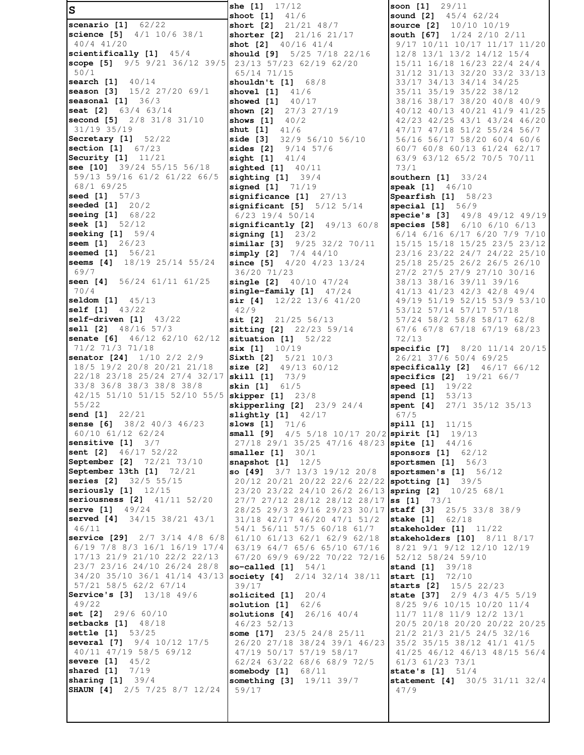## S

**scenario [1]** 62/22
**science [5]** 4/1 10/6 38/1 40/4 41/20
**scientifically [1]** 45/4
**scope [5]** 9/5 9/21 36/12 39/5 50/1
**search [1]** 40/14
**season [3]** 15/2 27/20 69/1
**seasonal [1]** 36/3
**seat [2]** 63/4 63/14
**second [5]** 2/8 31/8 31/10 31/19 35/19
**Secretary [1]** 52/22
**section [1]** 67/23
**Security [1]** 11/21
**see [10]** 39/24 55/15 56/18 59/13 59/16 61/2 61/22 66/5 68/1 69/25
**seed [1]** 57/3
**seeded [1]** 20/2
**seeing [1]** 68/22
**seek [1]** 52/12
**seeking [1]** 59/4
**seem [1]** 26/23
**seemed [1]** 56/21
**seems [4]** 18/19 25/14 55/24 69/7
**seen [4]** 56/24 61/11 61/25 70/4
**seldom [1]** 45/13
**self [1]** 43/22
**self-driven [1]** 43/22
**sell [2]** 48/16 57/3
**senate [6]** 46/12 62/10 62/12 71/2 71/3 71/18
**senator [24]** 1/10 2/2 2/9 18/5 19/2 20/8 20/21 21/18 22/18 23/18 25/24 27/4 32/17 33/8 36/8 38/3 38/8 38/8 42/15 51/10 51/15 52/10 55/5 55/22
**send [1]** 22/21
**sense [6]** 38/2 40/3 46/23 60/10 61/12 62/24
**sensitive [1]** 3/7
**sent [2]** 46/17 52/22
**September [2]** 72/21 73/10
**September 13th [1]** 72/21
**series [2]** 32/5 55/15
**seriously [1]** 12/15
**seriousness [2]** 41/11 52/20
**serve [1]** 49/24
**served [4]** 34/15 38/21 43/1 46/11
**service [29]** 2/7 3/14 4/8 6/8 6/19 7/8 8/3 16/1 16/19 17/4 17/13 21/9 21/10 22/2 22/13 23/7 23/16 24/10 26/24 28/8 34/20 35/10 36/1 41/14 43/13 57/21 58/5 62/2 67/14
**Service's [3]** 13/18 49/6 49/22
**set [2]** 29/6 60/10
**setbacks [1]** 48/18
**settle [1]** 53/25
**several [7]** 9/4 10/12 17/5 40/11 47/19 58/5 69/12
**severe [1]** 45/2
**shared [1]** 7/19
**sharing [1]** 39/4
**SHAUN [4]** 2/5 7/25 8/7 12/24
**she [1]** 17/12
**shoot [1]** 41/6
**short [2]** 21/21 48/7
**shorter [2]** 21/16 21/17
**shot [2]** 40/16 41/4
**should [9]** 5/25 7/18 22/16 23/13 57/23 62/19 62/20 65/14 71/15
**shouldn't [1]** 68/8
**shovel [1]** 41/6
**showed [1]** 40/17
**shown [2]** 27/3 27/19
**shows [1]** 40/2
**shut [1]** 41/6
**side [3]** 32/9 56/10 56/10
**sides [2]** 9/14 57/6
**sight [1]** 41/4
**sighted [1]** 40/11
**sighting [1]** 39/4
**signed [1]** 71/19
**significance [1]** 27/13
**significant [5]** 5/12 5/14 6/23 19/4 50/14
**significantly [2]** 49/13 60/8
**signing [1]** 23/2
**similar [3]** 9/25 32/2 70/11
**simply [2]** 7/4 44/10
**since [5]** 4/20 4/23 13/24 36/20 71/23
**single [2]** 40/10 47/24
**single-family [1]** 47/24
**sir [4]** 12/22 13/6 41/20 42/9
**sit [2]** 21/25 56/13
**sitting [2]** 22/23 59/14
**situation [1]** 52/22
**six [1]** 10/19
**Sixth [2]** 5/21 10/3
**size [2]** 49/13 60/12
**skill [1]** 73/9
**skin [1]** 61/5
**skipper [1]** 23/8
**skipperling [2]** 23/9 24/4
**slightly [1]** 42/17
**slows [1]** 71/6
**small [9]** 4/5 5/18 10/17 20/2 27/18 29/1 35/25 47/16 48/23
**smaller [1]** 30/1
**snapshot [1]** 12/5
**so [49]** 3/7 13/3 19/12 20/8 20/12 20/21 20/22 22/6 22/22 23/20 23/22 24/10 26/2 26/13 27/7 27/12 28/12 28/12 28/17 28/25 29/3 29/16 29/23 30/17 31/18 42/17 46/20 47/1 51/2 54/1 56/11 57/5 60/18 61/7 61/10 61/13 62/1 62/9 62/18 63/19 64/7 65/6 65/10 67/16 67/20 69/9 69/22 70/22 72/16
**so-called [1]** 54/1
**society [4]** 2/14 32/14 38/11 39/17
**solicited [1]** 20/4
**solution [1]** 62/6
**solutions [4]** 26/16 40/4 46/23 52/13
**some [17]** 23/5 24/8 25/11 26/20 27/18 38/24 39/1 46/23 47/19 50/17 57/19 58/17 62/24 63/22 68/6 68/9 72/5
**somebody [1]** 68/11
**something [3]** 19/11 39/7 59/17
**soon [1]** 29/11
**sound [2]** 45/4 62/24
**source [2]** 10/10 10/19
**south [67]** 1/24 2/10 2/11 9/17 10/11 10/17 11/17 11/20 12/8 13/1 13/2 14/12 15/4 15/11 16/18 16/23 22/4 24/4 31/12 31/13 32/20 33/2 33/13 33/17 34/13 34/14 34/25 35/11 35/19 35/22 38/12 38/16 38/17 38/20 40/8 40/9 40/12 40/13 40/21 41/9 41/25 42/23 42/25 43/1 43/24 46/20 47/17 47/18 51/2 55/24 56/7 56/16 56/17 58/20 60/4 60/6 60/7 60/8 60/13 61/24 62/17 63/9 63/12 65/2 70/5 70/11 73/1
**southern [1]** 33/24
**speak [1]** 46/10
**Spearfish [1]** 58/23
**special [1]** 56/9
**specie's [3]** 49/8 49/12 49/19
**species [58]** 6/10 6/10 6/13 6/14 6/16 6/17 6/20 7/9 7/10 15/15 15/18 15/25 23/5 23/12 23/16 23/22 24/7 24/22 25/10 25/18 25/25 26/2 26/5 26/10 27/2 27/5 27/9 27/10 30/16 38/13 38/16 39/11 39/16 41/13 41/23 42/3 42/8 49/4 49/19 51/19 52/15 53/9 53/10 53/12 57/14 57/17 57/18 57/24 58/2 58/8 58/17 62/8 67/6 67/8 67/18 67/19 68/23 72/13
**specific [7]** 8/20 11/14 20/15 26/21 37/6 50/4 69/25
**specifically [2]** 46/17 66/12
**specifics [2]** 19/21 66/7
**speed [1]** 19/22
**spend [1]** 53/13
**spent [4]** 27/1 35/12 35/13 67/5
**spill [1]** 11/15
**spirit [1]** 19/13
**spite [1]** 44/16
**sponsors [1]** 62/12
**sportsmen [1]** 56/3
**sportsmen's [1]** 56/12
**spotting [1]** 39/5
**spring [2]** 10/25 68/1
**ss [1]** 73/1
**staff [3]** 25/5 33/8 38/9
**stake [1]** 62/18
**stakeholder [1]** 11/22
**stakeholders [10]** 8/11 8/17 8/21 9/1 9/12 12/10 12/19 52/12 58/24 59/10
**stand [1]** 39/18
**start [1]** 72/10
**starts [2]** 15/5 22/23
**state [37]** 2/9 4/3 4/5 5/19 8/25 9/6 10/15 10/20 11/4 11/7 11/8 11/9 12/2 13/1 20/5 20/18 20/20 20/22 20/25 21/2 21/3 21/5 24/5 32/16 35/2 35/15 38/12 41/1 41/5 41/25 46/12 46/13 48/15 56/4 61/3 61/23 73/1
**state's [1]** 51/4
**statement [4]** 30/5 31/11 32/4 47/9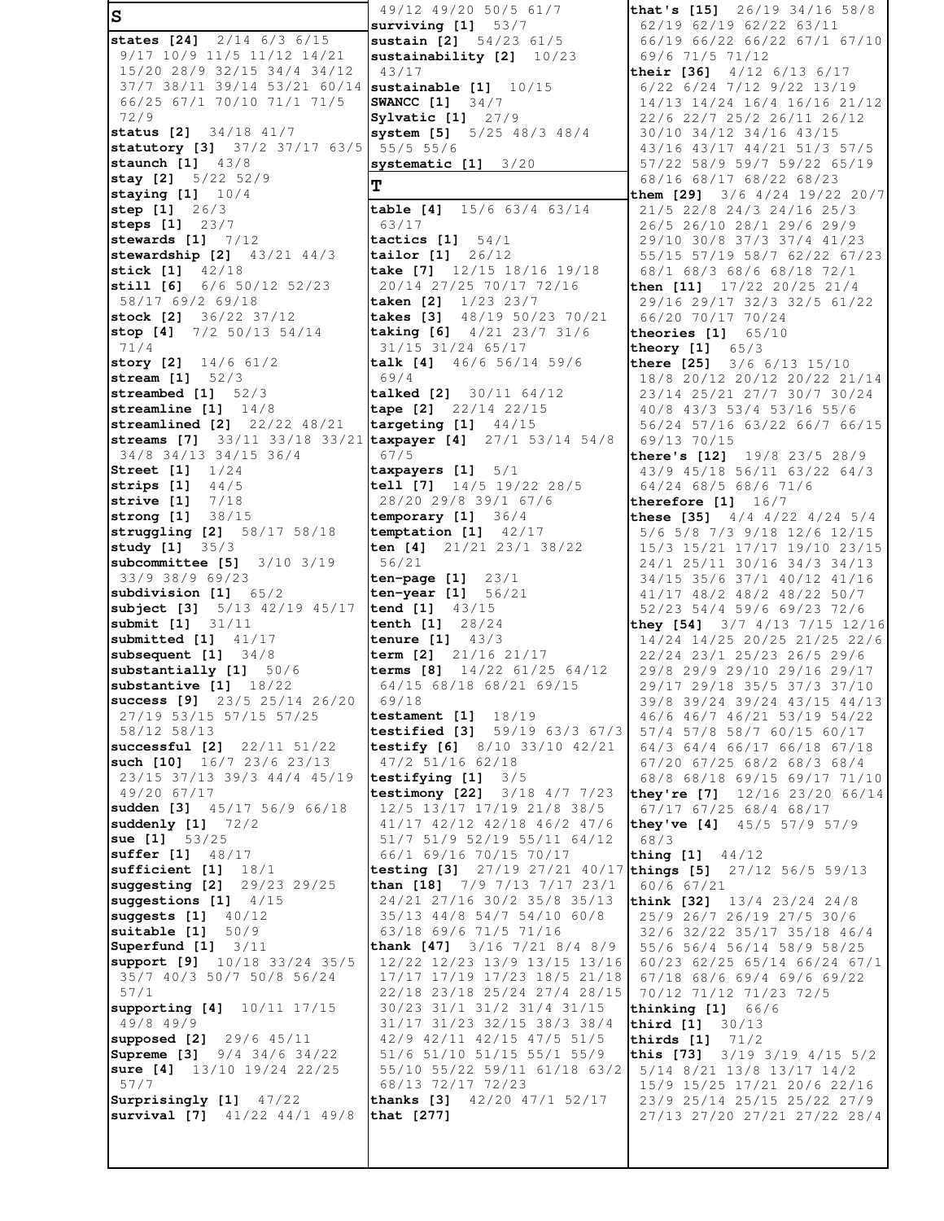## S

**states [24]** 2/14 6/3 6/15 9/17 10/9 11/5 11/12 14/21 15/20 28/9 32/15 34/4 34/12 37/7 38/11 39/14 53/21 60/14 66/25 67/1 70/10 71/1 71/5 72/9
**status [2]** 34/18 41/7
**statutory [3]** 37/2 37/17 63/5
**staunch [1]** 43/8
**stay [2]** 5/22 52/9
**staying [1]** 10/4
**step [1]** 26/3
**steps [1]** 23/7
**stewards [1]** 7/12
**stewardship [2]** 43/21 44/3
**stick [1]** 42/18
**still [6]** 6/6 50/12 52/23 58/17 69/2 69/18
**stock [2]** 36/22 37/12
**stop [4]** 7/2 50/13 54/14 71/4
**story [2]** 14/6 61/2
**stream [1]** 52/3
**streambed [1]** 52/3
**streamline [1]** 14/8
**streamlined [2]** 22/22 48/21
**streams [7]** 33/11 33/18 33/21 34/8 34/13 34/15 36/4
**Street [1]** 1/24
**strips [1]** 44/5
**strive [1]** 7/18
**strong [1]** 38/15
**struggling [2]** 58/17 58/18
**study [1]** 35/3
**subcommittee [5]** 3/10 3/19 33/9 38/9 69/23
**subdivision [1]** 65/2
**subject [3]** 5/13 42/19 45/17
**submit [1]** 31/11
**submitted [1]** 41/17
**subsequent [1]** 34/8
**substantially [1]** 50/6
**substantive [1]** 18/22
**success [9]** 23/5 25/14 26/20 27/19 53/15 57/15 57/25 58/12 58/13
**successful [2]** 22/11 51/22
**such [10]** 16/7 23/6 23/13 23/15 37/13 39/3 44/4 45/19 49/20 67/17
**sudden [3]** 45/17 56/9 66/18
**suddenly [1]** 72/2
**sue [1]** 53/25
**suffer [1]** 48/17
**sufficient [1]** 18/1
**suggesting [2]** 29/23 29/25
**suggestions [1]** 4/15
**suggests [1]** 40/12
**suitable [1]** 50/9
**Superfund [1]** 3/11
**support [9]** 10/18 33/24 35/5 35/7 40/3 50/7 50/8 56/24 57/1
**supporting [4]** 10/11 17/15 49/8 49/9
**supposed [2]** 29/6 45/11
**Supreme [3]** 9/4 34/6 34/22
**sure [4]** 13/10 19/24 22/25 57/7
**Surprisingly [1]** 47/22
**survival [7]** 41/22 44/1 49/8 49/12 49/20 50/5 61/7
**surviving [1]** 53/7
**sustain [2]** 54/23 61/5
**sustainability [2]** 10/23 43/17
**sustainable [1]** 10/15
**SWANCC [1]** 34/7
**Sylvatic [1]** 27/9
**system [5]** 5/25 48/3 48/4 55/5 55/6
**systematic [1]** 3/20

## T

**table [4]** 15/6 63/4 63/14 63/17
**tactics [1]** 54/1
**tailor [1]** 26/12
**take [7]** 12/15 18/16 19/18 20/14 27/25 70/17 72/16
**taken [2]** 1/23 23/7
**takes [3]** 48/19 50/23 70/21
**taking [6]** 4/21 23/7 31/6 31/15 31/24 65/17
**talk [4]** 46/6 56/14 59/6 69/4
**talked [2]** 30/11 64/12
**tape [2]** 22/14 22/15
**targeting [1]** 44/15
**taxpayer [4]** 27/1 53/14 54/8 67/5
**taxpayers [1]** 5/1
**tell [7]** 14/5 19/22 28/5 28/20 29/8 39/1 67/6
**temporary [1]** 36/4
**temptation [1]** 42/17
**ten [4]** 21/21 23/1 38/22 56/21
**ten-page [1]** 23/1
**ten-year [1]** 56/21
**tend [1]** 43/15
**tenth [1]** 28/24
**tenure [1]** 43/3
**term [2]** 21/16 21/17
**terms [8]** 14/22 61/25 64/12 64/15 68/18 68/21 69/15 69/18
**testament [1]** 18/19
**testified [3]** 59/19 63/3 67/3
**testify [6]** 8/10 33/10 42/21 47/2 51/16 62/18
**testifying [1]** 3/5
**testimony [22]** 3/18 4/7 7/23 12/5 13/17 17/19 21/8 38/5 41/17 42/12 42/18 46/2 47/6 51/7 51/9 52/19 55/11 64/12 66/1 69/16 70/15 70/17
**testing [3]** 27/19 27/21 40/17
**than [18]** 7/9 7/13 7/17 23/1 24/21 27/16 30/2 35/8 35/13 35/13 44/8 54/7 54/10 60/8 63/18 69/6 71/5 71/16
**thank [47]** 3/16 7/21 8/4 8/9 12/22 12/23 13/9 13/15 13/16 17/17 17/19 17/23 18/5 21/18 22/18 23/18 25/24 27/4 28/15 30/23 31/1 31/2 31/4 31/15 31/17 31/23 32/15 38/3 38/4 42/9 42/11 42/15 47/5 51/5 51/6 51/10 51/15 55/1 55/9 55/10 55/22 59/11 61/18 63/2 68/13 72/17 72/23
**thanks [3]** 42/20 47/1 52/17
**that [277]**
**that's [15]** 26/19 34/16 58/8 62/19 62/19 62/22 63/11 66/19 66/22 66/22 67/1 67/10 69/6 71/5 71/12
**their [36]** 4/12 6/13 6/17 6/22 6/24 7/12 9/22 13/19 14/13 14/24 16/4 16/16 21/12 22/6 22/7 25/2 26/11 26/12 30/10 34/12 34/16 43/15 43/16 43/17 44/21 51/3 57/5 57/22 58/9 59/7 59/22 65/19 68/16 68/17 68/22 68/23
**them [29]** 3/6 4/24 19/22 20/7 21/5 22/8 24/3 24/16 25/3 26/5 26/10 28/1 29/6 29/9 29/10 30/8 37/3 37/4 41/23 55/15 57/19 58/7 62/22 67/23 68/1 68/3 68/6 68/18 72/1
**then [11]** 17/22 20/25 21/4 29/16 29/17 32/3 32/5 61/22 66/20 70/17 70/24
**theories [1]** 65/10
**theory [1]** 65/3
**there [25]** 3/6 6/13 15/10 18/8 20/12 20/12 20/22 21/14 23/14 25/21 27/7 30/7 30/24 40/8 43/3 53/4 53/16 55/6 56/24 57/16 63/22 66/7 66/15 69/13 70/15
**there's [12]** 19/8 23/5 28/9 43/9 45/18 56/11 63/22 64/3 64/24 68/5 68/6 71/6
**therefore [1]** 16/7
**these [35]** 4/4 4/22 4/24 5/4 5/6 5/8 7/3 9/18 12/6 12/15 15/3 15/21 17/17 19/10 23/15 24/1 25/11 30/16 34/3 34/13 34/15 35/6 37/1 40/12 41/16 41/17 48/2 48/2 48/22 50/7 52/23 54/4 59/6 69/23 72/6
**they [54]** 3/7 4/13 7/15 12/16 14/24 14/25 20/25 21/25 22/6 22/24 23/1 25/23 26/5 29/6 29/8 29/9 29/10 29/16 29/17 29/17 29/18 35/5 37/3 37/10 39/8 39/24 39/24 43/15 44/13 46/6 46/7 46/21 53/19 54/22 57/4 57/8 58/7 60/15 60/17 64/3 64/4 66/17 66/18 67/18 67/20 67/25 68/2 68/3 68/4 68/8 68/18 69/15 69/17 71/10
**they're [7]** 12/16 23/20 66/14 67/17 67/25 68/4 68/17
**they've [4]** 45/5 57/9 57/9 68/3
**thing [1]** 44/12
**things [5]** 27/12 56/5 59/13 60/6 67/21
**think [32]** 13/4 23/24 24/8 25/9 26/7 26/19 27/5 30/6 32/6 32/22 35/17 35/18 46/4 55/6 56/4 56/14 58/9 58/25 60/23 62/25 65/14 66/24 67/1 67/18 68/6 69/4 69/6 69/22 70/12 71/12 71/23 72/5
**thinking [1]** 66/6
**third [1]** 30/13
**thirds [1]** 71/2
**this [73]** 3/19 3/19 4/15 5/2 5/14 8/21 13/8 13/17 14/2 15/9 15/25 17/21 20/6 22/16 23/9 25/14 25/15 25/22 27/9 27/13 27/20 27/21 27/22 28/4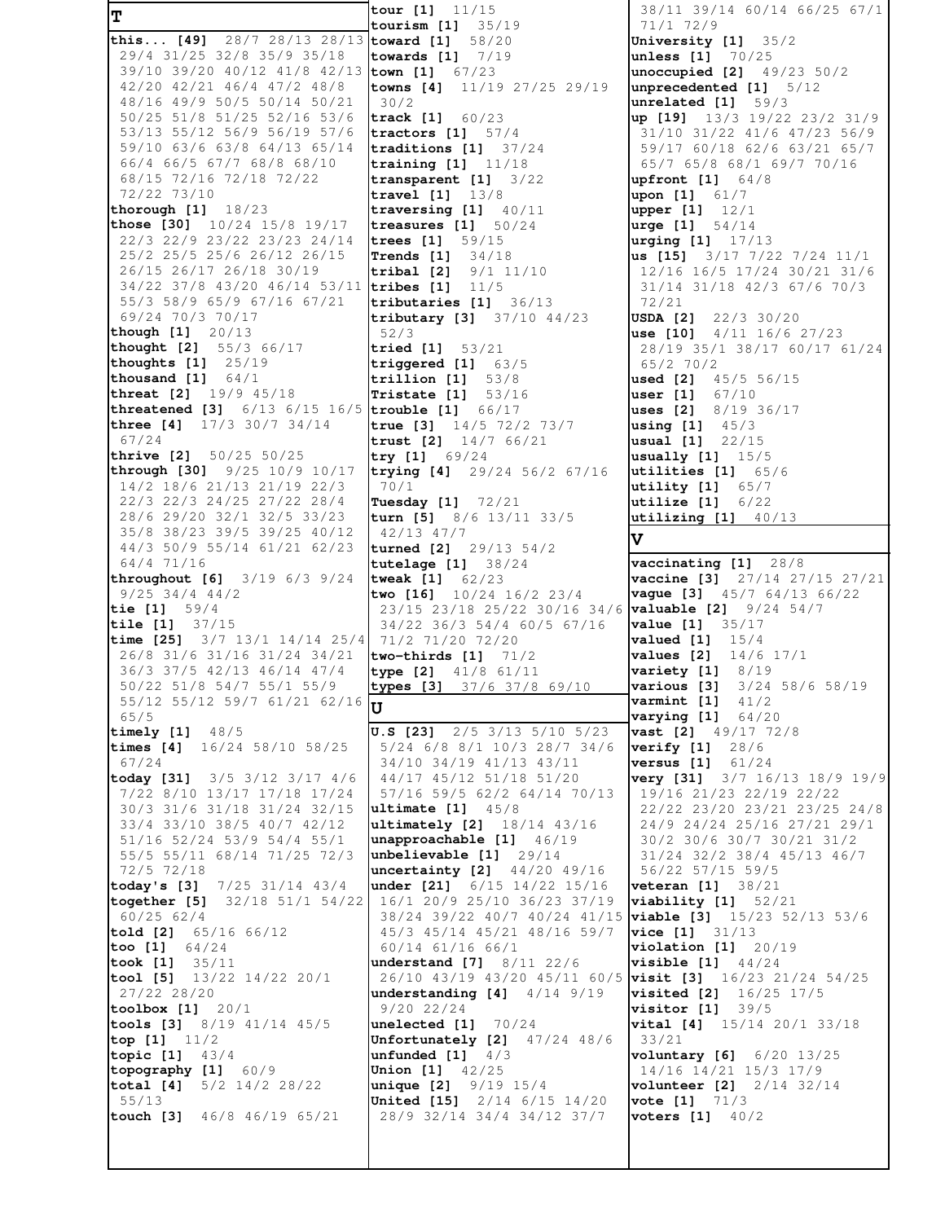## T

**this... [49]** 28/7 28/13 28/13 29/4 31/25 32/8 35/9 35/18 39/10 39/20 40/12 41/8 42/13 42/20 42/21 46/4 47/2 48/8 48/16 49/9 50/5 50/14 50/21 50/25 51/8 51/25 52/16 53/6 53/13 55/12 56/9 56/19 57/6 59/10 63/6 63/8 64/13 65/14 66/4 66/5 67/7 68/8 68/10 68/15 72/16 72/18 72/22 72/22 73/10
**thorough [1]** 18/23
**those [30]** 10/24 15/8 19/17 22/3 22/9 23/22 23/23 24/14 25/2 25/5 25/6 26/12 26/15 26/15 26/17 26/18 30/19 34/22 37/8 43/20 46/14 53/11 55/3 58/9 65/9 67/16 67/21 69/24 70/3 70/17
**though [1]** 20/13
**thought [2]** 55/3 66/17
**thoughts [1]** 25/19
**thousand [1]** 64/1
**threat [2]** 19/9 45/18
**threatened [3]** 6/13 6/15 16/5
**three [4]** 17/3 30/7 34/14 67/24
**thrive [2]** 50/25 50/25
**through [30]** 9/25 10/9 10/17 14/2 18/6 21/13 21/19 22/3 22/3 22/3 24/25 27/22 28/4 28/6 29/20 32/1 32/5 33/23 35/8 38/23 39/5 39/25 40/12 44/3 50/9 55/14 61/21 62/23 64/4 71/16
**throughout [6]** 3/19 6/3 9/24 9/25 34/4 44/2
**tie [1]** 59/4
**tile [1]** 37/15
**time [25]** 3/7 13/1 14/14 25/4 26/8 31/6 31/16 31/24 34/21 36/3 37/5 42/13 46/14 47/4 50/22 51/8 54/7 55/1 55/9 55/12 55/12 59/7 61/21 62/16 65/5
**timely [1]** 48/5
**times [4]** 16/24 58/10 58/25 67/24
**today [31]** 3/5 3/12 3/17 4/6 7/22 8/10 13/17 17/18 17/24 30/3 31/6 31/18 31/24 32/15 33/4 33/10 38/5 40/7 42/12 51/16 52/24 53/9 54/4 55/1 55/5 55/11 68/14 71/25 72/3 72/5 72/18
**today's [3]** 7/25 31/14 43/4
**together [5]** 32/18 51/1 54/22 60/25 62/4
**told [2]** 65/16 66/12
**too [1]** 64/24
**took [1]** 35/11
**tool [5]** 13/22 14/22 20/1 27/22 28/20
**toolbox [1]** 20/1
**tools [3]** 8/19 41/14 45/5
**top [1]** 11/2
**topic [1]** 43/4
**topography [1]** 60/9
**total [4]** 5/2 14/2 28/22 55/13
**touch [3]** 46/8 46/19 65/21
**tour [1]** 11/15
**tourism [1]** 35/19
**toward [1]** 58/20
**towards [1]** 7/19
**town [1]** 67/23
**towns [4]** 11/19 27/25 29/19 30/2
**track [1]** 60/23
**tractors [1]** 57/4
**traditions [1]** 37/24
**training [1]** 11/18
**transparent [1]** 3/22
**travel [1]** 13/8
**traversing [1]** 40/11
**treasures [1]** 50/24
**trees [1]** 59/15
**Trends [1]** 34/18
**tribal [2]** 9/1 11/10
**tribes [1]** 11/5
**tributaries [1]** 36/13
**tributary [3]** 37/10 44/23 52/3
**tried [1]** 53/21
**triggered [1]** 63/5
**trillion [1]** 53/8
**Tristate [1]** 53/16
**trouble [1]** 66/17
**true [3]** 14/5 72/2 73/7
**trust [2]** 14/7 66/21
**try [1]** 69/24
**trying [4]** 29/24 56/2 67/16 70/1
**Tuesday [1]** 72/21
**turn [5]** 8/6 13/11 33/5 42/13 47/7
**turned [2]** 29/13 54/2
**tutelage [1]** 38/24
**tweak [1]** 62/23
**two [16]** 10/24 16/2 23/4 23/15 23/18 25/22 30/16 34/6 34/22 36/3 54/4 60/5 67/16 71/2 71/20 72/20
**two-thirds [1]** 71/2
**type [2]** 41/8 61/11
**types [3]** 37/6 37/8 69/10

## U

**U.S [23]** 2/5 3/13 5/10 5/23 5/24 6/8 8/1 10/3 28/7 34/6 34/10 34/19 41/13 43/11 44/17 45/12 51/18 51/20 57/16 59/5 62/2 64/14 70/13
**ultimate [1]** 45/8
**ultimately [2]** 18/14 43/16
**unapproachable [1]** 46/19
**unbelievable [1]** 29/14
**uncertainty [2]** 44/20 49/16
**under [21]** 6/15 14/22 15/16 16/1 20/9 25/10 36/23 37/19 38/24 39/22 40/7 40/24 41/15 45/3 45/14 45/21 48/16 59/7 60/14 61/16 66/1
**understand [7]** 8/11 22/6 26/10 43/19 43/20 45/11 60/5
**understanding [4]** 4/14 9/19 9/20 22/24
**unelected [1]** 70/24
**Unfortunately [2]** 47/24 48/6
**unfunded [1]** 4/3
**Union [1]** 42/25
**unique [2]** 9/19 15/4
**United [15]** 2/14 6/15 14/20 28/9 32/14 34/4 34/12 37/7 38/11 39/14 60/14 66/25 67/1 71/1 72/9
**University [1]** 35/2
**unless [1]** 70/25
**unoccupied [2]** 49/23 50/2
**unprecedented [1]** 5/12
**unrelated [1]** 59/3
**up [19]** 13/3 19/22 23/2 31/9 31/10 31/22 41/6 47/23 56/9 59/17 60/18 62/6 63/21 65/7 65/7 65/8 68/1 69/7 70/16
**upfront [1]** 64/8
**upon [1]** 61/7
**upper [1]** 12/1
**urge [1]** 54/14
**urging [1]** 17/13
**us [15]** 3/17 7/22 7/24 11/1 12/16 16/5 17/24 30/21 31/6 31/14 31/18 42/3 67/6 70/3 72/21
**USDA [2]** 22/3 30/20
**use [10]** 4/11 16/6 27/23 28/19 35/1 38/17 60/17 61/24 65/2 70/2
**used [2]** 45/5 56/15
**user [1]** 67/10
**uses [2]** 8/19 36/17
**using [1]** 45/3
**usual [1]** 22/15
**usually [1]** 15/5
**utilities [1]** 65/6
**utility [1]** 65/7
**utilize [1]** 6/22
**utilizing [1]** 40/13

## V

**vaccinating [1]** 28/8
**vaccine [3]** 27/14 27/15 27/21
**vague [3]** 45/7 64/13 66/22
**valuable [2]** 9/24 54/7
**value [1]** 35/17
**valued [1]** 15/4
**values [2]** 14/6 17/1
**variety [1]** 8/19
**various [3]** 3/24 58/6 58/19
**varmint [1]** 41/2
**varying [1]** 64/20
**vast [2]** 49/17 72/8
**verify [1]** 28/6
**versus [1]** 61/24
**very [31]** 3/7 16/13 18/9 19/9 19/16 21/23 22/19 22/22 22/22 23/20 23/21 23/25 24/8 24/9 24/24 25/16 27/21 29/1 30/2 30/6 30/7 30/21 31/2 31/24 32/2 38/4 45/13 46/7 56/22 57/15 59/5
**veteran [1]** 38/21
**viability [1]** 52/21
**viable [3]** 15/23 52/13 53/6
**vice [1]** 31/13
**violation [1]** 20/19
**visible [1]** 44/24
**visit [3]** 16/23 21/24 54/25
**visited [2]** 16/25 17/5
**visitor [1]** 39/5
**vital [4]** 15/14 20/1 33/18 33/21
**voluntary [6]** 6/20 13/25 14/16 14/21 15/3 17/9
**volunteer [2]** 2/14 32/14
**vote [1]** 71/3
**voters [1]** 40/2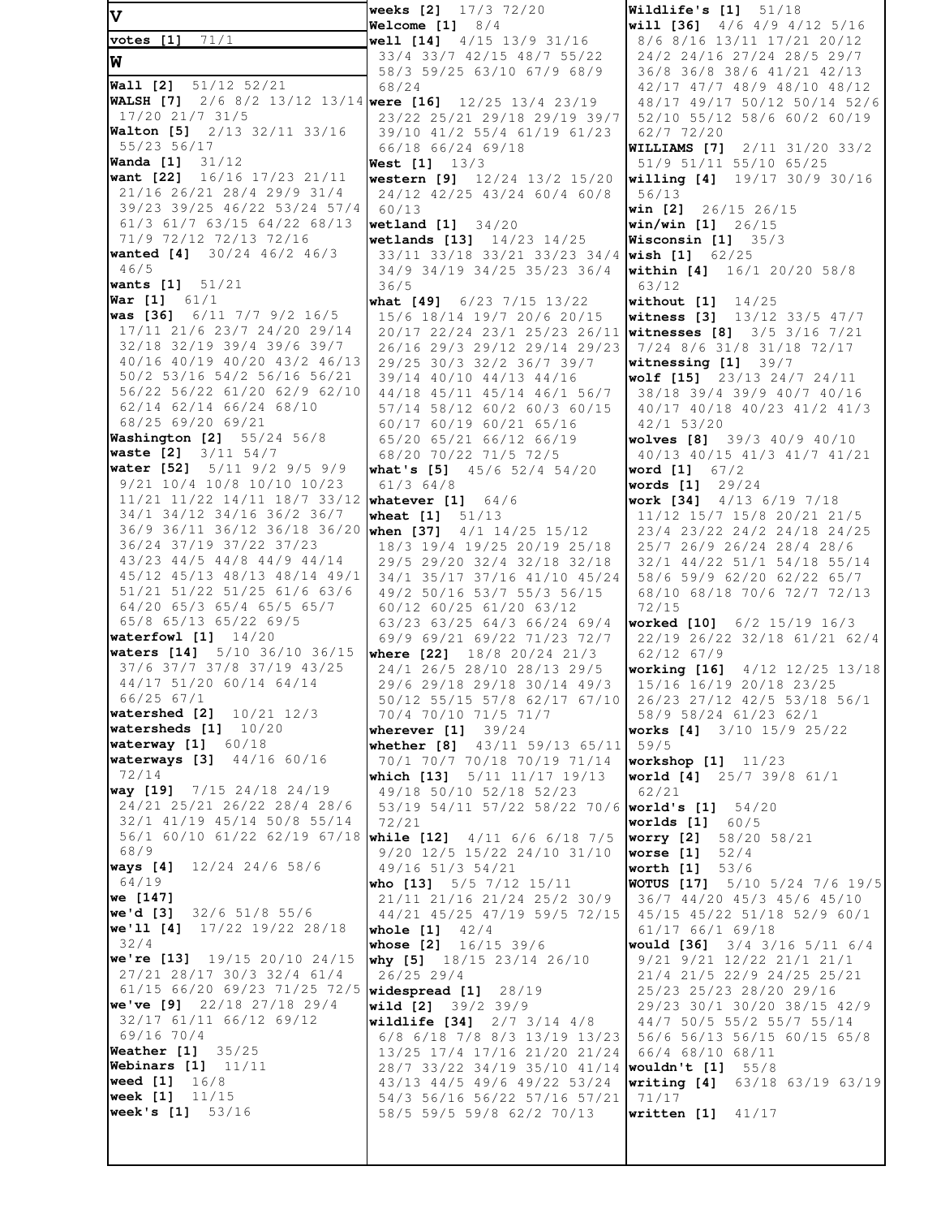# V

**votes [1]** 71/1

# W

**Wall [2]** 51/12 52/21
**WALSH [7]** 2/6 8/2 13/12 13/14 17/20 21/7 31/5
**Walton [5]** 2/13 32/11 33/16 55/23 56/17
**Wanda [1]** 31/12
**want [22]** 16/16 17/23 21/11 21/16 26/21 28/4 29/9 31/4 39/23 39/25 46/22 53/24 57/4 61/3 61/7 63/15 64/22 68/13 71/9 72/12 72/13 72/16
**wanted [4]** 30/24 46/2 46/3 46/5
**wants [1]** 51/21
**War [1]** 61/1
**was [36]** 6/11 7/7 9/2 16/5 17/11 21/6 23/7 24/20 29/14 32/18 32/19 39/4 39/6 39/7 40/16 40/19 40/20 43/2 46/13 50/2 53/16 54/2 56/16 56/21 56/22 56/22 61/20 62/9 62/10 62/14 62/14 66/24 68/10 68/25 69/20 69/21
**Washington [2]** 55/24 56/8
**waste [2]** 3/11 54/7
**water [52]** 5/11 9/2 9/5 9/9 9/21 10/4 10/8 10/10 10/23 11/21 11/22 14/11 18/7 33/12 34/1 34/12 34/16 36/2 36/7 36/9 36/11 36/12 36/18 36/20 36/24 37/19 37/22 37/23 43/23 44/5 44/8 44/9 44/14 45/12 45/13 48/13 48/14 49/1 51/21 51/22 51/25 61/6 63/6 64/20 65/3 65/4 65/5 65/7 65/8 65/13 65/22 69/5
**waterfowl [1]** 14/20
**waters [14]** 5/10 36/10 36/15 37/6 37/7 37/8 37/19 43/25 44/17 51/20 60/14 64/14 66/25 67/1
**watershed [2]** 10/21 12/3
**watersheds [1]** 10/20
**waterway [1]** 60/18
**waterways [3]** 44/16 60/16 72/14
**way [19]** 7/15 24/18 24/19 24/21 25/21 26/22 28/4 28/6 32/1 41/19 45/14 50/8 55/14 56/1 60/10 61/22 62/19 67/18 68/9
**ways [4]** 12/24 24/6 58/6 64/19
**we [147]**
**we'd [3]** 32/6 51/8 55/6
**we'll [4]** 17/22 19/22 28/18 32/4
**we're [13]** 19/15 20/10 24/15 27/21 28/17 30/3 32/4 61/4 61/15 66/20 69/23 71/25 72/5
**we've [9]** 22/18 27/18 29/4 32/17 61/11 66/12 69/12 69/16 70/4
**Weather [1]** 35/25
**Webinars [1]** 11/11
**weed [1]** 16/8
**week [1]** 11/15
**week's [1]** 53/16
**weeks [2]** 17/3 72/20
**Welcome [1]** 8/4
**well [14]** 4/15 13/9 31/16 33/4 33/7 42/15 48/7 55/22 58/3 59/25 63/10 67/9 68/9 68/24
**were [16]** 12/25 13/4 23/19 23/22 25/21 29/18 29/19 39/7 39/10 41/2 55/4 61/19 61/23 66/18 66/24 69/18
**West [1]** 13/3
**western [9]** 12/24 13/2 15/20 24/12 42/25 43/24 60/4 60/8 60/13
**wetland [1]** 34/20
**wetlands [13]** 14/23 14/25 33/11 33/18 33/21 33/23 34/4 34/9 34/19 34/25 35/23 36/4 36/5
**what [49]** 6/23 7/15 13/22 15/6 18/14 19/7 20/6 20/15 20/17 22/24 23/1 25/23 26/11 26/16 29/3 29/12 29/14 29/23 29/25 30/3 32/2 36/7 39/7 39/14 40/10 44/13 44/16 44/18 45/11 45/14 46/1 56/7 57/14 58/12 60/2 60/3 60/15 60/17 60/19 60/21 65/16 65/20 65/21 66/12 66/19 68/20 70/22 71/5 72/5
**what's [5]** 45/6 52/4 54/20 61/3 64/8
**whatever [1]** 64/6
**wheat [1]** 51/13
**when [37]** 4/1 14/25 15/12 18/3 19/4 19/25 20/19 25/18 29/5 29/20 32/4 32/18 32/18 34/1 35/17 37/16 41/10 45/24 49/2 50/16 53/7 55/3 56/15 60/12 60/25 61/20 63/12 63/23 63/25 64/3 66/24 69/4 69/9 69/21 69/22 71/23 72/7
**where [22]** 18/8 20/24 21/3 24/1 26/5 28/10 28/13 29/5 29/6 29/18 29/18 30/14 49/3 50/12 55/15 57/8 62/17 67/10 70/4 70/10 71/5 71/7
**wherever [1]** 39/24
**whether [8]** 43/11 59/13 65/11 70/1 70/7 70/18 70/19 71/14
**which [13]** 5/11 11/17 19/13 49/18 50/10 52/18 52/23 53/19 54/11 57/22 58/22 70/6 72/21
**while [12]** 4/11 6/6 6/18 7/5 9/20 12/5 15/22 24/10 31/10 49/16 51/3 54/21
**who [13]** 5/5 7/12 15/11 21/11 21/16 21/24 25/2 30/9 44/21 45/25 47/19 59/5 72/15
**whole [1]** 42/4
**whose [2]** 16/15 39/6
**why [5]** 18/15 23/14 26/10 26/25 29/4
**widespread [1]** 28/19
**wild [2]** 39/2 39/9
**wildlife [34]** 2/7 3/14 4/8 6/8 6/18 7/8 8/3 13/19 13/23 13/25 17/4 17/16 21/20 21/24 28/7 33/22 34/19 35/10 41/14 43/13 44/5 49/6 49/22 53/24 54/3 56/16 56/22 57/16 57/21 58/5 59/5 59/8 62/2 70/13
**Wildlife's [1]** 51/18
**will [36]** 4/6 4/9 4/12 5/16 8/6 8/16 13/11 17/21 20/12 24/2 24/16 27/24 28/5 29/7 36/8 36/8 38/6 41/21 42/13 42/17 47/7 48/9 48/10 48/12 48/17 49/17 50/12 50/14 52/6 52/10 55/12 58/6 60/2 60/19 62/7 72/20
**WILLIAMS [7]** 2/11 31/20 33/2 51/9 51/11 55/10 65/25
**willing [4]** 19/17 30/9 30/16 56/13
**win [2]** 26/15 26/15
**win/win [1]** 26/15
**Wisconsin [1]** 35/3
**wish [1]** 62/25
**within [4]** 16/1 20/20 58/8 63/12
**without [1]** 14/25
**witness [3]** 13/12 33/5 47/7
**witnesses [8]** 3/5 3/16 7/21 7/24 8/6 31/8 31/18 72/17
**witnessing [1]** 39/7
**wolf [15]** 23/13 24/7 24/11 38/18 39/4 39/9 40/7 40/16 40/17 40/18 40/23 41/2 41/3 42/1 53/20
**wolves [8]** 39/3 40/9 40/10 40/13 40/15 41/3 41/7 41/21
**word [1]** 67/2
**words [1]** 29/24
**work [34]** 4/13 6/19 7/18 11/12 15/7 15/8 20/21 21/5 23/4 23/22 24/2 24/18 24/25 25/7 26/9 26/24 28/4 28/6 32/1 44/22 51/1 54/18 55/14 58/6 59/9 62/20 62/22 65/7 68/10 68/18 70/6 72/7 72/13 72/15
**worked [10]** 6/2 15/19 16/3 22/19 26/22 32/18 61/21 62/4 62/12 67/9
**working [16]** 4/12 12/25 13/18 15/16 16/19 20/18 23/25 26/23 27/12 42/5 53/18 56/1 58/9 58/24 61/23 62/1
**works [4]** 3/10 15/9 25/22 59/5
**workshop [1]** 11/23
**world [4]** 25/7 39/8 61/1 62/21
**world's [1]** 54/20
**worlds [1]** 60/5
**worry [2]** 58/20 58/21
**worse [1]** 52/4
**worth [1]** 53/6
**WOTUS [17]** 5/10 5/24 7/6 19/5 36/7 44/20 45/3 45/6 45/10 45/15 45/22 51/18 52/9 60/1 61/17 66/1 69/18
**would [36]** 3/4 3/16 5/11 6/4 9/21 9/21 12/22 21/1 21/1 21/4 21/5 22/9 24/25 25/21 25/23 25/23 28/20 29/16 29/23 30/1 30/20 38/15 42/9 44/7 50/5 55/2 55/7 55/14 56/6 56/13 56/15 60/15 65/8 66/4 68/10 68/11
**wouldn't [1]** 55/8
**writing [4]** 63/18 63/19 63/19 71/17
**written [1]** 41/17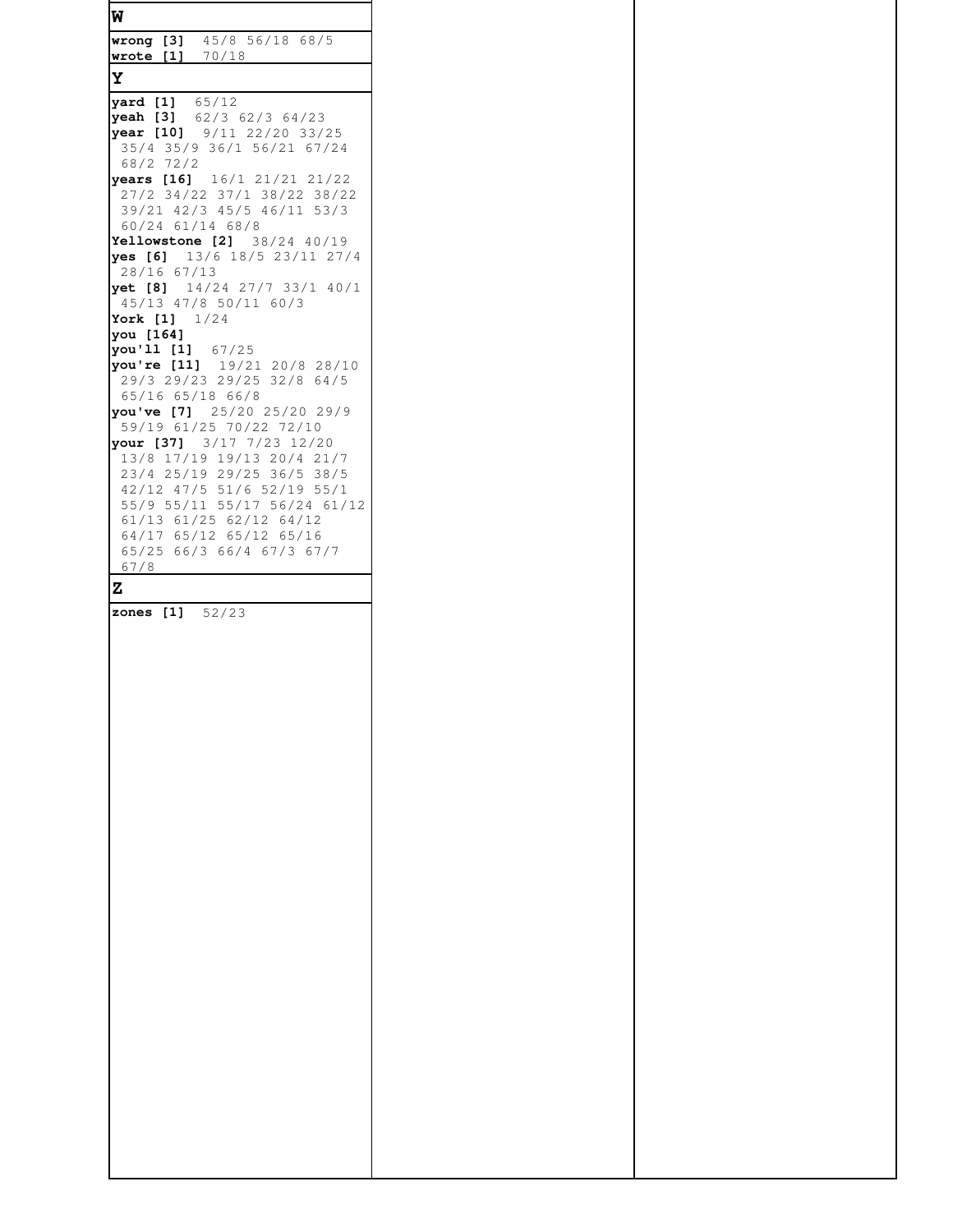## W

**wrong [3]** 45/8 56/18 68/5
**wrote [1]** 70/18

## Y

**yard [1]** 65/12
**yeah [3]** 62/3 62/3 64/23
**year [10]** 9/11 22/20 33/25 35/4 35/9 36/1 56/21 67/24 68/2 72/2
**years [16]** 16/1 21/21 21/22 27/2 34/22 37/1 38/22 38/22 39/21 42/3 45/5 46/11 53/3 60/24 61/14 68/8
**Yellowstone [2]** 38/24 40/19
**yes [6]** 13/6 18/5 23/11 27/4 28/16 67/13
**yet [8]** 14/24 27/7 33/1 40/1 45/13 47/8 50/11 60/3
**York [1]** 1/24
**you [164]**
**you'll [1]** 67/25
**you're [11]** 19/21 20/8 28/10 29/3 29/23 29/25 32/8 64/5 65/16 65/18 66/8
**you've [7]** 25/20 25/20 29/9 59/19 61/25 70/22 72/10
**your [37]** 3/17 7/23 12/20 13/8 17/19 19/13 20/4 21/7 23/4 25/19 29/25 36/5 38/5 42/12 47/5 51/6 52/19 55/1 55/9 55/11 55/17 56/24 61/12 61/13 61/25 62/12 64/12 64/17 65/12 65/12 65/16 65/25 66/3 66/4 67/3 67/7 67/8

## Z

**zones [1]** 52/23